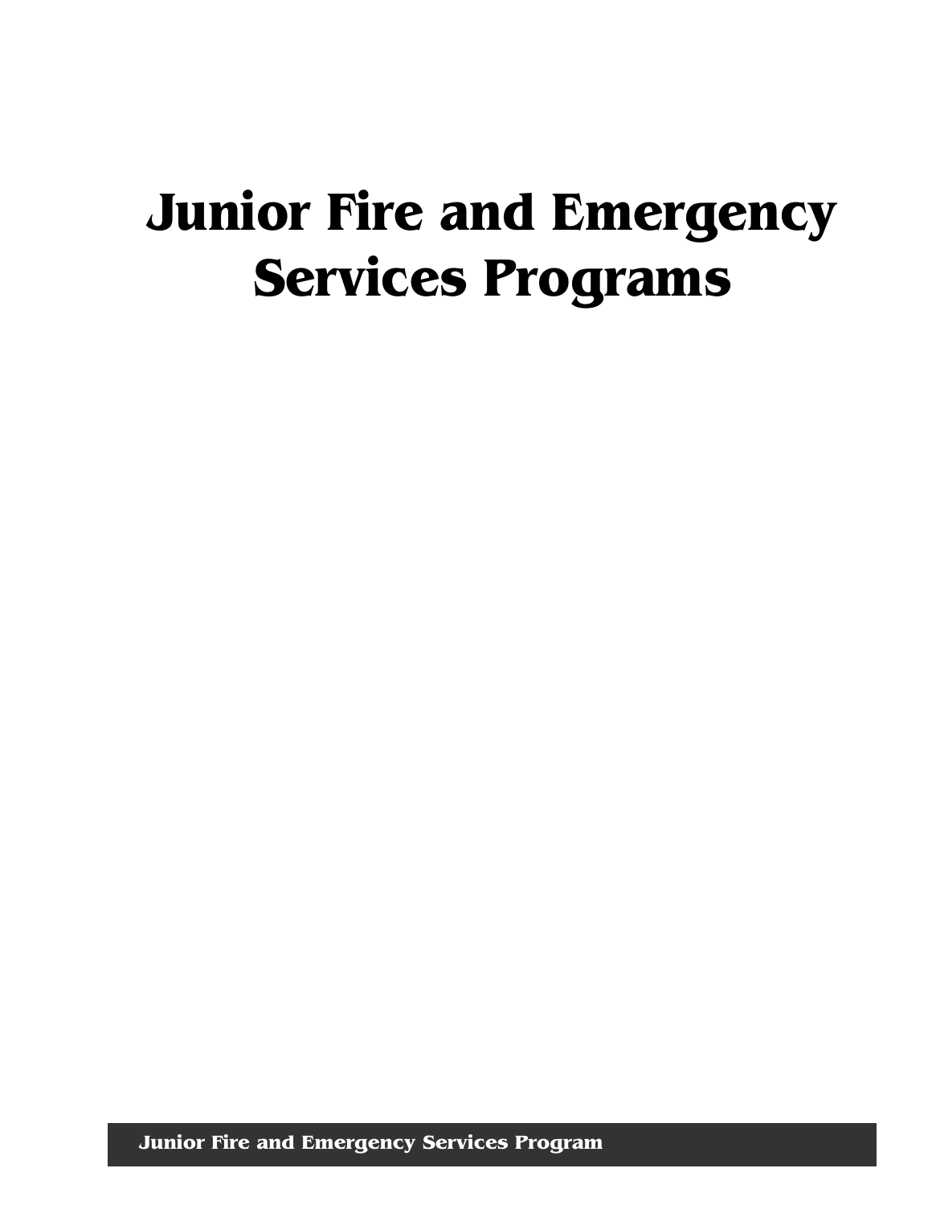# Junior Fire and Emergency Services Programs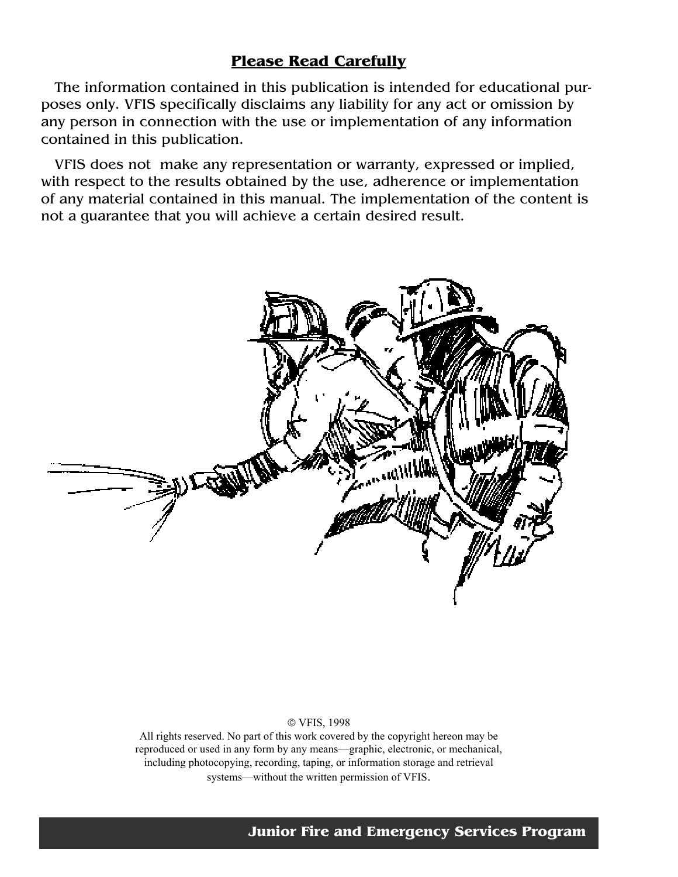## Please Read Carefully

The information contained in this publication is intended for educational purposes only. VFIS specifically disclaims any liability for any act or omission by any person in connection with the use or implementation of any information contained in this publication.

VFIS does not make any representation or warranty, expressed or implied, with respect to the results obtained by the use, adherence or implementation of any material contained in this manual. The implementation of the content is not a guarantee that you will achieve a certain desired result.

© VFIS, 1998

All rights reserved. No part of this work covered by the copyright hereon may be reproduced or used in any form by any means—graphic, electronic, or mechanical, including photocopying, recording, taping, or information storage and retrieval systems—without the written permission of VFIS.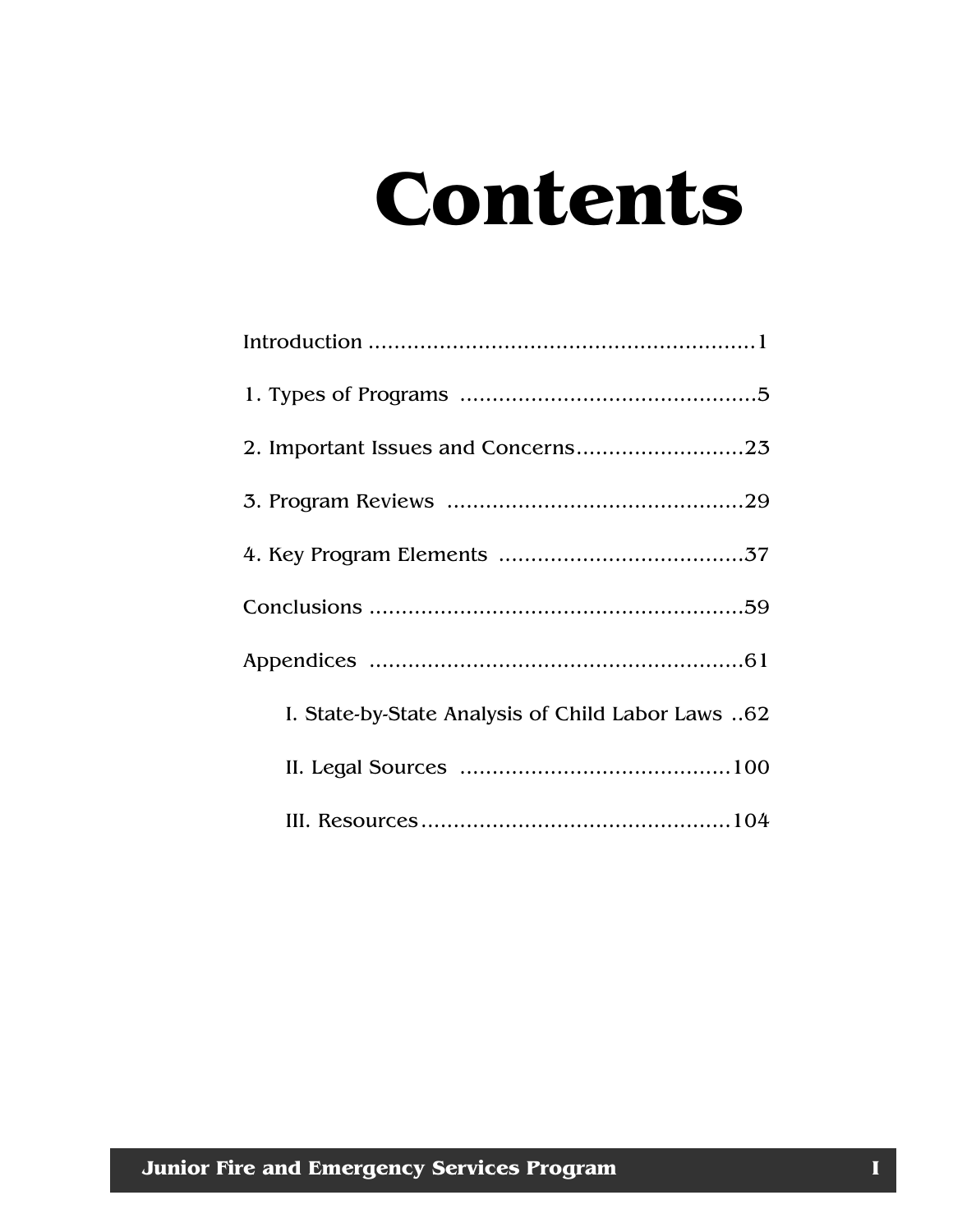# Contents

Introduction ............................................................1

1. Types of Programs ..............................................5

2. Important Issues and Concerns..........................23

3. Program Reviews ..............................................29

4. Key Program Elements ......................................37

Conclusions ..........................................................59

Appendices ..........................................................61

   I. State-by-State Analysis of Child Labor Laws ..62

   II. Legal Sources ..........................................100

   III. Resources................................................104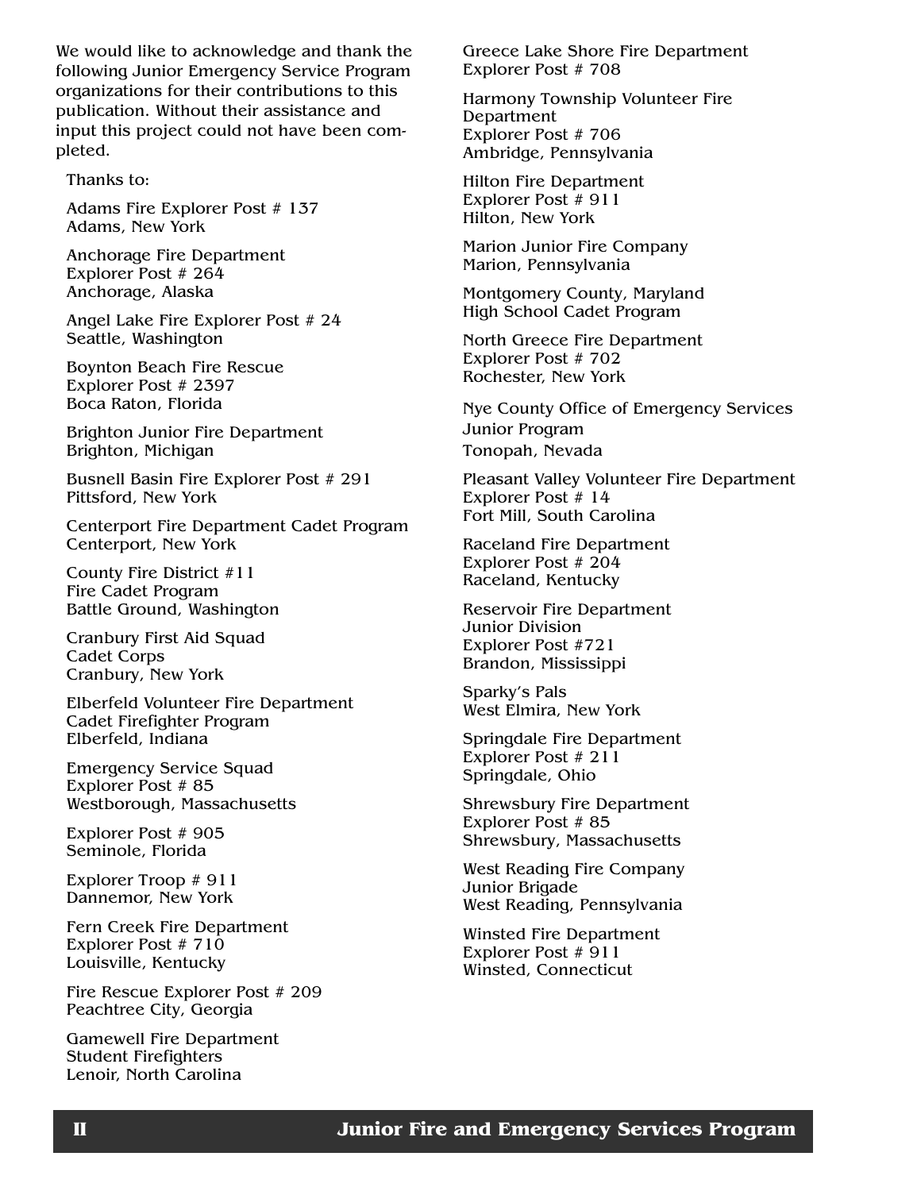We would like to acknowledge and thank the following Junior Emergency Service Program organizations for their contributions to this publication. Without their assistance and input this project could not have been completed.

Thanks to:

Adams Fire Explorer Post # 137
Adams, New York

Anchorage Fire Department
Explorer Post # 264
Anchorage, Alaska

Angel Lake Fire Explorer Post # 24
Seattle, Washington

Boynton Beach Fire Rescue
Explorer Post # 2397
Boca Raton, Florida

Brighton Junior Fire Department
Brighton, Michigan

Busnell Basin Fire Explorer Post # 291
Pittsford, New York

Centerport Fire Department Cadet Program
Centerport, New York

County Fire District #11
Fire Cadet Program
Battle Ground, Washington

Cranbury First Aid Squad
Cadet Corps
Cranbury, New York

Elberfeld Volunteer Fire Department
Cadet Firefighter Program
Elberfeld, Indiana

Emergency Service Squad
Explorer Post # 85
Westborough, Massachusetts

Explorer Post # 905
Seminole, Florida

Explorer Troop # 911
Dannemor, New York

Fern Creek Fire Department
Explorer Post # 710
Louisville, Kentucky

Fire Rescue Explorer Post # 209
Peachtree City, Georgia

Gamewell Fire Department
Student Firefighters
Lenoir, North Carolina

Greece Lake Shore Fire Department
Explorer Post # 708

Harmony Township Volunteer Fire Department
Explorer Post # 706
Ambridge, Pennsylvania

Hilton Fire Department
Explorer Post # 911
Hilton, New York

Marion Junior Fire Company
Marion, Pennsylvania

Montgomery County, Maryland
High School Cadet Program

North Greece Fire Department
Explorer Post # 702
Rochester, New York

Nye County Office of Emergency Services
Junior Program
Tonopah, Nevada

Pleasant Valley Volunteer Fire Department
Explorer Post # 14
Fort Mill, South Carolina

Raceland Fire Department
Explorer Post # 204
Raceland, Kentucky

Reservoir Fire Department
Junior Division
Explorer Post #721
Brandon, Mississippi

Sparky's Pals
West Elmira, New York

Springdale Fire Department
Explorer Post # 211
Springdale, Ohio

Shrewsbury Fire Department
Explorer Post # 85
Shrewsbury, Massachusetts

West Reading Fire Company
Junior Brigade
West Reading, Pennsylvania

Winsted Fire Department
Explorer Post # 911
Winsted, Connecticut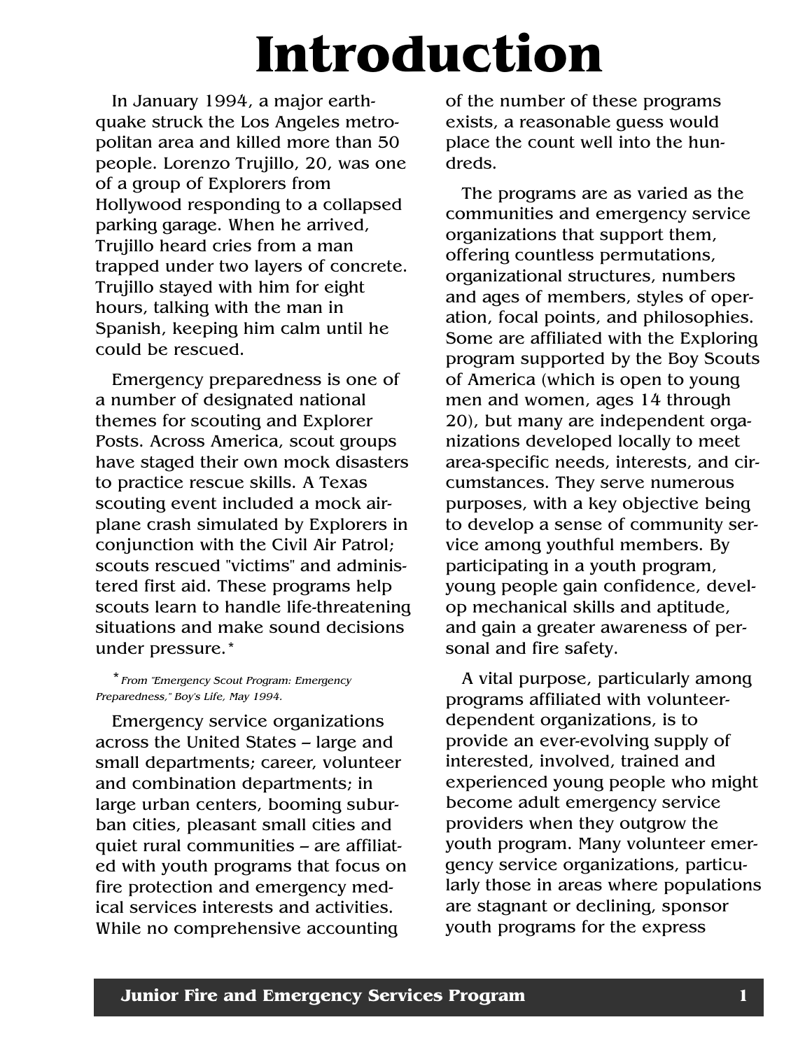# Introduction

In January 1994, a major earthquake struck the Los Angeles metropolitan area and killed more than 50 people. Lorenzo Trujillo, 20, was one of a group of Explorers from Hollywood responding to a collapsed parking garage. When he arrived, Trujillo heard cries from a man trapped under two layers of concrete. Trujillo stayed with him for eight hours, talking with the man in Spanish, keeping him calm until he could be rescued.

Emergency preparedness is one of a number of designated national themes for scouting and Explorer Posts. Across America, scout groups have staged their own mock disasters to practice rescue skills. A Texas scouting event included a mock airplane crash simulated by Explorers in conjunction with the Civil Air Patrol; scouts rescued "victims" and administered first aid. These programs help scouts learn to handle life-threatening situations and make sound decisions under pressure.*

\* *From "Emergency Scout Program: Emergency Preparedness," Boy's Life, May 1994.*

Emergency service organizations across the United States – large and small departments; career, volunteer and combination departments; in large urban centers, booming suburban cities, pleasant small cities and quiet rural communities – are affiliated with youth programs that focus on fire protection and emergency medical services interests and activities. While no comprehensive accounting of the number of these programs exists, a reasonable guess would place the count well into the hundreds.

The programs are as varied as the communities and emergency service organizations that support them, offering countless permutations, organizational structures, numbers and ages of members, styles of operation, focal points, and philosophies. Some are affiliated with the Exploring program supported by the Boy Scouts of America (which is open to young men and women, ages 14 through 20), but many are independent organizations developed locally to meet area-specific needs, interests, and circumstances. They serve numerous purposes, with a key objective being to develop a sense of community service among youthful members. By participating in a youth program, young people gain confidence, develop mechanical skills and aptitude, and gain a greater awareness of personal and fire safety.

A vital purpose, particularly among programs affiliated with volunteer-dependent organizations, is to provide an ever-evolving supply of interested, involved, trained and experienced young people who might become adult emergency service providers when they outgrow the youth program. Many volunteer emergency service organizations, particularly those in areas where populations are stagnant or declining, sponsor youth programs for the express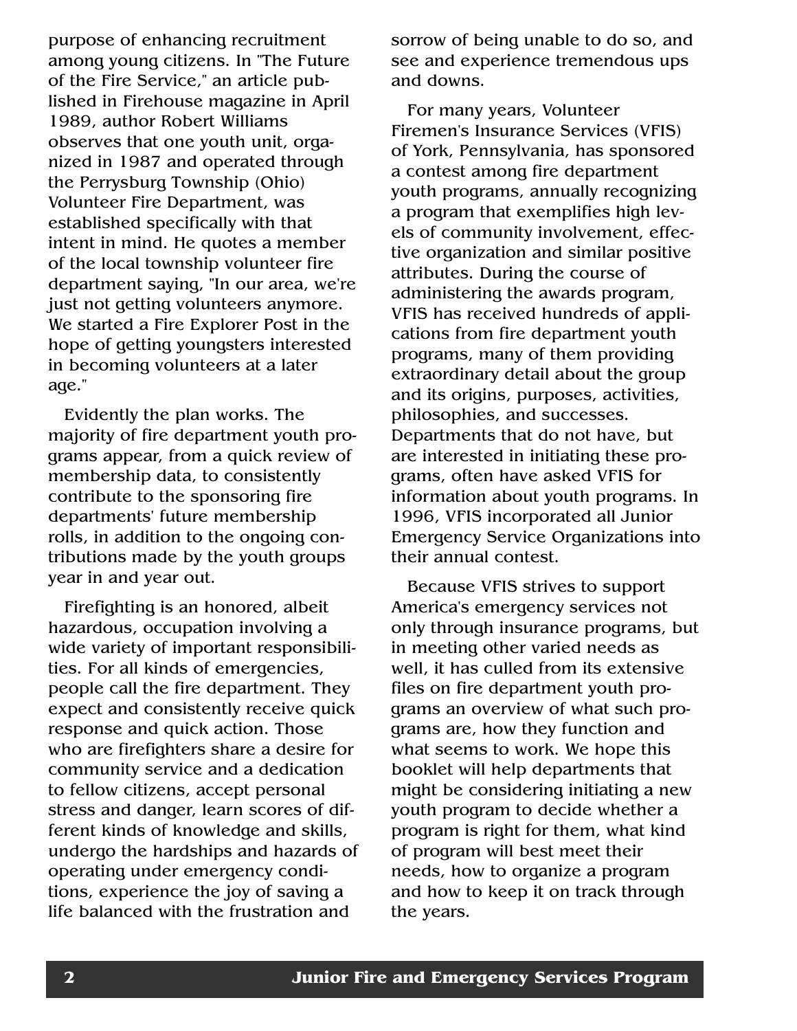purpose of enhancing recruitment among young citizens. In "The Future of the Fire Service," an article published in Firehouse magazine in April 1989, author Robert Williams observes that one youth unit, organized in 1987 and operated through the Perrysburg Township (Ohio) Volunteer Fire Department, was established specifically with that intent in mind. He quotes a member of the local township volunteer fire department saying, "In our area, we're just not getting volunteers anymore. We started a Fire Explorer Post in the hope of getting youngsters interested in becoming volunteers at a later age."

Evidently the plan works. The majority of fire department youth programs appear, from a quick review of membership data, to consistently contribute to the sponsoring fire departments' future membership rolls, in addition to the ongoing contributions made by the youth groups year in and year out.

Firefighting is an honored, albeit hazardous, occupation involving a wide variety of important responsibilities. For all kinds of emergencies, people call the fire department. They expect and consistently receive quick response and quick action. Those who are firefighters share a desire for community service and a dedication to fellow citizens, accept personal stress and danger, learn scores of different kinds of knowledge and skills, undergo the hardships and hazards of operating under emergency conditions, experience the joy of saving a life balanced with the frustration and sorrow of being unable to do so, and see and experience tremendous ups and downs.

For many years, Volunteer Firemen's Insurance Services (VFIS) of York, Pennsylvania, has sponsored a contest among fire department youth programs, annually recognizing a program that exemplifies high levels of community involvement, effective organization and similar positive attributes. During the course of administering the awards program, VFIS has received hundreds of applications from fire department youth programs, many of them providing extraordinary detail about the group and its origins, purposes, activities, philosophies, and successes. Departments that do not have, but are interested in initiating these programs, often have asked VFIS for information about youth programs. In 1996, VFIS incorporated all Junior Emergency Service Organizations into their annual contest.

Because VFIS strives to support America's emergency services not only through insurance programs, but in meeting other varied needs as well, it has culled from its extensive files on fire department youth programs an overview of what such programs are, how they function and what seems to work. We hope this booklet will help departments that might be considering initiating a new youth program to decide whether a program is right for them, what kind of program will best meet their needs, how to organize a program and how to keep it on track through the years.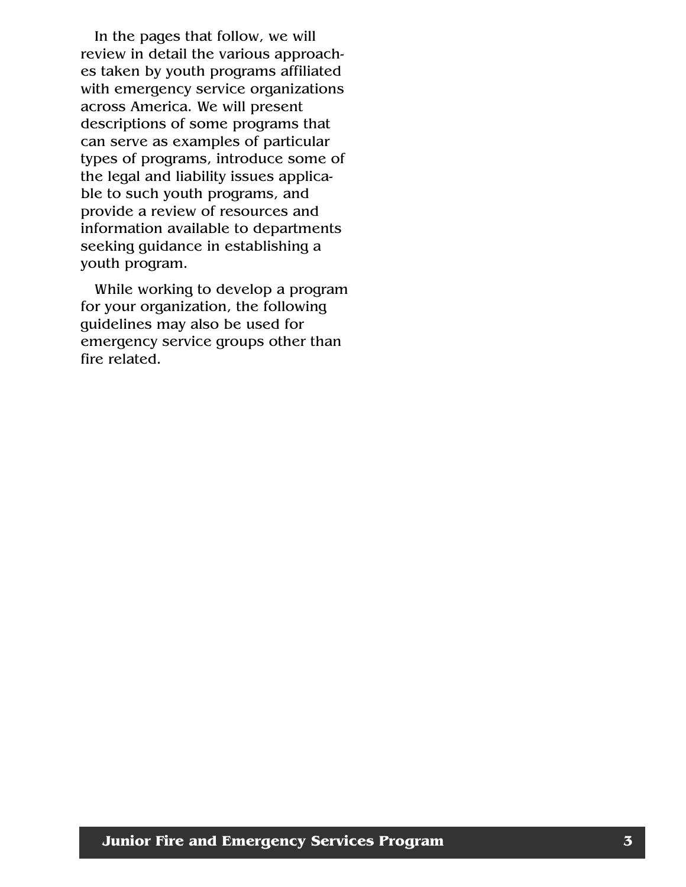In the pages that follow, we will review in detail the various approaches taken by youth programs affiliated with emergency service organizations across America. We will present descriptions of some programs that can serve as examples of particular types of programs, introduce some of the legal and liability issues applicable to such youth programs, and provide a review of resources and information available to departments seeking guidance in establishing a youth program.

While working to develop a program for your organization, the following guidelines may also be used for emergency service groups other than fire related.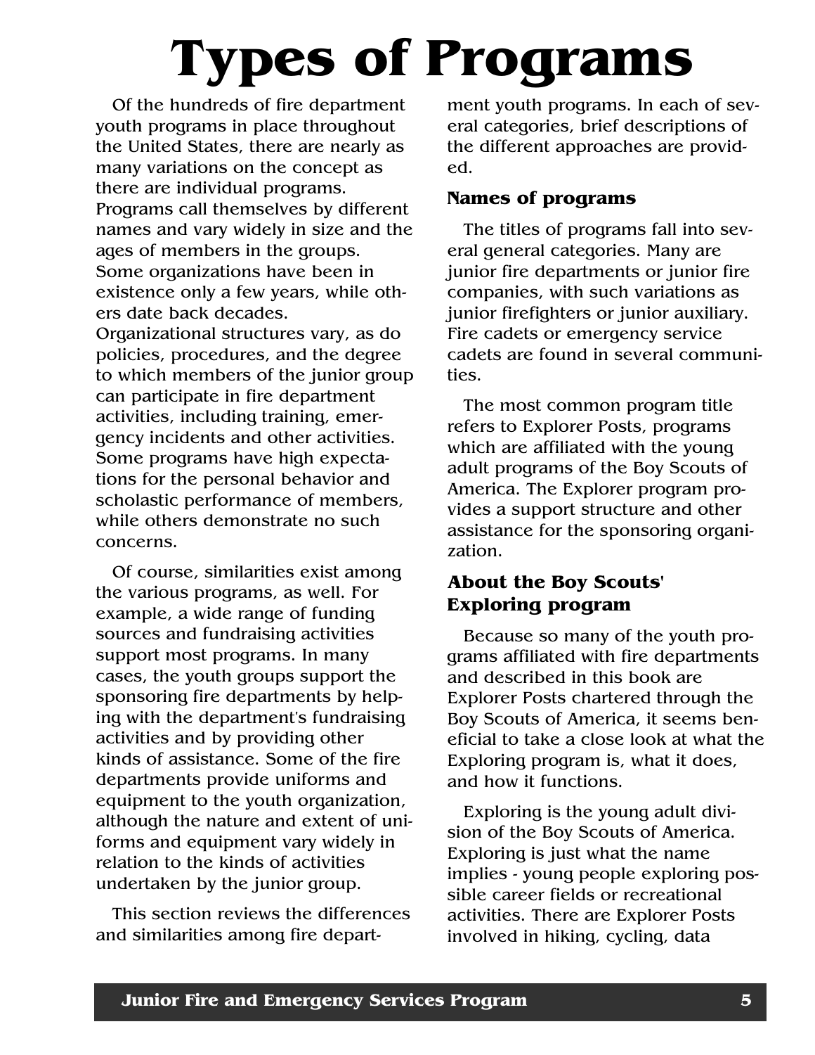# Types of Programs

Of the hundreds of fire department youth programs in place throughout the United States, there are nearly as many variations on the concept as there are individual programs. Programs call themselves by different names and vary widely in size and the ages of members in the groups. Some organizations have been in existence only a few years, while others date back decades. Organizational structures vary, as do policies, procedures, and the degree to which members of the junior group can participate in fire department activities, including training, emergency incidents and other activities. Some programs have high expectations for the personal behavior and scholastic performance of members, while others demonstrate no such concerns.

Of course, similarities exist among the various programs, as well. For example, a wide range of funding sources and fundraising activities support most programs. In many cases, the youth groups support the sponsoring fire departments by helping with the department's fundraising activities and by providing other kinds of assistance. Some of the fire departments provide uniforms and equipment to the youth organization, although the nature and extent of uniforms and equipment vary widely in relation to the kinds of activities undertaken by the junior group.

This section reviews the differences and similarities among fire department youth programs. In each of several categories, brief descriptions of the different approaches are provided.

### Names of programs

The titles of programs fall into several general categories. Many are junior fire departments or junior fire companies, with such variations as junior firefighters or junior auxiliary. Fire cadets or emergency service cadets are found in several communities.

The most common program title refers to Explorer Posts, programs which are affiliated with the young adult programs of the Boy Scouts of America. The Explorer program provides a support structure and other assistance for the sponsoring organization.

### About the Boy Scouts' Exploring program

Because so many of the youth programs affiliated with fire departments and described in this book are Explorer Posts chartered through the Boy Scouts of America, it seems beneficial to take a close look at what the Exploring program is, what it does, and how it functions.

Exploring is the young adult division of the Boy Scouts of America. Exploring is just what the name implies - young people exploring possible career fields or recreational activities. There are Explorer Posts involved in hiking, cycling, data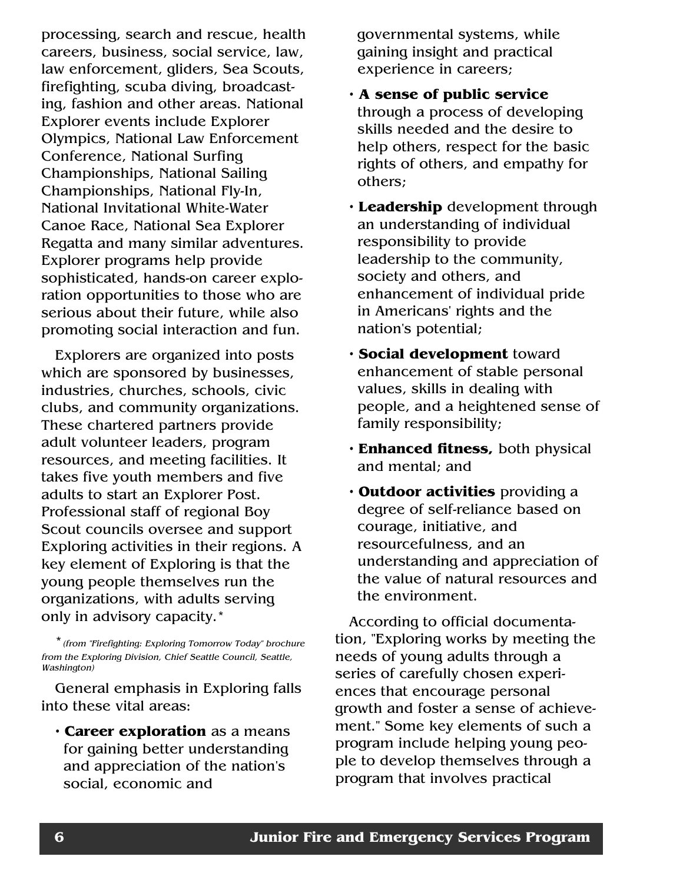processing, search and rescue, health careers, business, social service, law, law enforcement, gliders, Sea Scouts, firefighting, scuba diving, broadcasting, fashion and other areas. National Explorer events include Explorer Olympics, National Law Enforcement Conference, National Surfing Championships, National Sailing Championships, National Fly-In, National Invitational White-Water Canoe Race, National Sea Explorer Regatta and many similar adventures. Explorer programs help provide sophisticated, hands-on career exploration opportunities to those who are serious about their future, while also promoting social interaction and fun.

Explorers are organized into posts which are sponsored by businesses, industries, churches, schools, civic clubs, and community organizations. These chartered partners provide adult volunteer leaders, program resources, and meeting facilities. It takes five youth members and five adults to start an Explorer Post. Professional staff of regional Boy Scout councils oversee and support Exploring activities in their regions. A key element of Exploring is that the young people themselves run the organizations, with adults serving only in advisory capacity.*

*\* (from "Firefighting: Exploring Tomorrow Today" brochure from the Exploring Division, Chief Seattle Council, Seattle, Washington)*

General emphasis in Exploring falls into these vital areas:

- **Career exploration** as a means for gaining better understanding and appreciation of the nation's social, economic and governmental systems, while gaining insight and practical experience in careers;
- **A sense of public service** through a process of developing skills needed and the desire to help others, respect for the basic rights of others, and empathy for others;
- **Leadership** development through an understanding of individual responsibility to provide leadership to the community, society and others, and enhancement of individual pride in Americans' rights and the nation's potential;
- **Social development** toward enhancement of stable personal values, skills in dealing with people, and a heightened sense of family responsibility;
- **Enhanced fitness,** both physical and mental; and
- **Outdoor activities** providing a degree of self-reliance based on courage, initiative, and resourcefulness, and an understanding and appreciation of the value of natural resources and the environment.

According to official documentation, "Exploring works by meeting the needs of young adults through a series of carefully chosen experiences that encourage personal growth and foster a sense of achievement." Some key elements of such a program include helping young people to develop themselves through a program that involves practical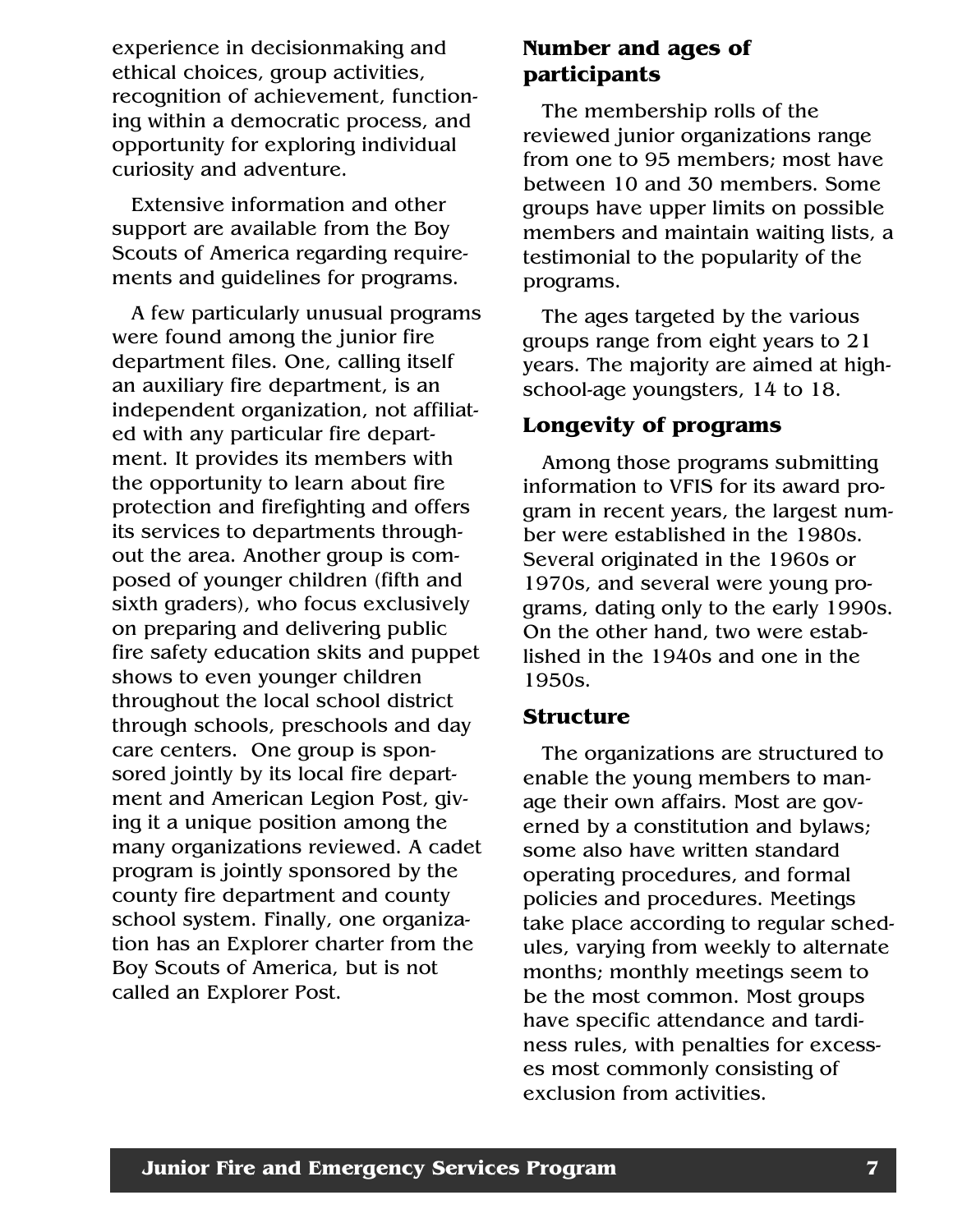experience in decisionmaking and ethical choices, group activities, recognition of achievement, functioning within a democratic process, and opportunity for exploring individual curiosity and adventure.

Extensive information and other support are available from the Boy Scouts of America regarding requirements and guidelines for programs.

A few particularly unusual programs were found among the junior fire department files. One, calling itself an auxiliary fire department, is an independent organization, not affiliated with any particular fire department. It provides its members with the opportunity to learn about fire protection and firefighting and offers its services to departments throughout the area. Another group is composed of younger children (fifth and sixth graders), who focus exclusively on preparing and delivering public fire safety education skits and puppet shows to even younger children throughout the local school district through schools, preschools and day care centers. One group is sponsored jointly by its local fire department and American Legion Post, giving it a unique position among the many organizations reviewed. A cadet program is jointly sponsored by the county fire department and county school system. Finally, one organization has an Explorer charter from the Boy Scouts of America, but is not called an Explorer Post.

## Number and ages of participants

The membership rolls of the reviewed junior organizations range from one to 95 members; most have between 10 and 30 members. Some groups have upper limits on possible members and maintain waiting lists, a testimonial to the popularity of the programs.

The ages targeted by the various groups range from eight years to 21 years. The majority are aimed at high-school-age youngsters, 14 to 18.

## Longevity of programs

Among those programs submitting information to VFIS for its award program in recent years, the largest number were established in the 1980s. Several originated in the 1960s or 1970s, and several were young programs, dating only to the early 1990s. On the other hand, two were established in the 1940s and one in the 1950s.

## Structure

The organizations are structured to enable the young members to manage their own affairs. Most are governed by a constitution and bylaws; some also have written standard operating procedures, and formal policies and procedures. Meetings take place according to regular schedules, varying from weekly to alternate months; monthly meetings seem to be the most common. Most groups have specific attendance and tardiness rules, with penalties for excesses most commonly consisting of exclusion from activities.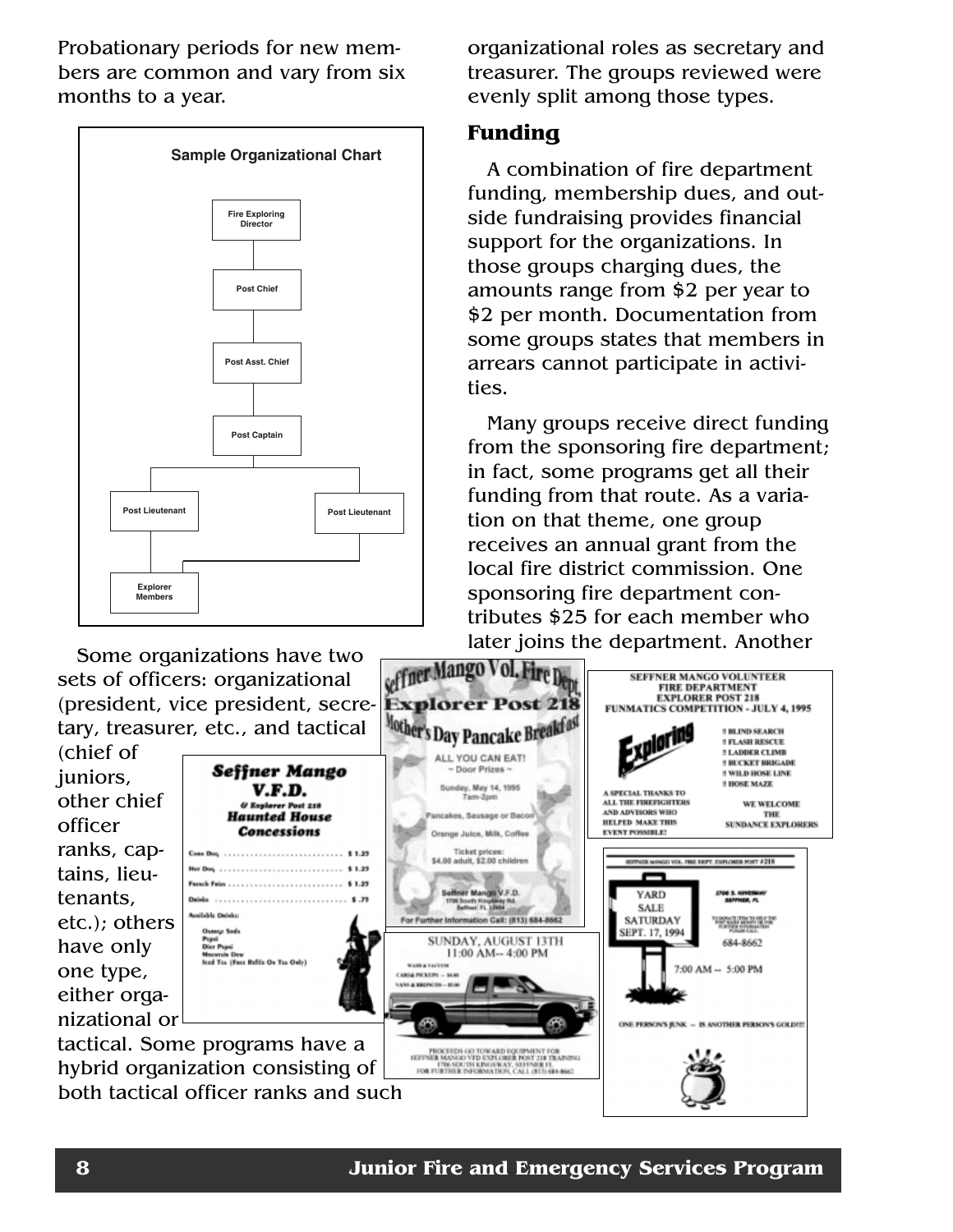Probationary periods for new members are common and vary from six months to a year.

**Sample Organizational Chart**

Fire Exploring Director → Post Chief → Post Asst. Chief → Post Captain → Post Lieutenant / Post Lieutenant → Explorer Members

Some organizations have two sets of officers: organizational (president, vice president, secretary, treasurer, etc., and tactical (chief of juniors, other chief officer ranks, captains, lieutenants, etc.); others have only one type, either organizational or tactical. Some programs have a hybrid organization consisting of both tactical officer ranks and such organizational roles as secretary and treasurer. The groups reviewed were evenly split among those types.

## Funding

A combination of fire department funding, membership dues, and outside fundraising provides financial support for the organizations. In those groups charging dues, the amounts range from $2 per year to $2 per month. Documentation from some groups states that members in arrears cannot participate in activities.

Many groups receive direct funding from the sponsoring fire department; in fact, some programs get all their funding from that route. As a variation on that theme, one group receives an annual grant from the local fire district commission. One sponsoring fire department contributes $25 for each member who later joins the department. Another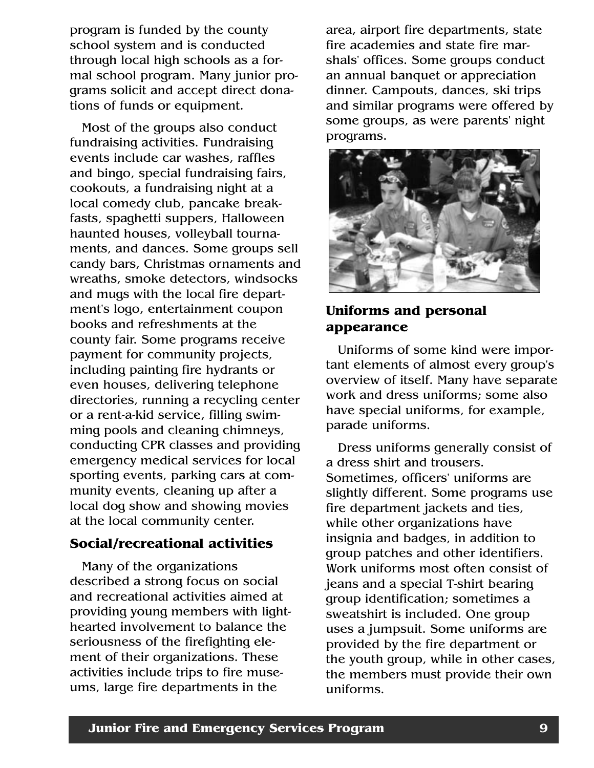program is funded by the county school system and is conducted through local high schools as a formal school program. Many junior programs solicit and accept direct donations of funds or equipment.

Most of the groups also conduct fundraising activities. Fundraising events include car washes, raffles and bingo, special fundraising fairs, cookouts, a fundraising night at a local comedy club, pancake breakfasts, spaghetti suppers, Halloween haunted houses, volleyball tournaments, and dances. Some groups sell candy bars, Christmas ornaments and wreaths, smoke detectors, windsocks and mugs with the local fire department's logo, entertainment coupon books and refreshments at the county fair. Some programs receive payment for community projects, including painting fire hydrants or even houses, delivering telephone directories, running a recycling center or a rent-a-kid service, filling swimming pools and cleaning chimneys, conducting CPR classes and providing emergency medical services for local sporting events, parking cars at community events, cleaning up after a local dog show and showing movies at the local community center.

### Social/recreational activities

Many of the organizations described a strong focus on social and recreational activities aimed at providing young members with lighthearted involvement to balance the seriousness of the firefighting element of their organizations. These activities include trips to fire museums, large fire departments in the area, airport fire departments, state fire academies and state fire marshals' offices. Some groups conduct an annual banquet or appreciation dinner. Campouts, dances, ski trips and similar programs were offered by some groups, as were parents' night programs.

### Uniforms and personal appearance

Uniforms of some kind were important elements of almost every group's overview of itself. Many have separate work and dress uniforms; some also have special uniforms, for example, parade uniforms.

Dress uniforms generally consist of a dress shirt and trousers. Sometimes, officers' uniforms are slightly different. Some programs use fire department jackets and ties, while other organizations have insignia and badges, in addition to group patches and other identifiers. Work uniforms most often consist of jeans and a special T-shirt bearing group identification; sometimes a sweatshirt is included. One group uses a jumpsuit. Some uniforms are provided by the fire department or the youth group, while in other cases, the members must provide their own uniforms.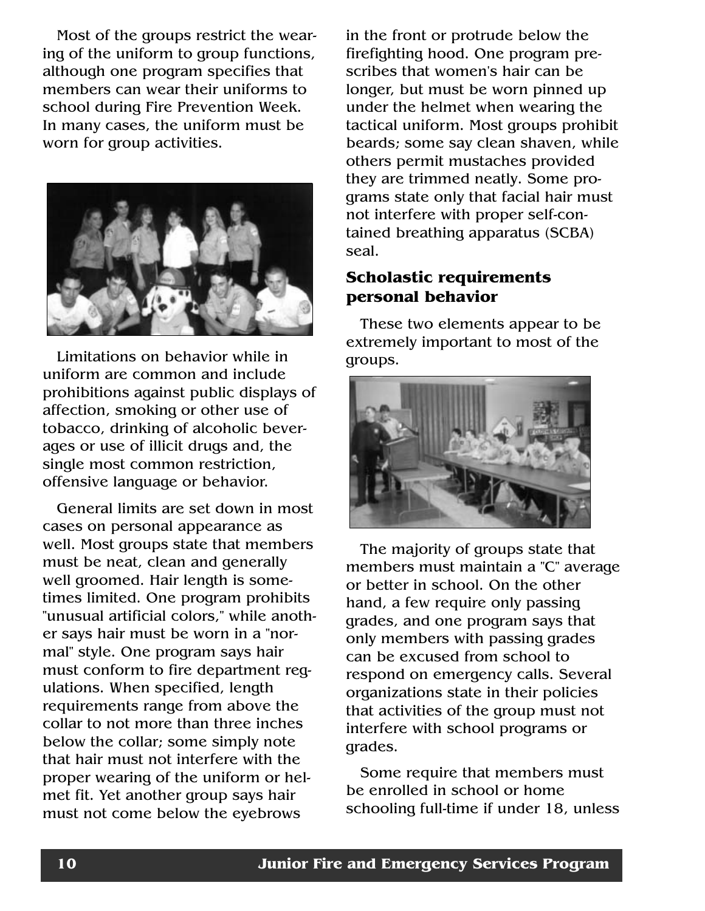Most of the groups restrict the wearing of the uniform to group functions, although one program specifies that members can wear their uniforms to school during Fire Prevention Week. In many cases, the uniform must be worn for group activities.

Limitations on behavior while in uniform are common and include prohibitions against public displays of affection, smoking or other use of tobacco, drinking of alcoholic beverages or use of illicit drugs and, the single most common restriction, offensive language or behavior.

General limits are set down in most cases on personal appearance as well. Most groups state that members must be neat, clean and generally well groomed. Hair length is sometimes limited. One program prohibits "unusual artificial colors," while another says hair must be worn in a "normal" style. One program says hair must conform to fire department regulations. When specified, length requirements range from above the collar to not more than three inches below the collar; some simply note that hair must not interfere with the proper wearing of the uniform or helmet fit. Yet another group says hair must not come below the eyebrows in the front or protrude below the firefighting hood. One program prescribes that women's hair can be longer, but must be worn pinned up under the helmet when wearing the tactical uniform. Most groups prohibit beards; some say clean shaven, while others permit mustaches provided they are trimmed neatly. Some programs state only that facial hair must not interfere with proper self-contained breathing apparatus (SCBA) seal.

### Scholastic requirements personal behavior

These two elements appear to be extremely important to most of the groups.

The majority of groups state that members must maintain a "C" average or better in school. On the other hand, a few require only passing grades, and one program says that only members with passing grades can be excused from school to respond on emergency calls. Several organizations state in their policies that activities of the group must not interfere with school programs or grades.

Some require that members must be enrolled in school or home schooling full-time if under 18, unless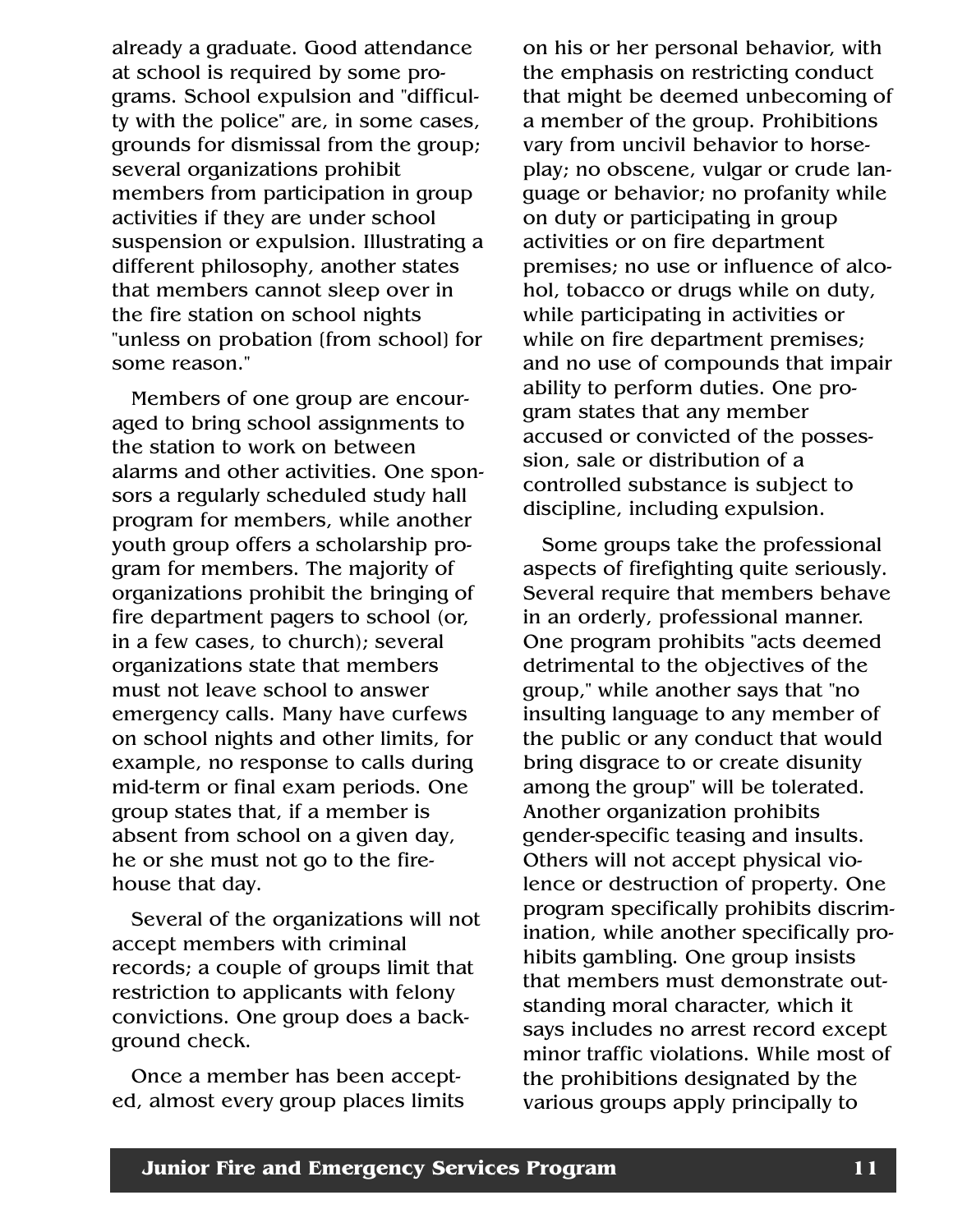already a graduate. Good attendance at school is required by some programs. School expulsion and "difficulty with the police" are, in some cases, grounds for dismissal from the group; several organizations prohibit members from participation in group activities if they are under school suspension or expulsion. Illustrating a different philosophy, another states that members cannot sleep over in the fire station on school nights "unless on probation (from school) for some reason."

Members of one group are encouraged to bring school assignments to the station to work on between alarms and other activities. One sponsors a regularly scheduled study hall program for members, while another youth group offers a scholarship program for members. The majority of organizations prohibit the bringing of fire department pagers to school (or, in a few cases, to church); several organizations state that members must not leave school to answer emergency calls. Many have curfews on school nights and other limits, for example, no response to calls during mid-term or final exam periods. One group states that, if a member is absent from school on a given day, he or she must not go to the firehouse that day.

Several of the organizations will not accept members with criminal records; a couple of groups limit that restriction to applicants with felony convictions. One group does a background check.

Once a member has been accepted, almost every group places limits on his or her personal behavior, with the emphasis on restricting conduct that might be deemed unbecoming of a member of the group. Prohibitions vary from uncivil behavior to horseplay; no obscene, vulgar or crude language or behavior; no profanity while on duty or participating in group activities or on fire department premises; no use or influence of alcohol, tobacco or drugs while on duty, while participating in activities or while on fire department premises; and no use of compounds that impair ability to perform duties. One program states that any member accused or convicted of the possession, sale or distribution of a controlled substance is subject to discipline, including expulsion.

Some groups take the professional aspects of firefighting quite seriously. Several require that members behave in an orderly, professional manner. One program prohibits "acts deemed detrimental to the objectives of the group," while another says that "no insulting language to any member of the public or any conduct that would bring disgrace to or create disunity among the group" will be tolerated. Another organization prohibits gender-specific teasing and insults. Others will not accept physical violence or destruction of property. One program specifically prohibits discrimination, while another specifically prohibits gambling. One group insists that members must demonstrate outstanding moral character, which it says includes no arrest record except minor traffic violations. While most of the prohibitions designated by the various groups apply principally to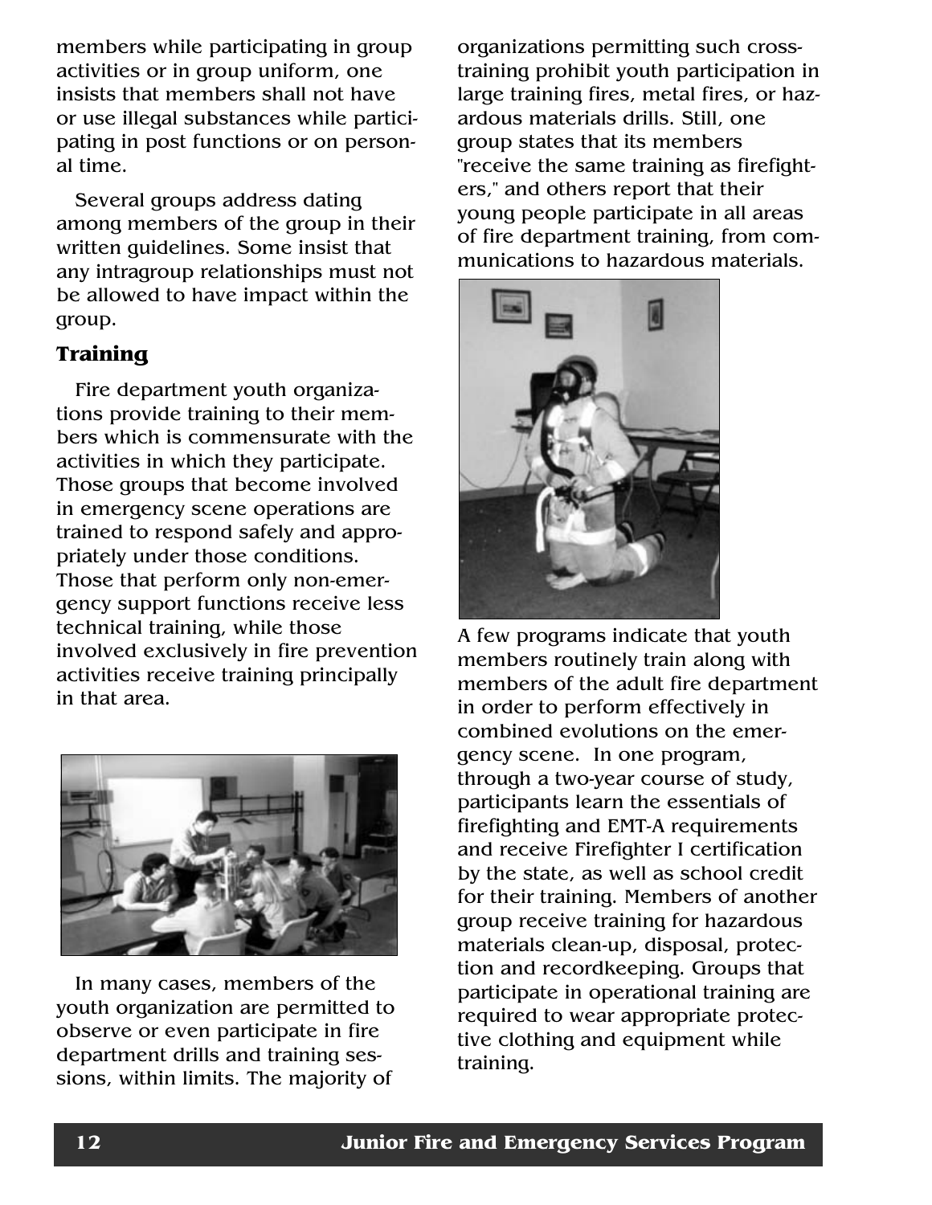members while participating in group activities or in group uniform, one insists that members shall not have or use illegal substances while participating in post functions or on personal time.

Several groups address dating among members of the group in their written guidelines. Some insist that any intragroup relationships must not be allowed to have impact within the group.

### Training

Fire department youth organizations provide training to their members which is commensurate with the activities in which they participate. Those groups that become involved in emergency scene operations are trained to respond safely and appropriately under those conditions. Those that perform only non-emergency support functions receive less technical training, while those involved exclusively in fire prevention activities receive training principally in that area.

In many cases, members of the youth organization are permitted to observe or even participate in fire department drills and training sessions, within limits. The majority of organizations permitting such cross-training prohibit youth participation in large training fires, metal fires, or hazardous materials drills. Still, one group states that its members "receive the same training as firefighters," and others report that their young people participate in all areas of fire department training, from communications to hazardous materials.

A few programs indicate that youth members routinely train along with members of the adult fire department in order to perform effectively in combined evolutions on the emergency scene. In one program, through a two-year course of study, participants learn the essentials of firefighting and EMT-A requirements and receive Firefighter I certification by the state, as well as school credit for their training. Members of another group receive training for hazardous materials clean-up, disposal, protection and recordkeeping. Groups that participate in operational training are required to wear appropriate protective clothing and equipment while training.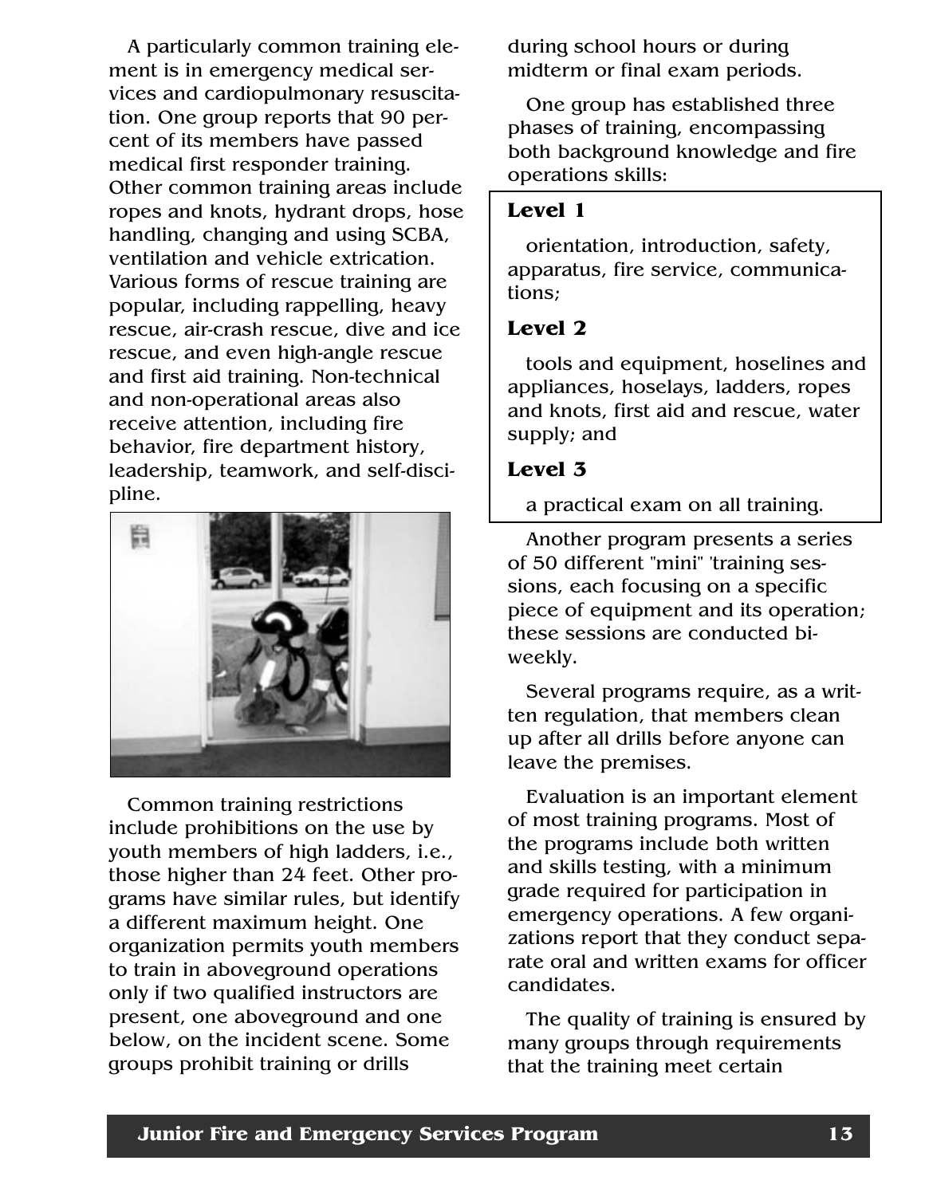A particularly common training element is in emergency medical services and cardiopulmonary resuscitation. One group reports that 90 percent of its members have passed medical first responder training. Other common training areas include ropes and knots, hydrant drops, hose handling, changing and using SCBA, ventilation and vehicle extrication. Various forms of rescue training are popular, including rappelling, heavy rescue, air-crash rescue, dive and ice rescue, and even high-angle rescue and first aid training. Non-technical and non-operational areas also receive attention, including fire behavior, fire department history, leadership, teamwork, and self-discipline.

Common training restrictions include prohibitions on the use by youth members of high ladders, i.e., those higher than 24 feet. Other programs have similar rules, but identify a different maximum height. One organization permits youth members to train in aboveground operations only if two qualified instructors are present, one aboveground and one below, on the incident scene. Some groups prohibit training or drills during school hours or during midterm or final exam periods.

One group has established three phases of training, encompassing both background knowledge and fire operations skills:

**Level 1**

orientation, introduction, safety, apparatus, fire service, communications;

**Level 2**

tools and equipment, hoselines and appliances, hoselays, ladders, ropes and knots, first aid and rescue, water supply; and

**Level 3**

a practical exam on all training.

Another program presents a series of 50 different "mini" 'training sessions, each focusing on a specific piece of equipment and its operation; these sessions are conducted biweekly.

Several programs require, as a written regulation, that members clean up after all drills before anyone can leave the premises.

Evaluation is an important element of most training programs. Most of the programs include both written and skills testing, with a minimum grade required for participation in emergency operations. A few organizations report that they conduct separate oral and written exams for officer candidates.

The quality of training is ensured by many groups through requirements that the training meet certain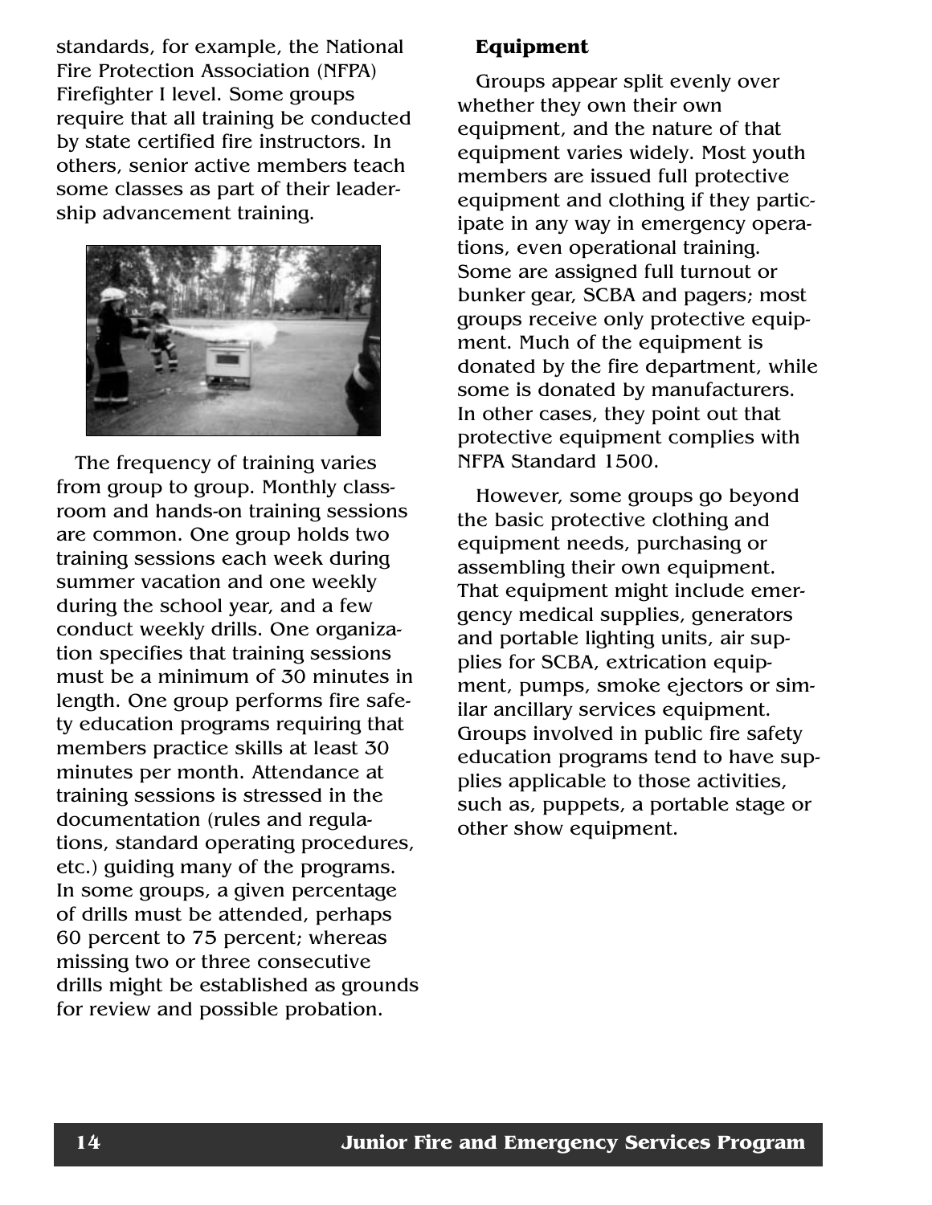standards, for example, the National Fire Protection Association (NFPA) Firefighter I level. Some groups require that all training be conducted by state certified fire instructors. In others, senior active members teach some classes as part of their leadership advancement training.

The frequency of training varies from group to group. Monthly classroom and hands-on training sessions are common. One group holds two training sessions each week during summer vacation and one weekly during the school year, and a few conduct weekly drills. One organization specifies that training sessions must be a minimum of 30 minutes in length. One group performs fire safety education programs requiring that members practice skills at least 30 minutes per month. Attendance at training sessions is stressed in the documentation (rules and regulations, standard operating procedures, etc.) guiding many of the programs. In some groups, a given percentage of drills must be attended, perhaps 60 percent to 75 percent; whereas missing two or three consecutive drills might be established as grounds for review and possible probation.

**Equipment**

Groups appear split evenly over whether they own their own equipment, and the nature of that equipment varies widely. Most youth members are issued full protective equipment and clothing if they participate in any way in emergency operations, even operational training. Some are assigned full turnout or bunker gear, SCBA and pagers; most groups receive only protective equipment. Much of the equipment is donated by the fire department, while some is donated by manufacturers. In other cases, they point out that protective equipment complies with NFPA Standard 1500.

However, some groups go beyond the basic protective clothing and equipment needs, purchasing or assembling their own equipment. That equipment might include emergency medical supplies, generators and portable lighting units, air supplies for SCBA, extrication equipment, pumps, smoke ejectors or similar ancillary services equipment. Groups involved in public fire safety education programs tend to have supplies applicable to those activities, such as, puppets, a portable stage or other show equipment.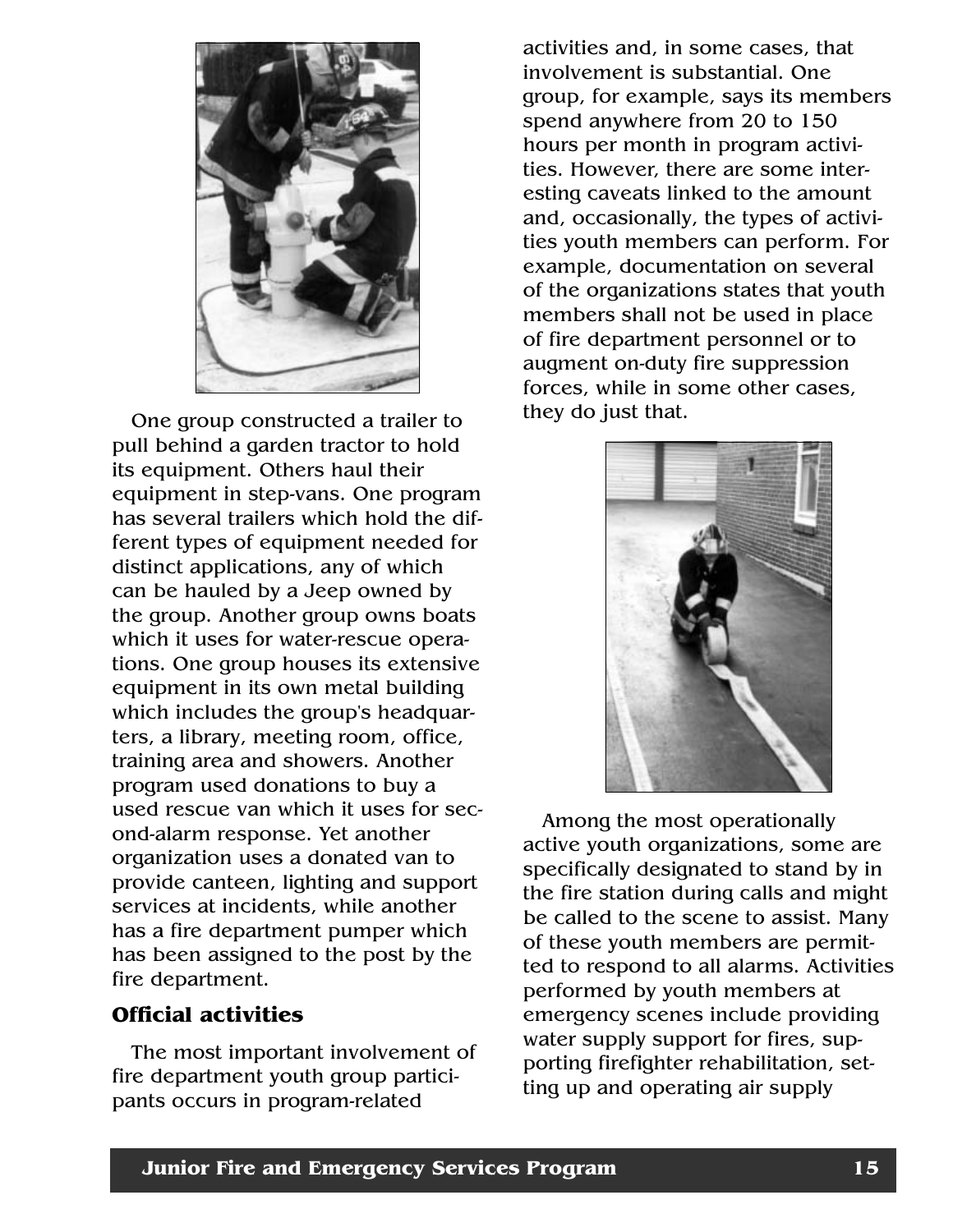One group constructed a trailer to pull behind a garden tractor to hold its equipment. Others haul their equipment in step-vans. One program has several trailers which hold the different types of equipment needed for distinct applications, any of which can be hauled by a Jeep owned by the group. Another group owns boats which it uses for water-rescue operations. One group houses its extensive equipment in its own metal building which includes the group's headquarters, a library, meeting room, office, training area and showers. Another program used donations to buy a used rescue van which it uses for second-alarm response. Yet another organization uses a donated van to provide canteen, lighting and support services at incidents, while another has a fire department pumper which has been assigned to the post by the fire department.

### Official activities

The most important involvement of fire department youth group participants occurs in program-related activities and, in some cases, that involvement is substantial. One group, for example, says its members spend anywhere from 20 to 150 hours per month in program activities. However, there are some interesting caveats linked to the amount and, occasionally, the types of activities youth members can perform. For example, documentation on several of the organizations states that youth members shall not be used in place of fire department personnel or to augment on-duty fire suppression forces, while in some other cases, they do just that.

Among the most operationally active youth organizations, some are specifically designated to stand by in the fire station during calls and might be called to the scene to assist. Many of these youth members are permitted to respond to all alarms. Activities performed by youth members at emergency scenes include providing water supply support for fires, supporting firefighter rehabilitation, setting up and operating air supply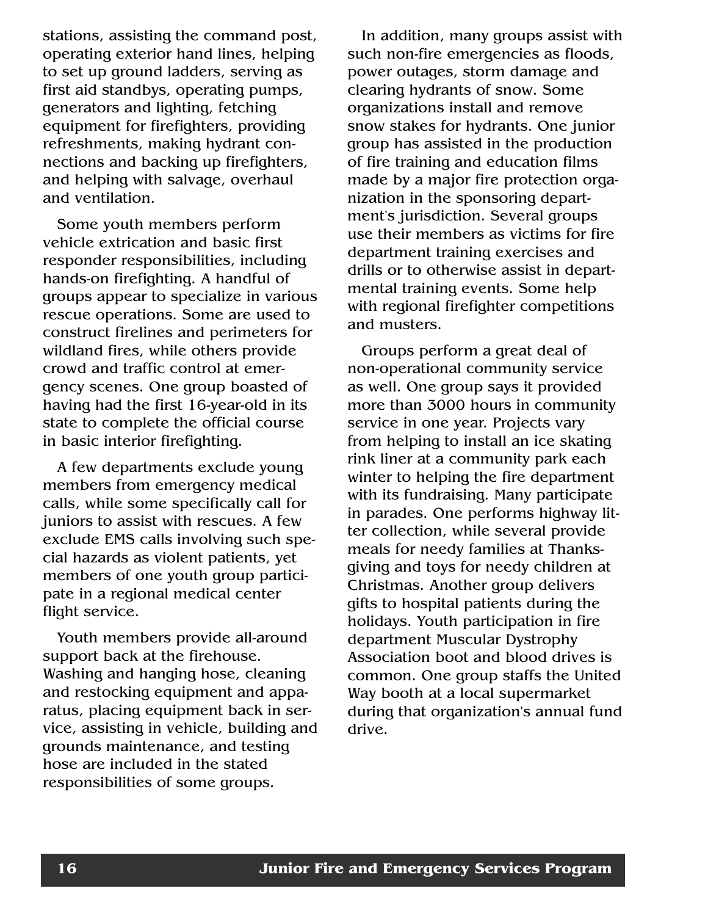stations, assisting the command post, operating exterior hand lines, helping to set up ground ladders, serving as first aid standbys, operating pumps, generators and lighting, fetching equipment for firefighters, providing refreshments, making hydrant connections and backing up firefighters, and helping with salvage, overhaul and ventilation.

Some youth members perform vehicle extrication and basic first responder responsibilities, including hands-on firefighting. A handful of groups appear to specialize in various rescue operations. Some are used to construct firelines and perimeters for wildland fires, while others provide crowd and traffic control at emergency scenes. One group boasted of having had the first 16-year-old in its state to complete the official course in basic interior firefighting.

A few departments exclude young members from emergency medical calls, while some specifically call for juniors to assist with rescues. A few exclude EMS calls involving such special hazards as violent patients, yet members of one youth group participate in a regional medical center flight service.

Youth members provide all-around support back at the firehouse. Washing and hanging hose, cleaning and restocking equipment and apparatus, placing equipment back in service, assisting in vehicle, building and grounds maintenance, and testing hose are included in the stated responsibilities of some groups.

In addition, many groups assist with such non-fire emergencies as floods, power outages, storm damage and clearing hydrants of snow. Some organizations install and remove snow stakes for hydrants. One junior group has assisted in the production of fire training and education films made by a major fire protection organization in the sponsoring department's jurisdiction. Several groups use their members as victims for fire department training exercises and drills or to otherwise assist in departmental training events. Some help with regional firefighter competitions and musters.

Groups perform a great deal of non-operational community service as well. One group says it provided more than 3000 hours in community service in one year. Projects vary from helping to install an ice skating rink liner at a community park each winter to helping the fire department with its fundraising. Many participate in parades. One performs highway litter collection, while several provide meals for needy families at Thanksgiving and toys for needy children at Christmas. Another group delivers gifts to hospital patients during the holidays. Youth participation in fire department Muscular Dystrophy Association boot and blood drives is common. One group staffs the United Way booth at a local supermarket during that organization's annual fund drive.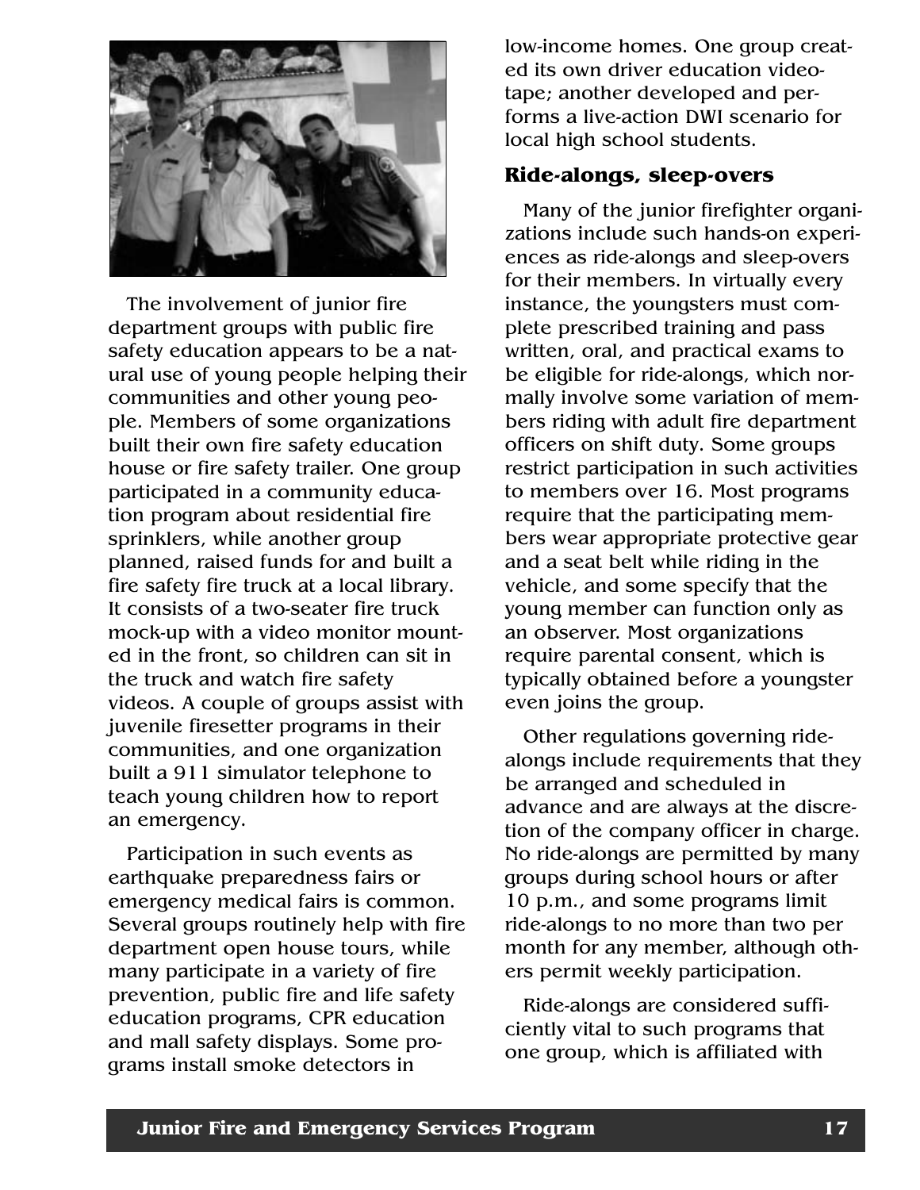The involvement of junior fire department groups with public fire safety education appears to be a natural use of young people helping their communities and other young people. Members of some organizations built their own fire safety education house or fire safety trailer. One group participated in a community education program about residential fire sprinklers, while another group planned, raised funds for and built a fire safety fire truck at a local library. It consists of a two-seater fire truck mock-up with a video monitor mounted in the front, so children can sit in the truck and watch fire safety videos. A couple of groups assist with juvenile firesetter programs in their communities, and one organization built a 911 simulator telephone to teach young children how to report an emergency.

Participation in such events as earthquake preparedness fairs or emergency medical fairs is common. Several groups routinely help with fire department open house tours, while many participate in a variety of fire prevention, public fire and life safety education programs, CPR education and mall safety displays. Some programs install smoke detectors in low-income homes. One group created its own driver education videotape; another developed and performs a live-action DWI scenario for local high school students.

## Ride-alongs, sleep-overs

Many of the junior firefighter organizations include such hands-on experiences as ride-alongs and sleep-overs for their members. In virtually every instance, the youngsters must complete prescribed training and pass written, oral, and practical exams to be eligible for ride-alongs, which normally involve some variation of members riding with adult fire department officers on shift duty. Some groups restrict participation in such activities to members over 16. Most programs require that the participating members wear appropriate protective gear and a seat belt while riding in the vehicle, and some specify that the young member can function only as an observer. Most organizations require parental consent, which is typically obtained before a youngster even joins the group.

Other regulations governing ride-alongs include requirements that they be arranged and scheduled in advance and are always at the discretion of the company officer in charge. No ride-alongs are permitted by many groups during school hours or after 10 p.m., and some programs limit ride-alongs to no more than two per month for any member, although others permit weekly participation.

Ride-alongs are considered sufficiently vital to such programs that one group, which is affiliated with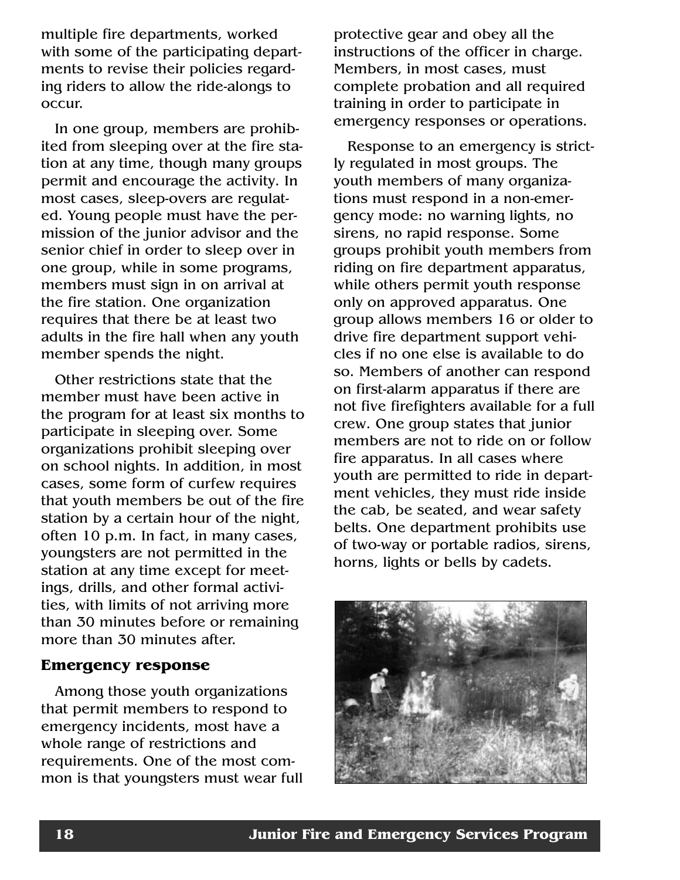multiple fire departments, worked with some of the participating departments to revise their policies regarding riders to allow the ride-alongs to occur.

In one group, members are prohibited from sleeping over at the fire station at any time, though many groups permit and encourage the activity. In most cases, sleep-overs are regulated. Young people must have the permission of the junior advisor and the senior chief in order to sleep over in one group, while in some programs, members must sign in on arrival at the fire station. One organization requires that there be at least two adults in the fire hall when any youth member spends the night.

Other restrictions state that the member must have been active in the program for at least six months to participate in sleeping over. Some organizations prohibit sleeping over on school nights. In addition, in most cases, some form of curfew requires that youth members be out of the fire station by a certain hour of the night, often 10 p.m. In fact, in many cases, youngsters are not permitted in the station at any time except for meetings, drills, and other formal activities, with limits of not arriving more than 30 minutes before or remaining more than 30 minutes after.

### Emergency response

Among those youth organizations that permit members to respond to emergency incidents, most have a whole range of restrictions and requirements. One of the most common is that youngsters must wear full protective gear and obey all the instructions of the officer in charge. Members, in most cases, must complete probation and all required training in order to participate in emergency responses or operations.

Response to an emergency is strictly regulated in most groups. The youth members of many organizations must respond in a non-emergency mode: no warning lights, no sirens, no rapid response. Some groups prohibit youth members from riding on fire department apparatus, while others permit youth response only on approved apparatus. One group allows members 16 or older to drive fire department support vehicles if no one else is available to do so. Members of another can respond on first-alarm apparatus if there are not five firefighters available for a full crew. One group states that junior members are not to ride on or follow fire apparatus. In all cases where youth are permitted to ride in department vehicles, they must ride inside the cab, be seated, and wear safety belts. One department prohibits use of two-way or portable radios, sirens, horns, lights or bells by cadets.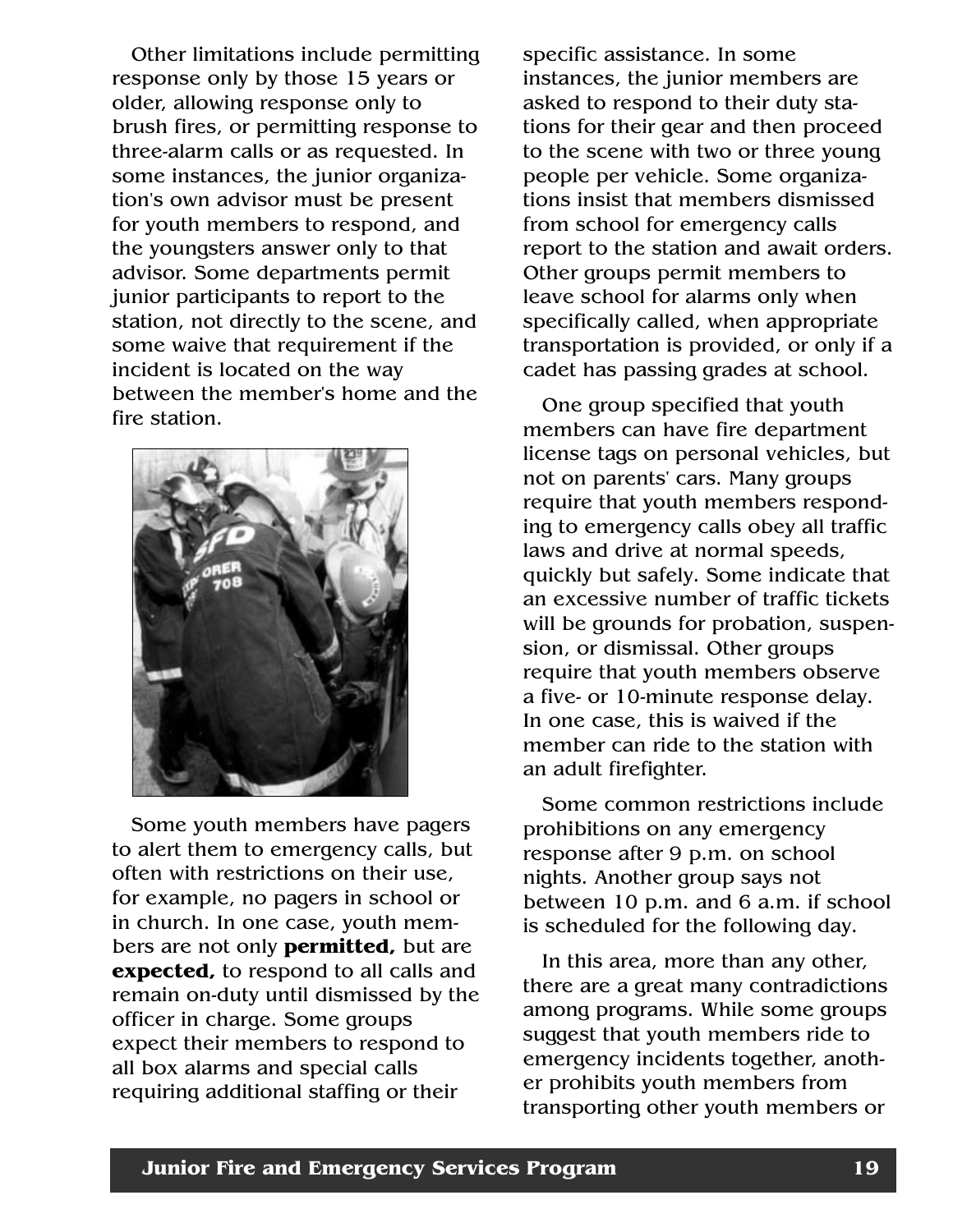Other limitations include permitting response only by those 15 years or older, allowing response only to brush fires, or permitting response to three-alarm calls or as requested. In some instances, the junior organization's own advisor must be present for youth members to respond, and the youngsters answer only to that advisor. Some departments permit junior participants to report to the station, not directly to the scene, and some waive that requirement if the incident is located on the way between the member's home and the fire station.

Some youth members have pagers to alert them to emergency calls, but often with restrictions on their use, for example, no pagers in school or in church. In one case, youth members are not only **permitted,** but are **expected,** to respond to all calls and remain on-duty until dismissed by the officer in charge. Some groups expect their members to respond to all box alarms and special calls requiring additional staffing or their specific assistance. In some instances, the junior members are asked to respond to their duty stations for their gear and then proceed to the scene with two or three young people per vehicle. Some organizations insist that members dismissed from school for emergency calls report to the station and await orders. Other groups permit members to leave school for alarms only when specifically called, when appropriate transportation is provided, or only if a cadet has passing grades at school.

One group specified that youth members can have fire department license tags on personal vehicles, but not on parents' cars. Many groups require that youth members responding to emergency calls obey all traffic laws and drive at normal speeds, quickly but safely. Some indicate that an excessive number of traffic tickets will be grounds for probation, suspension, or dismissal. Other groups require that youth members observe a five- or 10-minute response delay. In one case, this is waived if the member can ride to the station with an adult firefighter.

Some common restrictions include prohibitions on any emergency response after 9 p.m. on school nights. Another group says not between 10 p.m. and 6 a.m. if school is scheduled for the following day.

In this area, more than any other, there are a great many contradictions among programs. While some groups suggest that youth members ride to emergency incidents together, another prohibits youth members from transporting other youth members or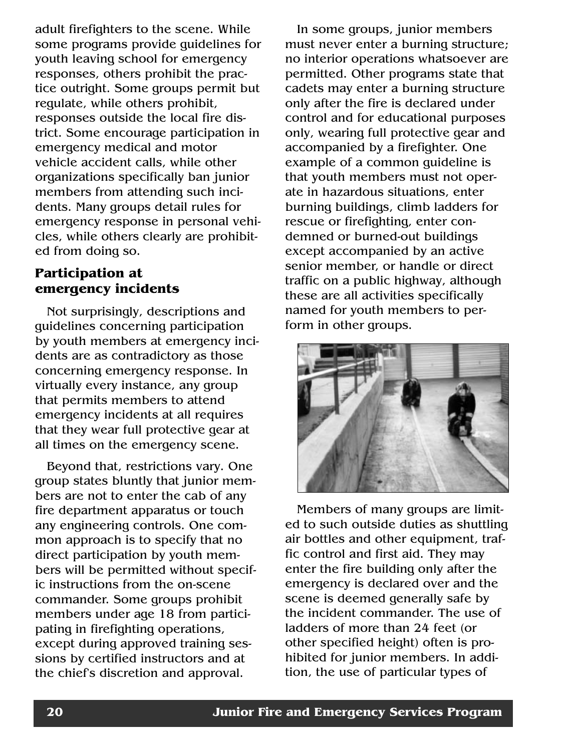adult firefighters to the scene. While some programs provide guidelines for youth leaving school for emergency responses, others prohibit the practice outright. Some groups permit but regulate, while others prohibit, responses outside the local fire district. Some encourage participation in emergency medical and motor vehicle accident calls, while other organizations specifically ban junior members from attending such incidents. Many groups detail rules for emergency response in personal vehicles, while others clearly are prohibited from doing so.

## Participation at emergency incidents

Not surprisingly, descriptions and guidelines concerning participation by youth members at emergency incidents are as contradictory as those concerning emergency response. In virtually every instance, any group that permits members to attend emergency incidents at all requires that they wear full protective gear at all times on the emergency scene.

Beyond that, restrictions vary. One group states bluntly that junior members are not to enter the cab of any fire department apparatus or touch any engineering controls. One common approach is to specify that no direct participation by youth members will be permitted without specific instructions from the on-scene commander. Some groups prohibit members under age 18 from participating in firefighting operations, except during approved training sessions by certified instructors and at the chief's discretion and approval.

In some groups, junior members must never enter a burning structure; no interior operations whatsoever are permitted. Other programs state that cadets may enter a burning structure only after the fire is declared under control and for educational purposes only, wearing full protective gear and accompanied by a firefighter. One example of a common guideline is that youth members must not operate in hazardous situations, enter burning buildings, climb ladders for rescue or firefighting, enter condemned or burned-out buildings except accompanied by an active senior member, or handle or direct traffic on a public highway, although these are all activities specifically named for youth members to perform in other groups.

Members of many groups are limited to such outside duties as shuttling air bottles and other equipment, traffic control and first aid. They may enter the fire building only after the emergency is declared over and the scene is deemed generally safe by the incident commander. The use of ladders of more than 24 feet (or other specified height) often is prohibited for junior members. In addition, the use of particular types of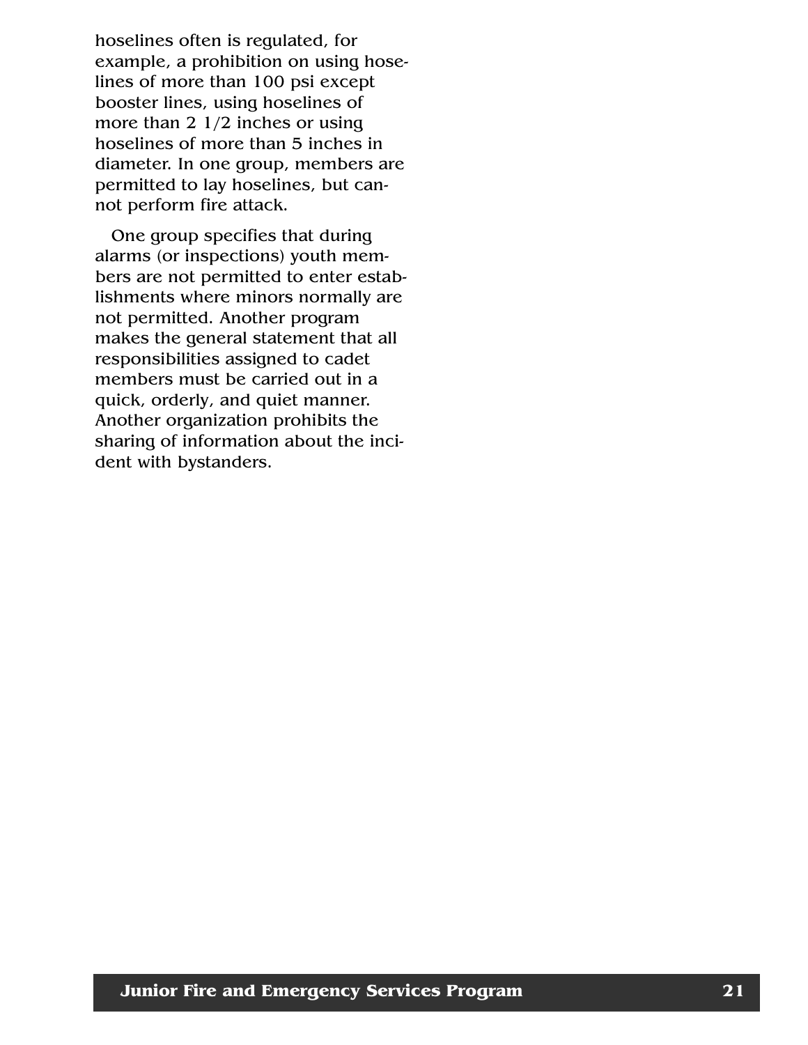hoselines often is regulated, for example, a prohibition on using hoselines of more than 100 psi except booster lines, using hoselines of more than 2 1/2 inches or using hoselines of more than 5 inches in diameter. In one group, members are permitted to lay hoselines, but cannot perform fire attack.

One group specifies that during alarms (or inspections) youth members are not permitted to enter establishments where minors normally are not permitted. Another program makes the general statement that all responsibilities assigned to cadet members must be carried out in a quick, orderly, and quiet manner. Another organization prohibits the sharing of information about the incident with bystanders.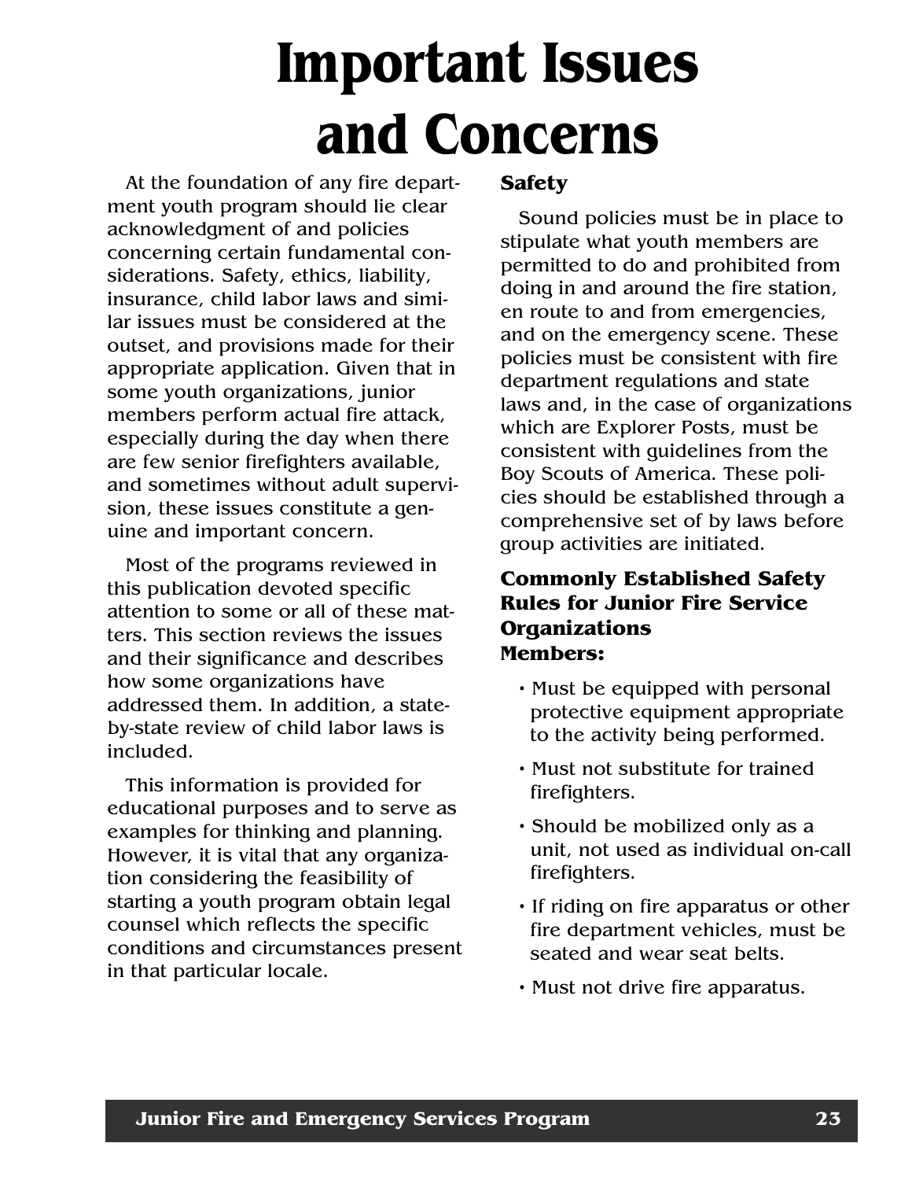# Important Issues and Concerns

At the foundation of any fire department youth program should lie clear acknowledgment of and policies concerning certain fundamental considerations. Safety, ethics, liability, insurance, child labor laws and similar issues must be considered at the outset, and provisions made for their appropriate application. Given that in some youth organizations, junior members perform actual fire attack, especially during the day when there are few senior firefighters available, and sometimes without adult supervision, these issues constitute a genuine and important concern.

Most of the programs reviewed in this publication devoted specific attention to some or all of these matters. This section reviews the issues and their significance and describes how some organizations have addressed them. In addition, a state-by-state review of child labor laws is included.

This information is provided for educational purposes and to serve as examples for thinking and planning. However, it is vital that any organization considering the feasibility of starting a youth program obtain legal counsel which reflects the specific conditions and circumstances present in that particular locale.

### Safety

Sound policies must be in place to stipulate what youth members are permitted to do and prohibited from doing in and around the fire station, en route to and from emergencies, and on the emergency scene. These policies must be consistent with fire department regulations and state laws and, in the case of organizations which are Explorer Posts, must be consistent with guidelines from the Boy Scouts of America. These policies should be established through a comprehensive set of by laws before group activities are initiated.

### Commonly Established Safety Rules for Junior Fire Service Organizations

**Members:**

- Must be equipped with personal protective equipment appropriate to the activity being performed.
- Must not substitute for trained firefighters.
- Should be mobilized only as a unit, not used as individual on-call firefighters.
- If riding on fire apparatus or other fire department vehicles, must be seated and wear seat belts.
- Must not drive fire apparatus.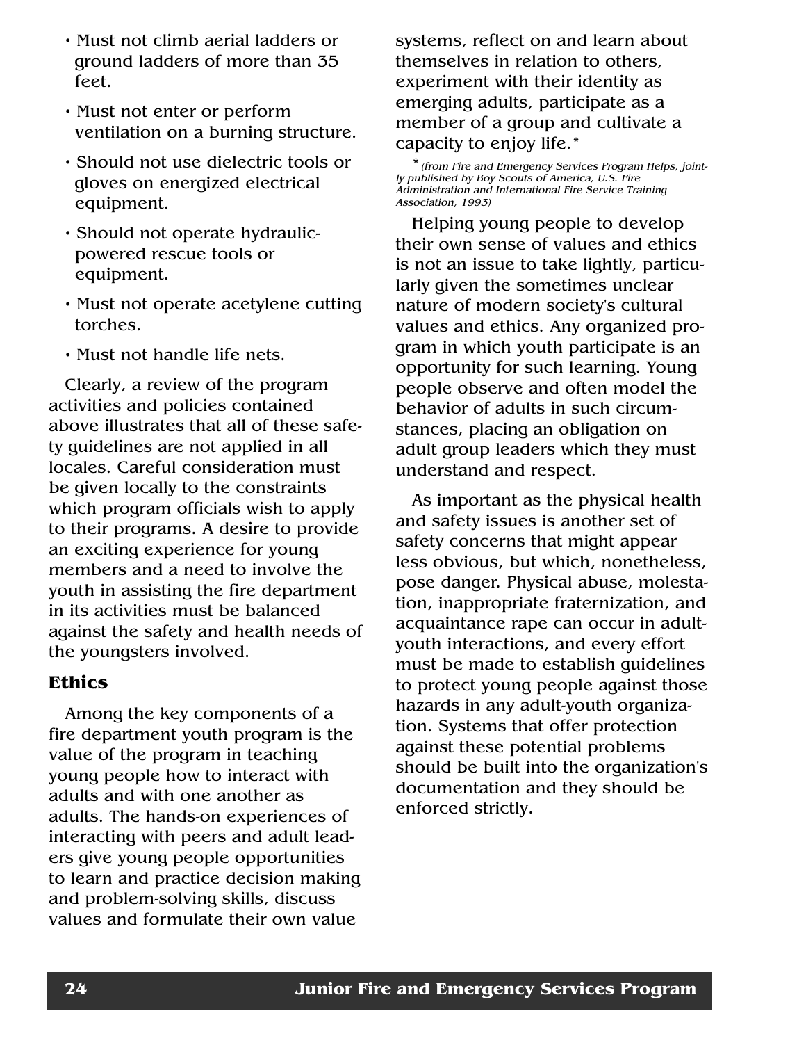- Must not climb aerial ladders or ground ladders of more than 35 feet.
- Must not enter or perform ventilation on a burning structure.
- Should not use dielectric tools or gloves on energized electrical equipment.
- Should not operate hydraulic-powered rescue tools or equipment.
- Must not operate acetylene cutting torches.
- Must not handle life nets.

Clearly, a review of the program activities and policies contained above illustrates that all of these safety guidelines are not applied in all locales. Careful consideration must be given locally to the constraints which program officials wish to apply to their programs. A desire to provide an exciting experience for young members and a need to involve the youth in assisting the fire department in its activities must be balanced against the safety and health needs of the youngsters involved.

### Ethics

Among the key components of a fire department youth program is the value of the program in teaching young people how to interact with adults and with one another as adults. The hands-on experiences of interacting with peers and adult leaders give young people opportunities to learn and practice decision making and problem-solving skills, discuss values and formulate their own value systems, reflect on and learn about themselves in relation to others, experiment with their identity as emerging adults, participate as a member of a group and cultivate a capacity to enjoy life.*

*\* (from Fire and Emergency Services Program Helps, jointly published by Boy Scouts of America, U.S. Fire Administration and International Fire Service Training Association, 1993)*

Helping young people to develop their own sense of values and ethics is not an issue to take lightly, particularly given the sometimes unclear nature of modern society's cultural values and ethics. Any organized program in which youth participate is an opportunity for such learning. Young people observe and often model the behavior of adults in such circumstances, placing an obligation on adult group leaders which they must understand and respect.

As important as the physical health and safety issues is another set of safety concerns that might appear less obvious, but which, nonetheless, pose danger. Physical abuse, molestation, inappropriate fraternization, and acquaintance rape can occur in adult-youth interactions, and every effort must be made to establish guidelines to protect young people against those hazards in any adult-youth organization. Systems that offer protection against these potential problems should be built into the organization's documentation and they should be enforced strictly.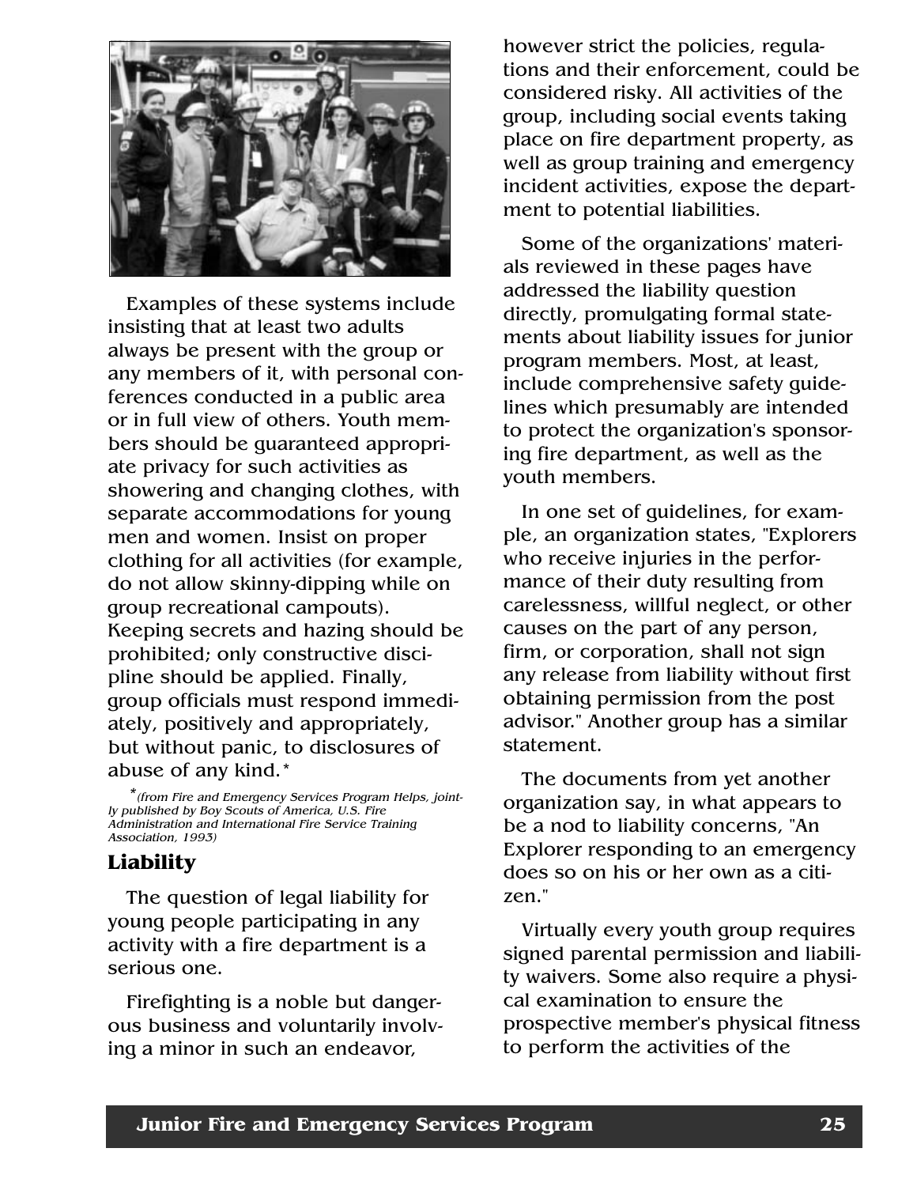Examples of these systems include insisting that at least two adults always be present with the group or any members of it, with personal conferences conducted in a public area or in full view of others. Youth members should be guaranteed appropriate privacy for such activities as showering and changing clothes, with separate accommodations for young men and women. Insist on proper clothing for all activities (for example, do not allow skinny-dipping while on group recreational campouts). Keeping secrets and hazing should be prohibited; only constructive discipline should be applied. Finally, group officials must respond immediately, positively and appropriately, but without panic, to disclosures of abuse of any kind.*

*\*(from Fire and Emergency Services Program Helps, jointly published by Boy Scouts of America, U.S. Fire Administration and International Fire Service Training Association, 1993)*

## Liability

The question of legal liability for young people participating in any activity with a fire department is a serious one.

Firefighting is a noble but dangerous business and voluntarily involving a minor in such an endeavor, however strict the policies, regulations and their enforcement, could be considered risky. All activities of the group, including social events taking place on fire department property, as well as group training and emergency incident activities, expose the department to potential liabilities.

Some of the organizations' materials reviewed in these pages have addressed the liability question directly, promulgating formal statements about liability issues for junior program members. Most, at least, include comprehensive safety guidelines which presumably are intended to protect the organization's sponsoring fire department, as well as the youth members.

In one set of guidelines, for example, an organization states, "Explorers who receive injuries in the performance of their duty resulting from carelessness, willful neglect, or other causes on the part of any person, firm, or corporation, shall not sign any release from liability without first obtaining permission from the post advisor." Another group has a similar statement.

The documents from yet another organization say, in what appears to be a nod to liability concerns, "An Explorer responding to an emergency does so on his or her own as a citizen."

Virtually every youth group requires signed parental permission and liability waivers. Some also require a physical examination to ensure the prospective member's physical fitness to perform the activities of the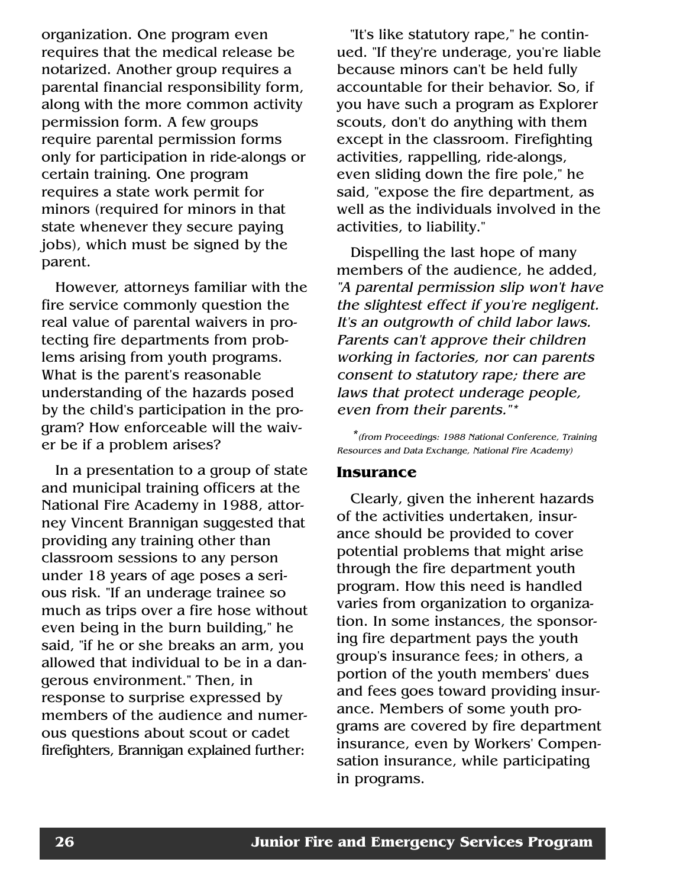organization. One program even requires that the medical release be notarized. Another group requires a parental financial responsibility form, along with the more common activity permission form. A few groups require parental permission forms only for participation in ride-alongs or certain training. One program requires a state work permit for minors (required for minors in that state whenever they secure paying jobs), which must be signed by the parent.

However, attorneys familiar with the fire service commonly question the real value of parental waivers in protecting fire departments from problems arising from youth programs. What is the parent's reasonable understanding of the hazards posed by the child's participation in the program? How enforceable will the waiver be if a problem arises?

In a presentation to a group of state and municipal training officers at the National Fire Academy in 1988, attorney Vincent Brannigan suggested that providing any training other than classroom sessions to any person under 18 years of age poses a serious risk. "If an underage trainee so much as trips over a fire hose without even being in the burn building," he said, "if he or she breaks an arm, you allowed that individual to be in a dangerous environment." Then, in response to surprise expressed by members of the audience and numerous questions about scout or cadet firefighters, Brannigan explained further:

"It's like statutory rape," he continued. "If they're underage, you're liable because minors can't be held fully accountable for their behavior. So, if you have such a program as Explorer scouts, don't do anything with them except in the classroom. Firefighting activities, rappelling, ride-alongs, even sliding down the fire pole," he said, "expose the fire department, as well as the individuals involved in the activities, to liability."

Dispelling the last hope of many members of the audience, he added, *"A parental permission slip won't have the slightest effect if you're negligent. It's an outgrowth of child labor laws. Parents can't approve their children working in factories, nor can parents consent to statutory rape; there are laws that protect underage people, even from their parents."**

*\*(from Proceedings: 1988 National Conference, Training Resources and Data Exchange, National Fire Academy)*

## Insurance

Clearly, given the inherent hazards of the activities undertaken, insurance should be provided to cover potential problems that might arise through the fire department youth program. How this need is handled varies from organization to organization. In some instances, the sponsoring fire department pays the youth group's insurance fees; in others, a portion of the youth members' dues and fees goes toward providing insurance. Members of some youth programs are covered by fire department insurance, even by Workers' Compensation insurance, while participating in programs.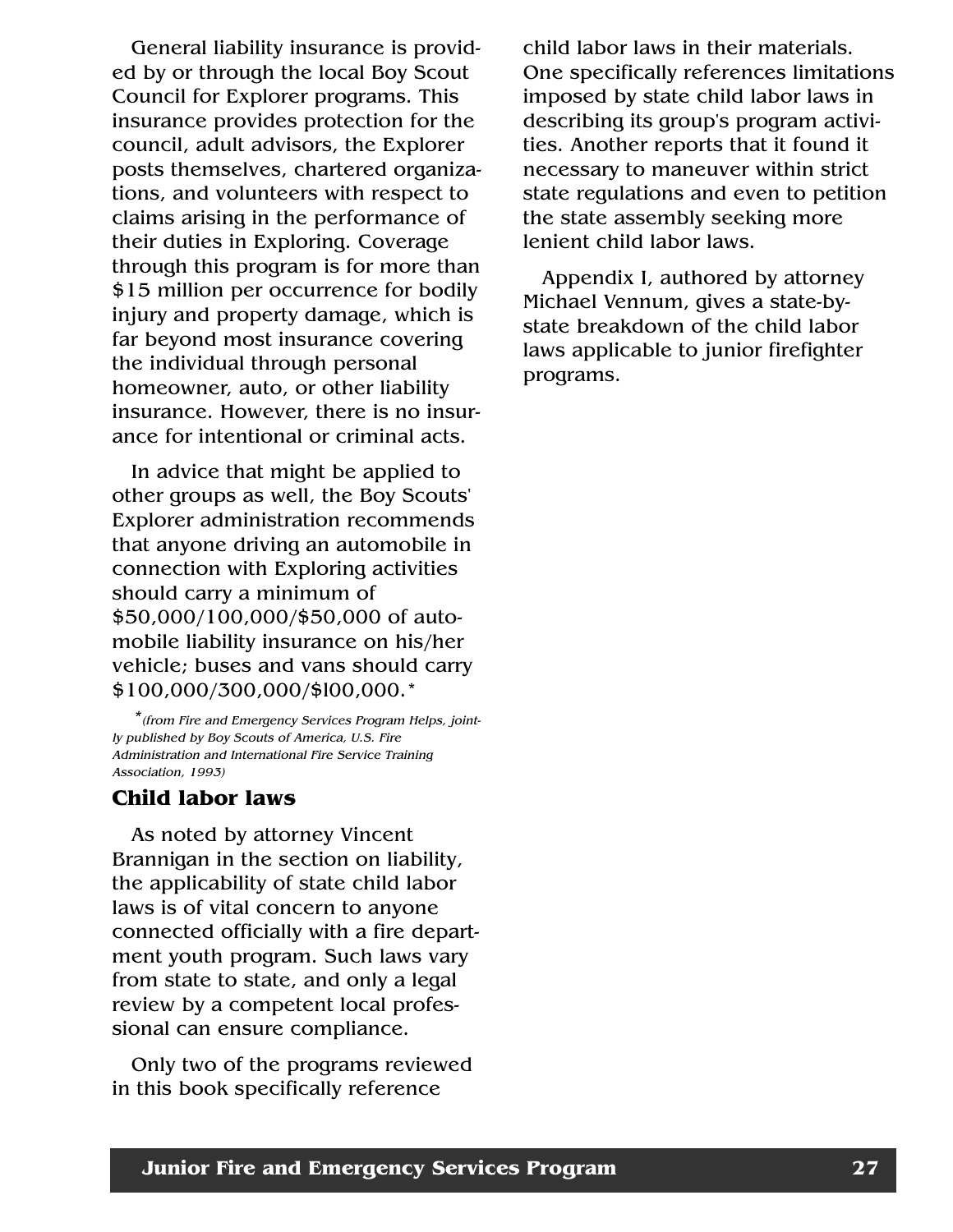General liability insurance is provided by or through the local Boy Scout Council for Explorer programs. This insurance provides protection for the council, adult advisors, the Explorer posts themselves, chartered organizations, and volunteers with respect to claims arising in the performance of their duties in Exploring. Coverage through this program is for more than $15 million per occurrence for bodily injury and property damage, which is far beyond most insurance covering the individual through personal homeowner, auto, or other liability insurance. However, there is no insurance for intentional or criminal acts.

In advice that might be applied to other groups as well, the Boy Scouts' Explorer administration recommends that anyone driving an automobile in connection with Exploring activities should carry a minimum of $50,000/100,000/$50,000 of automobile liability insurance on his/her vehicle; buses and vans should carry $100,000/300,000/$100,000.*

*(from Fire and Emergency Services Program Helps, jointly published by Boy Scouts of America, U.S. Fire Administration and International Fire Service Training Association, 1993)*

## Child labor laws

As noted by attorney Vincent Brannigan in the section on liability, the applicability of state child labor laws is of vital concern to anyone connected officially with a fire department youth program. Such laws vary from state to state, and only a legal review by a competent local professional can ensure compliance.

Only two of the programs reviewed in this book specifically reference child labor laws in their materials. One specifically references limitations imposed by state child labor laws in describing its group's program activities. Another reports that it found it necessary to maneuver within strict state regulations and even to petition the state assembly seeking more lenient child labor laws.

Appendix I, authored by attorney Michael Vennum, gives a state-by-state breakdown of the child labor laws applicable to junior firefighter programs.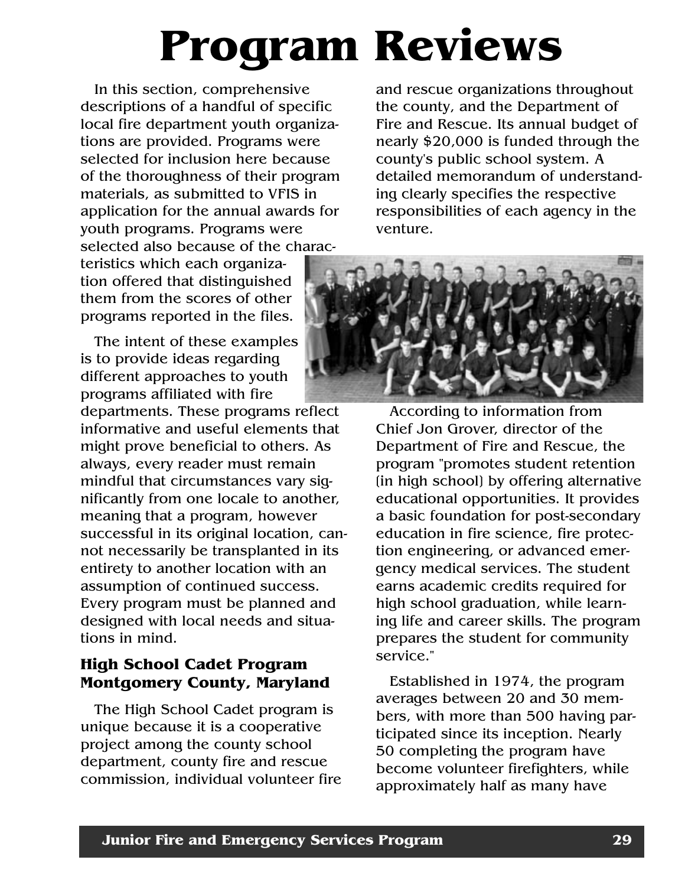# Program Reviews

In this section, comprehensive descriptions of a handful of specific local fire department youth organizations are provided. Programs were selected for inclusion here because of the thoroughness of their program materials, as submitted to VFIS in application for the annual awards for youth programs. Programs were selected also because of the characteristics which each organization offered that distinguished them from the scores of other programs reported in the files.

The intent of these examples is to provide ideas regarding different approaches to youth programs affiliated with fire departments. These programs reflect informative and useful elements that might prove beneficial to others. As always, every reader must remain mindful that circumstances vary significantly from one locale to another, meaning that a program, however successful in its original location, cannot necessarily be transplanted in its entirety to another location with an assumption of continued success. Every program must be planned and designed with local needs and situations in mind.

### High School Cadet Program Montgomery County, Maryland

The High School Cadet program is unique because it is a cooperative project among the county school department, county fire and rescue commission, individual volunteer fire and rescue organizations throughout the county, and the Department of Fire and Rescue. Its annual budget of nearly $20,000 is funded through the county's public school system. A detailed memorandum of understanding clearly specifies the respective responsibilities of each agency in the venture.

According to information from Chief Jon Grover, director of the Department of Fire and Rescue, the program "promotes student retention (in high school) by offering alternative educational opportunities. It provides a basic foundation for post-secondary education in fire science, fire protection engineering, or advanced emergency medical services. The student earns academic credits required for high school graduation, while learning life and career skills. The program prepares the student for community service."

Established in 1974, the program averages between 20 and 30 members, with more than 500 having participated since its inception. Nearly 50 completing the program have become volunteer firefighters, while approximately half as many have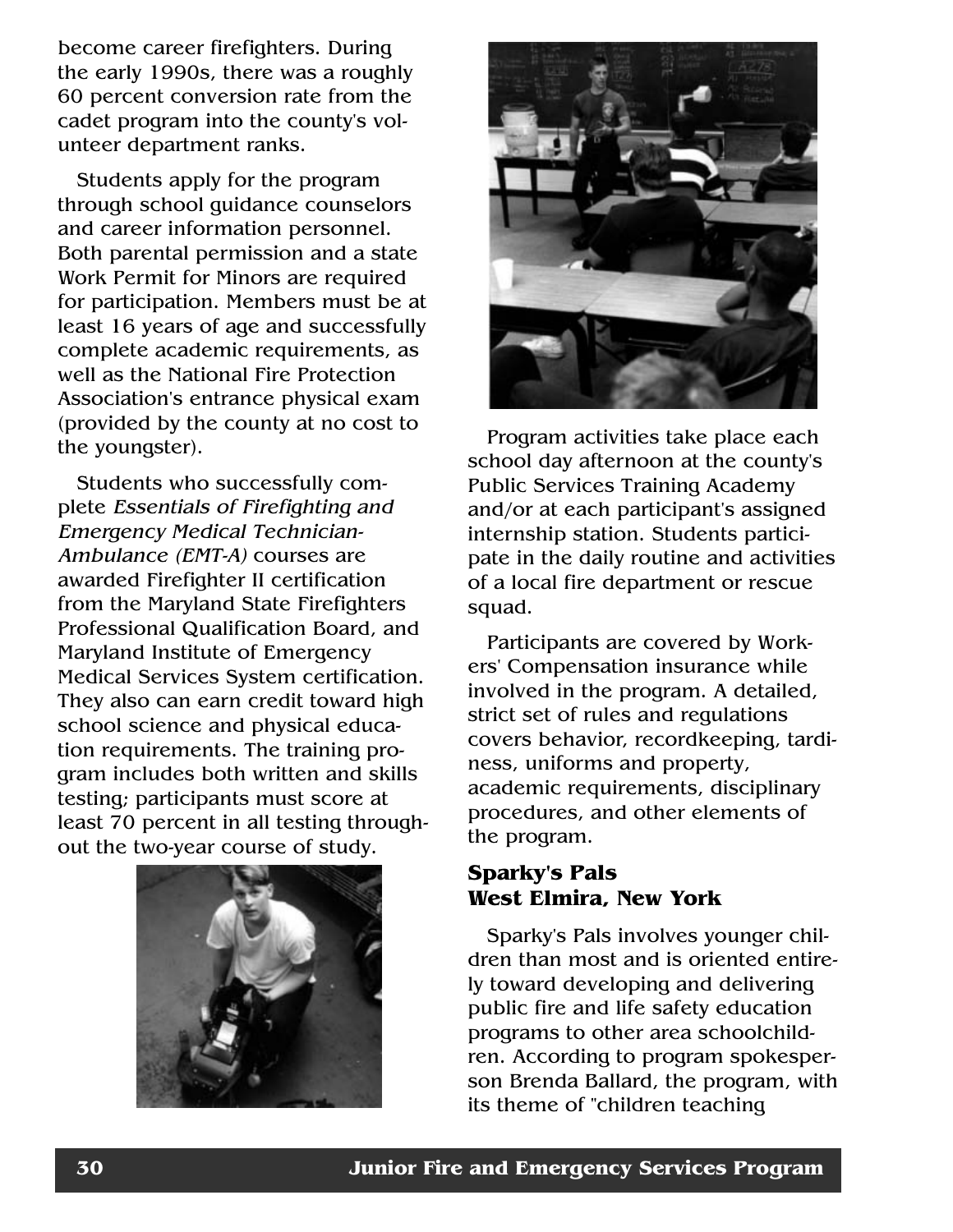become career firefighters. During the early 1990s, there was a roughly 60 percent conversion rate from the cadet program into the county's volunteer department ranks.

Students apply for the program through school guidance counselors and career information personnel. Both parental permission and a state Work Permit for Minors are required for participation. Members must be at least 16 years of age and successfully complete academic requirements, as well as the National Fire Protection Association's entrance physical exam (provided by the county at no cost to the youngster).

Students who successfully complete *Essentials of Firefighting and Emergency Medical Technician-Ambulance (EMT-A)* courses are awarded Firefighter II certification from the Maryland State Firefighters Professional Qualification Board, and Maryland Institute of Emergency Medical Services System certification. They also can earn credit toward high school science and physical education requirements. The training program includes both written and skills testing; participants must score at least 70 percent in all testing throughout the two-year course of study.

Program activities take place each school day afternoon at the county's Public Services Training Academy and/or at each participant's assigned internship station. Students participate in the daily routine and activities of a local fire department or rescue squad.

Participants are covered by Workers' Compensation insurance while involved in the program. A detailed, strict set of rules and regulations covers behavior, recordkeeping, tardiness, uniforms and property, academic requirements, disciplinary procedures, and other elements of the program.

### Sparky's Pals West Elmira, New York

Sparky's Pals involves younger children than most and is oriented entirely toward developing and delivering public fire and life safety education programs to other area schoolchildren. According to program spokesperson Brenda Ballard, the program, with its theme of "children teaching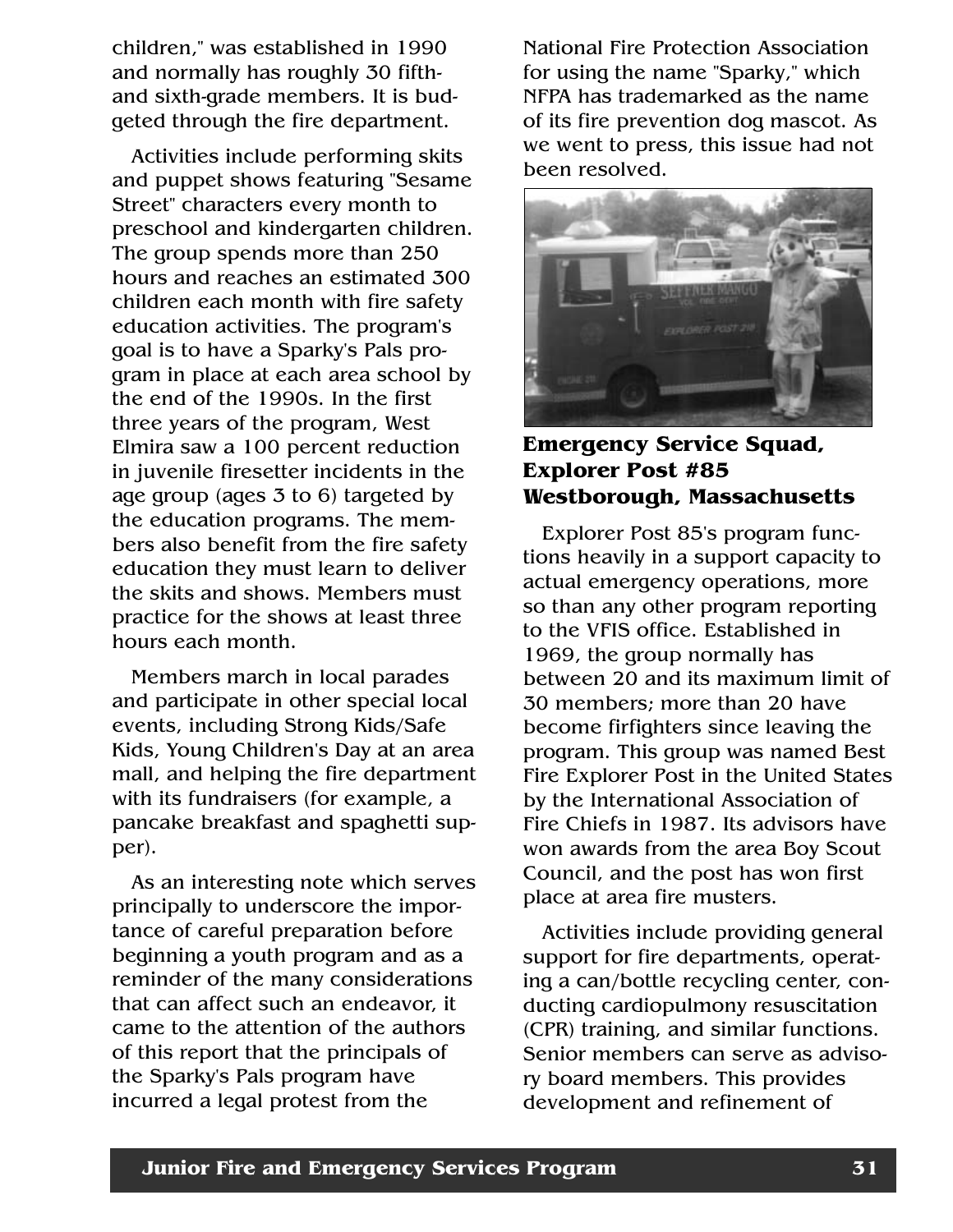children," was established in 1990 and normally has roughly 30 fifth- and sixth-grade members. It is budgeted through the fire department.

Activities include performing skits and puppet shows featuring "Sesame Street" characters every month to preschool and kindergarten children. The group spends more than 250 hours and reaches an estimated 300 children each month with fire safety education activities. The program's goal is to have a Sparky's Pals program in place at each area school by the end of the 1990s. In the first three years of the program, West Elmira saw a 100 percent reduction in juvenile firesetter incidents in the age group (ages 3 to 6) targeted by the education programs. The members also benefit from the fire safety education they must learn to deliver the skits and shows. Members must practice for the shows at least three hours each month.

Members march in local parades and participate in other special local events, including Strong Kids/Safe Kids, Young Children's Day at an area mall, and helping the fire department with its fundraisers (for example, a pancake breakfast and spaghetti supper).

As an interesting note which serves principally to underscore the importance of careful preparation before beginning a youth program and as a reminder of the many considerations that can affect such an endeavor, it came to the attention of the authors of this report that the principals of the Sparky's Pals program have incurred a legal protest from the National Fire Protection Association for using the name "Sparky," which NFPA has trademarked as the name of its fire prevention dog mascot. As we went to press, this issue had not been resolved.

### Emergency Service Squad, Explorer Post #85 Westborough, Massachusetts

Explorer Post 85's program functions heavily in a support capacity to actual emergency operations, more so than any other program reporting to the VFIS office. Established in 1969, the group normally has between 20 and its maximum limit of 30 members; more than 20 have become firfighters since leaving the program. This group was named Best Fire Explorer Post in the United States by the International Association of Fire Chiefs in 1987. Its advisors have won awards from the area Boy Scout Council, and the post has won first place at area fire musters.

Activities include providing general support for fire departments, operating a can/bottle recycling center, conducting cardiopulmony resuscitation (CPR) training, and similar functions. Senior members can serve as advisory board members. This provides development and refinement of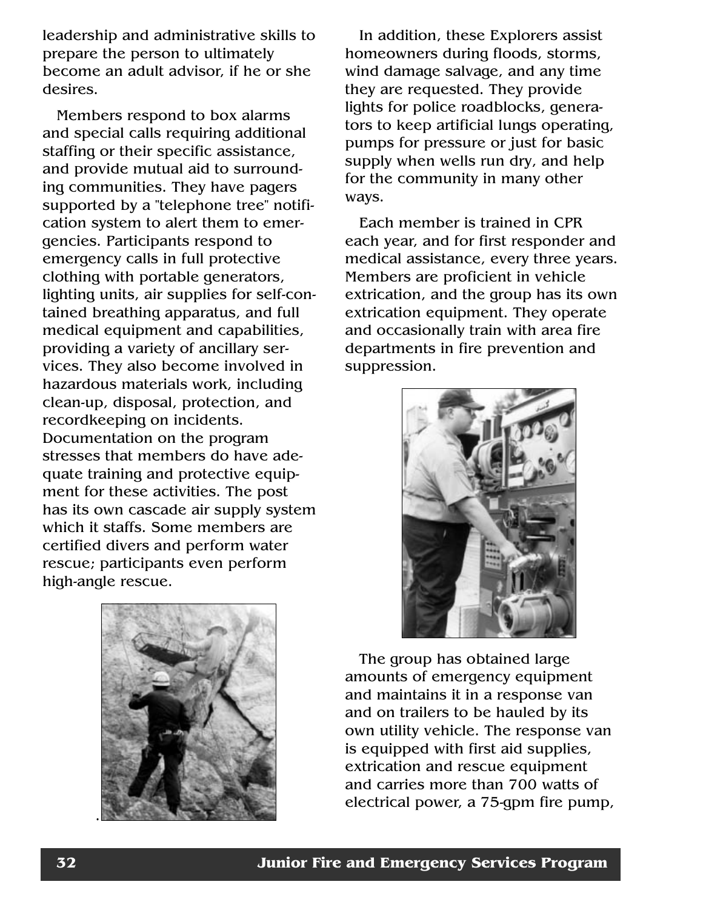leadership and administrative skills to prepare the person to ultimately become an adult advisor, if he or she desires.

Members respond to box alarms and special calls requiring additional staffing or their specific assistance, and provide mutual aid to surrounding communities. They have pagers supported by a "telephone tree" notification system to alert them to emergencies. Participants respond to emergency calls in full protective clothing with portable generators, lighting units, air supplies for self-contained breathing apparatus, and full medical equipment and capabilities, providing a variety of ancillary services. They also become involved in hazardous materials work, including clean-up, disposal, protection, and recordkeeping on incidents. Documentation on the program stresses that members do have adequate training and protective equipment for these activities. The post has its own cascade air supply system which it staffs. Some members are certified divers and perform water rescue; participants even perform high-angle rescue.

In addition, these Explorers assist homeowners during floods, storms, wind damage salvage, and any time they are requested. They provide lights for police roadblocks, generators to keep artificial lungs operating, pumps for pressure or just for basic supply when wells run dry, and help for the community in many other ways.

Each member is trained in CPR each year, and for first responder and medical assistance, every three years. Members are proficient in vehicle extrication, and the group has its own extrication equipment. They operate and occasionally train with area fire departments in fire prevention and suppression.

The group has obtained large amounts of emergency equipment and maintains it in a response van and on trailers to be hauled by its own utility vehicle. The response van is equipped with first aid supplies, extrication and rescue equipment and carries more than 700 watts of electrical power, a 75-gpm fire pump,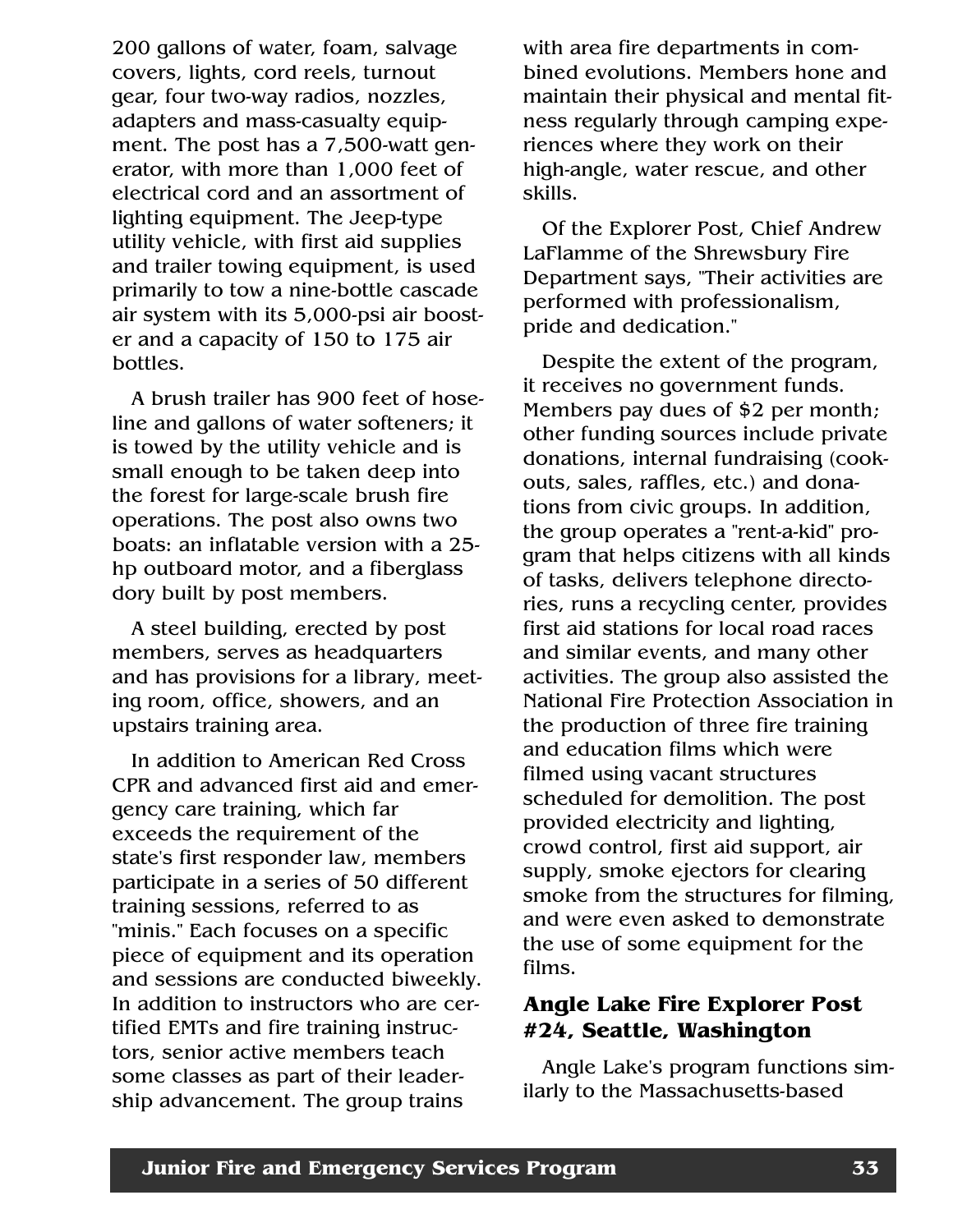200 gallons of water, foam, salvage covers, lights, cord reels, turnout gear, four two-way radios, nozzles, adapters and mass-casualty equipment. The post has a 7,500-watt generator, with more than 1,000 feet of electrical cord and an assortment of lighting equipment. The Jeep-type utility vehicle, with first aid supplies and trailer towing equipment, is used primarily to tow a nine-bottle cascade air system with its 5,000-psi air booster and a capacity of 150 to 175 air bottles.

A brush trailer has 900 feet of hoseline and gallons of water softeners; it is towed by the utility vehicle and is small enough to be taken deep into the forest for large-scale brush fire operations. The post also owns two boats: an inflatable version with a 25-hp outboard motor, and a fiberglass dory built by post members.

A steel building, erected by post members, serves as headquarters and has provisions for a library, meeting room, office, showers, and an upstairs training area.

In addition to American Red Cross CPR and advanced first aid and emergency care training, which far exceeds the requirement of the state's first responder law, members participate in a series of 50 different training sessions, referred to as "minis." Each focuses on a specific piece of equipment and its operation and sessions are conducted biweekly. In addition to instructors who are certified EMTs and fire training instructors, senior active members teach some classes as part of their leadership advancement. The group trains with area fire departments in combined evolutions. Members hone and maintain their physical and mental fitness regularly through camping experiences where they work on their high-angle, water rescue, and other skills.

Of the Explorer Post, Chief Andrew LaFlamme of the Shrewsbury Fire Department says, "Their activities are performed with professionalism, pride and dedication."

Despite the extent of the program, it receives no government funds. Members pay dues of $2 per month; other funding sources include private donations, internal fundraising (cookouts, sales, raffles, etc.) and donations from civic groups. In addition, the group operates a "rent-a-kid" program that helps citizens with all kinds of tasks, delivers telephone directories, runs a recycling center, provides first aid stations for local road races and similar events, and many other activities. The group also assisted the National Fire Protection Association in the production of three fire training and education films which were filmed using vacant structures scheduled for demolition. The post provided electricity and lighting, crowd control, first aid support, air supply, smoke ejectors for clearing smoke from the structures for filming, and were even asked to demonstrate the use of some equipment for the films.

### Angle Lake Fire Explorer Post #24, Seattle, Washington

Angle Lake's program functions similarly to the Massachusetts-based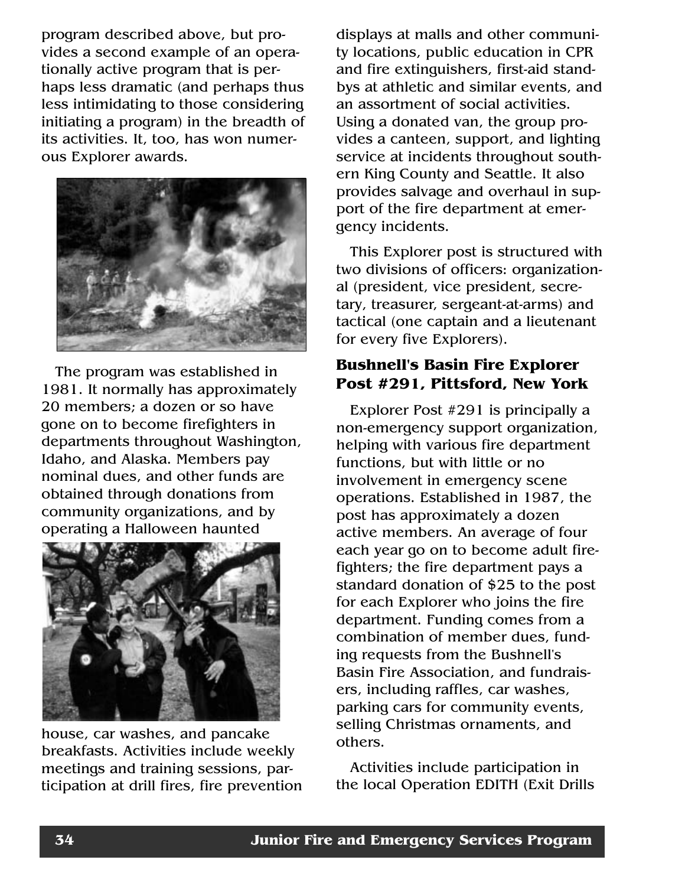program described above, but provides a second example of an operationally active program that is perhaps less dramatic (and perhaps thus less intimidating to those considering initiating a program) in the breadth of its activities. It, too, has won numerous Explorer awards.

The program was established in 1981. It normally has approximately 20 members; a dozen or so have gone on to become firefighters in departments throughout Washington, Idaho, and Alaska. Members pay nominal dues, and other funds are obtained through donations from community organizations, and by operating a Halloween haunted house, car washes, and pancake breakfasts. Activities include weekly meetings and training sessions, participation at drill fires, fire prevention displays at malls and other community locations, public education in CPR and fire extinguishers, first-aid standbys at athletic and similar events, and an assortment of social activities. Using a donated van, the group provides a canteen, support, and lighting service at incidents throughout southern King County and Seattle. It also provides salvage and overhaul in support of the fire department at emergency incidents.

This Explorer post is structured with two divisions of officers: organizational (president, vice president, secretary, treasurer, sergeant-at-arms) and tactical (one captain and a lieutenant for every five Explorers).

### Bushnell's Basin Fire Explorer Post #291, Pittsford, New York

Explorer Post #291 is principally a non-emergency support organization, helping with various fire department functions, but with little or no involvement in emergency scene operations. Established in 1987, the post has approximately a dozen active members. An average of four each year go on to become adult firefighters; the fire department pays a standard donation of $25 to the post for each Explorer who joins the fire department. Funding comes from a combination of member dues, funding requests from the Bushnell's Basin Fire Association, and fundraisers, including raffles, car washes, parking cars for community events, selling Christmas ornaments, and others.

Activities include participation in the local Operation EDITH (Exit Drills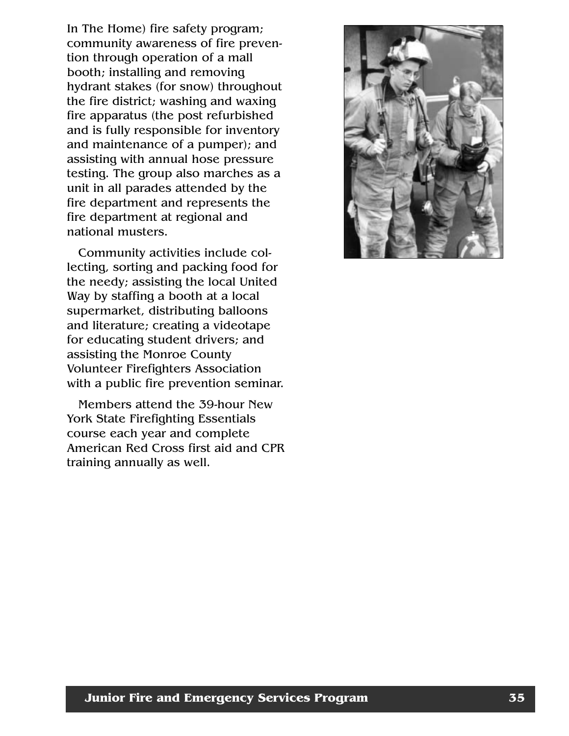In The Home) fire safety program; community awareness of fire prevention through operation of a mall booth; installing and removing hydrant stakes (for snow) throughout the fire district; washing and waxing fire apparatus (the post refurbished and is fully responsible for inventory and maintenance of a pumper); and assisting with annual hose pressure testing. The group also marches as a unit in all parades attended by the fire department and represents the fire department at regional and national musters.

Community activities include collecting, sorting and packing food for the needy; assisting the local United Way by staffing a booth at a local supermarket, distributing balloons and literature; creating a videotape for educating student drivers; and assisting the Monroe County Volunteer Firefighters Association with a public fire prevention seminar.

Members attend the 39-hour New York State Firefighting Essentials course each year and complete American Red Cross first aid and CPR training annually as well.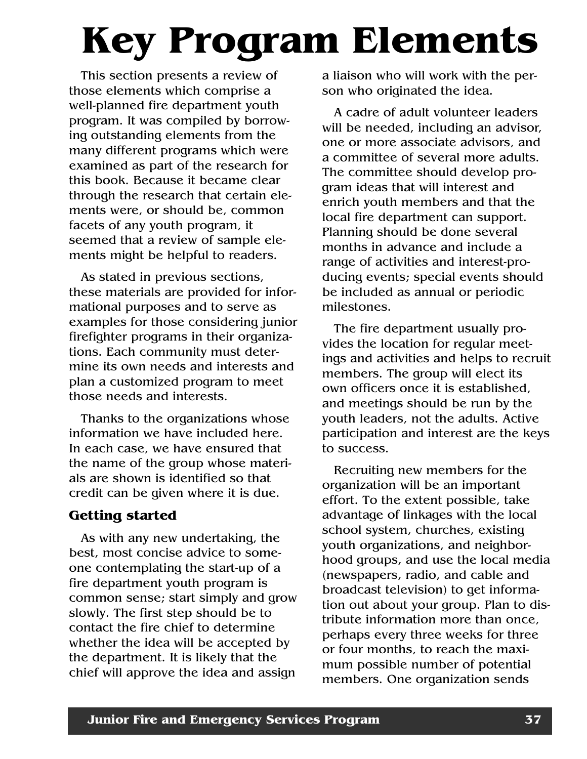# Key Program Elements

This section presents a review of those elements which comprise a well-planned fire department youth program. It was compiled by borrowing outstanding elements from the many different programs which were examined as part of the research for this book. Because it became clear through the research that certain elements were, or should be, common facets of any youth program, it seemed that a review of sample elements might be helpful to readers.

As stated in previous sections, these materials are provided for informational purposes and to serve as examples for those considering junior firefighter programs in their organizations. Each community must determine its own needs and interests and plan a customized program to meet those needs and interests.

Thanks to the organizations whose information we have included here. In each case, we have ensured that the name of the group whose materials are shown is identified so that credit can be given where it is due.

### Getting started

As with any new undertaking, the best, most concise advice to someone contemplating the start-up of a fire department youth program is common sense; start simply and grow slowly. The first step should be to contact the fire chief to determine whether the idea will be accepted by the department. It is likely that the chief will approve the idea and assign a liaison who will work with the person who originated the idea.

A cadre of adult volunteer leaders will be needed, including an advisor, one or more associate advisors, and a committee of several more adults. The committee should develop program ideas that will interest and enrich youth members and that the local fire department can support. Planning should be done several months in advance and include a range of activities and interest-producing events; special events should be included as annual or periodic milestones.

The fire department usually provides the location for regular meetings and activities and helps to recruit members. The group will elect its own officers once it is established, and meetings should be run by the youth leaders, not the adults. Active participation and interest are the keys to success.

Recruiting new members for the organization will be an important effort. To the extent possible, take advantage of linkages with the local school system, churches, existing youth organizations, and neighborhood groups, and use the local media (newspapers, radio, and cable and broadcast television) to get information out about your group. Plan to distribute information more than once, perhaps every three weeks for three or four months, to reach the maximum possible number of potential members. One organization sends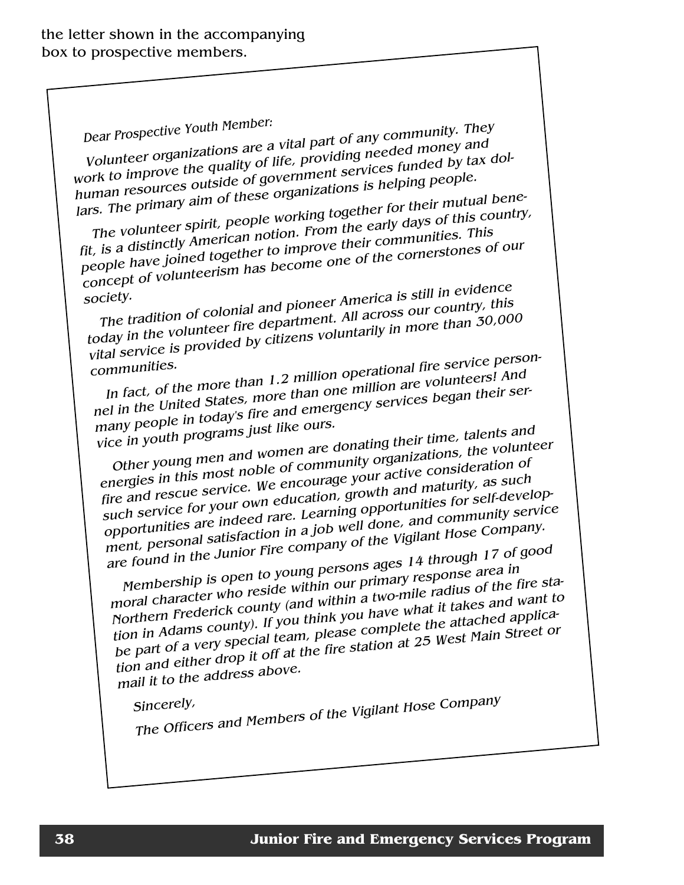the letter shown in the accompanying box to prospective members.

> *Dear Prospective Youth Member:*
>
> *Volunteer organizations are a vital part of any community. They work to improve the quality of life, providing needed money and human resources outside of government services funded by tax dollars. The primary aim of these organizations is helping people.*
>
> *The volunteer spirit, people working together for their mutual benefit, is a distinctly American notion. From the early days of this country, people have joined together to improve their communities. This concept of volunteerism has become one of the cornerstones of our society.*
>
> *The tradition of colonial and pioneer America is still in evidence today in the volunteer fire department. All across our country, this vital service is provided by citizens voluntarily in more than 30,000 communities.*
>
> *In fact, of the more than 1.2 million operational fire service personnel in the United States, more than one million are volunteers! And many people in today's fire and emergency services began their service in youth programs just like ours.*
>
> *Other young men and women are donating their time, talents and energies in this most noble of community organizations, the volunteer fire and rescue service. We encourage your active consideration of such service for your own education, growth and maturity, as such opportunities are indeed rare. Learning opportunities for self-development, personal satisfaction in a job well done, and community service are found in the Junior Fire company of the Vigilant Hose Company.*
>
> *Membership is open to young persons ages 14 through 17 of good moral character who reside within our primary response area in Northern Frederick county (and within a two-mile radius of the fire station in Adams county). If you think you have what it takes and want to be part of a very special team, please complete the attached application and either drop it off at the fire station at 25 West Main Street or mail it to the address above.*
>
> *Sincerely,*
>
> *The Officers and Members of the Vigilant Hose Company*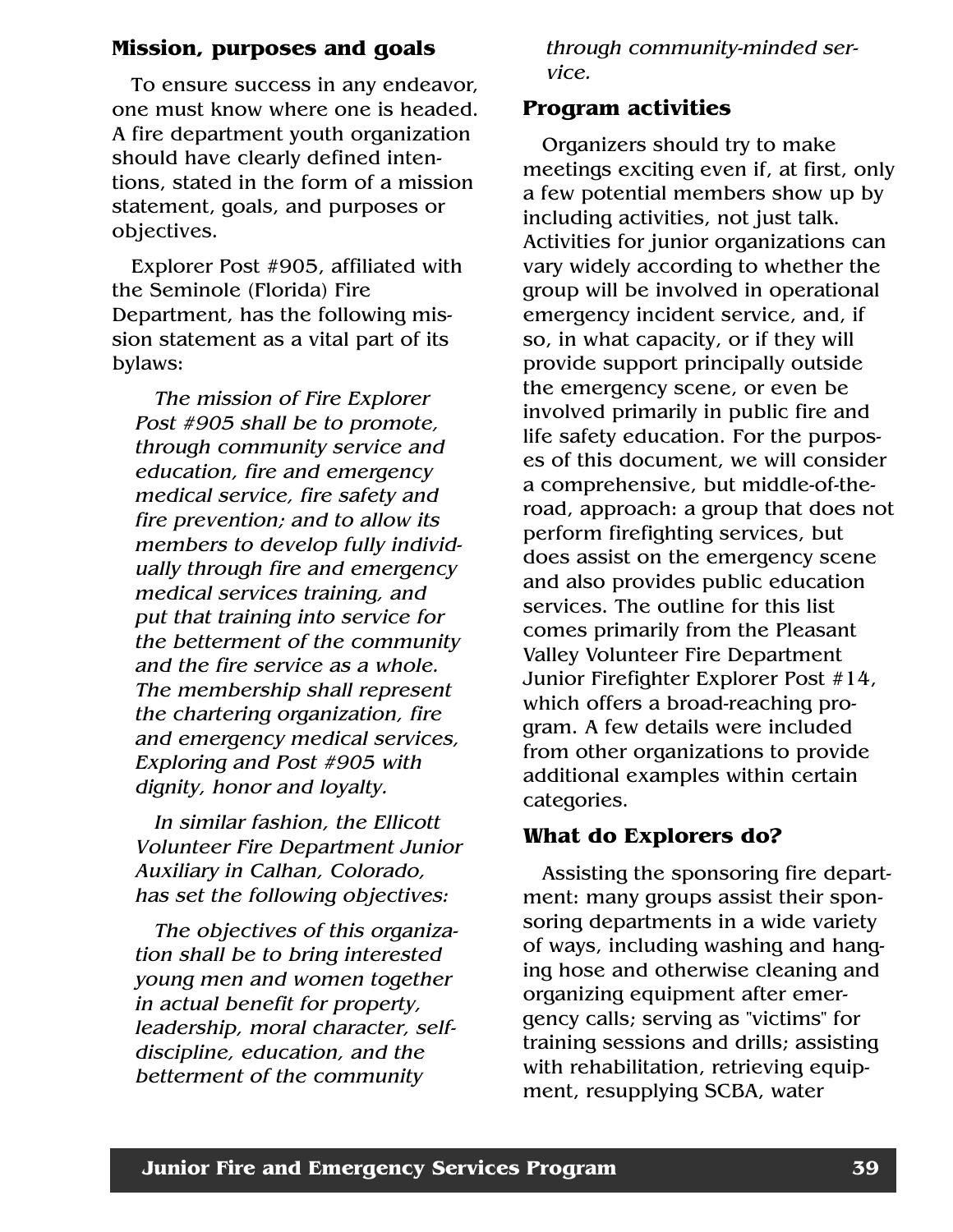## Mission, purposes and goals

To ensure success in any endeavor, one must know where one is headed. A fire department youth organization should have clearly defined intentions, stated in the form of a mission statement, goals, and purposes or objectives.

Explorer Post #905, affiliated with the Seminole (Florida) Fire Department, has the following mission statement as a vital part of its bylaws:

> *The mission of Fire Explorer Post #905 shall be to promote, through community service and education, fire and emergency medical service, fire safety and fire prevention; and to allow its members to develop fully individually through fire and emergency medical services training, and put that training into service for the betterment of the community and the fire service as a whole. The membership shall represent the chartering organization, fire and emergency medical services, Exploring and Post #905 with dignity, honor and loyalty.*

*In similar fashion, the Ellicott Volunteer Fire Department Junior Auxiliary in Calhan, Colorado, has set the following objectives:*

> *The objectives of this organization shall be to bring interested young men and women together in actual benefit for property, leadership, moral character, self-discipline, education, and the betterment of the community through community-minded service.*

## Program activities

Organizers should try to make meetings exciting even if, at first, only a few potential members show up by including activities, not just talk. Activities for junior organizations can vary widely according to whether the group will be involved in operational emergency incident service, and, if so, in what capacity, or if they will provide support principally outside the emergency scene, or even be involved primarily in public fire and life safety education. For the purposes of this document, we will consider a comprehensive, but middle-of-the-road, approach: a group that does not perform firefighting services, but does assist on the emergency scene and also provides public education services. The outline for this list comes primarily from the Pleasant Valley Volunteer Fire Department Junior Firefighter Explorer Post #14, which offers a broad-reaching program. A few details were included from other organizations to provide additional examples within certain categories.

## What do Explorers do?

Assisting the sponsoring fire department: many groups assist their sponsoring departments in a wide variety of ways, including washing and hanging hose and otherwise cleaning and organizing equipment after emergency calls; serving as "victims" for training sessions and drills; assisting with rehabilitation, retrieving equipment, resupplying SCBA, water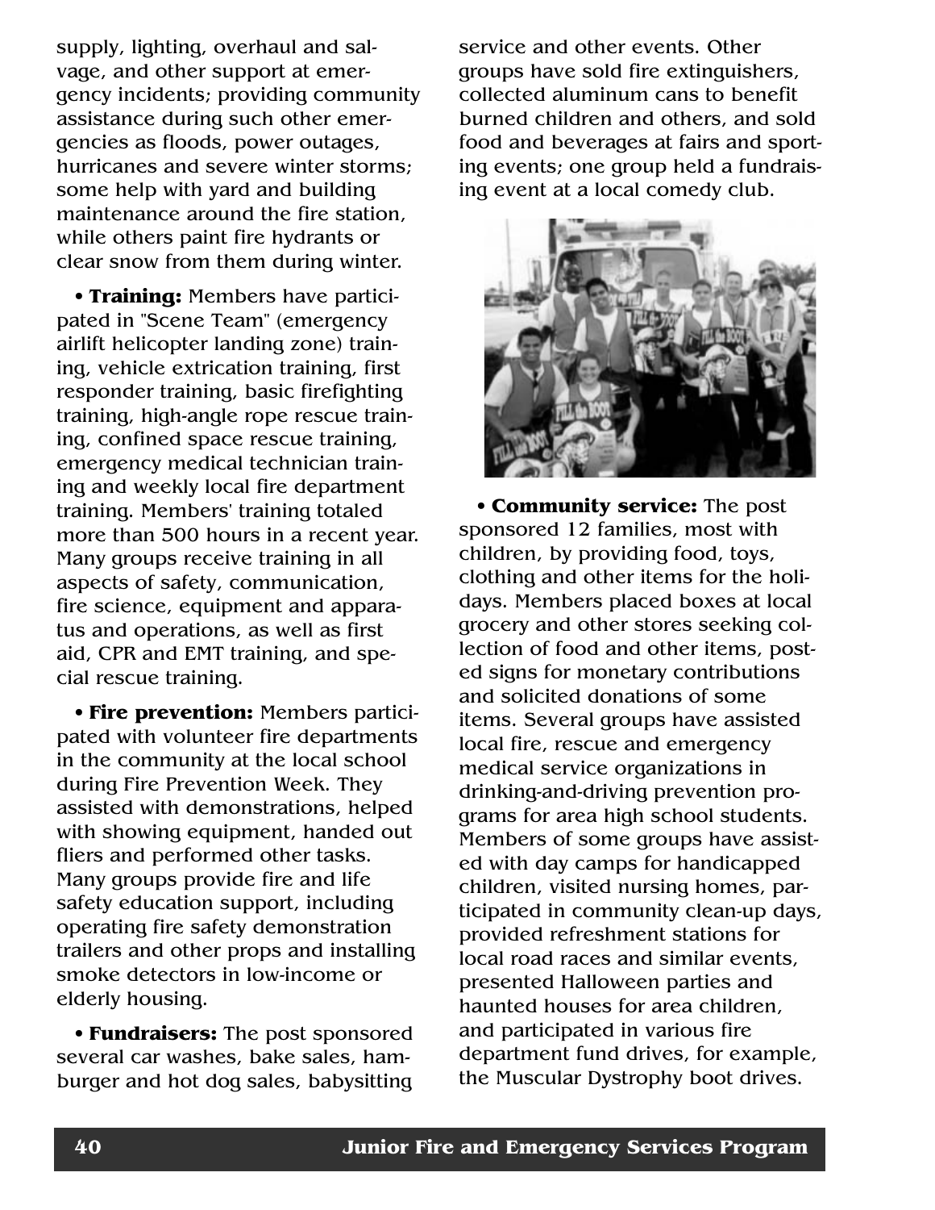supply, lighting, overhaul and salvage, and other support at emergency incidents; providing community assistance during such other emergencies as floods, power outages, hurricanes and severe winter storms; some help with yard and building maintenance around the fire station, while others paint fire hydrants or clear snow from them during winter.

- **Training:** Members have participated in "Scene Team" (emergency airlift helicopter landing zone) training, vehicle extrication training, first responder training, basic firefighting training, high-angle rope rescue training, confined space rescue training, emergency medical technician training and weekly local fire department training. Members' training totaled more than 500 hours in a recent year. Many groups receive training in all aspects of safety, communication, fire science, equipment and apparatus and operations, as well as first aid, CPR and EMT training, and special rescue training.

- **Fire prevention:** Members participated with volunteer fire departments in the community at the local school during Fire Prevention Week. They assisted with demonstrations, helped with showing equipment, handed out fliers and performed other tasks. Many groups provide fire and life safety education support, including operating fire safety demonstration trailers and other props and installing smoke detectors in low-income or elderly housing.

- **Fundraisers:** The post sponsored several car washes, bake sales, hamburger and hot dog sales, babysitting service and other events. Other groups have sold fire extinguishers, collected aluminum cans to benefit burned children and others, and sold food and beverages at fairs and sporting events; one group held a fundraising event at a local comedy club.

- **Community service:** The post sponsored 12 families, most with children, by providing food, toys, clothing and other items for the holidays. Members placed boxes at local grocery and other stores seeking collection of food and other items, posted signs for monetary contributions and solicited donations of some items. Several groups have assisted local fire, rescue and emergency medical service organizations in drinking-and-driving prevention programs for area high school students. Members of some groups have assisted with day camps for handicapped children, visited nursing homes, participated in community clean-up days, provided refreshment stations for local road races and similar events, presented Halloween parties and haunted houses for area children, and participated in various fire department fund drives, for example, the Muscular Dystrophy boot drives.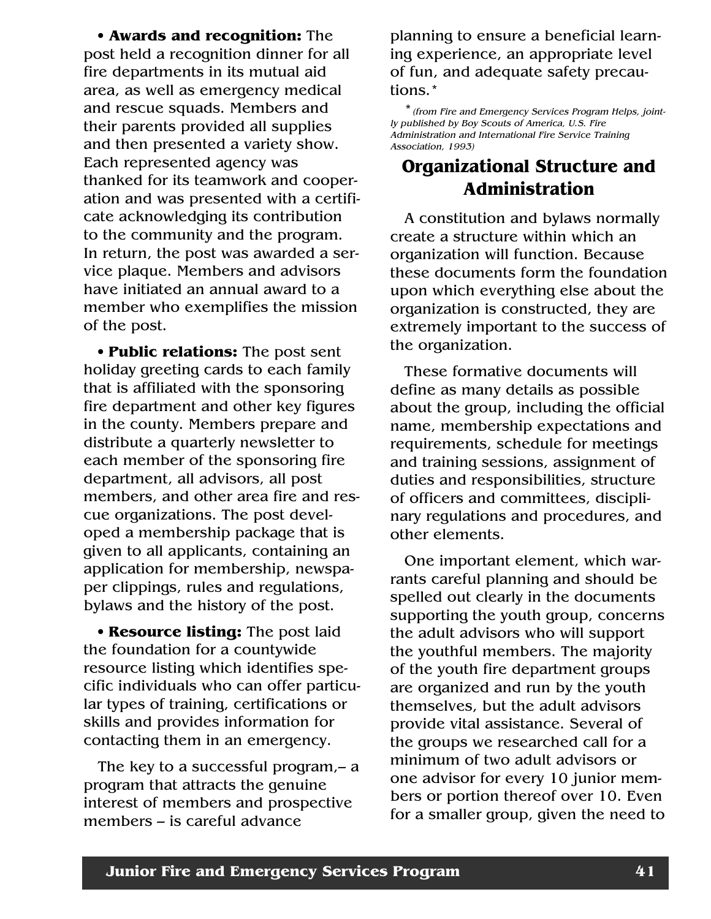- **Awards and recognition:** The post held a recognition dinner for all fire departments in its mutual aid area, as well as emergency medical and rescue squads. Members and their parents provided all supplies and then presented a variety show. Each represented agency was thanked for its teamwork and cooperation and was presented with a certificate acknowledging its contribution to the community and the program. In return, the post was awarded a service plaque. Members and advisors have initiated an annual award to a member who exemplifies the mission of the post.

- **Public relations:** The post sent holiday greeting cards to each family that is affiliated with the sponsoring fire department and other key figures in the county. Members prepare and distribute a quarterly newsletter to each member of the sponsoring fire department, all advisors, all post members, and other area fire and rescue organizations. The post developed a membership package that is given to all applicants, containing an application for membership, newspaper clippings, rules and regulations, bylaws and the history of the post.

- **Resource listing:** The post laid the foundation for a countywide resource listing which identifies specific individuals who can offer particular types of training, certifications or skills and provides information for contacting them in an emergency.

The key to a successful program,– a program that attracts the genuine interest of members and prospective members – is careful advance planning to ensure a beneficial learning experience, an appropriate level of fun, and adequate safety precautions.*

*\* (from Fire and Emergency Services Program Helps, jointly published by Boy Scouts of America, U.S. Fire Administration and International Fire Service Training Association, 1993)*

## Organizational Structure and Administration

A constitution and bylaws normally create a structure within which an organization will function. Because these documents form the foundation upon which everything else about the organization is constructed, they are extremely important to the success of the organization.

These formative documents will define as many details as possible about the group, including the official name, membership expectations and requirements, schedule for meetings and training sessions, assignment of duties and responsibilities, structure of officers and committees, disciplinary regulations and procedures, and other elements.

One important element, which warrants careful planning and should be spelled out clearly in the documents supporting the youth group, concerns the adult advisors who will support the youthful members. The majority of the youth fire department groups are organized and run by the youth themselves, but the adult advisors provide vital assistance. Several of the groups we researched call for a minimum of two adult advisors or one advisor for every 10 junior members or portion thereof over 10. Even for a smaller group, given the need to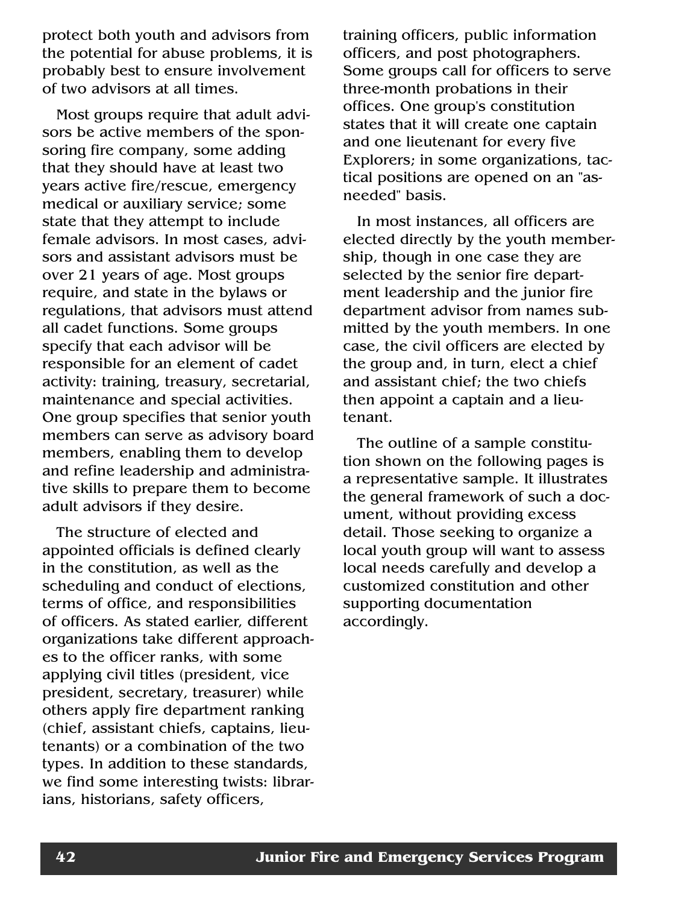protect both youth and advisors from the potential for abuse problems, it is probably best to ensure involvement of two advisors at all times.

Most groups require that adult advisors be active members of the sponsoring fire company, some adding that they should have at least two years active fire/rescue, emergency medical or auxiliary service; some state that they attempt to include female advisors. In most cases, advisors and assistant advisors must be over 21 years of age. Most groups require, and state in the bylaws or regulations, that advisors must attend all cadet functions. Some groups specify that each advisor will be responsible for an element of cadet activity: training, treasury, secretarial, maintenance and special activities. One group specifies that senior youth members can serve as advisory board members, enabling them to develop and refine leadership and administrative skills to prepare them to become adult advisors if they desire.

The structure of elected and appointed officials is defined clearly in the constitution, as well as the scheduling and conduct of elections, terms of office, and responsibilities of officers. As stated earlier, different organizations take different approaches to the officer ranks, with some applying civil titles (president, vice president, secretary, treasurer) while others apply fire department ranking (chief, assistant chiefs, captains, lieutenants) or a combination of the two types. In addition to these standards, we find some interesting twists: librarians, historians, safety officers, training officers, public information officers, and post photographers. Some groups call for officers to serve three-month probations in their offices. One group's constitution states that it will create one captain and one lieutenant for every five Explorers; in some organizations, tactical positions are opened on an "as-needed" basis.

In most instances, all officers are elected directly by the youth membership, though in one case they are selected by the senior fire department leadership and the junior fire department advisor from names submitted by the youth members. In one case, the civil officers are elected by the group and, in turn, elect a chief and assistant chief; the two chiefs then appoint a captain and a lieutenant.

The outline of a sample constitution shown on the following pages is a representative sample. It illustrates the general framework of such a document, without providing excess detail. Those seeking to organize a local youth group will want to assess local needs carefully and develop a customized constitution and other supporting documentation accordingly.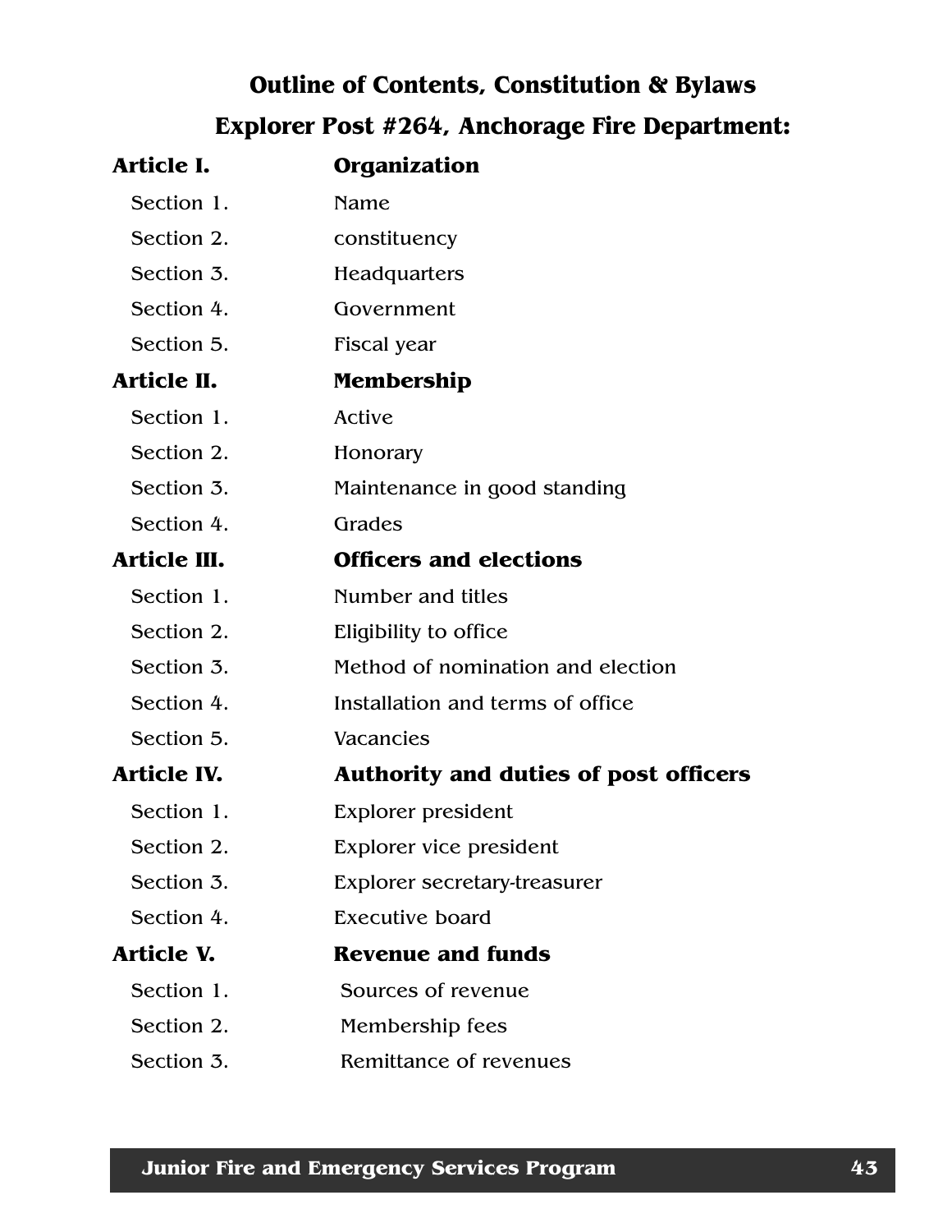## Outline of Contents, Constitution & Bylaws

## Explorer Post #264, Anchorage Fire Department:

**Article I. Organization**

- Section 1. Name
- Section 2. constituency
- Section 3. Headquarters
- Section 4. Government
- Section 5. Fiscal year

**Article II. Membership**

- Section 1. Active
- Section 2. Honorary
- Section 3. Maintenance in good standing
- Section 4. Grades

**Article III. Officers and elections**

- Section 1. Number and titles
- Section 2. Eligibility to office
- Section 3. Method of nomination and election
- Section 4. Installation and terms of office
- Section 5. Vacancies

**Article IV. Authority and duties of post officers**

- Section 1. Explorer president
- Section 2. Explorer vice president
- Section 3. Explorer secretary-treasurer
- Section 4. Executive board

**Article V. Revenue and funds**

- Section 1. Sources of revenue
- Section 2. Membership fees
- Section 3. Remittance of revenues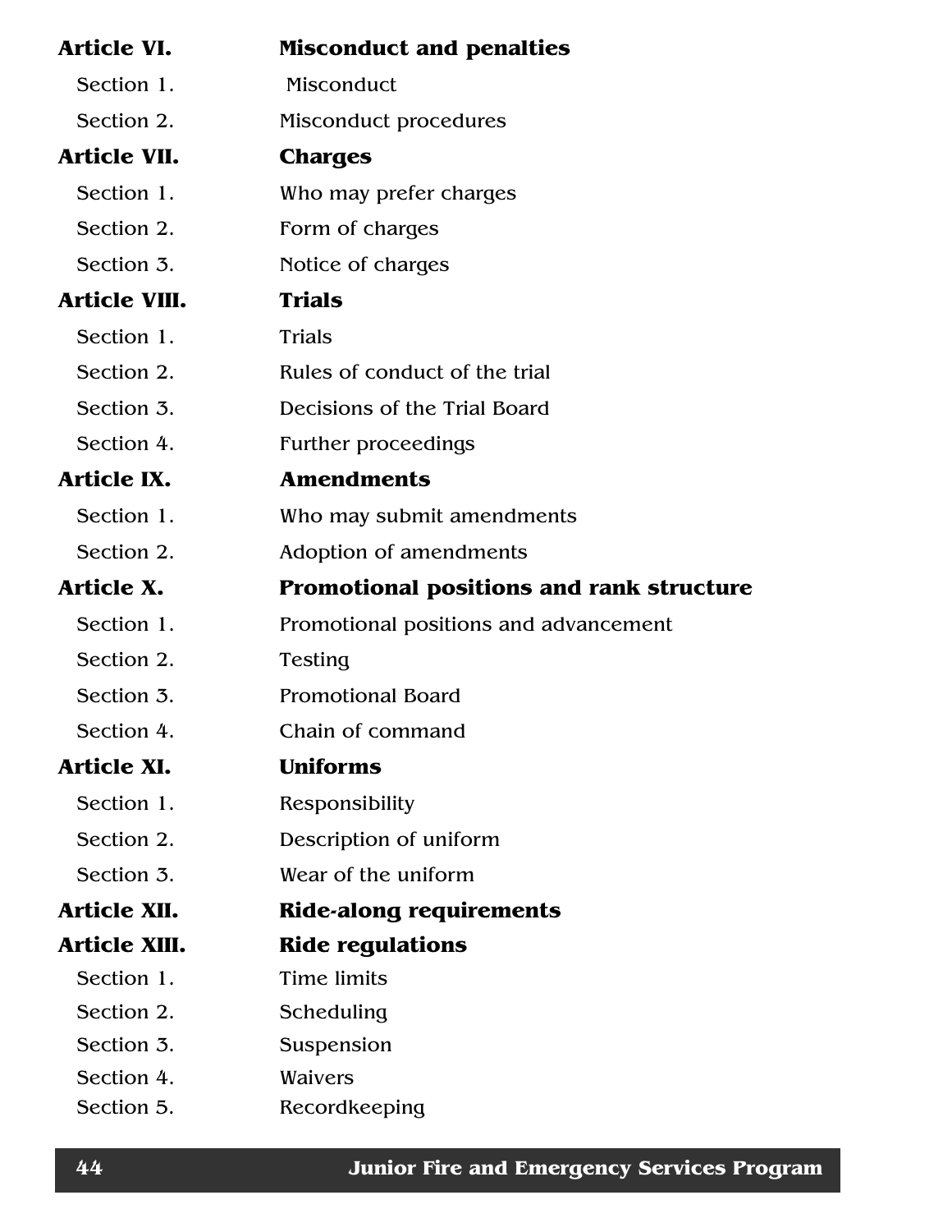| | |
|---|---|
| **Article VI.** | **Misconduct and penalties** |
| Section 1. | Misconduct |
| Section 2. | Misconduct procedures |
| **Article VII.** | **Charges** |
| Section 1. | Who may prefer charges |
| Section 2. | Form of charges |
| Section 3. | Notice of charges |
| **Article VIII.** | **Trials** |
| Section 1. | Trials |
| Section 2. | Rules of conduct of the trial |
| Section 3. | Decisions of the Trial Board |
| Section 4. | Further proceedings |
| **Article IX.** | **Amendments** |
| Section 1. | Who may submit amendments |
| Section 2. | Adoption of amendments |
| **Article X.** | **Promotional positions and rank structure** |
| Section 1. | Promotional positions and advancement |
| Section 2. | Testing |
| Section 3. | Promotional Board |
| Section 4. | Chain of command |
| **Article XI.** | **Uniforms** |
| Section 1. | Responsibility |
| Section 2. | Description of uniform |
| Section 3. | Wear of the uniform |
| **Article XII.** | **Ride-along requirements** |
| **Article XIII.** | **Ride regulations** |
| Section 1. | Time limits |
| Section 2. | Scheduling |
| Section 3. | Suspension |
| Section 4. | Waivers |
| Section 5. | Recordkeeping |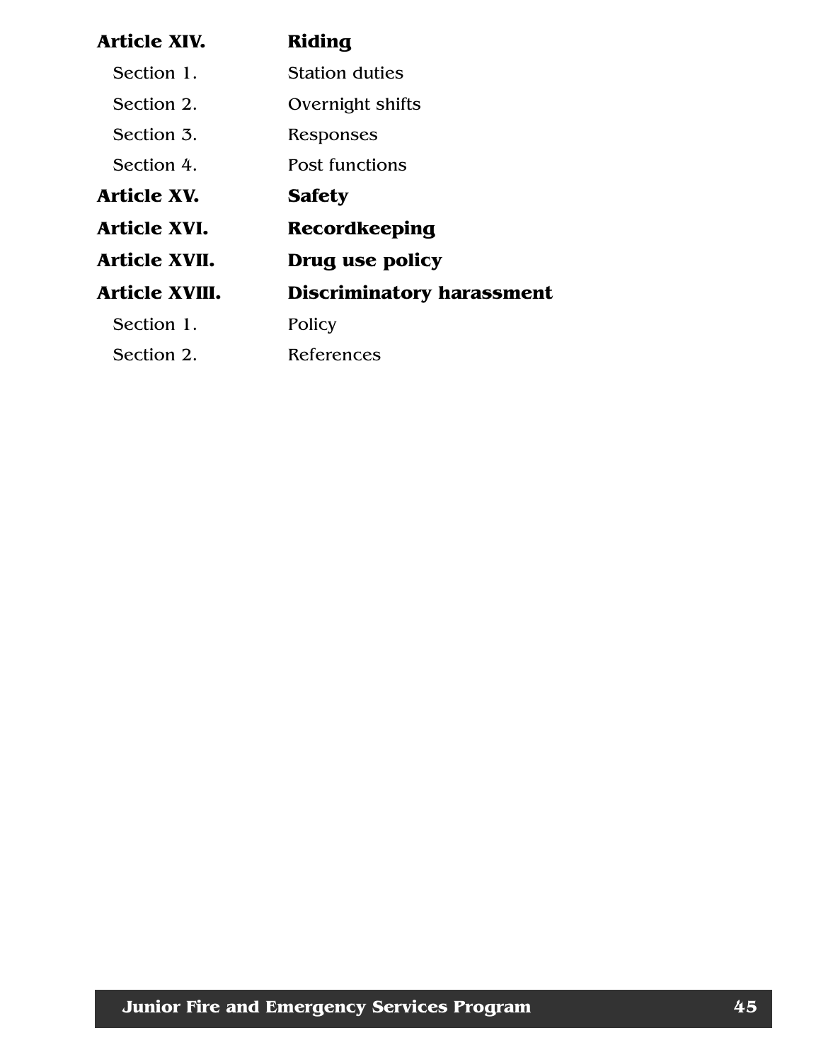**Article XIV.** **Riding**

Section 1. Station duties

Section 2. Overnight shifts

Section 3. Responses

Section 4. Post functions

**Article XV.** **Safety**

**Article XVI.** **Recordkeeping**

**Article XVII.** **Drug use policy**

**Article XVIII.** **Discriminatory harassment**

Section 1. Policy

Section 2. References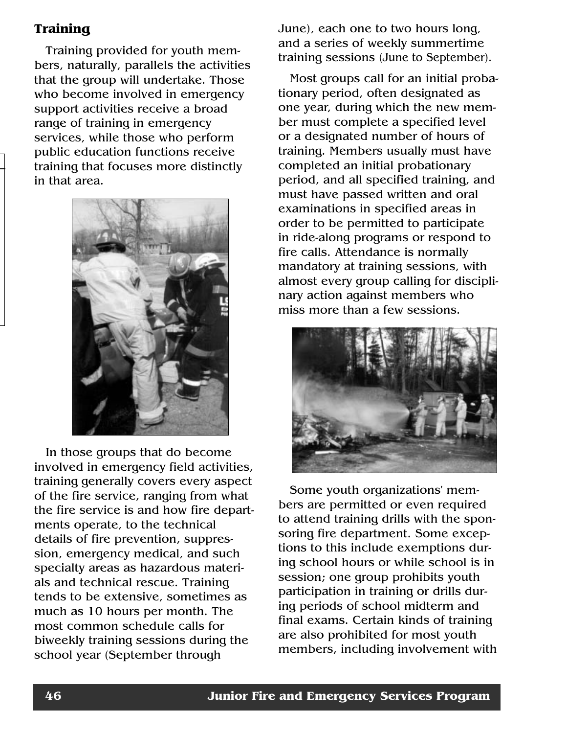## Training

Training provided for youth members, naturally, parallels the activities that the group will undertake. Those who become involved in emergency support activities receive a broad range of training in emergency services, while those who perform public education functions receive training that focuses more distinctly in that area.

In those groups that do become involved in emergency field activities, training generally covers every aspect of the fire service, ranging from what the fire service is and how fire departments operate, to the technical details of fire prevention, suppression, emergency medical, and such specialty areas as hazardous materials and technical rescue. Training tends to be extensive, sometimes as much as 10 hours per month. The most common schedule calls for biweekly training sessions during the school year (September through June), each one to two hours long, and a series of weekly summertime training sessions (June to September).

Most groups call for an initial probationary period, often designated as one year, during which the new member must complete a specified level or a designated number of hours of training. Members usually must have completed an initial probationary period, and all specified training, and must have passed written and oral examinations in specified areas in order to be permitted to participate in ride-along programs or respond to fire calls. Attendance is normally mandatory at training sessions, with almost every group calling for disciplinary action against members who miss more than a few sessions.

Some youth organizations' members are permitted or even required to attend training drills with the sponsoring fire department. Some exceptions to this include exemptions during school hours or while school is in session; one group prohibits youth participation in training or drills during periods of school midterm and final exams. Certain kinds of training are also prohibited for most youth members, including involvement with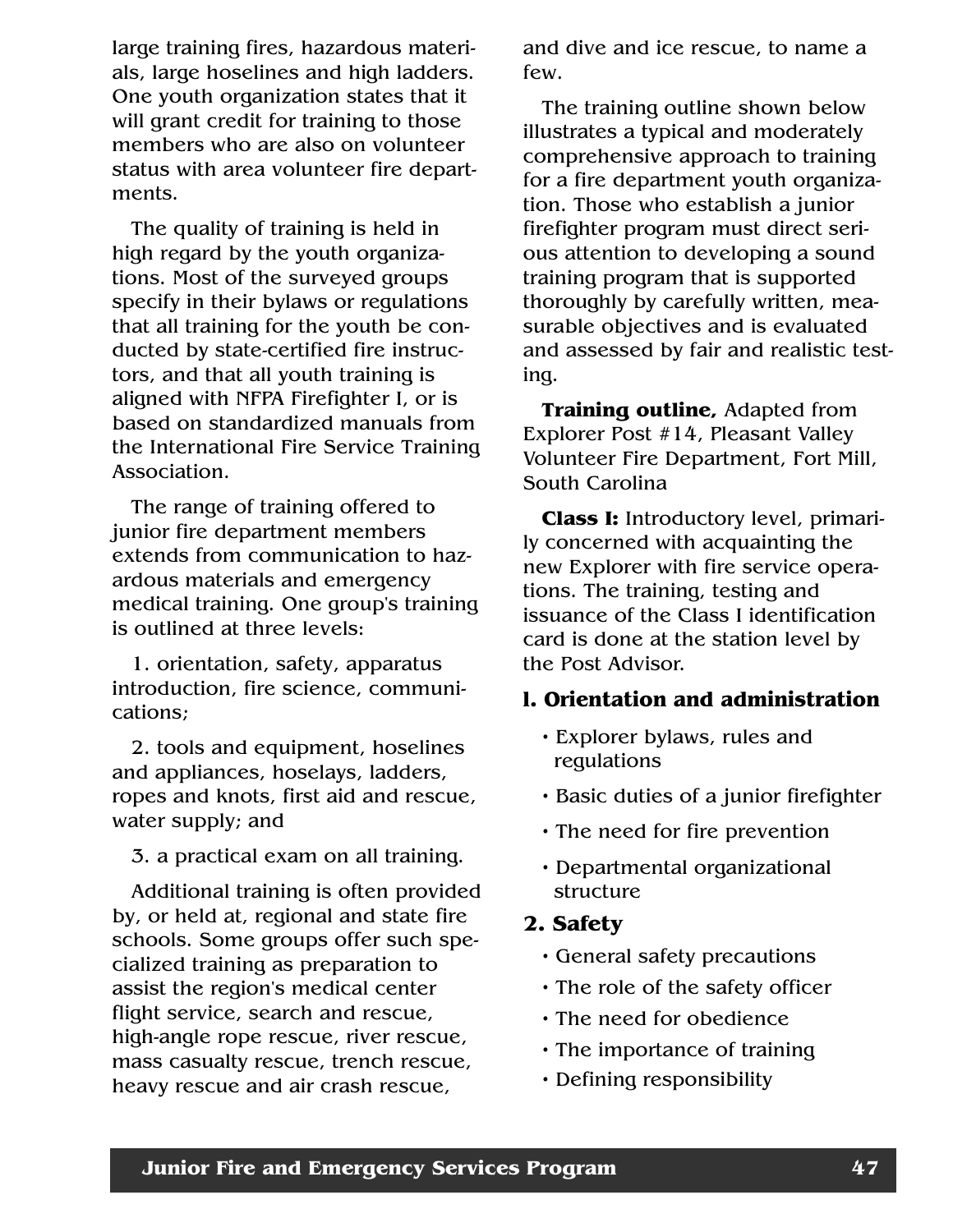large training fires, hazardous materials, large hoselines and high ladders. One youth organization states that it will grant credit for training to those members who are also on volunteer status with area volunteer fire departments.

The quality of training is held in high regard by the youth organizations. Most of the surveyed groups specify in their bylaws or regulations that all training for the youth be conducted by state-certified fire instructors, and that all youth training is aligned with NFPA Firefighter I, or is based on standardized manuals from the International Fire Service Training Association.

The range of training offered to junior fire department members extends from communication to hazardous materials and emergency medical training. One group's training is outlined at three levels:

1. orientation, safety, apparatus introduction, fire science, communications;

2. tools and equipment, hoselines and appliances, hoselays, ladders, ropes and knots, first aid and rescue, water supply; and

3. a practical exam on all training.

Additional training is often provided by, or held at, regional and state fire schools. Some groups offer such specialized training as preparation to assist the region's medical center flight service, search and rescue, high-angle rope rescue, river rescue, mass casualty rescue, trench rescue, heavy rescue and air crash rescue, and dive and ice rescue, to name a few.

The training outline shown below illustrates a typical and moderately comprehensive approach to training for a fire department youth organization. Those who establish a junior firefighter program must direct serious attention to developing a sound training program that is supported thoroughly by carefully written, measurable objectives and is evaluated and assessed by fair and realistic testing.

**Training outline,** Adapted from Explorer Post #14, Pleasant Valley Volunteer Fire Department, Fort Mill, South Carolina

**Class I:** Introductory level, primarily concerned with acquainting the new Explorer with fire service operations. The training, testing and issuance of the Class I identification card is done at the station level by the Post Advisor.

### 1. Orientation and administration

- Explorer bylaws, rules and regulations
- Basic duties of a junior firefighter
- The need for fire prevention
- Departmental organizational structure

### 2. Safety

- General safety precautions
- The role of the safety officer
- The need for obedience
- The importance of training
- Defining responsibility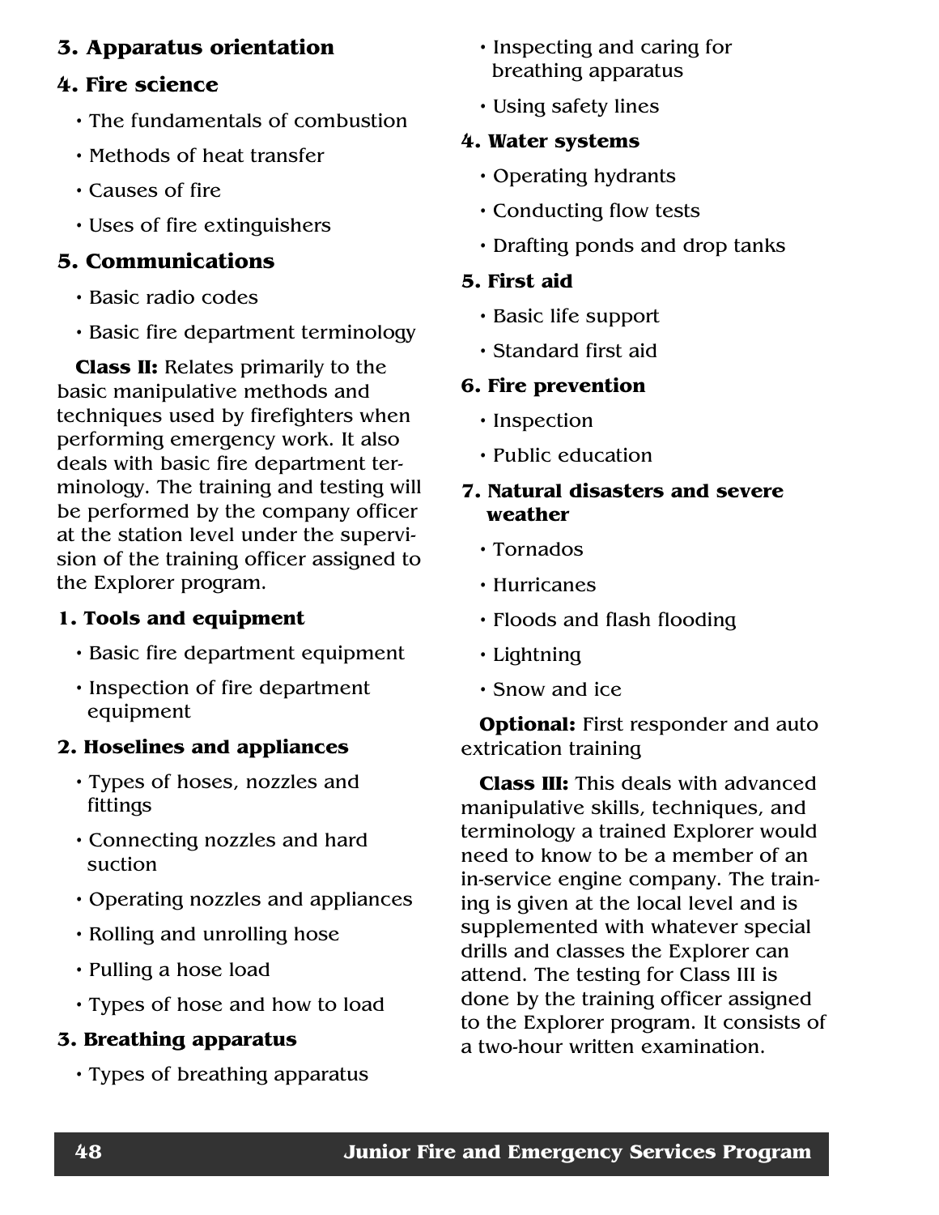### 3. Apparatus orientation

### 4. Fire science

- The fundamentals of combustion
- Methods of heat transfer
- Causes of fire
- Uses of fire extinguishers

### 5. Communications

- Basic radio codes
- Basic fire department terminology

**Class II:** Relates primarily to the basic manipulative methods and techniques used by firefighters when performing emergency work. It also deals with basic fire department terminology. The training and testing will be performed by the company officer at the station level under the supervision of the training officer assigned to the Explorer program.

**1. Tools and equipment**

- Basic fire department equipment
- Inspection of fire department equipment

**2. Hoselines and appliances**

- Types of hoses, nozzles and fittings
- Connecting nozzles and hard suction
- Operating nozzles and appliances
- Rolling and unrolling hose
- Pulling a hose load
- Types of hose and how to load

**3. Breathing apparatus**

- Types of breathing apparatus
- Inspecting and caring for breathing apparatus
- Using safety lines

**4. Water systems**

- Operating hydrants
- Conducting flow tests
- Drafting ponds and drop tanks

**5. First aid**

- Basic life support
- Standard first aid

**6. Fire prevention**

- Inspection
- Public education

**7. Natural disasters and severe weather**

- Tornados
- Hurricanes
- Floods and flash flooding
- Lightning
- Snow and ice

**Optional:** First responder and auto extrication training

**Class III:** This deals with advanced manipulative skills, techniques, and terminology a trained Explorer would need to know to be a member of an in-service engine company. The training is given at the local level and is supplemented with whatever special drills and classes the Explorer can attend. The testing for Class III is done by the training officer assigned to the Explorer program. It consists of a two-hour written examination.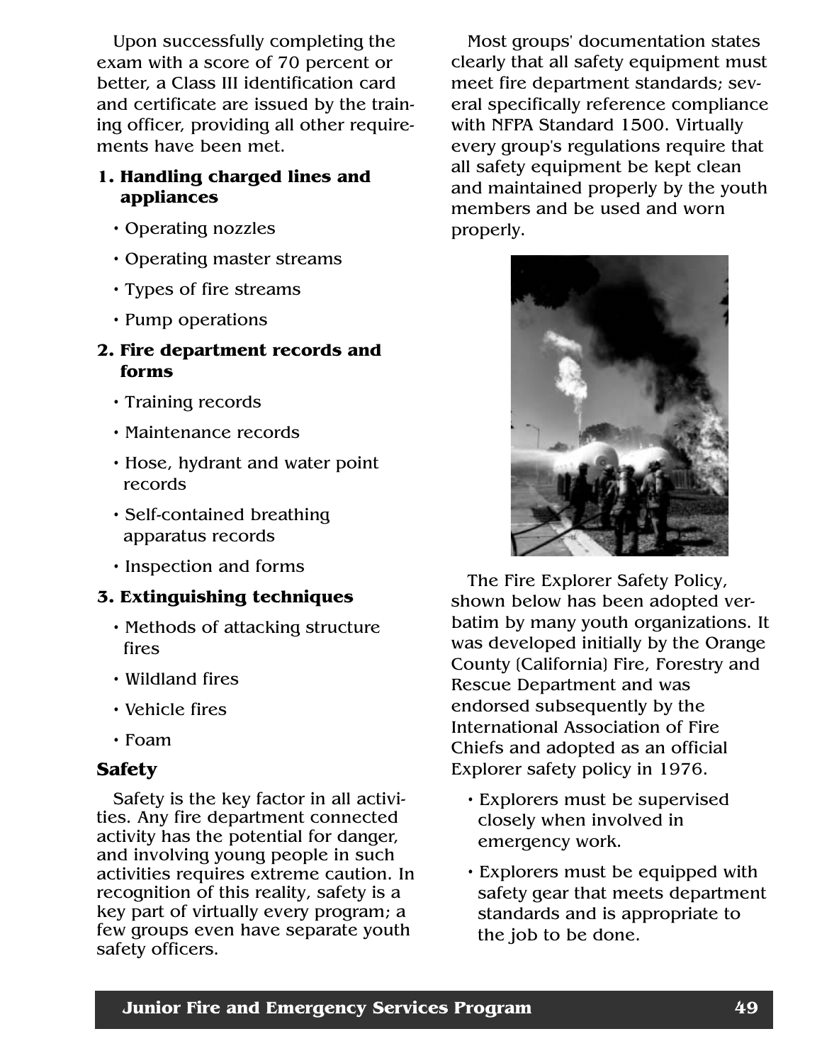Upon successfully completing the exam with a score of 70 percent or better, a Class III identification card and certificate are issued by the training officer, providing all other requirements have been met.

**1. Handling charged lines and appliances**

- Operating nozzles
- Operating master streams
- Types of fire streams
- Pump operations

**2. Fire department records and forms**

- Training records
- Maintenance records
- Hose, hydrant and water point records
- Self-contained breathing apparatus records
- Inspection and forms

**3. Extinguishing techniques**

- Methods of attacking structure fires
- Wildland fires
- Vehicle fires
- Foam

### Safety

Safety is the key factor in all activities. Any fire department connected activity has the potential for danger, and involving young people in such activities requires extreme caution. In recognition of this reality, safety is a key part of virtually every program; a few groups even have separate youth safety officers.

Most groups' documentation states clearly that all safety equipment must meet fire department standards; several specifically reference compliance with NFPA Standard 1500. Virtually every group's regulations require that all safety equipment be kept clean and maintained properly by the youth members and be used and worn properly.

The Fire Explorer Safety Policy, shown below has been adopted verbatim by many youth organizations. It was developed initially by the Orange County (California) Fire, Forestry and Rescue Department and was endorsed subsequently by the International Association of Fire Chiefs and adopted as an official Explorer safety policy in 1976.

- Explorers must be supervised closely when involved in emergency work.
- Explorers must be equipped with safety gear that meets department standards and is appropriate to the job to be done.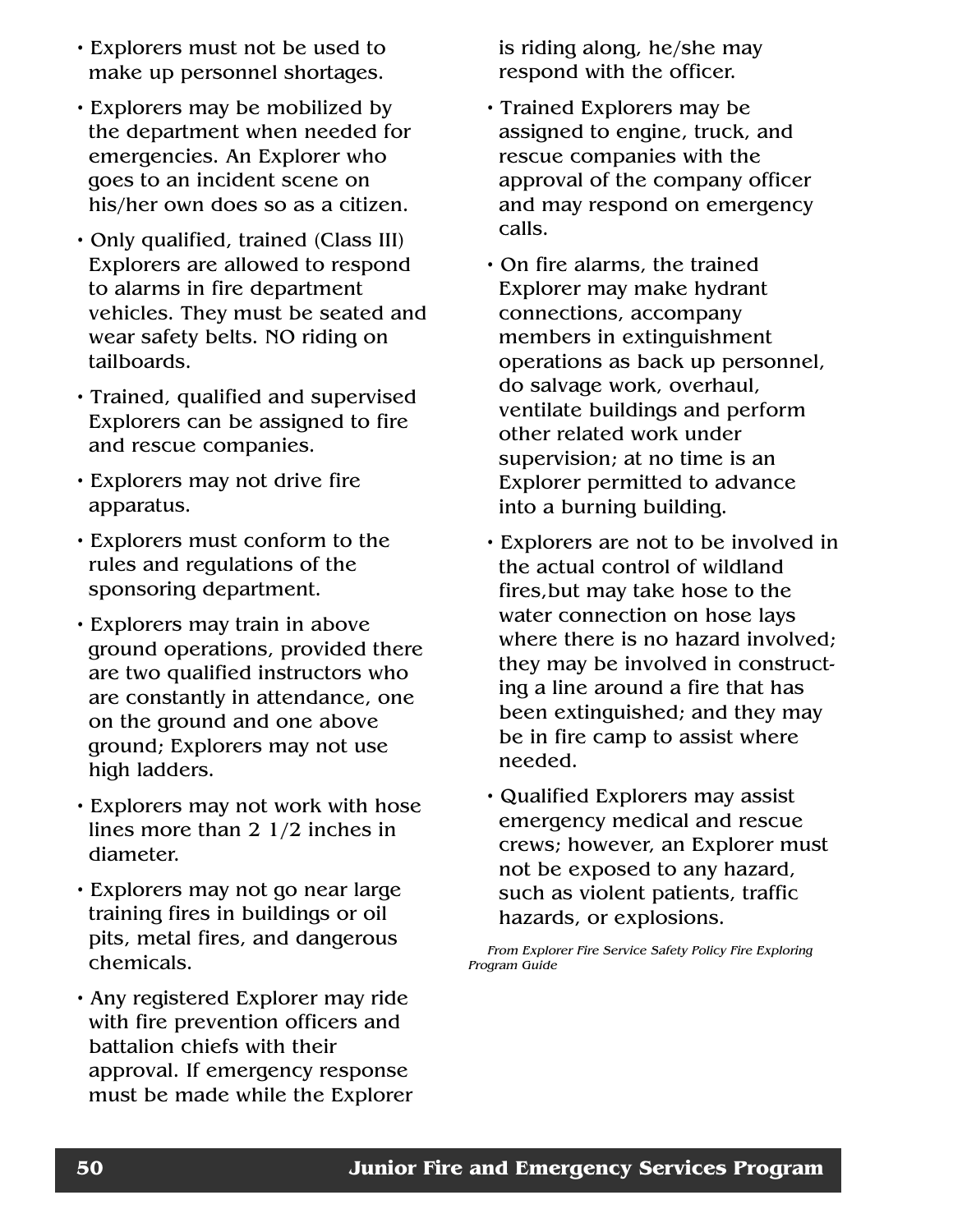- Explorers must not be used to make up personnel shortages.
- Explorers may be mobilized by the department when needed for emergencies. An Explorer who goes to an incident scene on his/her own does so as a citizen.
- Only qualified, trained (Class III) Explorers are allowed to respond to alarms in fire department vehicles. They must be seated and wear safety belts. NO riding on tailboards.
- Trained, qualified and supervised Explorers can be assigned to fire and rescue companies.
- Explorers may not drive fire apparatus.
- Explorers must conform to the rules and regulations of the sponsoring department.
- Explorers may train in above ground operations, provided there are two qualified instructors who are constantly in attendance, one on the ground and one above ground; Explorers may not use high ladders.
- Explorers may not work with hose lines more than 2 1/2 inches in diameter.
- Explorers may not go near large training fires in buildings or oil pits, metal fires, and dangerous chemicals.
- Any registered Explorer may ride with fire prevention officers and battalion chiefs with their approval. If emergency response must be made while the Explorer is riding along, he/she may respond with the officer.
- Trained Explorers may be assigned to engine, truck, and rescue companies with the approval of the company officer and may respond on emergency calls.
- On fire alarms, the trained Explorer may make hydrant connections, accompany members in extinguishment operations as back up personnel, do salvage work, overhaul, ventilate buildings and perform other related work under supervision; at no time is an Explorer permitted to advance into a burning building.
- Explorers are not to be involved in the actual control of wildland fires,but may take hose to the water connection on hose lays where there is no hazard involved; they may be involved in constructing a line around a fire that has been extinguished; and they may be in fire camp to assist where needed.
- Qualified Explorers may assist emergency medical and rescue crews; however, an Explorer must not be exposed to any hazard, such as violent patients, traffic hazards, or explosions.

*From Explorer Fire Service Safety Policy Fire Exploring Program Guide*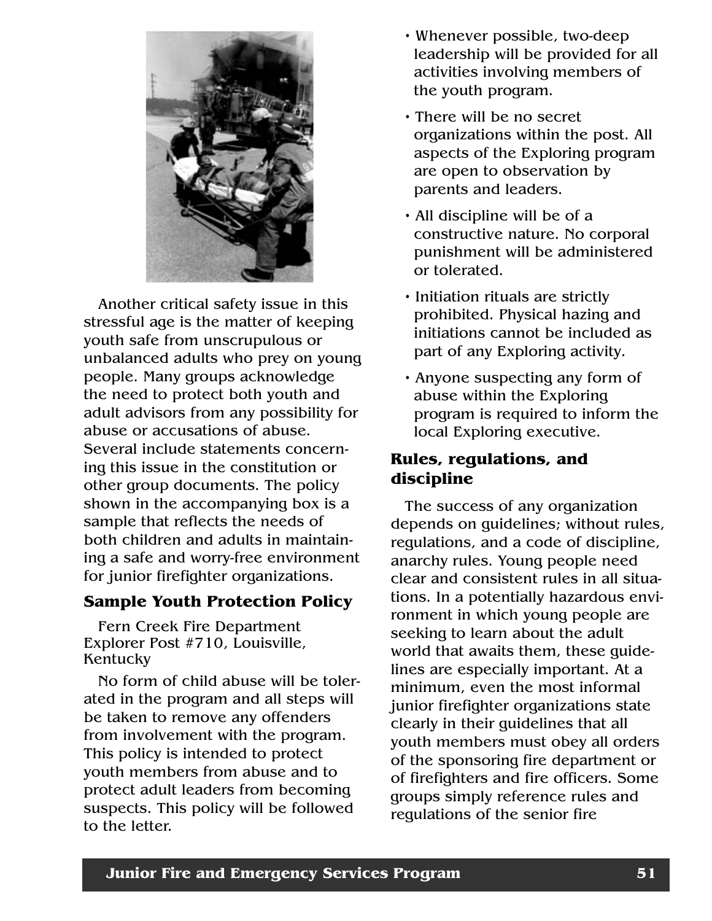Another critical safety issue in this stressful age is the matter of keeping youth safe from unscrupulous or unbalanced adults who prey on young people. Many groups acknowledge the need to protect both youth and adult advisors from any possibility for abuse or accusations of abuse. Several include statements concerning this issue in the constitution or other group documents. The policy shown in the accompanying box is a sample that reflects the needs of both children and adults in maintaining a safe and worry-free environment for junior firefighter organizations.

### Sample Youth Protection Policy

Fern Creek Fire Department Explorer Post #710, Louisville, Kentucky

No form of child abuse will be tolerated in the program and all steps will be taken to remove any offenders from involvement with the program. This policy is intended to protect youth members from abuse and to protect adult leaders from becoming suspects. This policy will be followed to the letter.

- Whenever possible, two-deep leadership will be provided for all activities involving members of the youth program.
- There will be no secret organizations within the post. All aspects of the Exploring program are open to observation by parents and leaders.
- All discipline will be of a constructive nature. No corporal punishment will be administered or tolerated.
- Initiation rituals are strictly prohibited. Physical hazing and initiations cannot be included as part of any Exploring activity.
- Anyone suspecting any form of abuse within the Exploring program is required to inform the local Exploring executive.

### Rules, regulations, and discipline

The success of any organization depends on guidelines; without rules, regulations, and a code of discipline, anarchy rules. Young people need clear and consistent rules in all situations. In a potentially hazardous environment in which young people are seeking to learn about the adult world that awaits them, these guidelines are especially important. At a minimum, even the most informal junior firefighter organizations state clearly in their guidelines that all youth members must obey all orders of the sponsoring fire department or of firefighters and fire officers. Some groups simply reference rules and regulations of the senior fire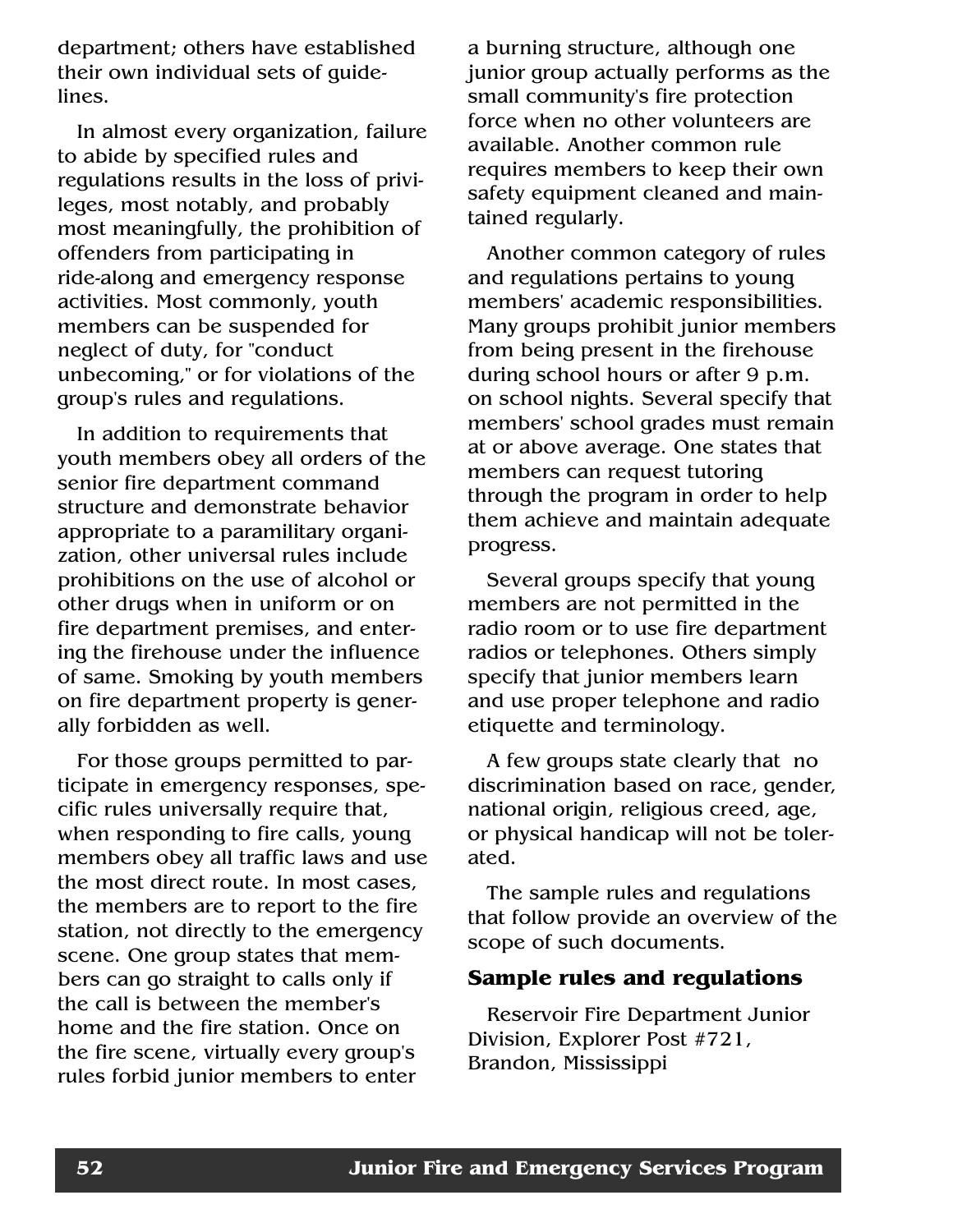department; others have established their own individual sets of guidelines.

In almost every organization, failure to abide by specified rules and regulations results in the loss of privileges, most notably, and probably most meaningfully, the prohibition of offenders from participating in ride-along and emergency response activities. Most commonly, youth members can be suspended for neglect of duty, for "conduct unbecoming," or for violations of the group's rules and regulations.

In addition to requirements that youth members obey all orders of the senior fire department command structure and demonstrate behavior appropriate to a paramilitary organization, other universal rules include prohibitions on the use of alcohol or other drugs when in uniform or on fire department premises, and entering the firehouse under the influence of same. Smoking by youth members on fire department property is generally forbidden as well.

For those groups permitted to participate in emergency responses, specific rules universally require that, when responding to fire calls, young members obey all traffic laws and use the most direct route. In most cases, the members are to report to the fire station, not directly to the emergency scene. One group states that members can go straight to calls only if the call is between the member's home and the fire station. Once on the fire scene, virtually every group's rules forbid junior members to enter a burning structure, although one junior group actually performs as the small community's fire protection force when no other volunteers are available. Another common rule requires members to keep their own safety equipment cleaned and maintained regularly.

Another common category of rules and regulations pertains to young members' academic responsibilities. Many groups prohibit junior members from being present in the firehouse during school hours or after 9 p.m. on school nights. Several specify that members' school grades must remain at or above average. One states that members can request tutoring through the program in order to help them achieve and maintain adequate progress.

Several groups specify that young members are not permitted in the radio room or to use fire department radios or telephones. Others simply specify that junior members learn and use proper telephone and radio etiquette and terminology.

A few groups state clearly that no discrimination based on race, gender, national origin, religious creed, age, or physical handicap will not be tolerated.

The sample rules and regulations that follow provide an overview of the scope of such documents.

### Sample rules and regulations

Reservoir Fire Department Junior Division, Explorer Post #721, Brandon, Mississippi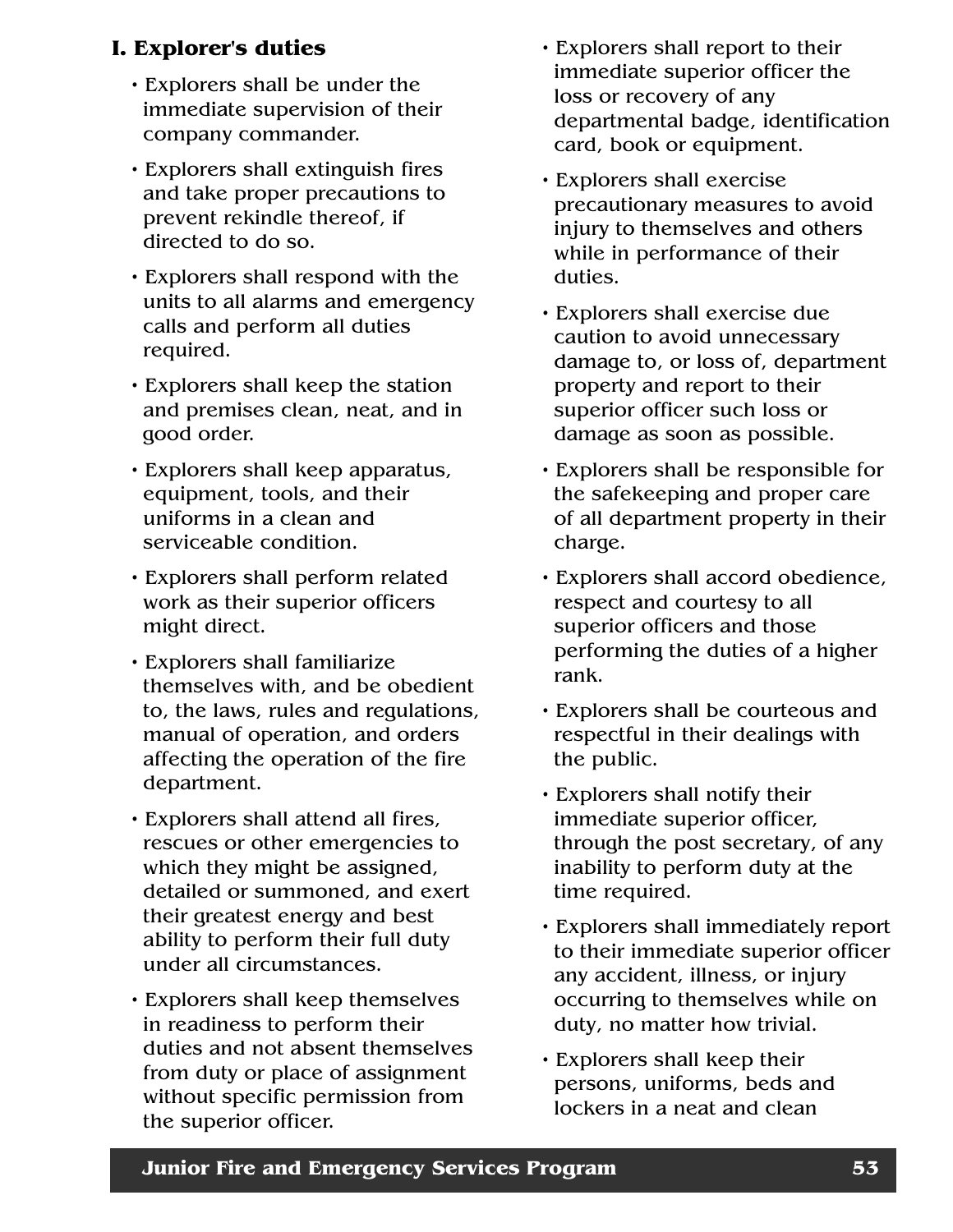## I. Explorer's duties

- Explorers shall be under the immediate supervision of their company commander.
- Explorers shall extinguish fires and take proper precautions to prevent rekindle thereof, if directed to do so.
- Explorers shall respond with the units to all alarms and emergency calls and perform all duties required.
- Explorers shall keep the station and premises clean, neat, and in good order.
- Explorers shall keep apparatus, equipment, tools, and their uniforms in a clean and serviceable condition.
- Explorers shall perform related work as their superior officers might direct.
- Explorers shall familiarize themselves with, and be obedient to, the laws, rules and regulations, manual of operation, and orders affecting the operation of the fire department.
- Explorers shall attend all fires, rescues or other emergencies to which they might be assigned, detailed or summoned, and exert their greatest energy and best ability to perform their full duty under all circumstances.
- Explorers shall keep themselves in readiness to perform their duties and not absent themselves from duty or place of assignment without specific permission from the superior officer.
- Explorers shall report to their immediate superior officer the loss or recovery of any departmental badge, identification card, book or equipment.
- Explorers shall exercise precautionary measures to avoid injury to themselves and others while in performance of their duties.
- Explorers shall exercise due caution to avoid unnecessary damage to, or loss of, department property and report to their superior officer such loss or damage as soon as possible.
- Explorers shall be responsible for the safekeeping and proper care of all department property in their charge.
- Explorers shall accord obedience, respect and courtesy to all superior officers and those performing the duties of a higher rank.
- Explorers shall be courteous and respectful in their dealings with the public.
- Explorers shall notify their immediate superior officer, through the post secretary, of any inability to perform duty at the time required.
- Explorers shall immediately report to their immediate superior officer any accident, illness, or injury occurring to themselves while on duty, no matter how trivial.
- Explorers shall keep their persons, uniforms, beds and lockers in a neat and clean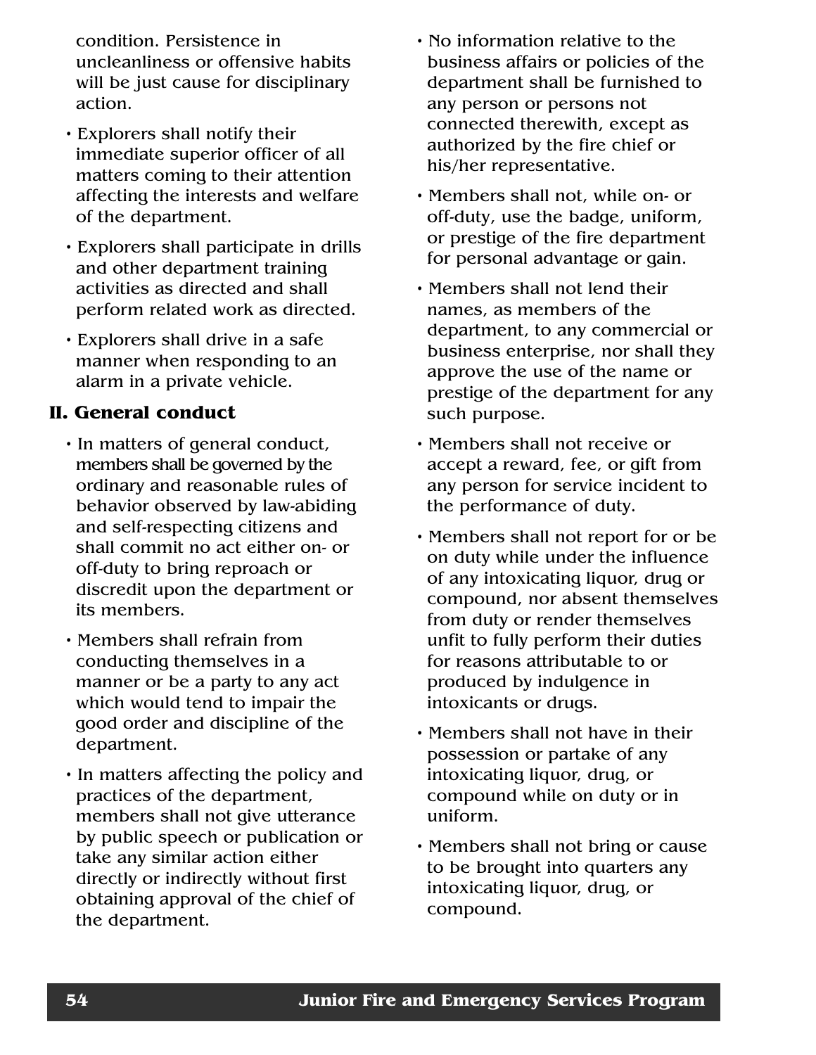condition. Persistence in uncleanliness or offensive habits will be just cause for disciplinary action.

- Explorers shall notify their immediate superior officer of all matters coming to their attention affecting the interests and welfare of the department.
- Explorers shall participate in drills and other department training activities as directed and shall perform related work as directed.
- Explorers shall drive in a safe manner when responding to an alarm in a private vehicle.

## II. General conduct

- In matters of general conduct, members shall be governed by the ordinary and reasonable rules of behavior observed by law-abiding and self-respecting citizens and shall commit no act either on- or off-duty to bring reproach or discredit upon the department or its members.
- Members shall refrain from conducting themselves in a manner or be a party to any act which would tend to impair the good order and discipline of the department.
- In matters affecting the policy and practices of the department, members shall not give utterance by public speech or publication or take any similar action either directly or indirectly without first obtaining approval of the chief of the department.
- No information relative to the business affairs or policies of the department shall be furnished to any person or persons not connected therewith, except as authorized by the fire chief or his/her representative.
- Members shall not, while on- or off-duty, use the badge, uniform, or prestige of the fire department for personal advantage or gain.
- Members shall not lend their names, as members of the department, to any commercial or business enterprise, nor shall they approve the use of the name or prestige of the department for any such purpose.
- Members shall not receive or accept a reward, fee, or gift from any person for service incident to the performance of duty.
- Members shall not report for or be on duty while under the influence of any intoxicating liquor, drug or compound, nor absent themselves from duty or render themselves unfit to fully perform their duties for reasons attributable to or produced by indulgence in intoxicants or drugs.
- Members shall not have in their possession or partake of any intoxicating liquor, drug, or compound while on duty or in uniform.
- Members shall not bring or cause to be brought into quarters any intoxicating liquor, drug, or compound.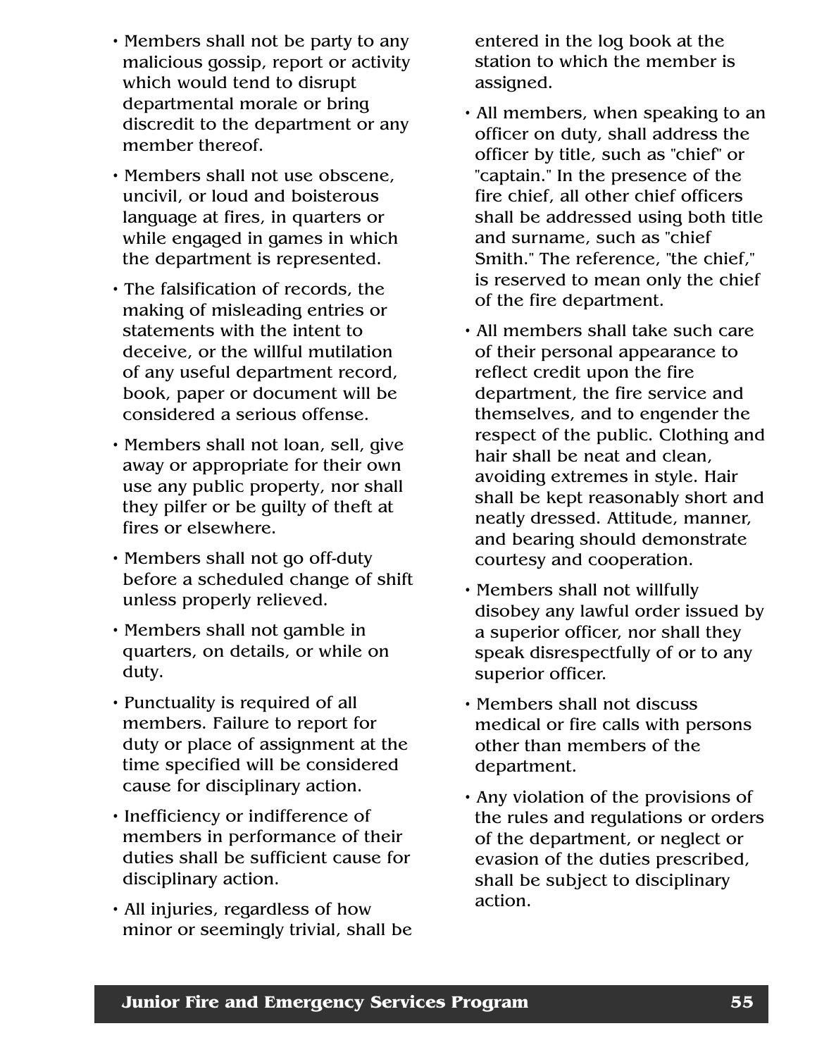- Members shall not be party to any malicious gossip, report or activity which would tend to disrupt departmental morale or bring discredit to the department or any member thereof.
- Members shall not use obscene, uncivil, or loud and boisterous language at fires, in quarters or while engaged in games in which the department is represented.
- The falsification of records, the making of misleading entries or statements with the intent to deceive, or the willful mutilation of any useful department record, book, paper or document will be considered a serious offense.
- Members shall not loan, sell, give away or appropriate for their own use any public property, nor shall they pilfer or be guilty of theft at fires or elsewhere.
- Members shall not go off-duty before a scheduled change of shift unless properly relieved.
- Members shall not gamble in quarters, on details, or while on duty.
- Punctuality is required of all members. Failure to report for duty or place of assignment at the time specified will be considered cause for disciplinary action.
- Inefficiency or indifference of members in performance of their duties shall be sufficient cause for disciplinary action.
- All injuries, regardless of how minor or seemingly trivial, shall be entered in the log book at the station to which the member is assigned.
- All members, when speaking to an officer on duty, shall address the officer by title, such as "chief" or "captain." In the presence of the fire chief, all other chief officers shall be addressed using both title and surname, such as "chief Smith." The reference, "the chief," is reserved to mean only the chief of the fire department.
- All members shall take such care of their personal appearance to reflect credit upon the fire department, the fire service and themselves, and to engender the respect of the public. Clothing and hair shall be neat and clean, avoiding extremes in style. Hair shall be kept reasonably short and neatly dressed. Attitude, manner, and bearing should demonstrate courtesy and cooperation.
- Members shall not willfully disobey any lawful order issued by a superior officer, nor shall they speak disrespectfully of or to any superior officer.
- Members shall not discuss medical or fire calls with persons other than members of the department.
- Any violation of the provisions of the rules and regulations or orders of the department, or neglect or evasion of the duties prescribed, shall be subject to disciplinary action.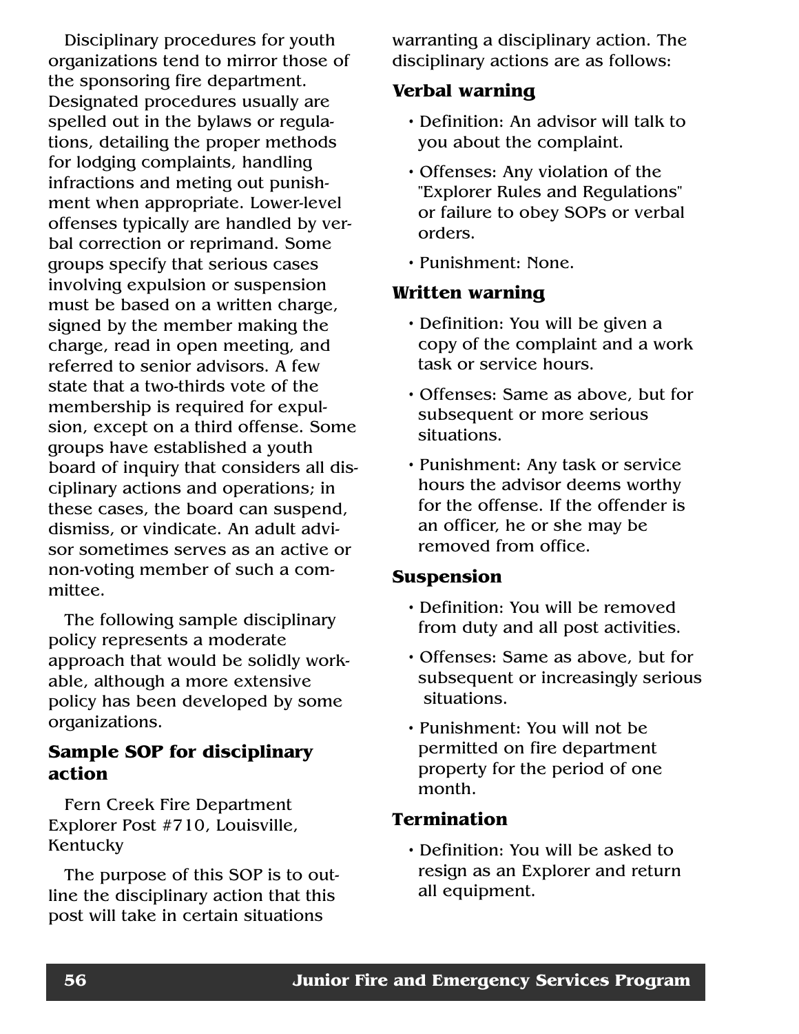Disciplinary procedures for youth organizations tend to mirror those of the sponsoring fire department. Designated procedures usually are spelled out in the bylaws or regulations, detailing the proper methods for lodging complaints, handling infractions and meting out punishment when appropriate. Lower-level offenses typically are handled by verbal correction or reprimand. Some groups specify that serious cases involving expulsion or suspension must be based on a written charge, signed by the member making the charge, read in open meeting, and referred to senior advisors. A few state that a two-thirds vote of the membership is required for expulsion, except on a third offense. Some groups have established a youth board of inquiry that considers all disciplinary actions and operations; in these cases, the board can suspend, dismiss, or vindicate. An adult advisor sometimes serves as an active or non-voting member of such a committee.

The following sample disciplinary policy represents a moderate approach that would be solidly workable, although a more extensive policy has been developed by some organizations.

### Sample SOP for disciplinary action

Fern Creek Fire Department Explorer Post #710, Louisville, Kentucky

The purpose of this SOP is to outline the disciplinary action that this post will take in certain situations warranting a disciplinary action. The disciplinary actions are as follows:

#### Verbal warning

- Definition: An advisor will talk to you about the complaint.
- Offenses: Any violation of the "Explorer Rules and Regulations" or failure to obey SOPs or verbal orders.
- Punishment: None.

#### Written warning

- Definition: You will be given a copy of the complaint and a work task or service hours.
- Offenses: Same as above, but for subsequent or more serious situations.
- Punishment: Any task or service hours the advisor deems worthy for the offense. If the offender is an officer, he or she may be removed from office.

#### Suspension

- Definition: You will be removed from duty and all post activities.
- Offenses: Same as above, but for subsequent or increasingly serious situations.
- Punishment: You will not be permitted on fire department property for the period of one month.

#### Termination

- Definition: You will be asked to resign as an Explorer and return all equipment.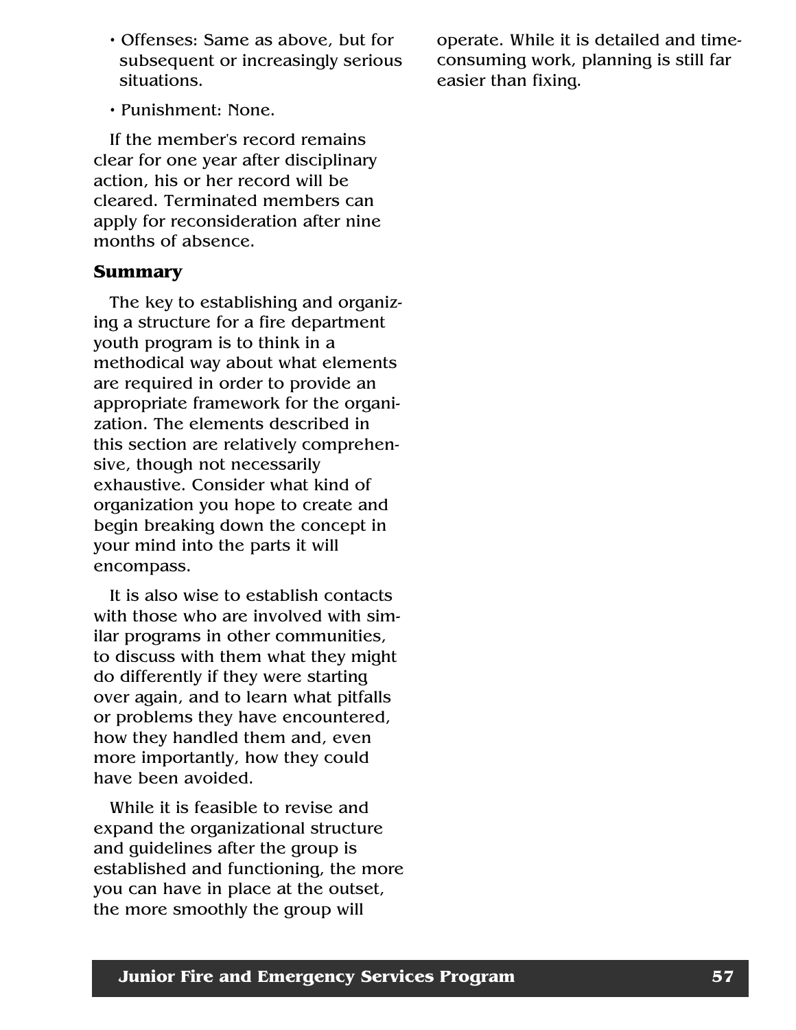- Offenses: Same as above, but for subsequent or increasingly serious situations.
- Punishment: None.

If the member's record remains clear for one year after disciplinary action, his or her record will be cleared. Terminated members can apply for reconsideration after nine months of absence.

### Summary

The key to establishing and organizing a structure for a fire department youth program is to think in a methodical way about what elements are required in order to provide an appropriate framework for the organization. The elements described in this section are relatively comprehensive, though not necessarily exhaustive. Consider what kind of organization you hope to create and begin breaking down the concept in your mind into the parts it will encompass.

It is also wise to establish contacts with those who are involved with similar programs in other communities, to discuss with them what they might do differently if they were starting over again, and to learn what pitfalls or problems they have encountered, how they handled them and, even more importantly, how they could have been avoided.

While it is feasible to revise and expand the organizational structure and guidelines after the group is established and functioning, the more you can have in place at the outset, the more smoothly the group will operate. While it is detailed and time-consuming work, planning is still far easier than fixing.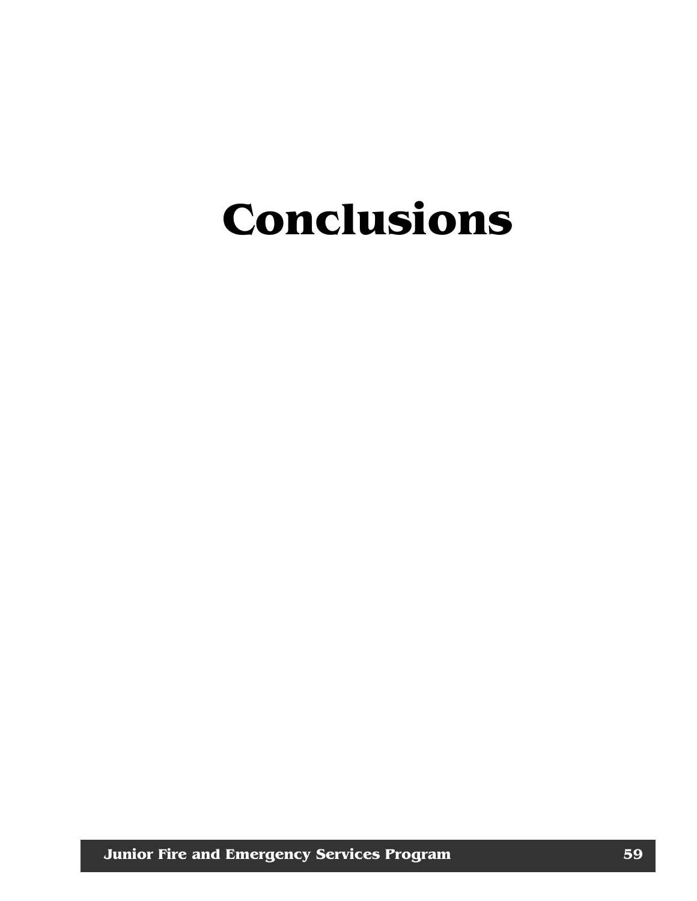# Conclusions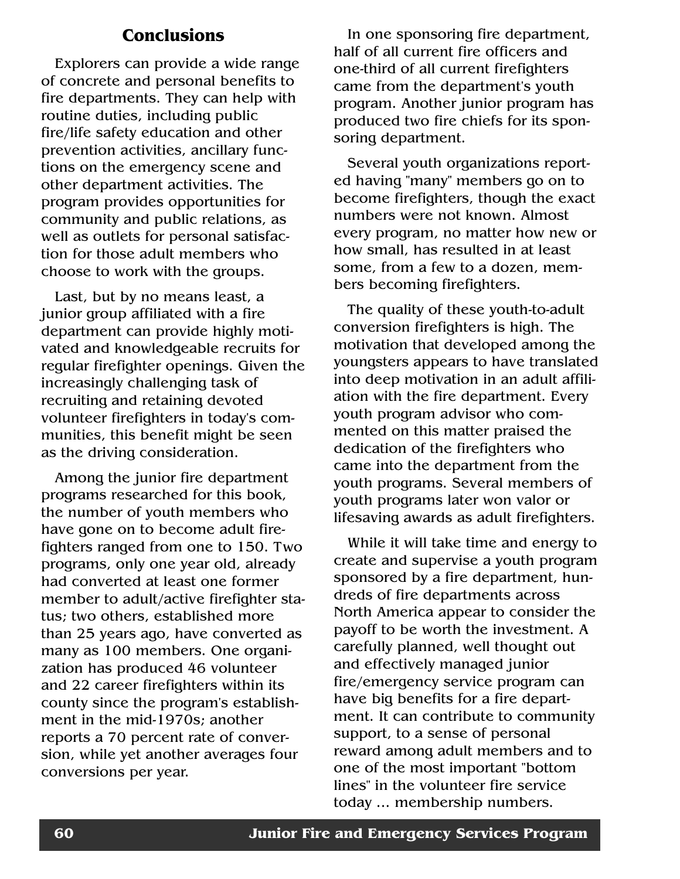## Conclusions

Explorers can provide a wide range of concrete and personal benefits to fire departments. They can help with routine duties, including public fire/life safety education and other prevention activities, ancillary functions on the emergency scene and other department activities. The program provides opportunities for community and public relations, as well as outlets for personal satisfaction for those adult members who choose to work with the groups.

Last, but by no means least, a junior group affiliated with a fire department can provide highly motivated and knowledgeable recruits for regular firefighter openings. Given the increasingly challenging task of recruiting and retaining devoted volunteer firefighters in today's communities, this benefit might be seen as the driving consideration.

Among the junior fire department programs researched for this book, the number of youth members who have gone on to become adult firefighters ranged from one to 150. Two programs, only one year old, already had converted at least one former member to adult/active firefighter status; two others, established more than 25 years ago, have converted as many as 100 members. One organization has produced 46 volunteer and 22 career firefighters within its county since the program's establishment in the mid-1970s; another reports a 70 percent rate of conversion, while yet another averages four conversions per year.

In one sponsoring fire department, half of all current fire officers and one-third of all current firefighters came from the department's youth program. Another junior program has produced two fire chiefs for its sponsoring department.

Several youth organizations reported having "many" members go on to become firefighters, though the exact numbers were not known. Almost every program, no matter how new or how small, has resulted in at least some, from a few to a dozen, members becoming firefighters.

The quality of these youth-to-adult conversion firefighters is high. The motivation that developed among the youngsters appears to have translated into deep motivation in an adult affiliation with the fire department. Every youth program advisor who commented on this matter praised the dedication of the firefighters who came into the department from the youth programs. Several members of youth programs later won valor or lifesaving awards as adult firefighters.

While it will take time and energy to create and supervise a youth program sponsored by a fire department, hundreds of fire departments across North America appear to consider the payoff to be worth the investment. A carefully planned, well thought out and effectively managed junior fire/emergency service program can have big benefits for a fire department. It can contribute to community support, to a sense of personal reward among adult members and to one of the most important "bottom lines" in the volunteer fire service today ... membership numbers.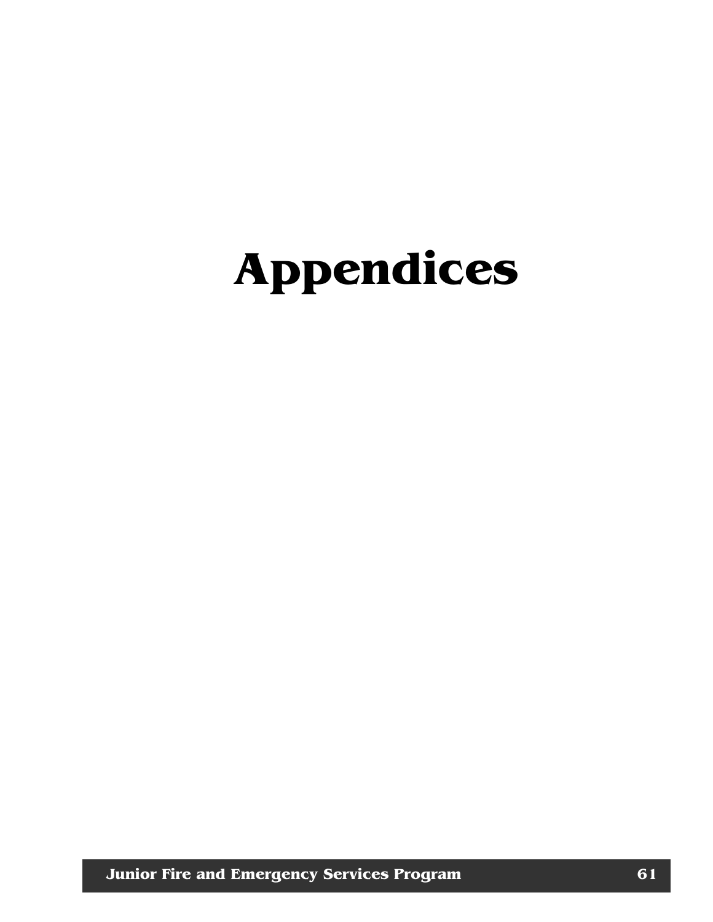# Appendices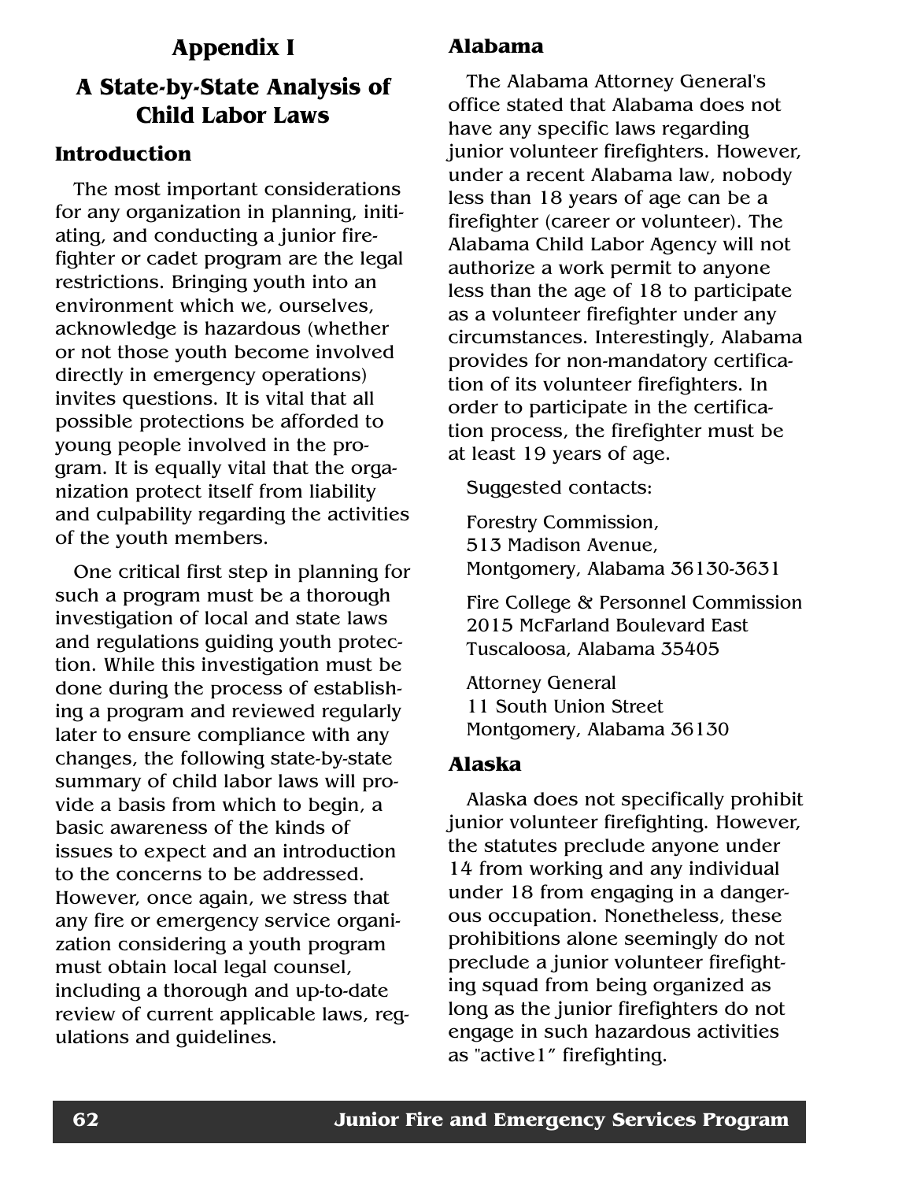# Appendix I

## A State-by-State Analysis of Child Labor Laws

### Introduction

The most important considerations for any organization in planning, initiating, and conducting a junior firefighter or cadet program are the legal restrictions. Bringing youth into an environment which we, ourselves, acknowledge is hazardous (whether or not those youth become involved directly in emergency operations) invites questions. It is vital that all possible protections be afforded to young people involved in the program. It is equally vital that the organization protect itself from liability and culpability regarding the activities of the youth members.

One critical first step in planning for such a program must be a thorough investigation of local and state laws and regulations guiding youth protection. While this investigation must be done during the process of establishing a program and reviewed regularly later to ensure compliance with any changes, the following state-by-state summary of child labor laws will provide a basis from which to begin, a basic awareness of the kinds of issues to expect and an introduction to the concerns to be addressed. However, once again, we stress that any fire or emergency service organization considering a youth program must obtain local legal counsel, including a thorough and up-to-date review of current applicable laws, regulations and guidelines.

### Alabama

The Alabama Attorney General's office stated that Alabama does not have any specific laws regarding junior volunteer firefighters. However, under a recent Alabama law, nobody less than 18 years of age can be a firefighter (career or volunteer). The Alabama Child Labor Agency will not authorize a work permit to anyone less than the age of 18 to participate as a volunteer firefighter under any circumstances. Interestingly, Alabama provides for non-mandatory certification of its volunteer firefighters. In order to participate in the certification process, the firefighter must be at least 19 years of age.

Suggested contacts:

Forestry Commission,
513 Madison Avenue,
Montgomery, Alabama 36130-3631

Fire College & Personnel Commission
2015 McFarland Boulevard East
Tuscaloosa, Alabama 35405

Attorney General
11 South Union Street
Montgomery, Alabama 36130

### Alaska

Alaska does not specifically prohibit junior volunteer firefighting. However, the statutes preclude anyone under 14 from working and any individual under 18 from engaging in a dangerous occupation. Nonetheless, these prohibitions alone seemingly do not preclude a junior volunteer firefighting squad from being organized as long as the junior firefighters do not engage in such hazardous activities as "active1" firefighting.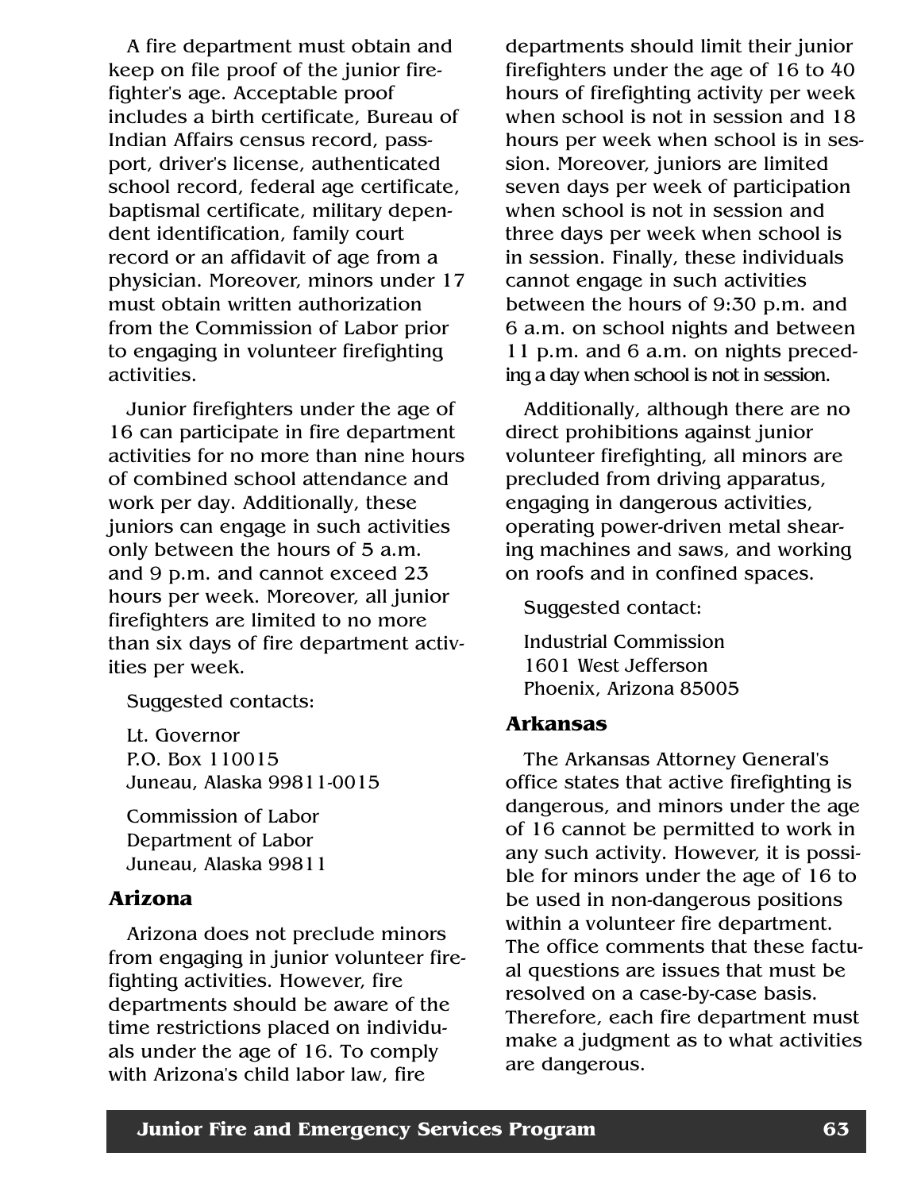A fire department must obtain and keep on file proof of the junior firefighter's age. Acceptable proof includes a birth certificate, Bureau of Indian Affairs census record, passport, driver's license, authenticated school record, federal age certificate, baptismal certificate, military dependent identification, family court record or an affidavit of age from a physician. Moreover, minors under 17 must obtain written authorization from the Commission of Labor prior to engaging in volunteer firefighting activities.

Junior firefighters under the age of 16 can participate in fire department activities for no more than nine hours of combined school attendance and work per day. Additionally, these juniors can engage in such activities only between the hours of 5 a.m. and 9 p.m. and cannot exceed 23 hours per week. Moreover, all junior firefighters are limited to no more than six days of fire department activities per week.

Suggested contacts:

Lt. Governor
P.O. Box 110015
Juneau, Alaska 99811-0015

Commission of Labor
Department of Labor
Juneau, Alaska 99811

### Arizona

Arizona does not preclude minors from engaging in junior volunteer firefighting activities. However, fire departments should be aware of the time restrictions placed on individuals under the age of 16. To comply with Arizona's child labor law, fire departments should limit their junior firefighters under the age of 16 to 40 hours of firefighting activity per week when school is not in session and 18 hours per week when school is in session. Moreover, juniors are limited seven days per week of participation when school is not in session and three days per week when school is in session. Finally, these individuals cannot engage in such activities between the hours of 9:30 p.m. and 6 a.m. on school nights and between 11 p.m. and 6 a.m. on nights preceding a day when school is not in session.

Additionally, although there are no direct prohibitions against junior volunteer firefighting, all minors are precluded from driving apparatus, engaging in dangerous activities, operating power-driven metal shearing machines and saws, and working on roofs and in confined spaces.

Suggested contact:

Industrial Commission
1601 West Jefferson
Phoenix, Arizona 85005

### Arkansas

The Arkansas Attorney General's office states that active firefighting is dangerous, and minors under the age of 16 cannot be permitted to work in any such activity. However, it is possible for minors under the age of 16 to be used in non-dangerous positions within a volunteer fire department. The office comments that these factual questions are issues that must be resolved on a case-by-case basis. Therefore, each fire department must make a judgment as to what activities are dangerous.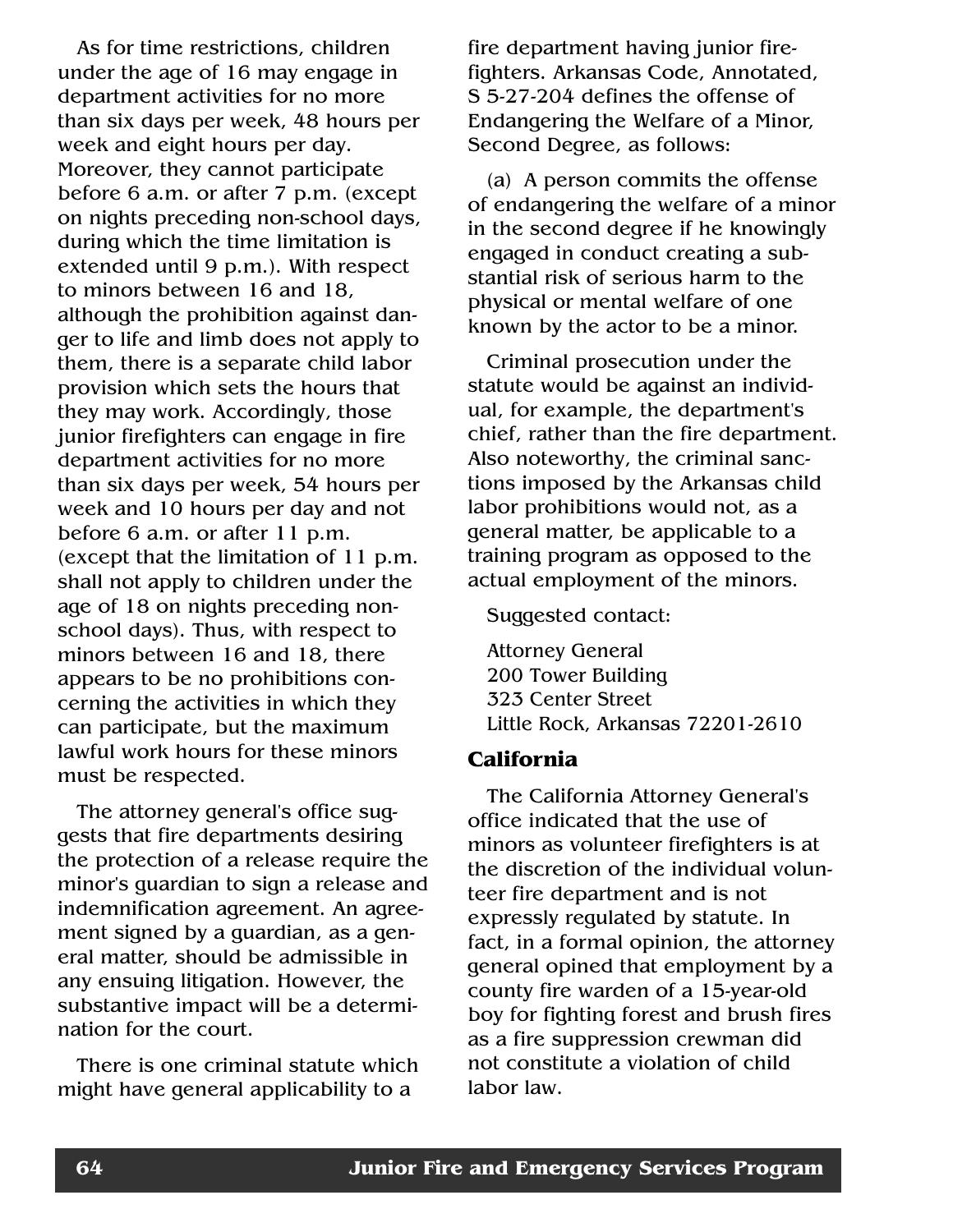As for time restrictions, children under the age of 16 may engage in department activities for no more than six days per week, 48 hours per week and eight hours per day. Moreover, they cannot participate before 6 a.m. or after 7 p.m. (except on nights preceding non-school days, during which the time limitation is extended until 9 p.m.). With respect to minors between 16 and 18, although the prohibition against danger to life and limb does not apply to them, there is a separate child labor provision which sets the hours that they may work. Accordingly, those junior firefighters can engage in fire department activities for no more than six days per week, 54 hours per week and 10 hours per day and not before 6 a.m. or after 11 p.m. (except that the limitation of 11 p.m. shall not apply to children under the age of 18 on nights preceding non-school days). Thus, with respect to minors between 16 and 18, there appears to be no prohibitions concerning the activities in which they can participate, but the maximum lawful work hours for these minors must be respected.

The attorney general's office suggests that fire departments desiring the protection of a release require the minor's guardian to sign a release and indemnification agreement. An agreement signed by a guardian, as a general matter, should be admissible in any ensuing litigation. However, the substantive impact will be a determination for the court.

There is one criminal statute which might have general applicability to a fire department having junior firefighters. Arkansas Code, Annotated, S 5-27-204 defines the offense of Endangering the Welfare of a Minor, Second Degree, as follows:

(a) A person commits the offense of endangering the welfare of a minor in the second degree if he knowingly engaged in conduct creating a substantial risk of serious harm to the physical or mental welfare of one known by the actor to be a minor.

Criminal prosecution under the statute would be against an individual, for example, the department's chief, rather than the fire department. Also noteworthy, the criminal sanctions imposed by the Arkansas child labor prohibitions would not, as a general matter, be applicable to a training program as opposed to the actual employment of the minors.

Suggested contact:

Attorney General
200 Tower Building
323 Center Street
Little Rock, Arkansas 72201-2610

### California

The California Attorney General's office indicated that the use of minors as volunteer firefighters is at the discretion of the individual volunteer fire department and is not expressly regulated by statute. In fact, in a formal opinion, the attorney general opined that employment by a county fire warden of a 15-year-old boy for fighting forest and brush fires as a fire suppression crewman did not constitute a violation of child labor law.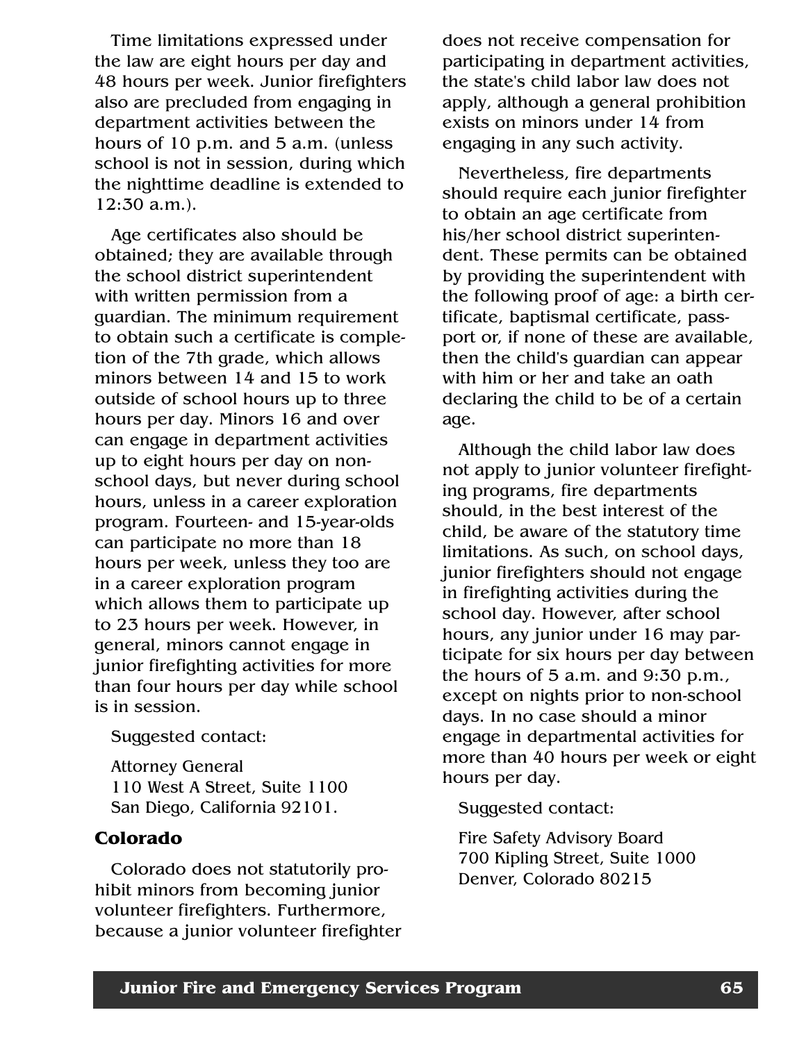Time limitations expressed under the law are eight hours per day and 48 hours per week. Junior firefighters also are precluded from engaging in department activities between the hours of 10 p.m. and 5 a.m. (unless school is not in session, during which the nighttime deadline is extended to 12:30 a.m.).

Age certificates also should be obtained; they are available through the school district superintendent with written permission from a guardian. The minimum requirement to obtain such a certificate is completion of the 7th grade, which allows minors between 14 and 15 to work outside of school hours up to three hours per day. Minors 16 and over can engage in department activities up to eight hours per day on non-school days, but never during school hours, unless in a career exploration program. Fourteen- and 15-year-olds can participate no more than 18 hours per week, unless they too are in a career exploration program which allows them to participate up to 23 hours per week. However, in general, minors cannot engage in junior firefighting activities for more than four hours per day while school is in session.

Suggested contact:

Attorney General
110 West A Street, Suite 1100
San Diego, California 92101.

### Colorado

Colorado does not statutorily prohibit minors from becoming junior volunteer firefighters. Furthermore, because a junior volunteer firefighter does not receive compensation for participating in department activities, the state's child labor law does not apply, although a general prohibition exists on minors under 14 from engaging in any such activity.

Nevertheless, fire departments should require each junior firefighter to obtain an age certificate from his/her school district superintendent. These permits can be obtained by providing the superintendent with the following proof of age: a birth certificate, baptismal certificate, passport or, if none of these are available, then the child's guardian can appear with him or her and take an oath declaring the child to be of a certain age.

Although the child labor law does not apply to junior volunteer firefighting programs, fire departments should, in the best interest of the child, be aware of the statutory time limitations. As such, on school days, junior firefighters should not engage in firefighting activities during the school day. However, after school hours, any junior under 16 may participate for six hours per day between the hours of 5 a.m. and 9:30 p.m., except on nights prior to non-school days. In no case should a minor engage in departmental activities for more than 40 hours per week or eight hours per day.

Suggested contact:

Fire Safety Advisory Board
700 Kipling Street, Suite 1000
Denver, Colorado 80215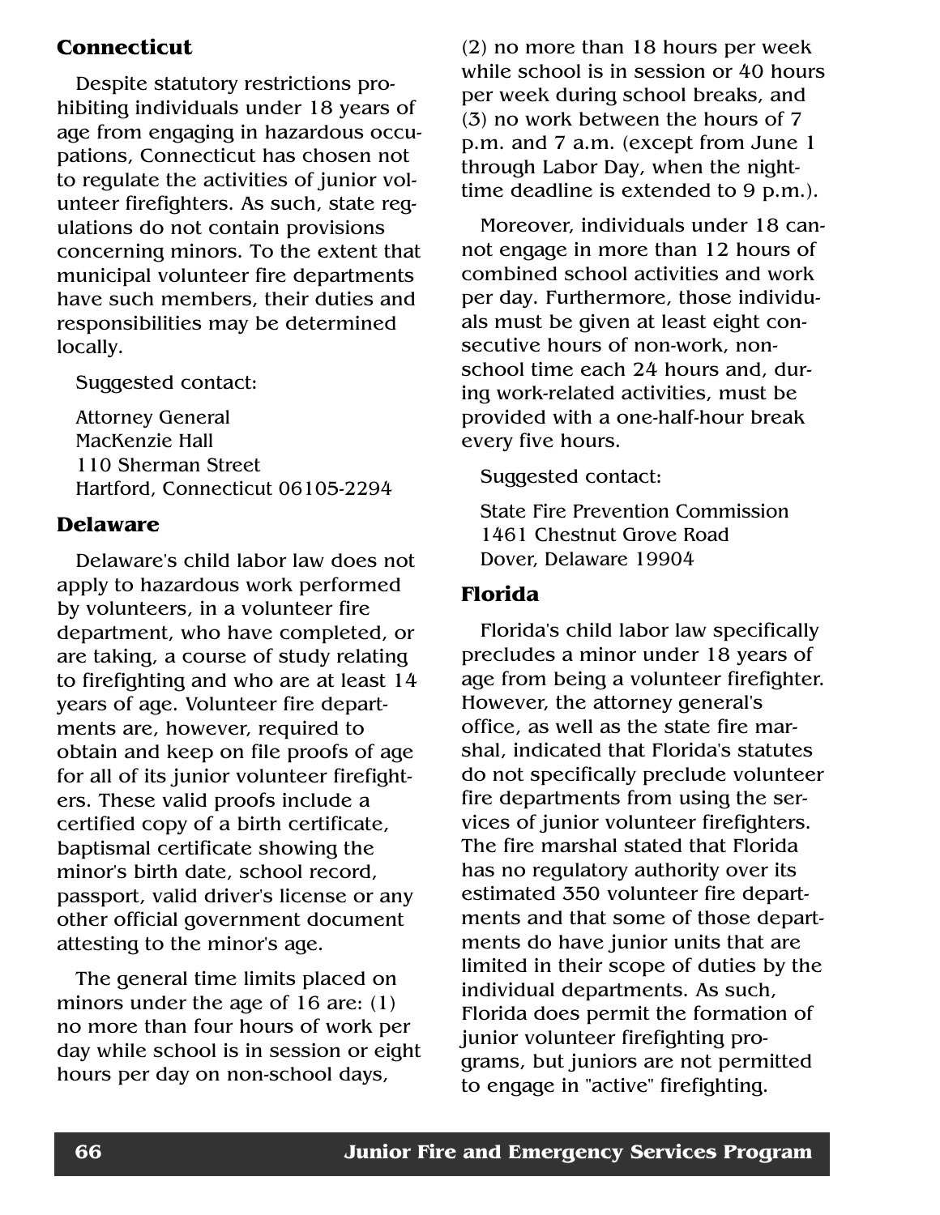## Connecticut

Despite statutory restrictions prohibiting individuals under 18 years of age from engaging in hazardous occupations, Connecticut has chosen not to regulate the activities of junior volunteer firefighters. As such, state regulations do not contain provisions concerning minors. To the extent that municipal volunteer fire departments have such members, their duties and responsibilities may be determined locally.

Suggested contact:

Attorney General
MacKenzie Hall
110 Sherman Street
Hartford, Connecticut 06105-2294

## Delaware

Delaware's child labor law does not apply to hazardous work performed by volunteers, in a volunteer fire department, who have completed, or are taking, a course of study relating to firefighting and who are at least 14 years of age. Volunteer fire departments are, however, required to obtain and keep on file proofs of age for all of its junior volunteer firefighters. These valid proofs include a certified copy of a birth certificate, baptismal certificate showing the minor's birth date, school record, passport, valid driver's license or any other official government document attesting to the minor's age.

The general time limits placed on minors under the age of 16 are: (1) no more than four hours of work per day while school is in session or eight hours per day on non-school days, (2) no more than 18 hours per week while school is in session or 40 hours per week during school breaks, and (3) no work between the hours of 7 p.m. and 7 a.m. (except from June 1 through Labor Day, when the nighttime deadline is extended to 9 p.m.).

Moreover, individuals under 18 cannot engage in more than 12 hours of combined school activities and work per day. Furthermore, those individuals must be given at least eight consecutive hours of non-work, non-school time each 24 hours and, during work-related activities, must be provided with a one-half-hour break every five hours.

Suggested contact:

State Fire Prevention Commission
1461 Chestnut Grove Road
Dover, Delaware 19904

## Florida

Florida's child labor law specifically precludes a minor under 18 years of age from being a volunteer firefighter. However, the attorney general's office, as well as the state fire marshal, indicated that Florida's statutes do not specifically preclude volunteer fire departments from using the services of junior volunteer firefighters. The fire marshal stated that Florida has no regulatory authority over its estimated 350 volunteer fire departments and that some of those departments do have junior units that are limited in their scope of duties by the individual departments. As such, Florida does permit the formation of junior volunteer firefighting programs, but juniors are not permitted to engage in "active" firefighting.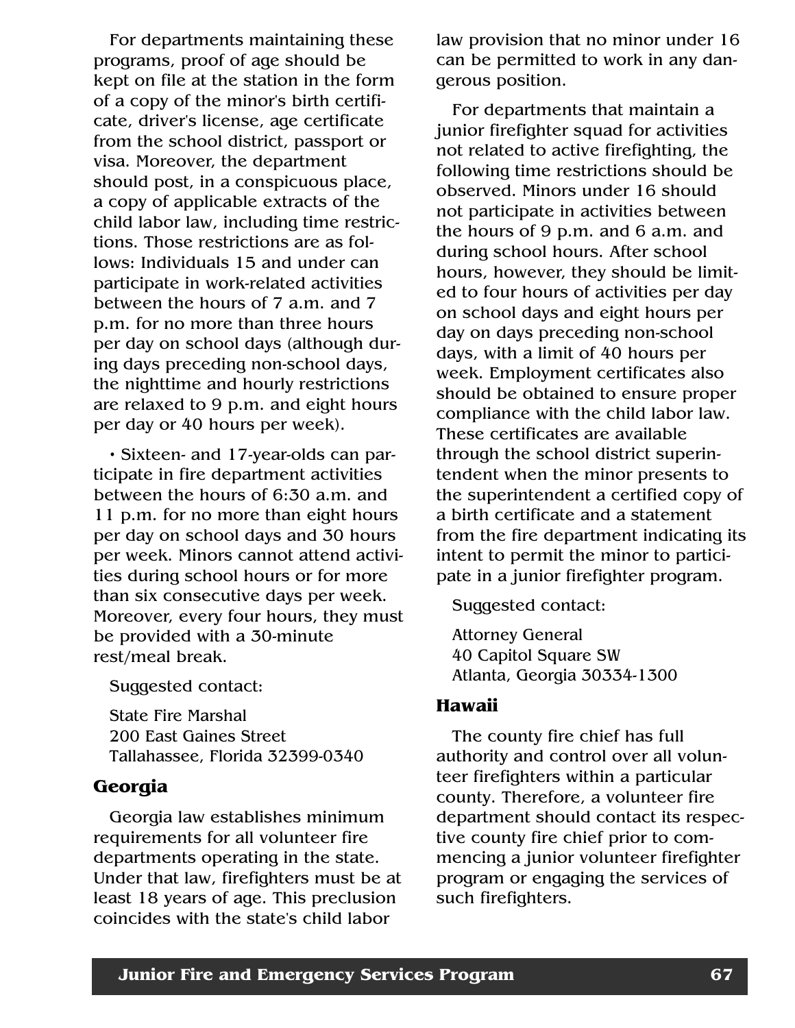For departments maintaining these programs, proof of age should be kept on file at the station in the form of a copy of the minor's birth certificate, driver's license, age certificate from the school district, passport or visa. Moreover, the department should post, in a conspicuous place, a copy of applicable extracts of the child labor law, including time restrictions. Those restrictions are as follows: Individuals 15 and under can participate in work-related activities between the hours of 7 a.m. and 7 p.m. for no more than three hours per day on school days (although during days preceding non-school days, the nighttime and hourly restrictions are relaxed to 9 p.m. and eight hours per day or 40 hours per week).

- Sixteen- and 17-year-olds can participate in fire department activities between the hours of 6:30 a.m. and 11 p.m. for no more than eight hours per day on school days and 30 hours per week. Minors cannot attend activities during school hours or for more than six consecutive days per week. Moreover, every four hours, they must be provided with a 30-minute rest/meal break.

Suggested contact:

State Fire Marshal
200 East Gaines Street
Tallahassee, Florida 32399-0340

### Georgia

Georgia law establishes minimum requirements for all volunteer fire departments operating in the state. Under that law, firefighters must be at least 18 years of age. This preclusion coincides with the state's child labor law provision that no minor under 16 can be permitted to work in any dangerous position.

For departments that maintain a junior firefighter squad for activities not related to active firefighting, the following time restrictions should be observed. Minors under 16 should not participate in activities between the hours of 9 p.m. and 6 a.m. and during school hours. After school hours, however, they should be limited to four hours of activities per day on school days and eight hours per day on days preceding non-school days, with a limit of 40 hours per week. Employment certificates also should be obtained to ensure proper compliance with the child labor law. These certificates are available through the school district superintendent when the minor presents to the superintendent a certified copy of a birth certificate and a statement from the fire department indicating its intent to permit the minor to participate in a junior firefighter program.

Suggested contact:

Attorney General
40 Capitol Square SW
Atlanta, Georgia 30334-1300

### Hawaii

The county fire chief has full authority and control over all volunteer firefighters within a particular county. Therefore, a volunteer fire department should contact its respective county fire chief prior to commencing a junior volunteer firefighter program or engaging the services of such firefighters.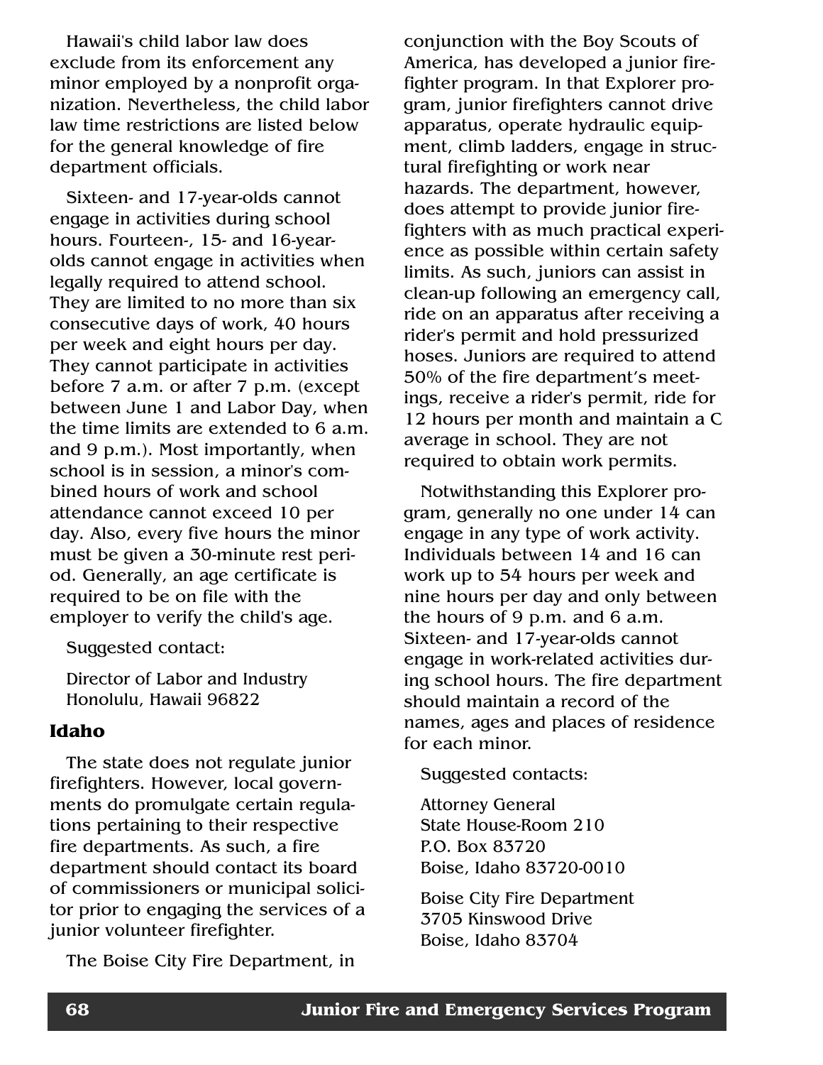Hawaii's child labor law does exclude from its enforcement any minor employed by a nonprofit organization. Nevertheless, the child labor law time restrictions are listed below for the general knowledge of fire department officials.

Sixteen- and 17-year-olds cannot engage in activities during school hours. Fourteen-, 15- and 16-year-olds cannot engage in activities when legally required to attend school. They are limited to no more than six consecutive days of work, 40 hours per week and eight hours per day. They cannot participate in activities before 7 a.m. or after 7 p.m. (except between June 1 and Labor Day, when the time limits are extended to 6 a.m. and 9 p.m.). Most importantly, when school is in session, a minor's combined hours of work and school attendance cannot exceed 10 per day. Also, every five hours the minor must be given a 30-minute rest period. Generally, an age certificate is required to be on file with the employer to verify the child's age.

Suggested contact:

Director of Labor and Industry
Honolulu, Hawaii 96822

### Idaho

The state does not regulate junior firefighters. However, local governments do promulgate certain regulations pertaining to their respective fire departments. As such, a fire department should contact its board of commissioners or municipal solicitor prior to engaging the services of a junior volunteer firefighter.

The Boise City Fire Department, in conjunction with the Boy Scouts of America, has developed a junior firefighter program. In that Explorer program, junior firefighters cannot drive apparatus, operate hydraulic equipment, climb ladders, engage in structural firefighting or work near hazards. The department, however, does attempt to provide junior firefighters with as much practical experience as possible within certain safety limits. As such, juniors can assist in clean-up following an emergency call, ride on an apparatus after receiving a rider's permit and hold pressurized hoses. Juniors are required to attend 50% of the fire department's meetings, receive a rider's permit, ride for 12 hours per month and maintain a C average in school. They are not required to obtain work permits.

Notwithstanding this Explorer program, generally no one under 14 can engage in any type of work activity. Individuals between 14 and 16 can work up to 54 hours per week and nine hours per day and only between the hours of 9 p.m. and 6 a.m. Sixteen- and 17-year-olds cannot engage in work-related activities during school hours. The fire department should maintain a record of the names, ages and places of residence for each minor.

Suggested contacts:

Attorney General
State House-Room 210
P.O. Box 83720
Boise, Idaho 83720-0010

Boise City Fire Department
3705 Kinswood Drive
Boise, Idaho 83704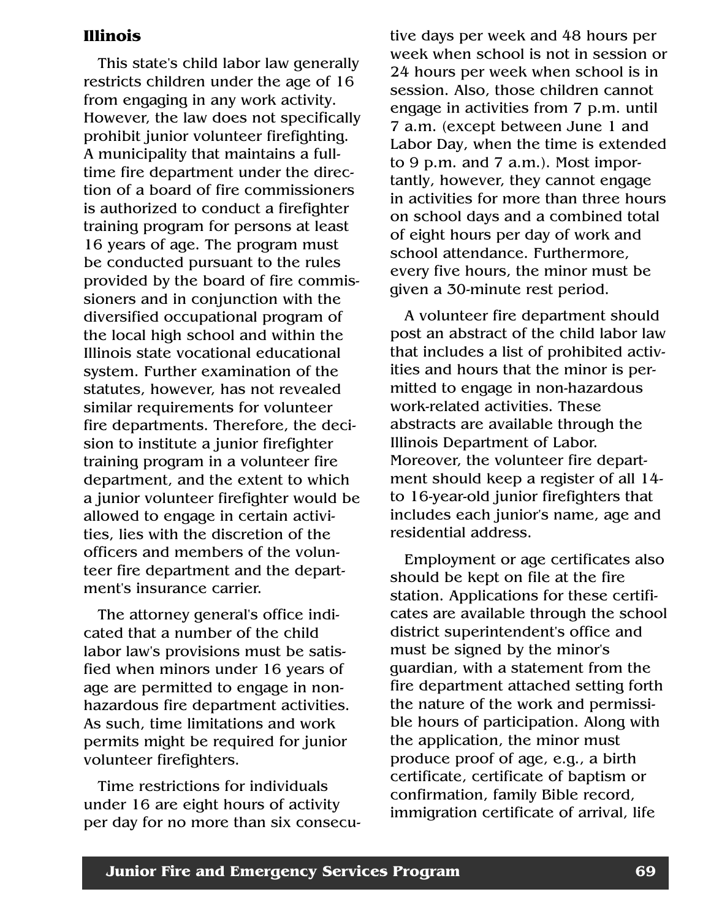## Illinois

This state's child labor law generally restricts children under the age of 16 from engaging in any work activity. However, the law does not specifically prohibit junior volunteer firefighting. A municipality that maintains a full-time fire department under the direction of a board of fire commissioners is authorized to conduct a firefighter training program for persons at least 16 years of age. The program must be conducted pursuant to the rules provided by the board of fire commissioners and in conjunction with the diversified occupational program of the local high school and within the Illinois state vocational educational system. Further examination of the statutes, however, has not revealed similar requirements for volunteer fire departments. Therefore, the decision to institute a junior firefighter training program in a volunteer fire department, and the extent to which a junior volunteer firefighter would be allowed to engage in certain activities, lies with the discretion of the officers and members of the volunteer fire department and the department's insurance carrier.

The attorney general's office indicated that a number of the child labor law's provisions must be satisfied when minors under 16 years of age are permitted to engage in non-hazardous fire department activities. As such, time limitations and work permits might be required for junior volunteer firefighters.

Time restrictions for individuals under 16 are eight hours of activity per day for no more than six consecutive days per week and 48 hours per week when school is not in session or 24 hours per week when school is in session. Also, those children cannot engage in activities from 7 p.m. until 7 a.m. (except between June 1 and Labor Day, when the time is extended to 9 p.m. and 7 a.m.). Most importantly, however, they cannot engage in activities for more than three hours on school days and a combined total of eight hours per day of work and school attendance. Furthermore, every five hours, the minor must be given a 30-minute rest period.

A volunteer fire department should post an abstract of the child labor law that includes a list of prohibited activities and hours that the minor is permitted to engage in non-hazardous work-related activities. These abstracts are available through the Illinois Department of Labor. Moreover, the volunteer fire department should keep a register of all 14- to 16-year-old junior firefighters that includes each junior's name, age and residential address.

Employment or age certificates also should be kept on file at the fire station. Applications for these certificates are available through the school district superintendent's office and must be signed by the minor's guardian, with a statement from the fire department attached setting forth the nature of the work and permissible hours of participation. Along with the application, the minor must produce proof of age, e.g., a birth certificate, certificate of baptism or confirmation, family Bible record, immigration certificate of arrival, life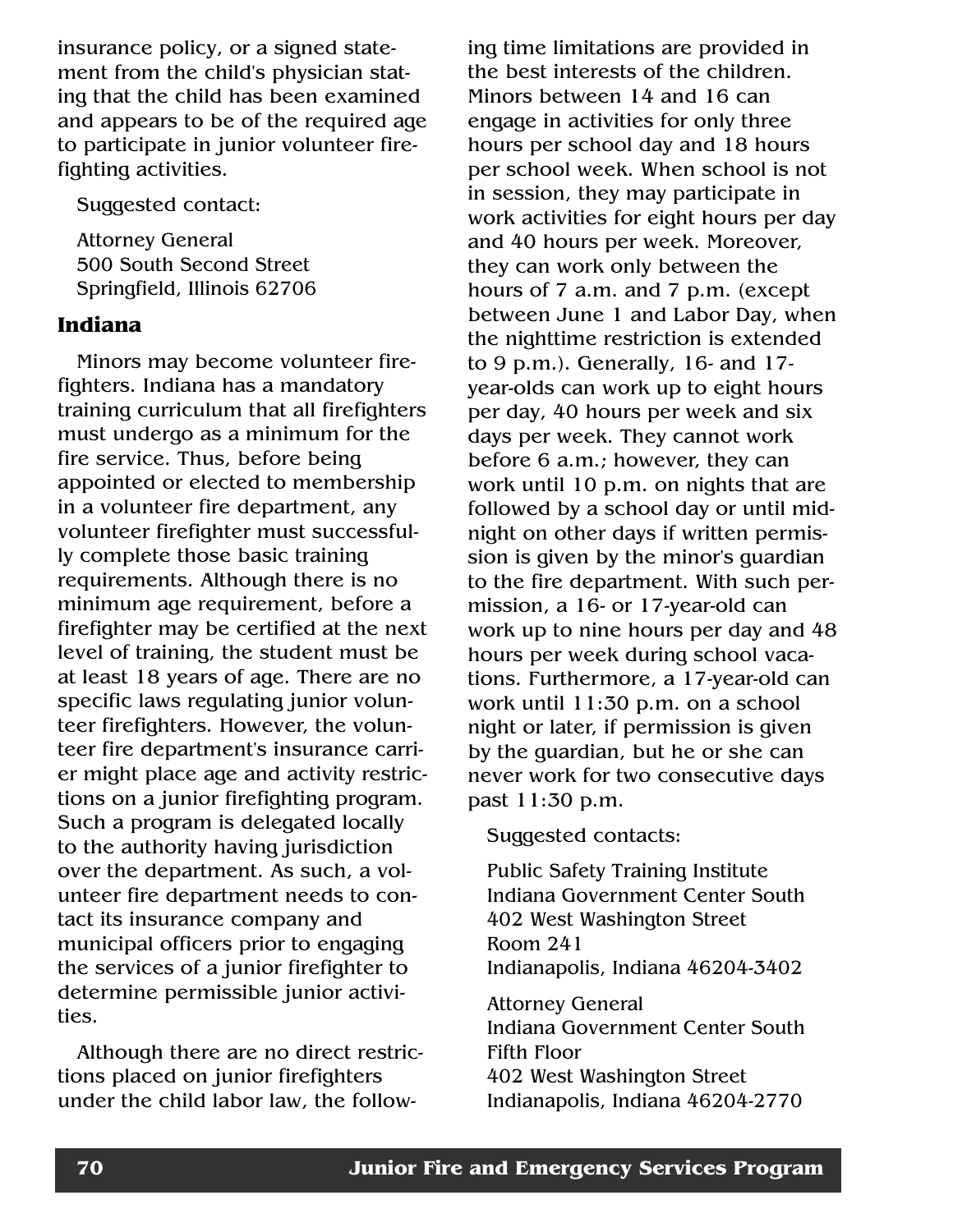insurance policy, or a signed statement from the child's physician stating that the child has been examined and appears to be of the required age to participate in junior volunteer firefighting activities.

Suggested contact:

Attorney General
500 South Second Street
Springfield, Illinois 62706

### Indiana

Minors may become volunteer firefighters. Indiana has a mandatory training curriculum that all firefighters must undergo as a minimum for the fire service. Thus, before being appointed or elected to membership in a volunteer fire department, any volunteer firefighter must successfully complete those basic training requirements. Although there is no minimum age requirement, before a firefighter may be certified at the next level of training, the student must be at least 18 years of age. There are no specific laws regulating junior volunteer firefighters. However, the volunteer fire department's insurance carrier might place age and activity restrictions on a junior firefighting program. Such a program is delegated locally to the authority having jurisdiction over the department. As such, a volunteer fire department needs to contact its insurance company and municipal officers prior to engaging the services of a junior firefighter to determine permissible junior activities.

Although there are no direct restrictions placed on junior firefighters under the child labor law, the following time limitations are provided in the best interests of the children. Minors between 14 and 16 can engage in activities for only three hours per school day and 18 hours per school week. When school is not in session, they may participate in work activities for eight hours per day and 40 hours per week. Moreover, they can work only between the hours of 7 a.m. and 7 p.m. (except between June 1 and Labor Day, when the nighttime restriction is extended to 9 p.m.). Generally, 16- and 17-year-olds can work up to eight hours per day, 40 hours per week and six days per week. They cannot work before 6 a.m.; however, they can work until 10 p.m. on nights that are followed by a school day or until midnight on other days if written permission is given by the minor's guardian to the fire department. With such permission, a 16- or 17-year-old can work up to nine hours per day and 48 hours per week during school vacations. Furthermore, a 17-year-old can work until 11:30 p.m. on a school night or later, if permission is given by the guardian, but he or she can never work for two consecutive days past 11:30 p.m.

Suggested contacts:

Public Safety Training Institute
Indiana Government Center South
402 West Washington Street
Room 241
Indianapolis, Indiana 46204-3402

Attorney General
Indiana Government Center South
Fifth Floor
402 West Washington Street
Indianapolis, Indiana 46204-2770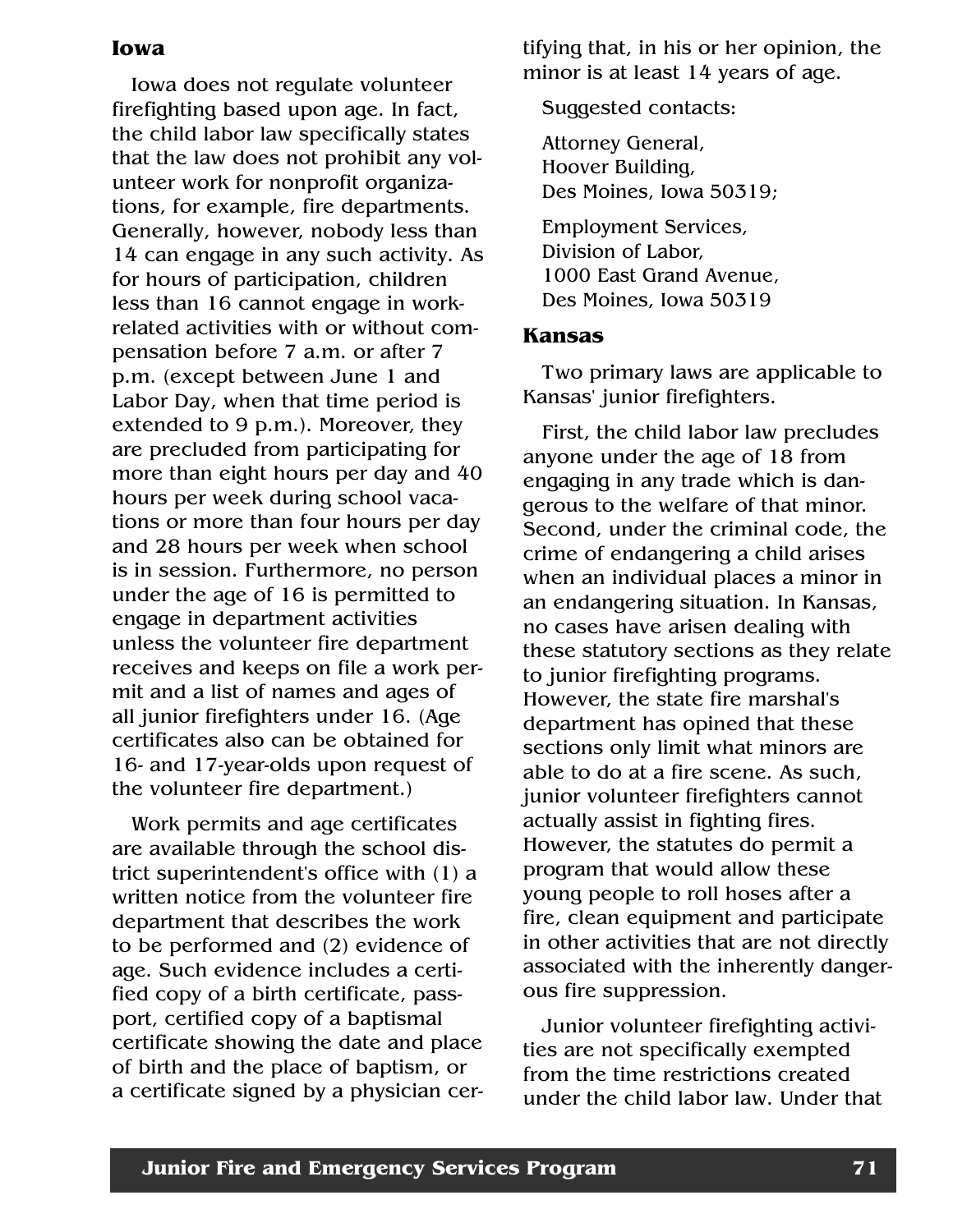## Iowa

Iowa does not regulate volunteer firefighting based upon age. In fact, the child labor law specifically states that the law does not prohibit any volunteer work for nonprofit organizations, for example, fire departments. Generally, however, nobody less than 14 can engage in any such activity. As for hours of participation, children less than 16 cannot engage in work-related activities with or without compensation before 7 a.m. or after 7 p.m. (except between June 1 and Labor Day, when that time period is extended to 9 p.m.). Moreover, they are precluded from participating for more than eight hours per day and 40 hours per week during school vacations or more than four hours per day and 28 hours per week when school is in session. Furthermore, no person under the age of 16 is permitted to engage in department activities unless the volunteer fire department receives and keeps on file a work permit and a list of names and ages of all junior firefighters under 16. (Age certificates also can be obtained for 16- and 17-year-olds upon request of the volunteer fire department.)

Work permits and age certificates are available through the school district superintendent's office with (1) a written notice from the volunteer fire department that describes the work to be performed and (2) evidence of age. Such evidence includes a certified copy of a birth certificate, passport, certified copy of a baptismal certificate showing the date and place of birth and the place of baptism, or a certificate signed by a physician certifying that, in his or her opinion, the minor is at least 14 years of age.

Suggested contacts:

Attorney General,
Hoover Building,
Des Moines, Iowa 50319;

Employment Services,
Division of Labor,
1000 East Grand Avenue,
Des Moines, Iowa 50319

## Kansas

Two primary laws are applicable to Kansas' junior firefighters.

First, the child labor law precludes anyone under the age of 18 from engaging in any trade which is dangerous to the welfare of that minor. Second, under the criminal code, the crime of endangering a child arises when an individual places a minor in an endangering situation. In Kansas, no cases have arisen dealing with these statutory sections as they relate to junior firefighting programs. However, the state fire marshal's department has opined that these sections only limit what minors are able to do at a fire scene. As such, junior volunteer firefighters cannot actually assist in fighting fires. However, the statutes do permit a program that would allow these young people to roll hoses after a fire, clean equipment and participate in other activities that are not directly associated with the inherently dangerous fire suppression.

Junior volunteer firefighting activities are not specifically exempted from the time restrictions created under the child labor law. Under that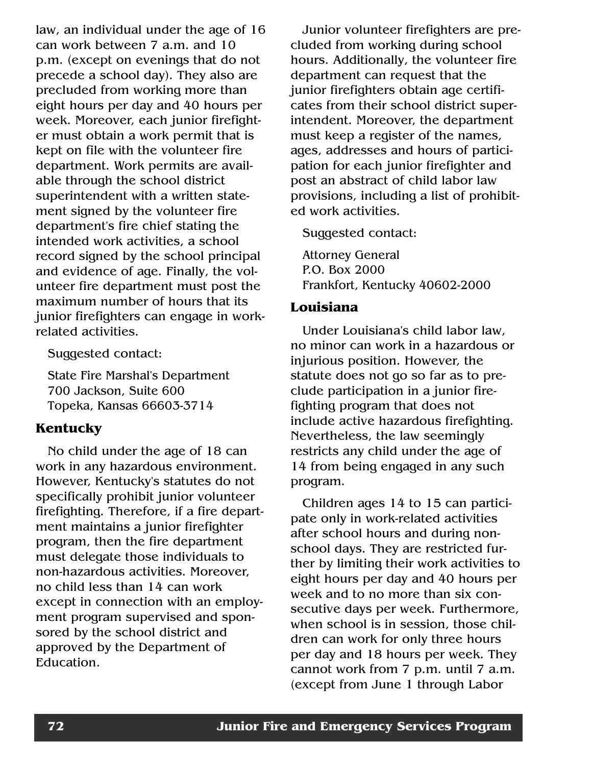law, an individual under the age of 16 can work between 7 a.m. and 10 p.m. (except on evenings that do not precede a school day). They also are precluded from working more than eight hours per day and 40 hours per week. Moreover, each junior firefighter must obtain a work permit that is kept on file with the volunteer fire department. Work permits are available through the school district superintendent with a written statement signed by the volunteer fire department's fire chief stating the intended work activities, a school record signed by the school principal and evidence of age. Finally, the volunteer fire department must post the maximum number of hours that its junior firefighters can engage in work-related activities.

Suggested contact:

State Fire Marshal's Department
700 Jackson, Suite 600
Topeka, Kansas 66603-3714

### Kentucky

No child under the age of 18 can work in any hazardous environment. However, Kentucky's statutes do not specifically prohibit junior volunteer firefighting. Therefore, if a fire department maintains a junior firefighter program, then the fire department must delegate those individuals to non-hazardous activities. Moreover, no child less than 14 can work except in connection with an employment program supervised and sponsored by the school district and approved by the Department of Education.

Junior volunteer firefighters are precluded from working during school hours. Additionally, the volunteer fire department can request that the junior firefighters obtain age certificates from their school district superintendent. Moreover, the department must keep a register of the names, ages, addresses and hours of participation for each junior firefighter and post an abstract of child labor law provisions, including a list of prohibited work activities.

Suggested contact:

Attorney General
P.O. Box 2000
Frankfort, Kentucky 40602-2000

### Louisiana

Under Louisiana's child labor law, no minor can work in a hazardous or injurious position. However, the statute does not go so far as to preclude participation in a junior firefighting program that does not include active hazardous firefighting. Nevertheless, the law seemingly restricts any child under the age of 14 from being engaged in any such program.

Children ages 14 to 15 can participate only in work-related activities after school hours and during non-school days. They are restricted further by limiting their work activities to eight hours per day and 40 hours per week and to no more than six consecutive days per week. Furthermore, when school is in session, those children can work for only three hours per day and 18 hours per week. They cannot work from 7 p.m. until 7 a.m. (except from June 1 through Labor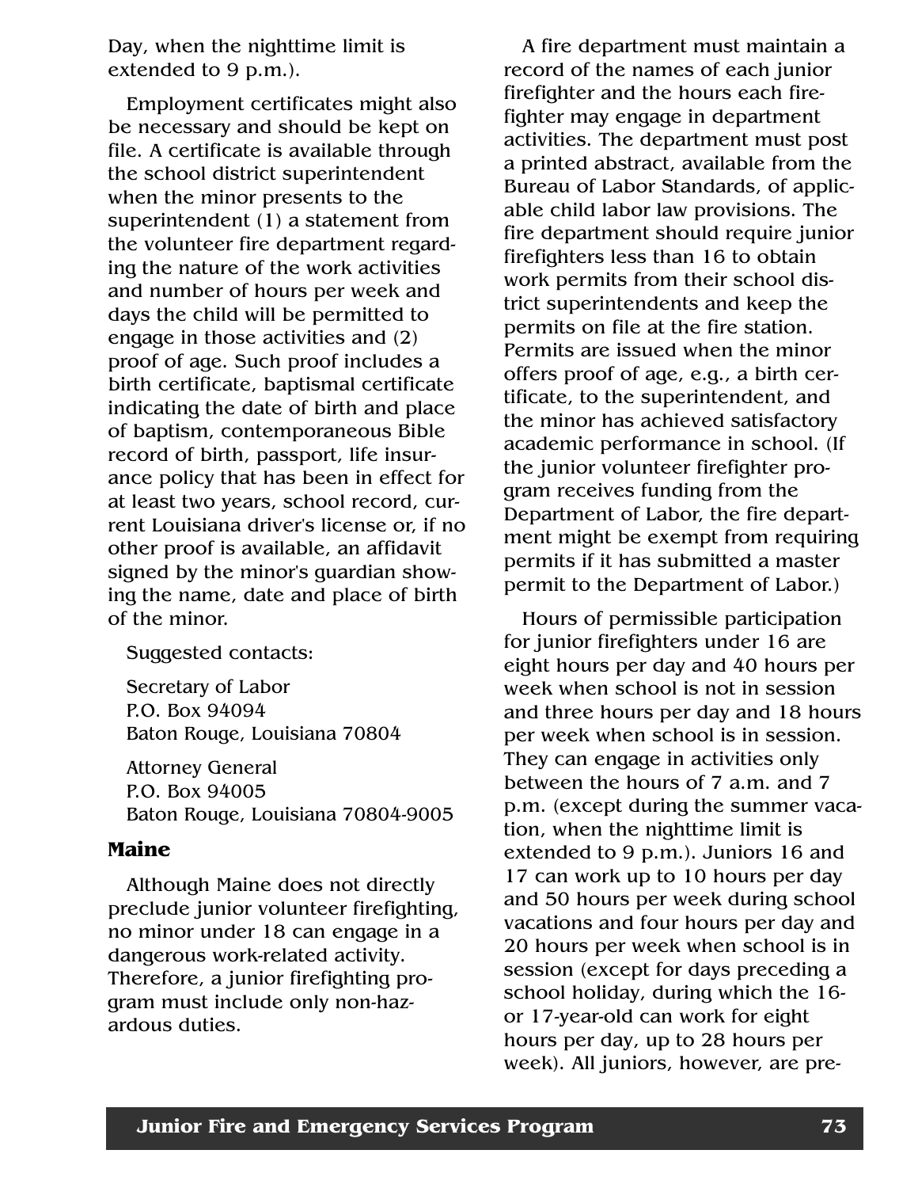Day, when the nighttime limit is extended to 9 p.m.).

Employment certificates might also be necessary and should be kept on file. A certificate is available through the school district superintendent when the minor presents to the superintendent (1) a statement from the volunteer fire department regarding the nature of the work activities and number of hours per week and days the child will be permitted to engage in those activities and (2) proof of age. Such proof includes a birth certificate, baptismal certificate indicating the date of birth and place of baptism, contemporaneous Bible record of birth, passport, life insurance policy that has been in effect for at least two years, school record, current Louisiana driver's license or, if no other proof is available, an affidavit signed by the minor's guardian showing the name, date and place of birth of the minor.

Suggested contacts:

Secretary of Labor
P.O. Box 94094
Baton Rouge, Louisiana 70804

Attorney General
P.O. Box 94005
Baton Rouge, Louisiana 70804-9005

### Maine

Although Maine does not directly preclude junior volunteer firefighting, no minor under 18 can engage in a dangerous work-related activity. Therefore, a junior firefighting program must include only non-hazardous duties.

A fire department must maintain a record of the names of each junior firefighter and the hours each firefighter may engage in department activities. The department must post a printed abstract, available from the Bureau of Labor Standards, of applicable child labor law provisions. The fire department should require junior firefighters less than 16 to obtain work permits from their school district superintendents and keep the permits on file at the fire station. Permits are issued when the minor offers proof of age, e.g., a birth certificate, to the superintendent, and the minor has achieved satisfactory academic performance in school. (If the junior volunteer firefighter program receives funding from the Department of Labor, the fire department might be exempt from requiring permits if it has submitted a master permit to the Department of Labor.)

Hours of permissible participation for junior firefighters under 16 are eight hours per day and 40 hours per week when school is not in session and three hours per day and 18 hours per week when school is in session. They can engage in activities only between the hours of 7 a.m. and 7 p.m. (except during the summer vacation, when the nighttime limit is extended to 9 p.m.). Juniors 16 and 17 can work up to 10 hours per day and 50 hours per week during school vacations and four hours per day and 20 hours per week when school is in session (except for days preceding a school holiday, during which the 16- or 17-year-old can work for eight hours per day, up to 28 hours per week). All juniors, however, are pre-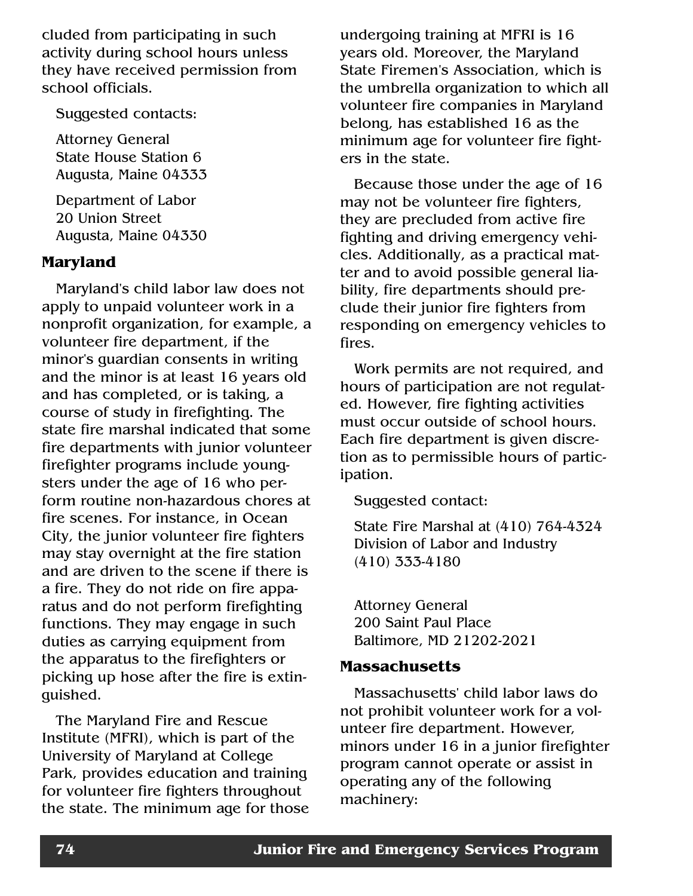cluded from participating in such activity during school hours unless they have received permission from school officials.

Suggested contacts:

Attorney General
State House Station 6
Augusta, Maine 04333

Department of Labor
20 Union Street
Augusta, Maine 04330

### Maryland

Maryland's child labor law does not apply to unpaid volunteer work in a nonprofit organization, for example, a volunteer fire department, if the minor's guardian consents in writing and the minor is at least 16 years old and has completed, or is taking, a course of study in firefighting. The state fire marshal indicated that some fire departments with junior volunteer firefighter programs include youngsters under the age of 16 who perform routine non-hazardous chores at fire scenes. For instance, in Ocean City, the junior volunteer fire fighters may stay overnight at the fire station and are driven to the scene if there is a fire. They do not ride on fire apparatus and do not perform firefighting functions. They may engage in such duties as carrying equipment from the apparatus to the firefighters or picking up hose after the fire is extinguished.

The Maryland Fire and Rescue Institute (MFRI), which is part of the University of Maryland at College Park, provides education and training for volunteer fire fighters throughout the state. The minimum age for those undergoing training at MFRI is 16 years old. Moreover, the Maryland State Firemen's Association, which is the umbrella organization to which all volunteer fire companies in Maryland belong, has established 16 as the minimum age for volunteer fire fighters in the state.

Because those under the age of 16 may not be volunteer fire fighters, they are precluded from active fire fighting and driving emergency vehicles. Additionally, as a practical matter and to avoid possible general liability, fire departments should preclude their junior fire fighters from responding on emergency vehicles to fires.

Work permits are not required, and hours of participation are not regulated. However, fire fighting activities must occur outside of school hours. Each fire department is given discretion as to permissible hours of participation.

Suggested contact:

State Fire Marshal at (410) 764-4324
Division of Labor and Industry
(410) 333-4180

Attorney General
200 Saint Paul Place
Baltimore, MD 21202-2021

### Massachusetts

Massachusetts' child labor laws do not prohibit volunteer work for a volunteer fire department. However, minors under 16 in a junior firefighter program cannot operate or assist in operating any of the following machinery: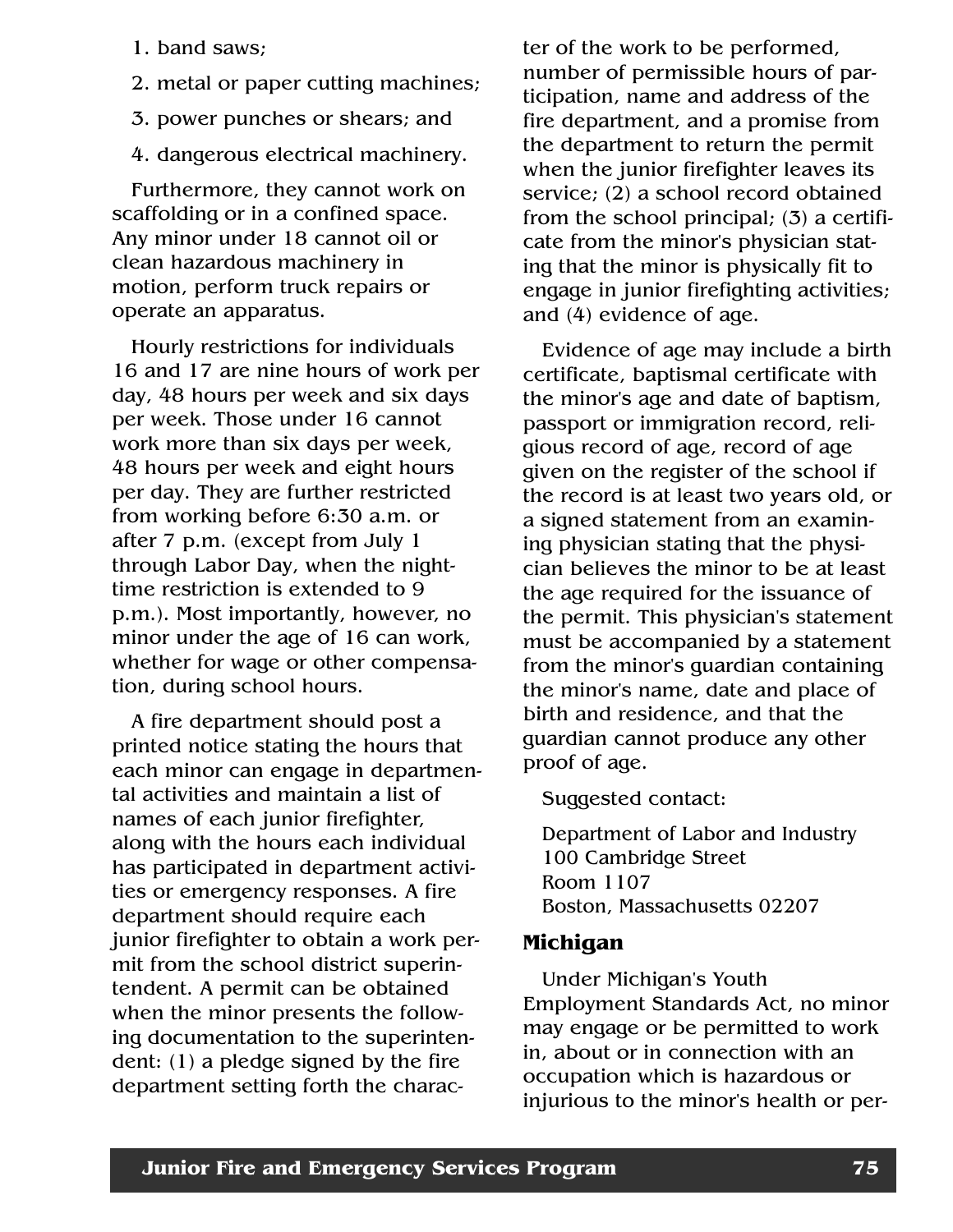1. band saws;
2. metal or paper cutting machines;
3. power punches or shears; and
4. dangerous electrical machinery.

Furthermore, they cannot work on scaffolding or in a confined space. Any minor under 18 cannot oil or clean hazardous machinery in motion, perform truck repairs or operate an apparatus.

Hourly restrictions for individuals 16 and 17 are nine hours of work per day, 48 hours per week and six days per week. Those under 16 cannot work more than six days per week, 48 hours per week and eight hours per day. They are further restricted from working before 6:30 a.m. or after 7 p.m. (except from July 1 through Labor Day, when the nighttime restriction is extended to 9 p.m.). Most importantly, however, no minor under the age of 16 can work, whether for wage or other compensation, during school hours.

A fire department should post a printed notice stating the hours that each minor can engage in departmental activities and maintain a list of names of each junior firefighter, along with the hours each individual has participated in department activities or emergency responses. A fire department should require each junior firefighter to obtain a work permit from the school district superintendent. A permit can be obtained when the minor presents the following documentation to the superintendent: (1) a pledge signed by the fire department setting forth the character of the work to be performed, number of permissible hours of participation, name and address of the fire department, and a promise from the department to return the permit when the junior firefighter leaves its service; (2) a school record obtained from the school principal; (3) a certificate from the minor's physician stating that the minor is physically fit to engage in junior firefighting activities; and (4) evidence of age.

Evidence of age may include a birth certificate, baptismal certificate with the minor's age and date of baptism, passport or immigration record, religious record of age, record of age given on the register of the school if the record is at least two years old, or a signed statement from an examining physician stating that the physician believes the minor to be at least the age required for the issuance of the permit. This physician's statement must be accompanied by a statement from the minor's guardian containing the minor's name, date and place of birth and residence, and that the guardian cannot produce any other proof of age.

Suggested contact:

Department of Labor and Industry
100 Cambridge Street
Room 1107
Boston, Massachusetts 02207

## Michigan

Under Michigan's Youth Employment Standards Act, no minor may engage or be permitted to work in, about or in connection with an occupation which is hazardous or injurious to the minor's health or per-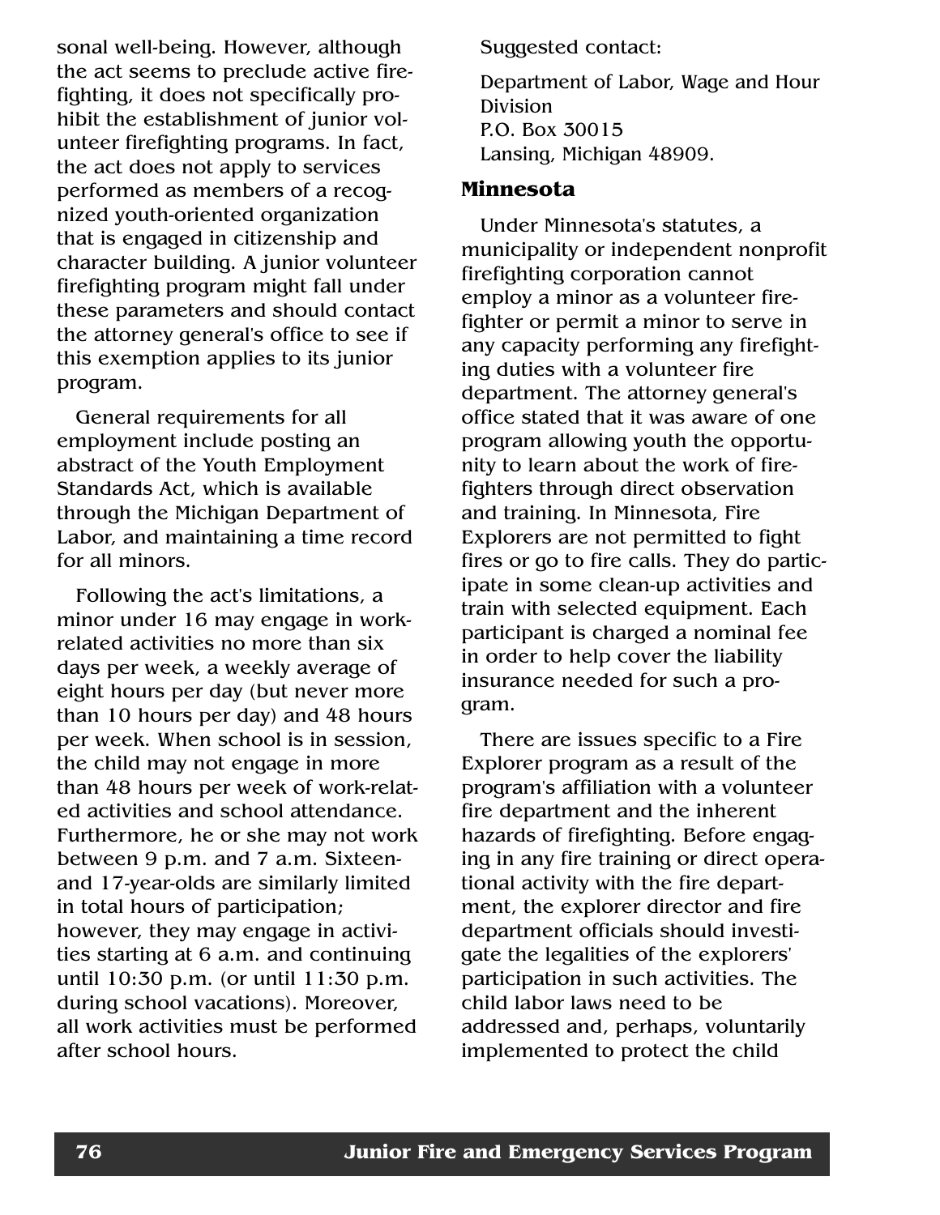sonal well-being. However, although the act seems to preclude active firefighting, it does not specifically prohibit the establishment of junior volunteer firefighting programs. In fact, the act does not apply to services performed as members of a recognized youth-oriented organization that is engaged in citizenship and character building. A junior volunteer firefighting program might fall under these parameters and should contact the attorney general's office to see if this exemption applies to its junior program.

General requirements for all employment include posting an abstract of the Youth Employment Standards Act, which is available through the Michigan Department of Labor, and maintaining a time record for all minors.

Following the act's limitations, a minor under 16 may engage in work-related activities no more than six days per week, a weekly average of eight hours per day (but never more than 10 hours per day) and 48 hours per week. When school is in session, the child may not engage in more than 48 hours per week of work-related activities and school attendance. Furthermore, he or she may not work between 9 p.m. and 7 a.m. Sixteen- and 17-year-olds are similarly limited in total hours of participation; however, they may engage in activities starting at 6 a.m. and continuing until 10:30 p.m. (or until 11:30 p.m. during school vacations). Moreover, all work activities must be performed after school hours.

Suggested contact:

Department of Labor, Wage and Hour Division
P.O. Box 30015
Lansing, Michigan 48909.

### Minnesota

Under Minnesota's statutes, a municipality or independent nonprofit firefighting corporation cannot employ a minor as a volunteer firefighter or permit a minor to serve in any capacity performing any firefighting duties with a volunteer fire department. The attorney general's office stated that it was aware of one program allowing youth the opportunity to learn about the work of firefighters through direct observation and training. In Minnesota, Fire Explorers are not permitted to fight fires or go to fire calls. They do participate in some clean-up activities and train with selected equipment. Each participant is charged a nominal fee in order to help cover the liability insurance needed for such a program.

There are issues specific to a Fire Explorer program as a result of the program's affiliation with a volunteer fire department and the inherent hazards of firefighting. Before engaging in any fire training or direct operational activity with the fire department, the explorer director and fire department officials should investigate the legalities of the explorers' participation in such activities. The child labor laws need to be addressed and, perhaps, voluntarily implemented to protect the child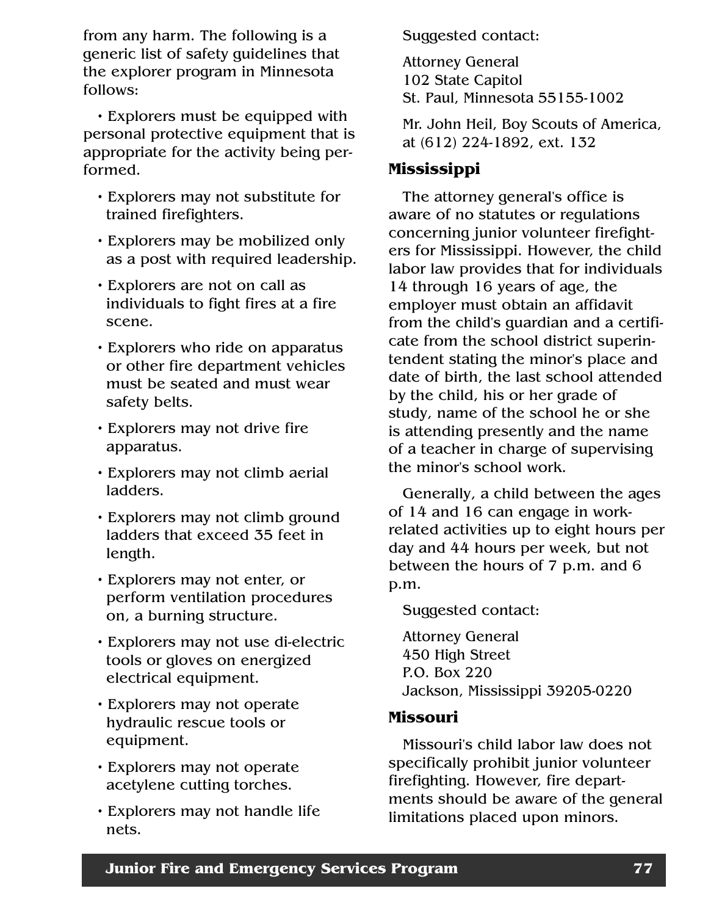from any harm. The following is a generic list of safety guidelines that the explorer program in Minnesota follows:

- Explorers must be equipped with personal protective equipment that is appropriate for the activity being performed.
- Explorers may not substitute for trained firefighters.
- Explorers may be mobilized only as a post with required leadership.
- Explorers are not on call as individuals to fight fires at a fire scene.
- Explorers who ride on apparatus or other fire department vehicles must be seated and must wear safety belts.
- Explorers may not drive fire apparatus.
- Explorers may not climb aerial ladders.
- Explorers may not climb ground ladders that exceed 35 feet in length.
- Explorers may not enter, or perform ventilation procedures on, a burning structure.
- Explorers may not use di-electric tools or gloves on energized electrical equipment.
- Explorers may not operate hydraulic rescue tools or equipment.
- Explorers may not operate acetylene cutting torches.
- Explorers may not handle life nets.

Suggested contact:

Attorney General
102 State Capitol
St. Paul, Minnesota 55155-1002

Mr. John Heil, Boy Scouts of America, at (612) 224-1892, ext. 132

## Mississippi

The attorney general's office is aware of no statutes or regulations concerning junior volunteer firefighters for Mississippi. However, the child labor law provides that for individuals 14 through 16 years of age, the employer must obtain an affidavit from the child's guardian and a certificate from the school district superintendent stating the minor's place and date of birth, the last school attended by the child, his or her grade of study, name of the school he or she is attending presently and the name of a teacher in charge of supervising the minor's school work.

Generally, a child between the ages of 14 and 16 can engage in work-related activities up to eight hours per day and 44 hours per week, but not between the hours of 7 p.m. and 6 p.m.

Suggested contact:

Attorney General
450 High Street
P.O. Box 220
Jackson, Mississippi 39205-0220

## Missouri

Missouri's child labor law does not specifically prohibit junior volunteer firefighting. However, fire departments should be aware of the general limitations placed upon minors.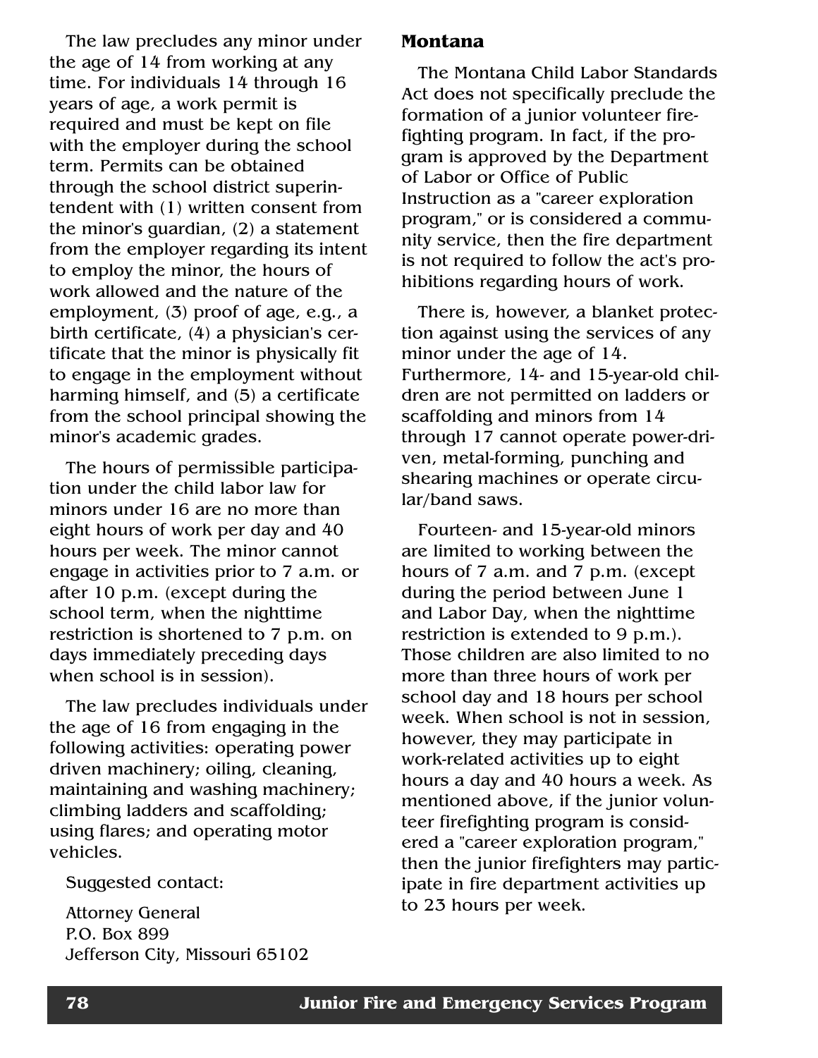The law precludes any minor under the age of 14 from working at any time. For individuals 14 through 16 years of age, a work permit is required and must be kept on file with the employer during the school term. Permits can be obtained through the school district superintendent with (1) written consent from the minor's guardian, (2) a statement from the employer regarding its intent to employ the minor, the hours of work allowed and the nature of the employment, (3) proof of age, e.g., a birth certificate, (4) a physician's certificate that the minor is physically fit to engage in the employment without harming himself, and (5) a certificate from the school principal showing the minor's academic grades.

The hours of permissible participation under the child labor law for minors under 16 are no more than eight hours of work per day and 40 hours per week. The minor cannot engage in activities prior to 7 a.m. or after 10 p.m. (except during the school term, when the nighttime restriction is shortened to 7 p.m. on days immediately preceding days when school is in session).

The law precludes individuals under the age of 16 from engaging in the following activities: operating power driven machinery; oiling, cleaning, maintaining and washing machinery; climbing ladders and scaffolding; using flares; and operating motor vehicles.

Suggested contact:

Attorney General
P.O. Box 899
Jefferson City, Missouri 65102

## Montana

The Montana Child Labor Standards Act does not specifically preclude the formation of a junior volunteer firefighting program. In fact, if the program is approved by the Department of Labor or Office of Public Instruction as a "career exploration program," or is considered a community service, then the fire department is not required to follow the act's prohibitions regarding hours of work.

There is, however, a blanket protection against using the services of any minor under the age of 14. Furthermore, 14- and 15-year-old children are not permitted on ladders or scaffolding and minors from 14 through 17 cannot operate power-driven, metal-forming, punching and shearing machines or operate circular/band saws.

Fourteen- and 15-year-old minors are limited to working between the hours of 7 a.m. and 7 p.m. (except during the period between June 1 and Labor Day, when the nighttime restriction is extended to 9 p.m.). Those children are also limited to no more than three hours of work per school day and 18 hours per school week. When school is not in session, however, they may participate in work-related activities up to eight hours a day and 40 hours a week. As mentioned above, if the junior volunteer firefighting program is considered a "career exploration program," then the junior firefighters may participate in fire department activities up to 23 hours per week.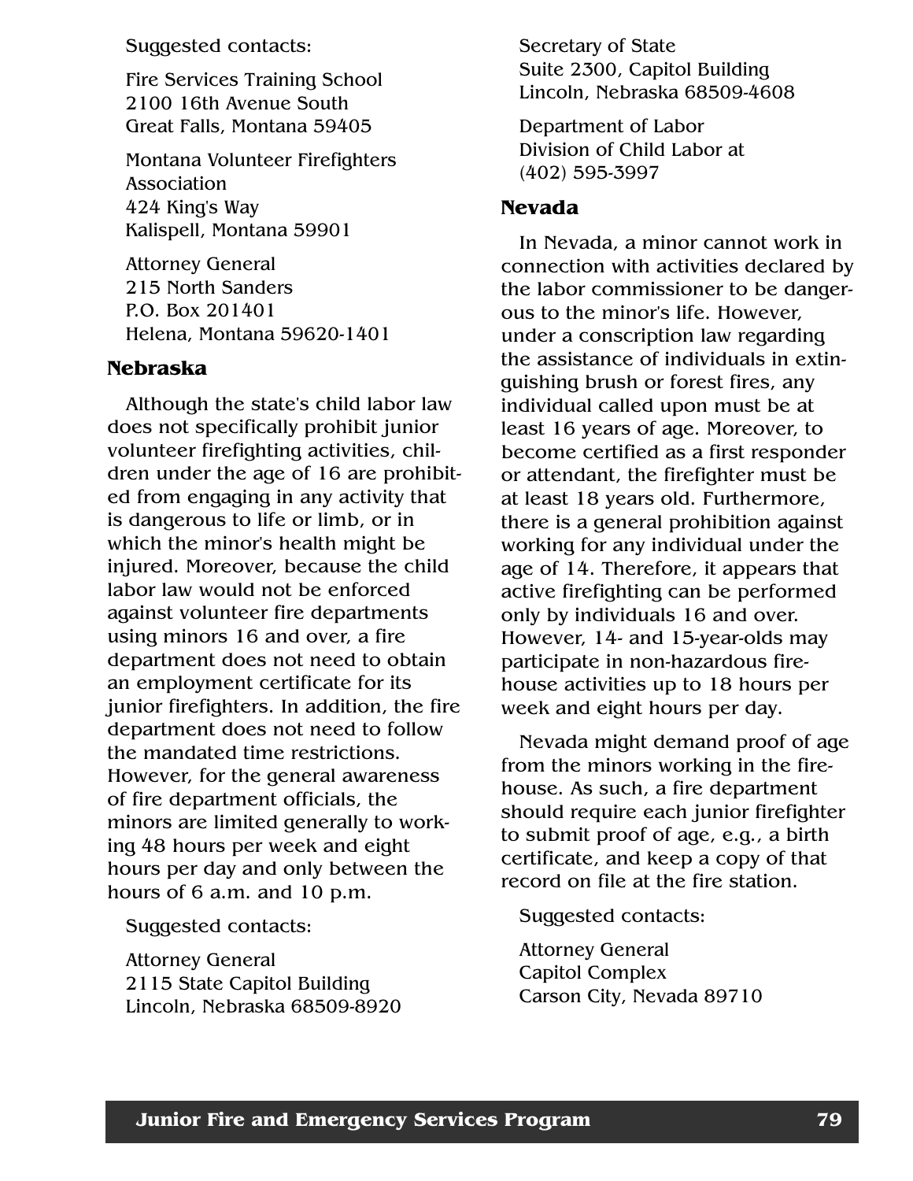Suggested contacts:

Fire Services Training School
2100 16th Avenue South
Great Falls, Montana 59405

Montana Volunteer Firefighters Association
424 King's Way
Kalispell, Montana 59901

Attorney General
215 North Sanders
P.O. Box 201401
Helena, Montana 59620-1401

### Nebraska

Although the state's child labor law does not specifically prohibit junior volunteer firefighting activities, children under the age of 16 are prohibited from engaging in any activity that is dangerous to life or limb, or in which the minor's health might be injured. Moreover, because the child labor law would not be enforced against volunteer fire departments using minors 16 and over, a fire department does not need to obtain an employment certificate for its junior firefighters. In addition, the fire department does not need to follow the mandated time restrictions. However, for the general awareness of fire department officials, the minors are limited generally to working 48 hours per week and eight hours per day and only between the hours of 6 a.m. and 10 p.m.

Suggested contacts:

Attorney General
2115 State Capitol Building
Lincoln, Nebraska 68509-8920

Secretary of State
Suite 2300, Capitol Building
Lincoln, Nebraska 68509-4608

Department of Labor
Division of Child Labor at
(402) 595-3997

### Nevada

In Nevada, a minor cannot work in connection with activities declared by the labor commissioner to be dangerous to the minor's life. However, under a conscription law regarding the assistance of individuals in extinguishing brush or forest fires, any individual called upon must be at least 16 years of age. Moreover, to become certified as a first responder or attendant, the firefighter must be at least 18 years old. Furthermore, there is a general prohibition against working for any individual under the age of 14. Therefore, it appears that active firefighting can be performed only by individuals 16 and over. However, 14- and 15-year-olds may participate in non-hazardous firehouse activities up to 18 hours per week and eight hours per day.

Nevada might demand proof of age from the minors working in the firehouse. As such, a fire department should require each junior firefighter to submit proof of age, e.g., a birth certificate, and keep a copy of that record on file at the fire station.

Suggested contacts:

Attorney General
Capitol Complex
Carson City, Nevada 89710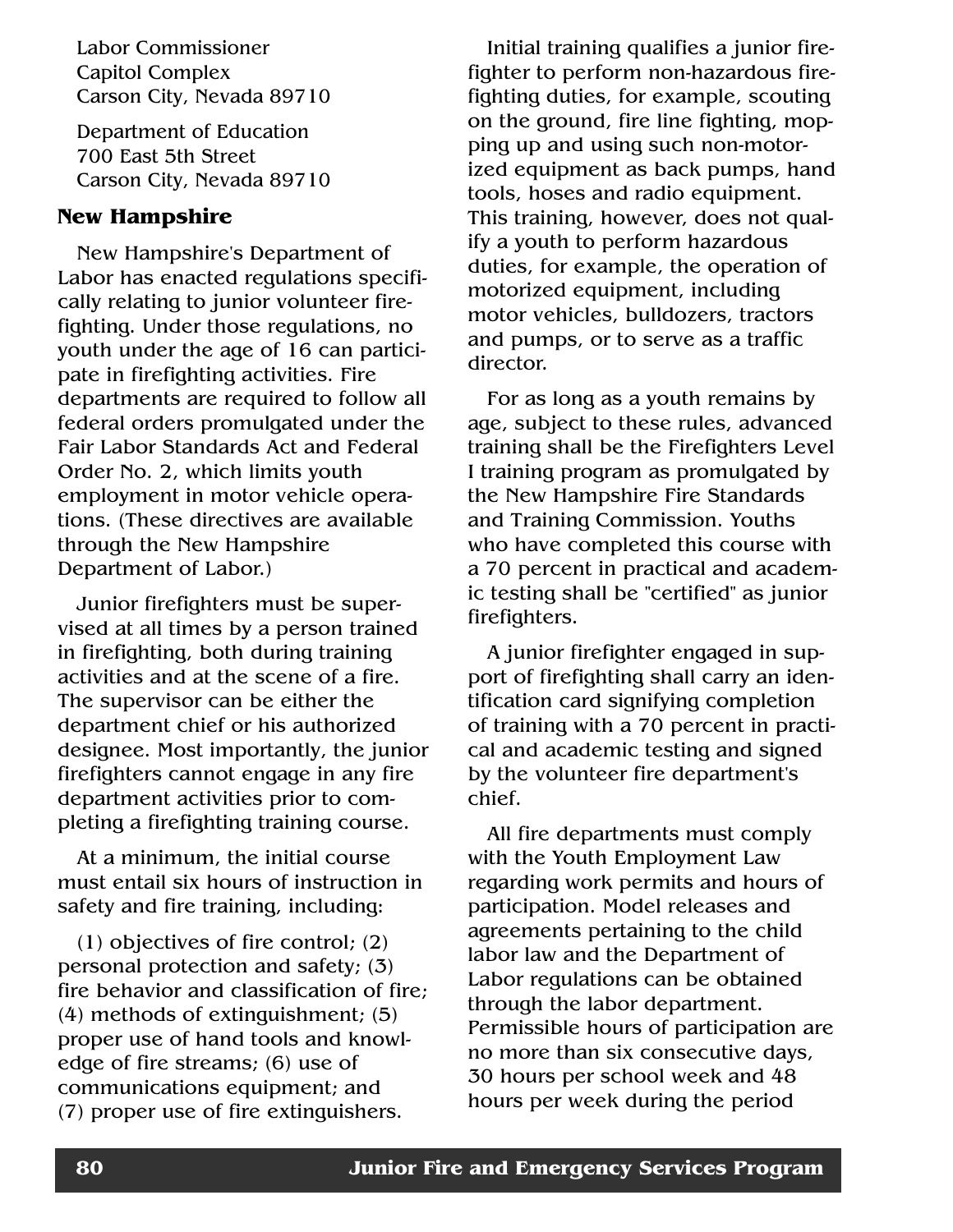Labor Commissioner
Capitol Complex
Carson City, Nevada 89710

Department of Education
700 East 5th Street
Carson City, Nevada 89710

### New Hampshire

New Hampshire's Department of Labor has enacted regulations specifically relating to junior volunteer firefighting. Under those regulations, no youth under the age of 16 can participate in firefighting activities. Fire departments are required to follow all federal orders promulgated under the Fair Labor Standards Act and Federal Order No. 2, which limits youth employment in motor vehicle operations. (These directives are available through the New Hampshire Department of Labor.)

Junior firefighters must be supervised at all times by a person trained in firefighting, both during training activities and at the scene of a fire. The supervisor can be either the department chief or his authorized designee. Most importantly, the junior firefighters cannot engage in any fire department activities prior to completing a firefighting training course.

At a minimum, the initial course must entail six hours of instruction in safety and fire training, including:

(1) objectives of fire control; (2) personal protection and safety; (3) fire behavior and classification of fire; (4) methods of extinguishment; (5) proper use of hand tools and knowledge of fire streams; (6) use of communications equipment; and (7) proper use of fire extinguishers.

Initial training qualifies a junior firefighter to perform non-hazardous firefighting duties, for example, scouting on the ground, fire line fighting, mopping up and using such non-motorized equipment as back pumps, hand tools, hoses and radio equipment. This training, however, does not qualify a youth to perform hazardous duties, for example, the operation of motorized equipment, including motor vehicles, bulldozers, tractors and pumps, or to serve as a traffic director.

For as long as a youth remains by age, subject to these rules, advanced training shall be the Firefighters Level I training program as promulgated by the New Hampshire Fire Standards and Training Commission. Youths who have completed this course with a 70 percent in practical and academic testing shall be "certified" as junior firefighters.

A junior firefighter engaged in support of firefighting shall carry an identification card signifying completion of training with a 70 percent in practical and academic testing and signed by the volunteer fire department's chief.

All fire departments must comply with the Youth Employment Law regarding work permits and hours of participation. Model releases and agreements pertaining to the child labor law and the Department of Labor regulations can be obtained through the labor department. Permissible hours of participation are no more than six consecutive days, 30 hours per school week and 48 hours per week during the period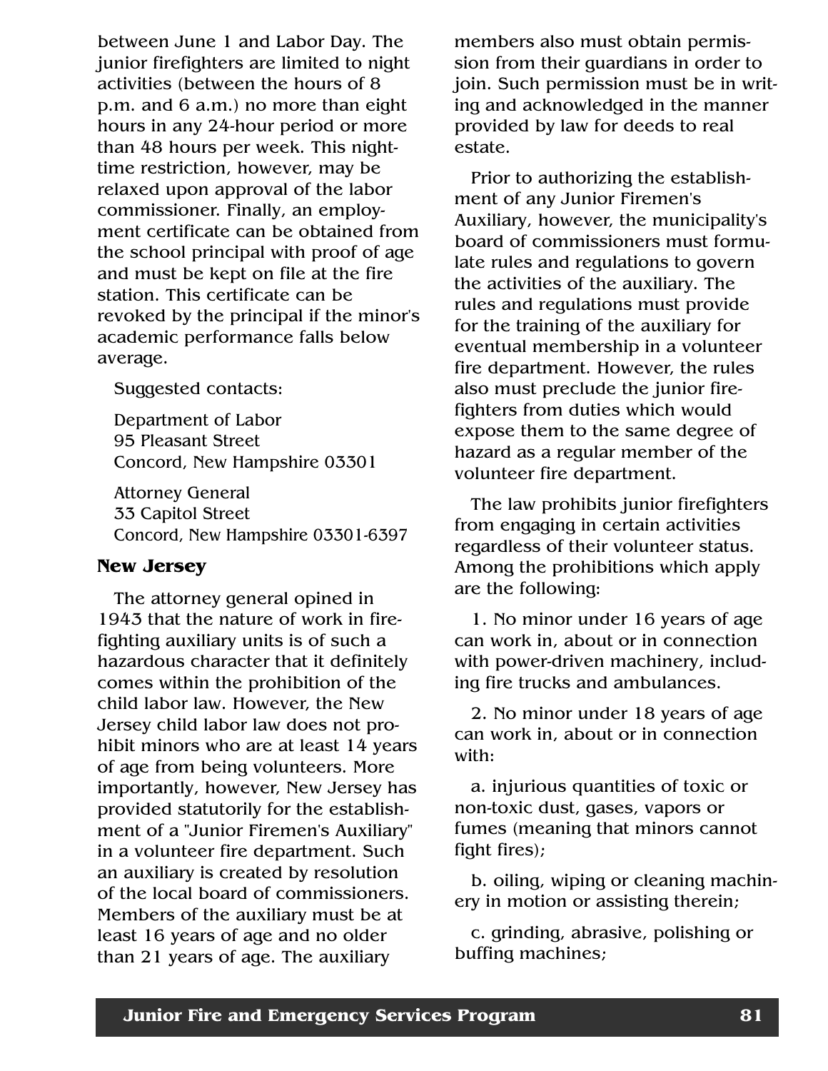between June 1 and Labor Day. The junior firefighters are limited to night activities (between the hours of 8 p.m. and 6 a.m.) no more than eight hours in any 24-hour period or more than 48 hours per week. This nighttime restriction, however, may be relaxed upon approval of the labor commissioner. Finally, an employment certificate can be obtained from the school principal with proof of age and must be kept on file at the fire station. This certificate can be revoked by the principal if the minor's academic performance falls below average.

Suggested contacts:

Department of Labor
95 Pleasant Street
Concord, New Hampshire 03301

Attorney General
33 Capitol Street
Concord, New Hampshire 03301-6397

### New Jersey

The attorney general opined in 1943 that the nature of work in firefighting auxiliary units is of such a hazardous character that it definitely comes within the prohibition of the child labor law. However, the New Jersey child labor law does not prohibit minors who are at least 14 years of age from being volunteers. More importantly, however, New Jersey has provided statutorily for the establishment of a "Junior Firemen's Auxiliary" in a volunteer fire department. Such an auxiliary is created by resolution of the local board of commissioners. Members of the auxiliary must be at least 16 years of age and no older than 21 years of age. The auxiliary members also must obtain permission from their guardians in order to join. Such permission must be in writing and acknowledged in the manner provided by law for deeds to real estate.

Prior to authorizing the establishment of any Junior Firemen's Auxiliary, however, the municipality's board of commissioners must formulate rules and regulations to govern the activities of the auxiliary. The rules and regulations must provide for the training of the auxiliary for eventual membership in a volunteer fire department. However, the rules also must preclude the junior firefighters from duties which would expose them to the same degree of hazard as a regular member of the volunteer fire department.

The law prohibits junior firefighters from engaging in certain activities regardless of their volunteer status. Among the prohibitions which apply are the following:

1. No minor under 16 years of age can work in, about or in connection with power-driven machinery, including fire trucks and ambulances.

2. No minor under 18 years of age can work in, about or in connection with:

a. injurious quantities of toxic or non-toxic dust, gases, vapors or fumes (meaning that minors cannot fight fires);

b. oiling, wiping or cleaning machinery in motion or assisting therein;

c. grinding, abrasive, polishing or buffing machines;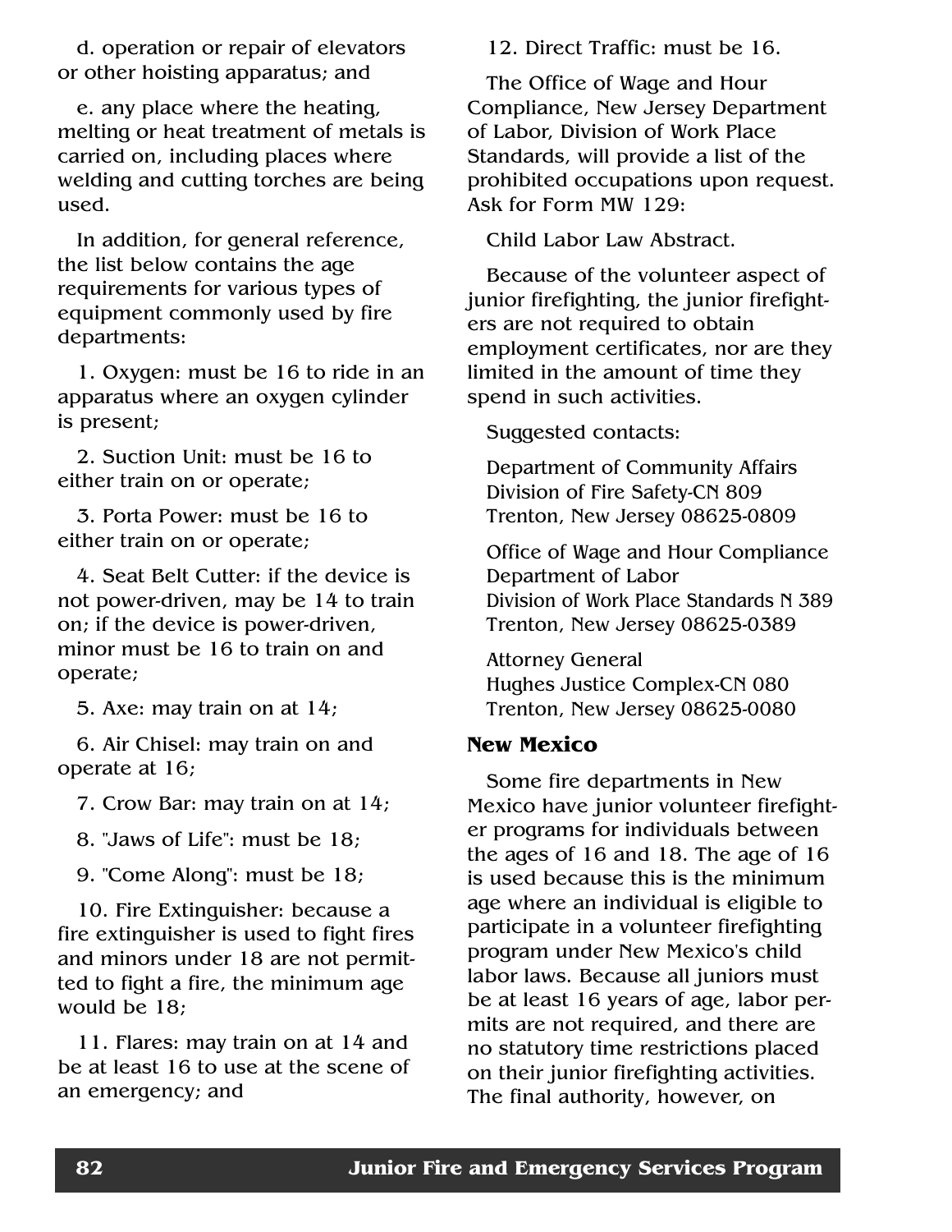d. operation or repair of elevators or other hoisting apparatus; and

e. any place where the heating, melting or heat treatment of metals is carried on, including places where welding and cutting torches are being used.

In addition, for general reference, the list below contains the age requirements for various types of equipment commonly used by fire departments:

1. Oxygen: must be 16 to ride in an apparatus where an oxygen cylinder is present;

2. Suction Unit: must be 16 to either train on or operate;

3. Porta Power: must be 16 to either train on or operate;

4. Seat Belt Cutter: if the device is not power-driven, may be 14 to train on; if the device is power-driven, minor must be 16 to train on and operate;

5. Axe: may train on at 14;

6. Air Chisel: may train on and operate at 16;

7. Crow Bar: may train on at 14;

8. "Jaws of Life": must be 18;

9. "Come Along": must be 18;

10. Fire Extinguisher: because a fire extinguisher is used to fight fires and minors under 18 are not permitted to fight a fire, the minimum age would be 18;

11. Flares: may train on at 14 and be at least 16 to use at the scene of an emergency; and

12. Direct Traffic: must be 16.

The Office of Wage and Hour Compliance, New Jersey Department of Labor, Division of Work Place Standards, will provide a list of the prohibited occupations upon request. Ask for Form MW 129:

Child Labor Law Abstract.

Because of the volunteer aspect of junior firefighting, the junior firefighters are not required to obtain employment certificates, nor are they limited in the amount of time they spend in such activities.

Suggested contacts:

Department of Community Affairs
Division of Fire Safety-CN 809
Trenton, New Jersey 08625-0809

Office of Wage and Hour Compliance
Department of Labor
Division of Work Place Standards N 389
Trenton, New Jersey 08625-0389

Attorney General
Hughes Justice Complex-CN 080
Trenton, New Jersey 08625-0080

### New Mexico

Some fire departments in New Mexico have junior volunteer firefighter programs for individuals between the ages of 16 and 18. The age of 16 is used because this is the minimum age where an individual is eligible to participate in a volunteer firefighting program under New Mexico's child labor laws. Because all juniors must be at least 16 years of age, labor permits are not required, and there are no statutory time restrictions placed on their junior firefighting activities. The final authority, however, on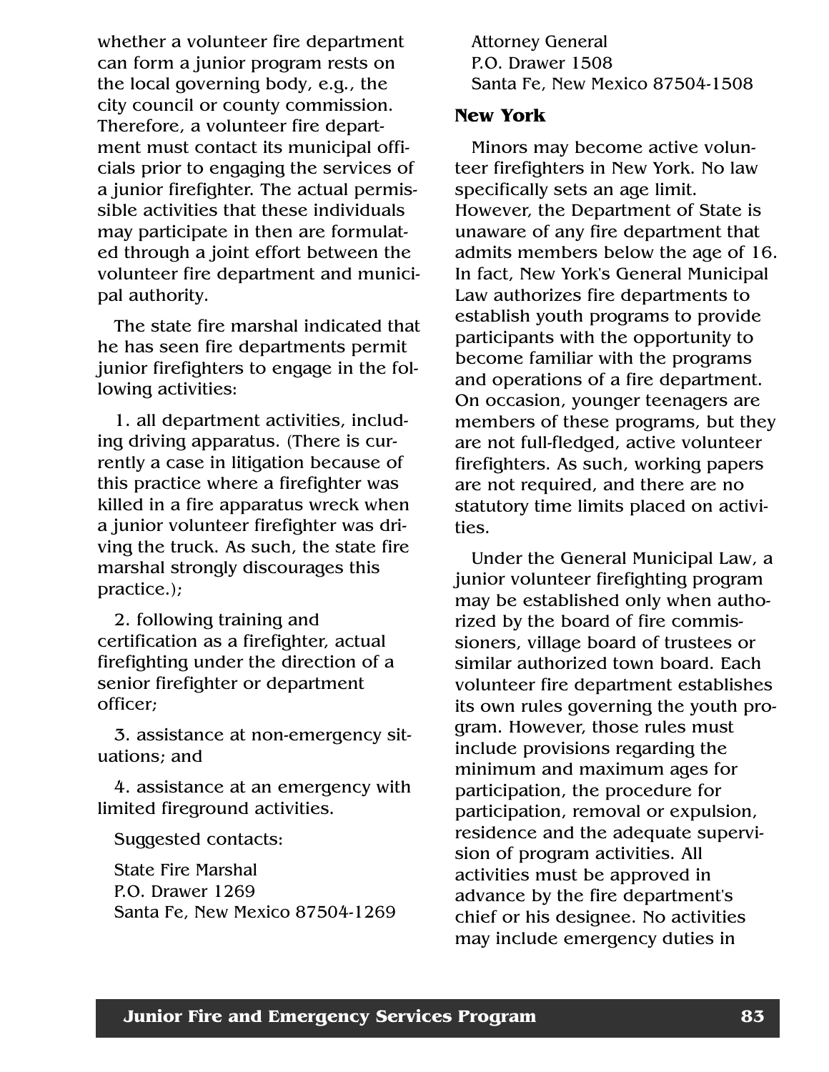whether a volunteer fire department can form a junior program rests on the local governing body, e.g., the city council or county commission. Therefore, a volunteer fire department must contact its municipal officials prior to engaging the services of a junior firefighter. The actual permissible activities that these individuals may participate in then are formulated through a joint effort between the volunteer fire department and municipal authority.

The state fire marshal indicated that he has seen fire departments permit junior firefighters to engage in the following activities:

1. all department activities, including driving apparatus. (There is currently a case in litigation because of this practice where a firefighter was killed in a fire apparatus wreck when a junior volunteer firefighter was driving the truck. As such, the state fire marshal strongly discourages this practice.);

2. following training and certification as a firefighter, actual firefighting under the direction of a senior firefighter or department officer;

3. assistance at non-emergency situations; and

4. assistance at an emergency with limited fireground activities.

Suggested contacts:

State Fire Marshal
P.O. Drawer 1269
Santa Fe, New Mexico 87504-1269

Attorney General
P.O. Drawer 1508
Santa Fe, New Mexico 87504-1508

### New York

Minors may become active volunteer firefighters in New York. No law specifically sets an age limit. However, the Department of State is unaware of any fire department that admits members below the age of 16. In fact, New York's General Municipal Law authorizes fire departments to establish youth programs to provide participants with the opportunity to become familiar with the programs and operations of a fire department. On occasion, younger teenagers are members of these programs, but they are not full-fledged, active volunteer firefighters. As such, working papers are not required, and there are no statutory time limits placed on activities.

Under the General Municipal Law, a junior volunteer firefighting program may be established only when authorized by the board of fire commissioners, village board of trustees or similar authorized town board. Each volunteer fire department establishes its own rules governing the youth program. However, those rules must include provisions regarding the minimum and maximum ages for participation, the procedure for participation, removal or expulsion, residence and the adequate supervision of program activities. All activities must be approved in advance by the fire department's chief or his designee. No activities may include emergency duties in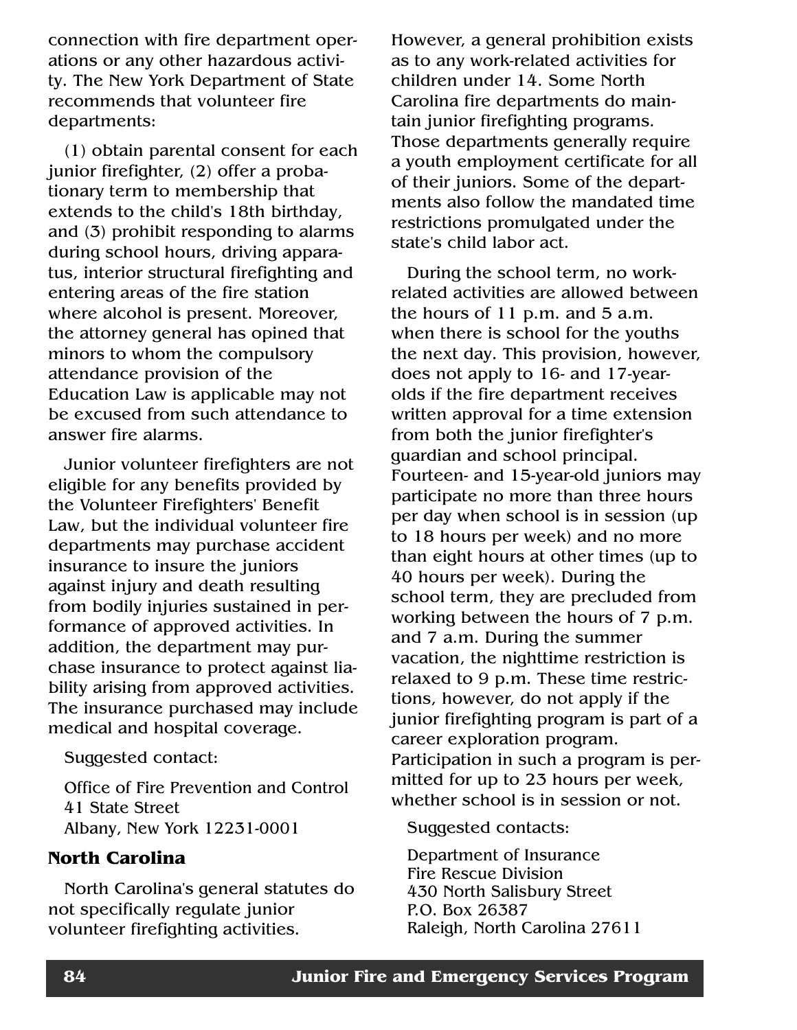connection with fire department operations or any other hazardous activity. The New York Department of State recommends that volunteer fire departments:

(1) obtain parental consent for each junior firefighter, (2) offer a probationary term to membership that extends to the child's 18th birthday, and (3) prohibit responding to alarms during school hours, driving apparatus, interior structural firefighting and entering areas of the fire station where alcohol is present. Moreover, the attorney general has opined that minors to whom the compulsory attendance provision of the Education Law is applicable may not be excused from such attendance to answer fire alarms.

Junior volunteer firefighters are not eligible for any benefits provided by the Volunteer Firefighters' Benefit Law, but the individual volunteer fire departments may purchase accident insurance to insure the juniors against injury and death resulting from bodily injuries sustained in performance of approved activities. In addition, the department may purchase insurance to protect against liability arising from approved activities. The insurance purchased may include medical and hospital coverage.

Suggested contact:

Office of Fire Prevention and Control
41 State Street
Albany, New York 12231-0001

## North Carolina

North Carolina's general statutes do not specifically regulate junior volunteer firefighting activities. However, a general prohibition exists as to any work-related activities for children under 14. Some North Carolina fire departments do maintain junior firefighting programs. Those departments generally require a youth employment certificate for all of their juniors. Some of the departments also follow the mandated time restrictions promulgated under the state's child labor act.

During the school term, no work-related activities are allowed between the hours of 11 p.m. and 5 a.m. when there is school for the youths the next day. This provision, however, does not apply to 16- and 17-year-olds if the fire department receives written approval for a time extension from both the junior firefighter's guardian and school principal. Fourteen- and 15-year-old juniors may participate no more than three hours per day when school is in session (up to 18 hours per week) and no more than eight hours at other times (up to 40 hours per week). During the school term, they are precluded from working between the hours of 7 p.m. and 7 a.m. During the summer vacation, the nighttime restriction is relaxed to 9 p.m. These time restrictions, however, do not apply if the junior firefighting program is part of a career exploration program. Participation in such a program is permitted for up to 23 hours per week, whether school is in session or not.

Suggested contacts:

Department of Insurance
Fire Rescue Division
430 North Salisbury Street
P.O. Box 26387
Raleigh, North Carolina 27611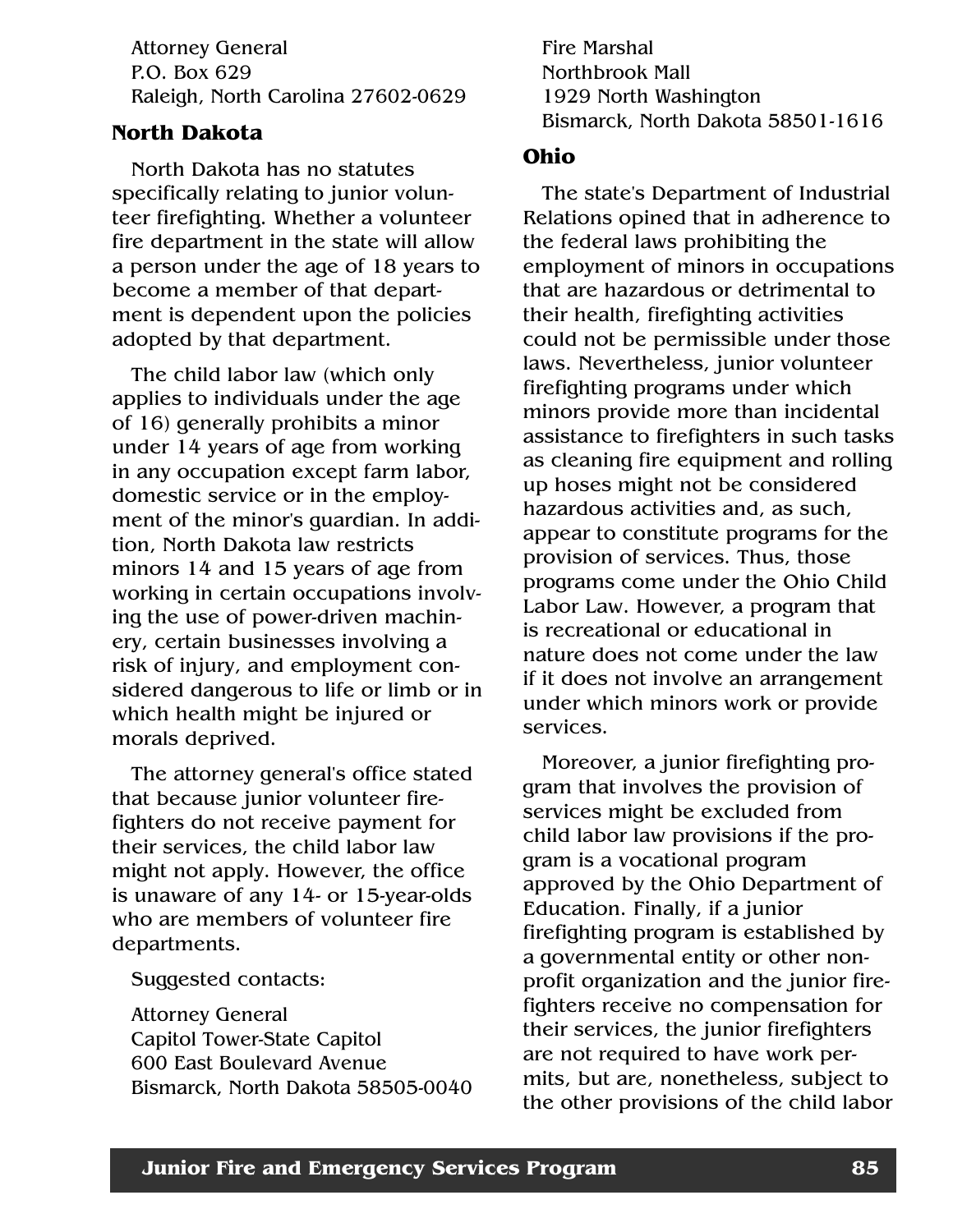Attorney General
P.O. Box 629
Raleigh, North Carolina 27602-0629

### North Dakota

North Dakota has no statutes specifically relating to junior volunteer firefighting. Whether a volunteer fire department in the state will allow a person under the age of 18 years to become a member of that department is dependent upon the policies adopted by that department.

The child labor law (which only applies to individuals under the age of 16) generally prohibits a minor under 14 years of age from working in any occupation except farm labor, domestic service or in the employment of the minor's guardian. In addition, North Dakota law restricts minors 14 and 15 years of age from working in certain occupations involving the use of power-driven machinery, certain businesses involving a risk of injury, and employment considered dangerous to life or limb or in which health might be injured or morals deprived.

The attorney general's office stated that because junior volunteer firefighters do not receive payment for their services, the child labor law might not apply. However, the office is unaware of any 14- or 15-year-olds who are members of volunteer fire departments.

Suggested contacts:

Attorney General
Capitol Tower-State Capitol
600 East Boulevard Avenue
Bismarck, North Dakota 58505-0040

Fire Marshal
Northbrook Mall
1929 North Washington
Bismarck, North Dakota 58501-1616

### Ohio

The state's Department of Industrial Relations opined that in adherence to the federal laws prohibiting the employment of minors in occupations that are hazardous or detrimental to their health, firefighting activities could not be permissible under those laws. Nevertheless, junior volunteer firefighting programs under which minors provide more than incidental assistance to firefighters in such tasks as cleaning fire equipment and rolling up hoses might not be considered hazardous activities and, as such, appear to constitute programs for the provision of services. Thus, those programs come under the Ohio Child Labor Law. However, a program that is recreational or educational in nature does not come under the law if it does not involve an arrangement under which minors work or provide services.

Moreover, a junior firefighting program that involves the provision of services might be excluded from child labor law provisions if the program is a vocational program approved by the Ohio Department of Education. Finally, if a junior firefighting program is established by a governmental entity or other nonprofit organization and the junior firefighters receive no compensation for their services, the junior firefighters are not required to have work permits, but are, nonetheless, subject to the other provisions of the child labor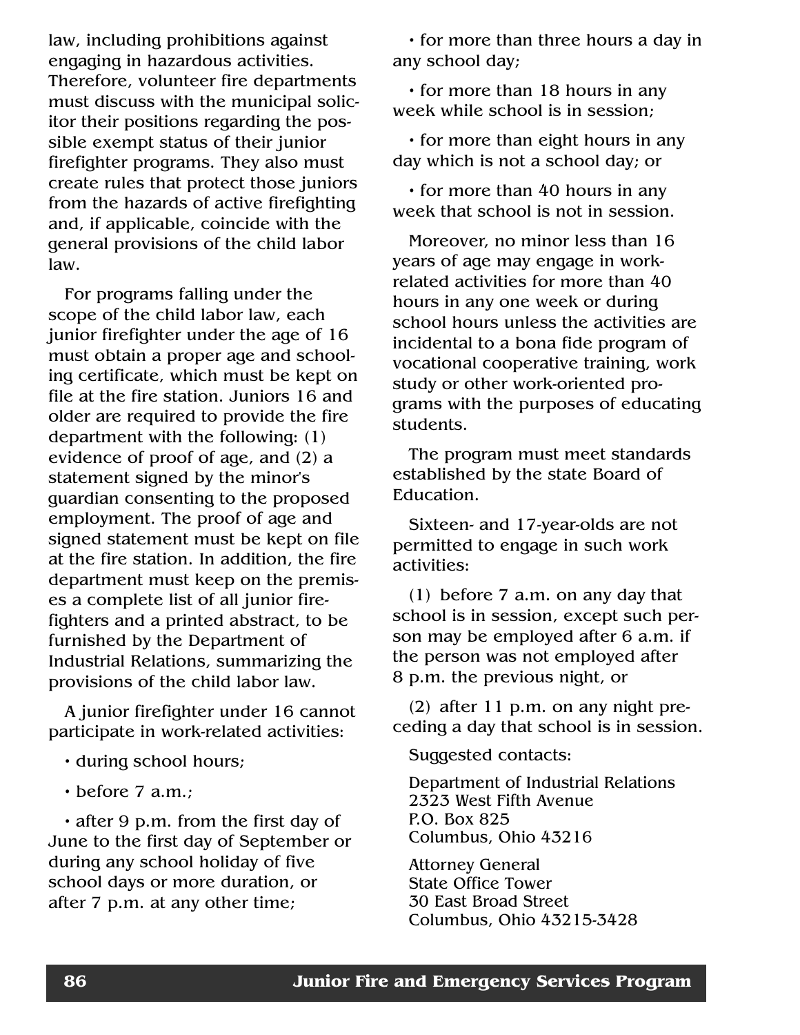law, including prohibitions against engaging in hazardous activities. Therefore, volunteer fire departments must discuss with the municipal solicitor their positions regarding the possible exempt status of their junior firefighter programs. They also must create rules that protect those juniors from the hazards of active firefighting and, if applicable, coincide with the general provisions of the child labor law.

For programs falling under the scope of the child labor law, each junior firefighter under the age of 16 must obtain a proper age and schooling certificate, which must be kept on file at the fire station. Juniors 16 and older are required to provide the fire department with the following: (1) evidence of proof of age, and (2) a statement signed by the minor's guardian consenting to the proposed employment. The proof of age and signed statement must be kept on file at the fire station. In addition, the fire department must keep on the premises a complete list of all junior firefighters and a printed abstract, to be furnished by the Department of Industrial Relations, summarizing the provisions of the child labor law.

A junior firefighter under 16 cannot participate in work-related activities:

- during school hours;
- before 7 a.m.;
- after 9 p.m. from the first day of June to the first day of September or during any school holiday of five school days or more duration, or after 7 p.m. at any other time;
- for more than three hours a day in any school day;
- for more than 18 hours in any week while school is in session;
- for more than eight hours in any day which is not a school day; or
- for more than 40 hours in any week that school is not in session.

Moreover, no minor less than 16 years of age may engage in work-related activities for more than 40 hours in any one week or during school hours unless the activities are incidental to a bona fide program of vocational cooperative training, work study or other work-oriented programs with the purposes of educating students.

The program must meet standards established by the state Board of Education.

Sixteen- and 17-year-olds are not permitted to engage in such work activities:

(1) before 7 a.m. on any day that school is in session, except such person may be employed after 6 a.m. if the person was not employed after 8 p.m. the previous night, or

(2) after 11 p.m. on any night preceding a day that school is in session.

Suggested contacts:

Department of Industrial Relations
2323 West Fifth Avenue
P.O. Box 825
Columbus, Ohio 43216

Attorney General
State Office Tower
30 East Broad Street
Columbus, Ohio 43215-3428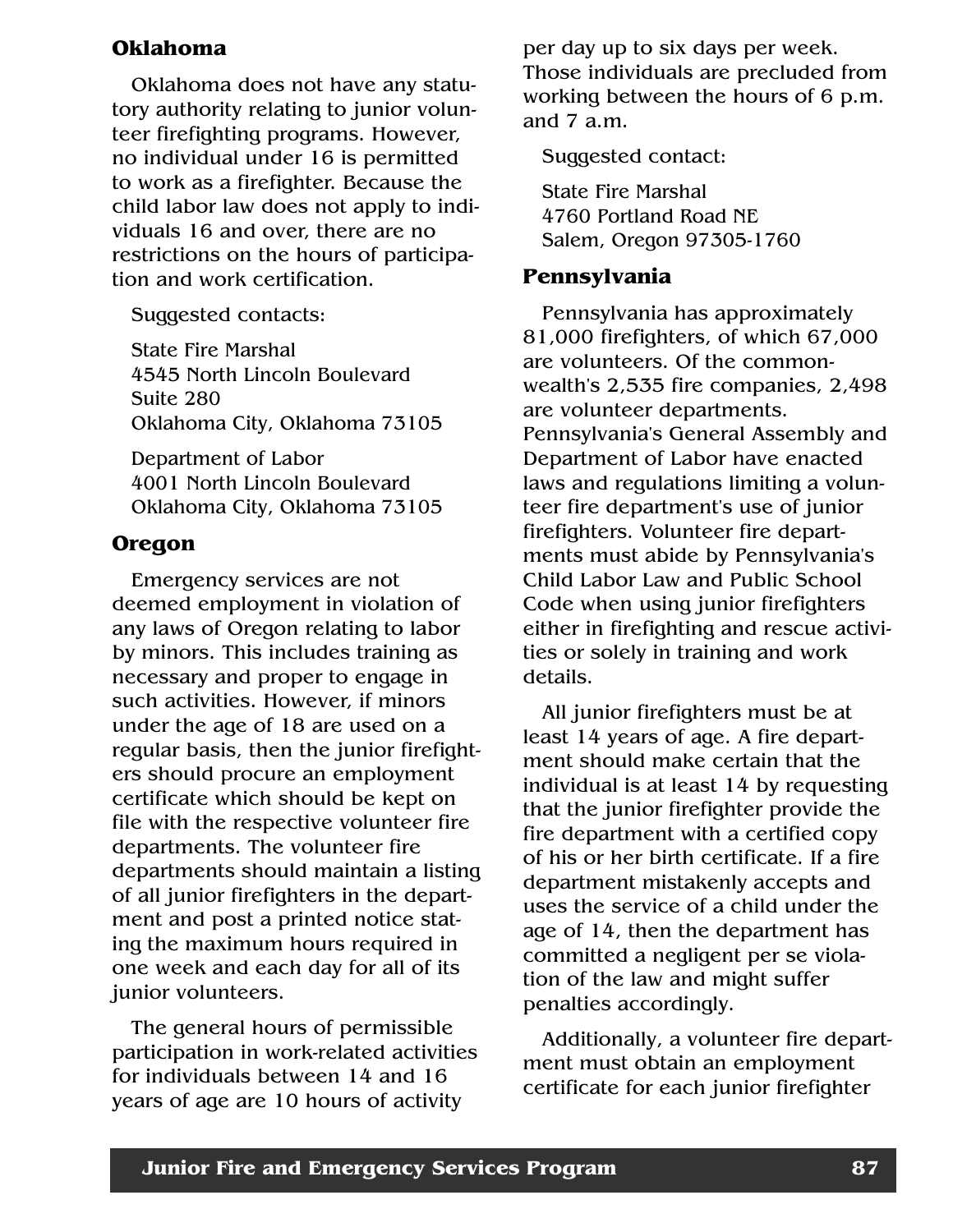## Oklahoma

Oklahoma does not have any statutory authority relating to junior volunteer firefighting programs. However, no individual under 16 is permitted to work as a firefighter. Because the child labor law does not apply to individuals 16 and over, there are no restrictions on the hours of participation and work certification.

Suggested contacts:

State Fire Marshal
4545 North Lincoln Boulevard
Suite 280
Oklahoma City, Oklahoma 73105

Department of Labor
4001 North Lincoln Boulevard
Oklahoma City, Oklahoma 73105

## Oregon

Emergency services are not deemed employment in violation of any laws of Oregon relating to labor by minors. This includes training as necessary and proper to engage in such activities. However, if minors under the age of 18 are used on a regular basis, then the junior firefighters should procure an employment certificate which should be kept on file with the respective volunteer fire departments. The volunteer fire departments should maintain a listing of all junior firefighters in the department and post a printed notice stating the maximum hours required in one week and each day for all of its junior volunteers.

The general hours of permissible participation in work-related activities for individuals between 14 and 16 years of age are 10 hours of activity per day up to six days per week. Those individuals are precluded from working between the hours of 6 p.m. and 7 a.m.

Suggested contact:

State Fire Marshal
4760 Portland Road NE
Salem, Oregon 97305-1760

## Pennsylvania

Pennsylvania has approximately 81,000 firefighters, of which 67,000 are volunteers. Of the commonwealth's 2,535 fire companies, 2,498 are volunteer departments. Pennsylvania's General Assembly and Department of Labor have enacted laws and regulations limiting a volunteer fire department's use of junior firefighters. Volunteer fire departments must abide by Pennsylvania's Child Labor Law and Public School Code when using junior firefighters either in firefighting and rescue activities or solely in training and work details.

All junior firefighters must be at least 14 years of age. A fire department should make certain that the individual is at least 14 by requesting that the junior firefighter provide the fire department with a certified copy of his or her birth certificate. If a fire department mistakenly accepts and uses the service of a child under the age of 14, then the department has committed a negligent per se violation of the law and might suffer penalties accordingly.

Additionally, a volunteer fire department must obtain an employment certificate for each junior firefighter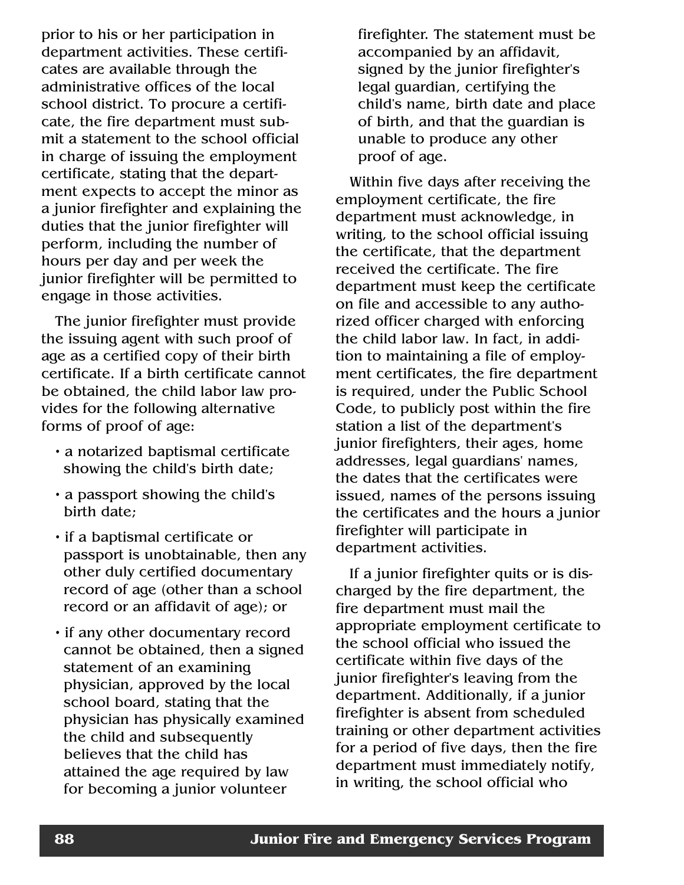prior to his or her participation in department activities. These certificates are available through the administrative offices of the local school district. To procure a certificate, the fire department must submit a statement to the school official in charge of issuing the employment certificate, stating that the department expects to accept the minor as a junior firefighter and explaining the duties that the junior firefighter will perform, including the number of hours per day and per week the junior firefighter will be permitted to engage in those activities.

The junior firefighter must provide the issuing agent with such proof of age as a certified copy of their birth certificate. If a birth certificate cannot be obtained, the child labor law provides for the following alternative forms of proof of age:

- a notarized baptismal certificate showing the child's birth date;
- a passport showing the child's birth date;
- if a baptismal certificate or passport is unobtainable, then any other duly certified documentary record of age (other than a school record or an affidavit of age); or
- if any other documentary record cannot be obtained, then a signed statement of an examining physician, approved by the local school board, stating that the physician has physically examined the child and subsequently believes that the child has attained the age required by law for becoming a junior volunteer firefighter. The statement must be accompanied by an affidavit, signed by the junior firefighter's legal guardian, certifying the child's name, birth date and place of birth, and that the guardian is unable to produce any other proof of age.

Within five days after receiving the employment certificate, the fire department must acknowledge, in writing, to the school official issuing the certificate, that the department received the certificate. The fire department must keep the certificate on file and accessible to any authorized officer charged with enforcing the child labor law. In fact, in addition to maintaining a file of employment certificates, the fire department is required, under the Public School Code, to publicly post within the fire station a list of the department's junior firefighters, their ages, home addresses, legal guardians' names, the dates that the certificates were issued, names of the persons issuing the certificates and the hours a junior firefighter will participate in department activities.

If a junior firefighter quits or is discharged by the fire department, the fire department must mail the appropriate employment certificate to the school official who issued the certificate within five days of the junior firefighter's leaving from the department. Additionally, if a junior firefighter is absent from scheduled training or other department activities for a period of five days, then the fire department must immediately notify, in writing, the school official who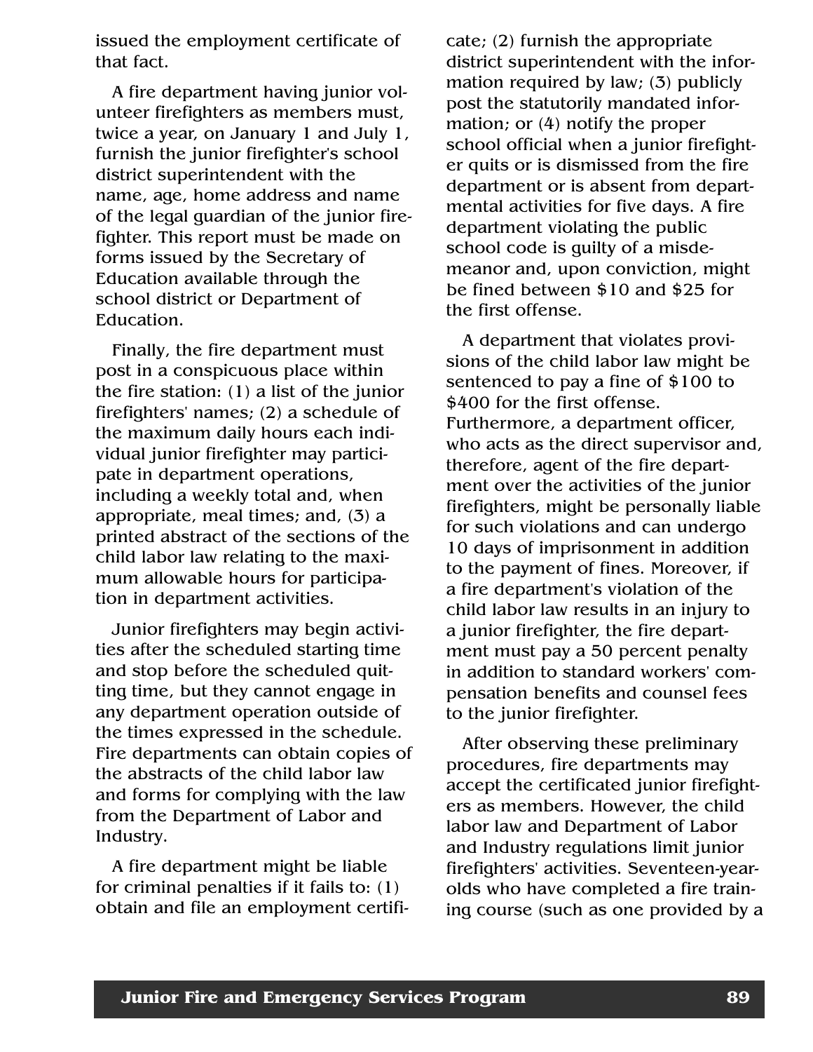issued the employment certificate of that fact.

A fire department having junior volunteer firefighters as members must, twice a year, on January 1 and July 1, furnish the junior firefighter's school district superintendent with the name, age, home address and name of the legal guardian of the junior firefighter. This report must be made on forms issued by the Secretary of Education available through the school district or Department of Education.

Finally, the fire department must post in a conspicuous place within the fire station: (1) a list of the junior firefighters' names; (2) a schedule of the maximum daily hours each individual junior firefighter may participate in department operations, including a weekly total and, when appropriate, meal times; and, (3) a printed abstract of the sections of the child labor law relating to the maximum allowable hours for participation in department activities.

Junior firefighters may begin activities after the scheduled starting time and stop before the scheduled quitting time, but they cannot engage in any department operation outside of the times expressed in the schedule. Fire departments can obtain copies of the abstracts of the child labor law and forms for complying with the law from the Department of Labor and Industry.

A fire department might be liable for criminal penalties if it fails to: (1) obtain and file an employment certificate; (2) furnish the appropriate district superintendent with the information required by law; (3) publicly post the statutorily mandated information; or (4) notify the proper school official when a junior firefighter quits or is dismissed from the fire department or is absent from departmental activities for five days. A fire department violating the public school code is guilty of a misdemeanor and, upon conviction, might be fined between $10 and $25 for the first offense.

A department that violates provisions of the child labor law might be sentenced to pay a fine of $100 to $400 for the first offense. Furthermore, a department officer, who acts as the direct supervisor and, therefore, agent of the fire department over the activities of the junior firefighters, might be personally liable for such violations and can undergo 10 days of imprisonment in addition to the payment of fines. Moreover, if a fire department's violation of the child labor law results in an injury to a junior firefighter, the fire department must pay a 50 percent penalty in addition to standard workers' compensation benefits and counsel fees to the junior firefighter.

After observing these preliminary procedures, fire departments may accept the certificated junior firefighters as members. However, the child labor law and Department of Labor and Industry regulations limit junior firefighters' activities. Seventeen-year-olds who have completed a fire training course (such as one provided by a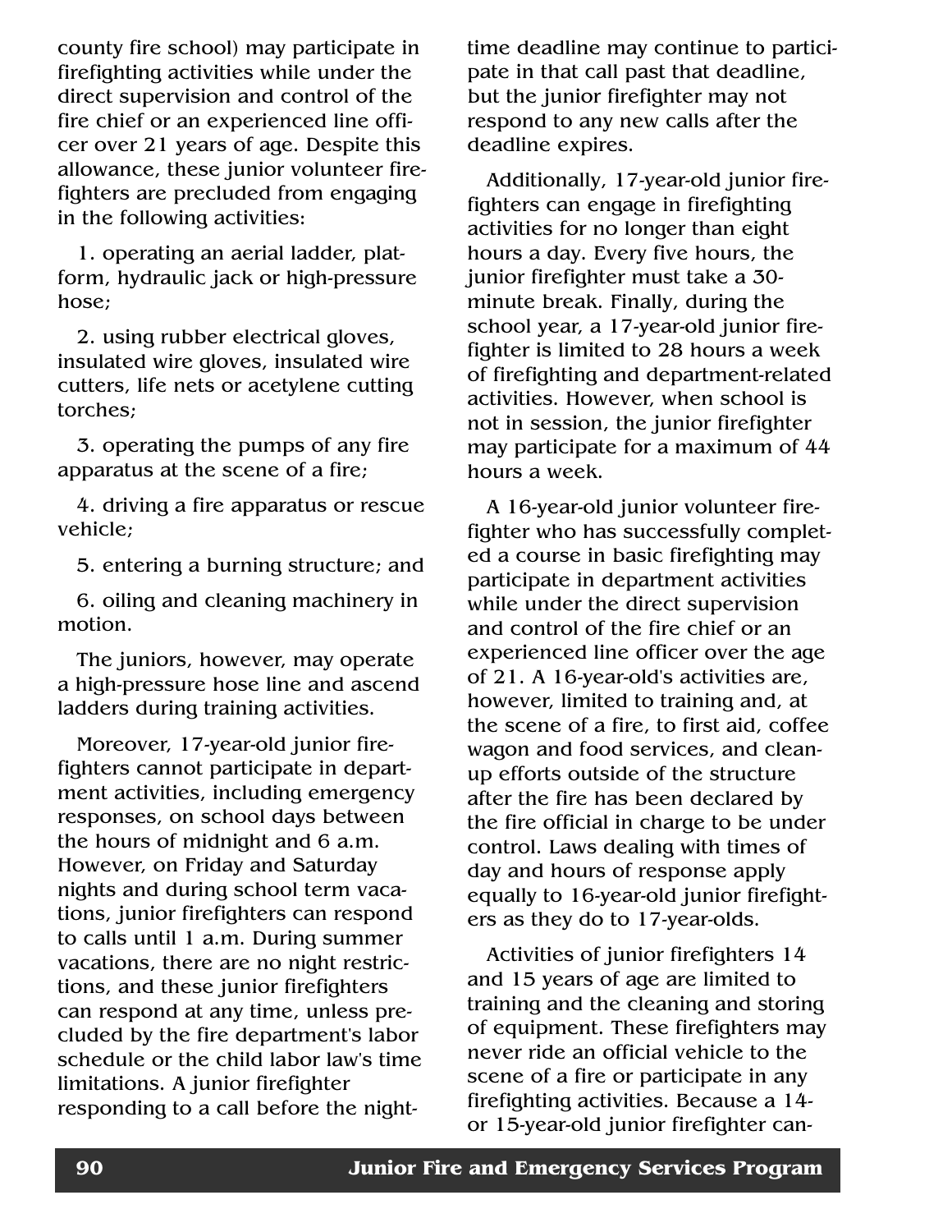county fire school) may participate in firefighting activities while under the direct supervision and control of the fire chief or an experienced line officer over 21 years of age. Despite this allowance, these junior volunteer firefighters are precluded from engaging in the following activities:

1. operating an aerial ladder, platform, hydraulic jack or high-pressure hose;

2. using rubber electrical gloves, insulated wire gloves, insulated wire cutters, life nets or acetylene cutting torches;

3. operating the pumps of any fire apparatus at the scene of a fire;

4. driving a fire apparatus or rescue vehicle;

5. entering a burning structure; and

6. oiling and cleaning machinery in motion.

The juniors, however, may operate a high-pressure hose line and ascend ladders during training activities.

Moreover, 17-year-old junior firefighters cannot participate in department activities, including emergency responses, on school days between the hours of midnight and 6 a.m. However, on Friday and Saturday nights and during school term vacations, junior firefighters can respond to calls until 1 a.m. During summer vacations, there are no night restrictions, and these junior firefighters can respond at any time, unless precluded by the fire department's labor schedule or the child labor law's time limitations. A junior firefighter responding to a call before the night-time deadline may continue to participate in that call past that deadline, but the junior firefighter may not respond to any new calls after the deadline expires.

Additionally, 17-year-old junior firefighters can engage in firefighting activities for no longer than eight hours a day. Every five hours, the junior firefighter must take a 30-minute break. Finally, during the school year, a 17-year-old junior firefighter is limited to 28 hours a week of firefighting and department-related activities. However, when school is not in session, the junior firefighter may participate for a maximum of 44 hours a week.

A 16-year-old junior volunteer firefighter who has successfully completed a course in basic firefighting may participate in department activities while under the direct supervision and control of the fire chief or an experienced line officer over the age of 21. A 16-year-old's activities are, however, limited to training and, at the scene of a fire, to first aid, coffee wagon and food services, and clean-up efforts outside of the structure after the fire has been declared by the fire official in charge to be under control. Laws dealing with times of day and hours of response apply equally to 16-year-old junior firefighters as they do to 17-year-olds.

Activities of junior firefighters 14 and 15 years of age are limited to training and the cleaning and storing of equipment. These firefighters may never ride an official vehicle to the scene of a fire or participate in any firefighting activities. Because a 14- or 15-year-old junior firefighter can-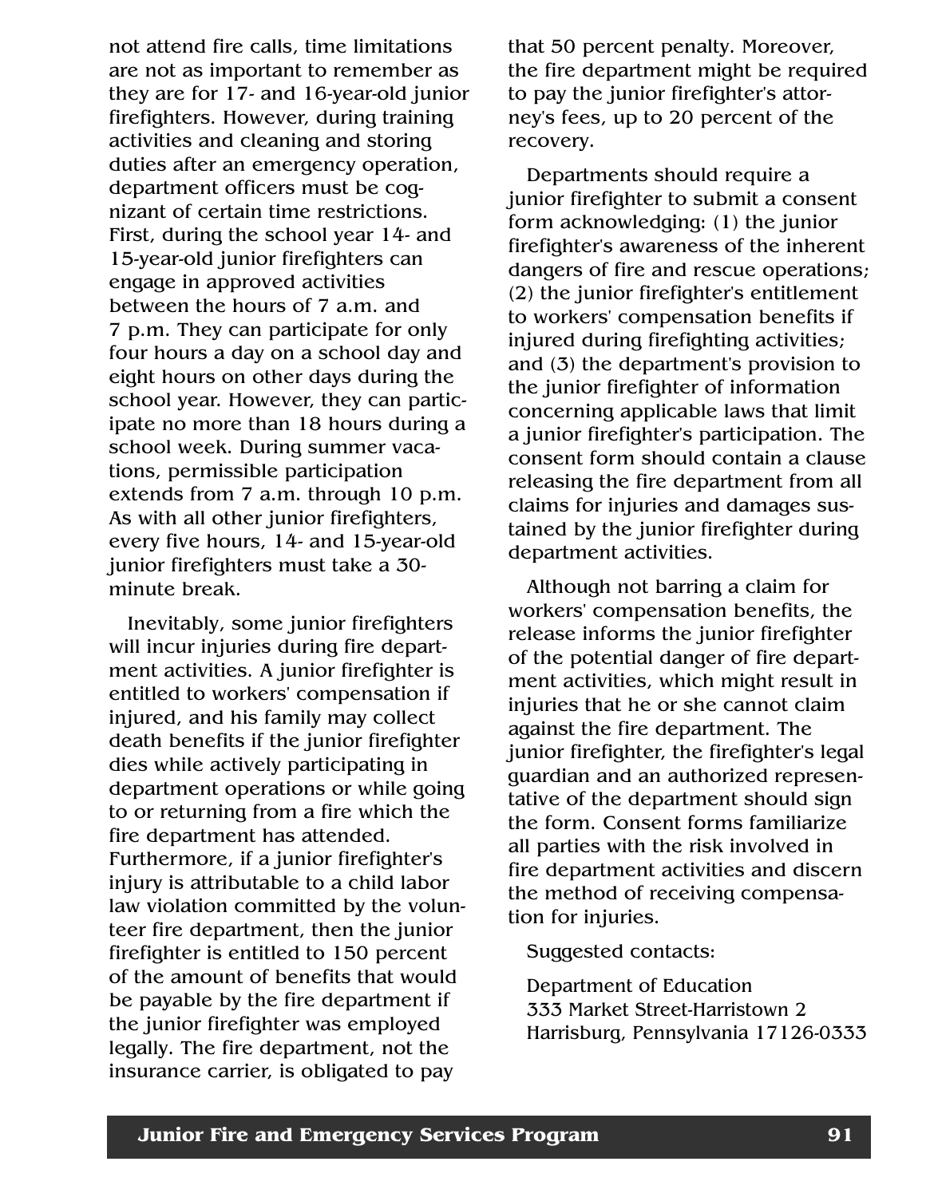not attend fire calls, time limitations are not as important to remember as they are for 17- and 16-year-old junior firefighters. However, during training activities and cleaning and storing duties after an emergency operation, department officers must be cognizant of certain time restrictions. First, during the school year 14- and 15-year-old junior firefighters can engage in approved activities between the hours of 7 a.m. and 7 p.m. They can participate for only four hours a day on a school day and eight hours on other days during the school year. However, they can participate no more than 18 hours during a school week. During summer vacations, permissible participation extends from 7 a.m. through 10 p.m. As with all other junior firefighters, every five hours, 14- and 15-year-old junior firefighters must take a 30-minute break.

Inevitably, some junior firefighters will incur injuries during fire department activities. A junior firefighter is entitled to workers' compensation if injured, and his family may collect death benefits if the junior firefighter dies while actively participating in department operations or while going to or returning from a fire which the fire department has attended. Furthermore, if a junior firefighter's injury is attributable to a child labor law violation committed by the volunteer fire department, then the junior firefighter is entitled to 150 percent of the amount of benefits that would be payable by the fire department if the junior firefighter was employed legally. The fire department, not the insurance carrier, is obligated to pay that 50 percent penalty. Moreover, the fire department might be required to pay the junior firefighter's attorney's fees, up to 20 percent of the recovery.

Departments should require a junior firefighter to submit a consent form acknowledging: (1) the junior firefighter's awareness of the inherent dangers of fire and rescue operations; (2) the junior firefighter's entitlement to workers' compensation benefits if injured during firefighting activities; and (3) the department's provision to the junior firefighter of information concerning applicable laws that limit a junior firefighter's participation. The consent form should contain a clause releasing the fire department from all claims for injuries and damages sustained by the junior firefighter during department activities.

Although not barring a claim for workers' compensation benefits, the release informs the junior firefighter of the potential danger of fire department activities, which might result in injuries that he or she cannot claim against the fire department. The junior firefighter, the firefighter's legal guardian and an authorized representative of the department should sign the form. Consent forms familiarize all parties with the risk involved in fire department activities and discern the method of receiving compensation for injuries.

Suggested contacts:

Department of Education
333 Market Street-Harristown 2
Harrisburg, Pennsylvania 17126-0333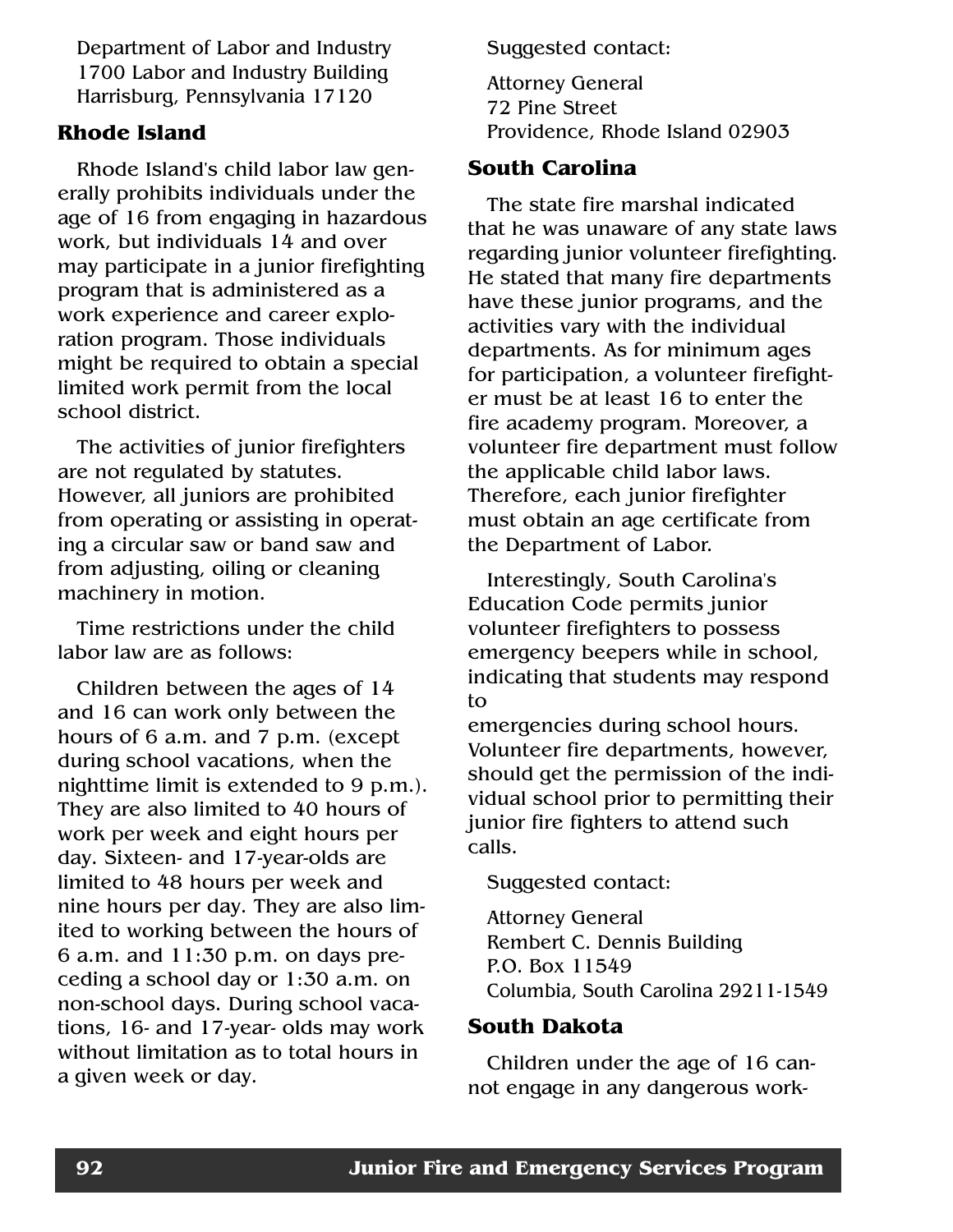Department of Labor and Industry
1700 Labor and Industry Building
Harrisburg, Pennsylvania 17120

### Rhode Island

Rhode Island's child labor law generally prohibits individuals under the age of 16 from engaging in hazardous work, but individuals 14 and over may participate in a junior firefighting program that is administered as a work experience and career exploration program. Those individuals might be required to obtain a special limited work permit from the local school district.

The activities of junior firefighters are not regulated by statutes. However, all juniors are prohibited from operating or assisting in operating a circular saw or band saw and from adjusting, oiling or cleaning machinery in motion.

Time restrictions under the child labor law are as follows:

Children between the ages of 14 and 16 can work only between the hours of 6 a.m. and 7 p.m. (except during school vacations, when the nighttime limit is extended to 9 p.m.). They are also limited to 40 hours of work per week and eight hours per day. Sixteen- and 17-year-olds are limited to 48 hours per week and nine hours per day. They are also limited to working between the hours of 6 a.m. and 11:30 p.m. on days preceding a school day or 1:30 a.m. on non-school days. During school vacations, 16- and 17-year- olds may work without limitation as to total hours in a given week or day.

Suggested contact:

Attorney General
72 Pine Street
Providence, Rhode Island 02903

### South Carolina

The state fire marshal indicated that he was unaware of any state laws regarding junior volunteer firefighting. He stated that many fire departments have these junior programs, and the activities vary with the individual departments. As for minimum ages for participation, a volunteer firefighter must be at least 16 to enter the fire academy program. Moreover, a volunteer fire department must follow the applicable child labor laws. Therefore, each junior firefighter must obtain an age certificate from the Department of Labor.

Interestingly, South Carolina's Education Code permits junior volunteer firefighters to possess emergency beepers while in school, indicating that students may respond to emergencies during school hours. Volunteer fire departments, however, should get the permission of the individual school prior to permitting their junior fire fighters to attend such calls.

Suggested contact:

Attorney General
Rembert C. Dennis Building
P.O. Box 11549
Columbia, South Carolina 29211-1549

### South Dakota

Children under the age of 16 cannot engage in any dangerous work-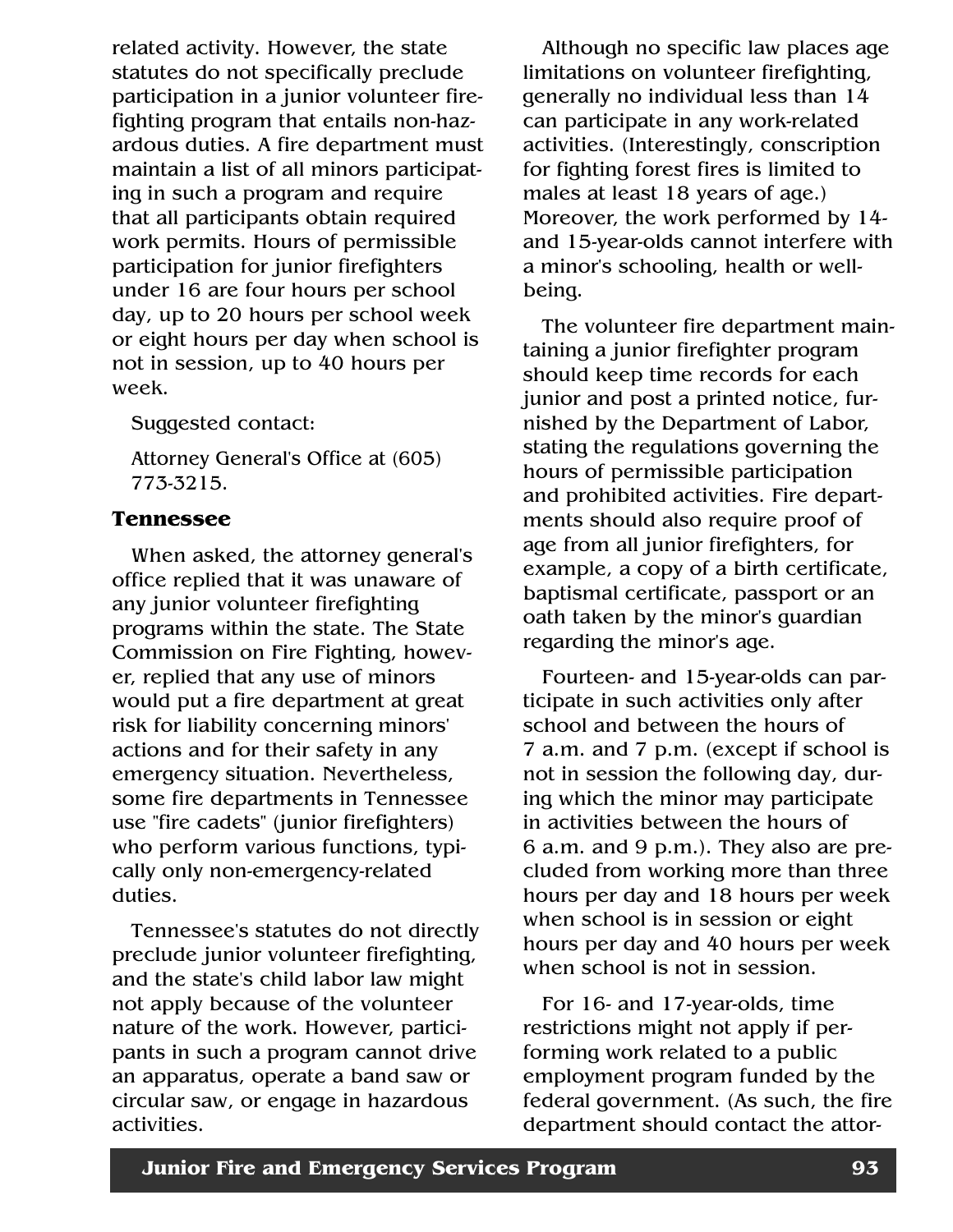related activity. However, the state statutes do not specifically preclude participation in a junior volunteer firefighting program that entails non-hazardous duties. A fire department must maintain a list of all minors participating in such a program and require that all participants obtain required work permits. Hours of permissible participation for junior firefighters under 16 are four hours per school day, up to 20 hours per school week or eight hours per day when school is not in session, up to 40 hours per week.

Suggested contact:

Attorney General's Office at (605) 773-3215.

### Tennessee

When asked, the attorney general's office replied that it was unaware of any junior volunteer firefighting programs within the state. The State Commission on Fire Fighting, however, replied that any use of minors would put a fire department at great risk for liability concerning minors' actions and for their safety in any emergency situation. Nevertheless, some fire departments in Tennessee use "fire cadets" (junior firefighters) who perform various functions, typically only non-emergency-related duties.

Tennessee's statutes do not directly preclude junior volunteer firefighting, and the state's child labor law might not apply because of the volunteer nature of the work. However, participants in such a program cannot drive an apparatus, operate a band saw or circular saw, or engage in hazardous activities.

Although no specific law places age limitations on volunteer firefighting, generally no individual less than 14 can participate in any work-related activities. (Interestingly, conscription for fighting forest fires is limited to males at least 18 years of age.) Moreover, the work performed by 14- and 15-year-olds cannot interfere with a minor's schooling, health or well-being.

The volunteer fire department maintaining a junior firefighter program should keep time records for each junior and post a printed notice, furnished by the Department of Labor, stating the regulations governing the hours of permissible participation and prohibited activities. Fire departments should also require proof of age from all junior firefighters, for example, a copy of a birth certificate, baptismal certificate, passport or an oath taken by the minor's guardian regarding the minor's age.

Fourteen- and 15-year-olds can participate in such activities only after school and between the hours of 7 a.m. and 7 p.m. (except if school is not in session the following day, during which the minor may participate in activities between the hours of 6 a.m. and 9 p.m.). They also are precluded from working more than three hours per day and 18 hours per week when school is in session or eight hours per day and 40 hours per week when school is not in session.

For 16- and 17-year-olds, time restrictions might not apply if performing work related to a public employment program funded by the federal government. (As such, the fire department should contact the attor-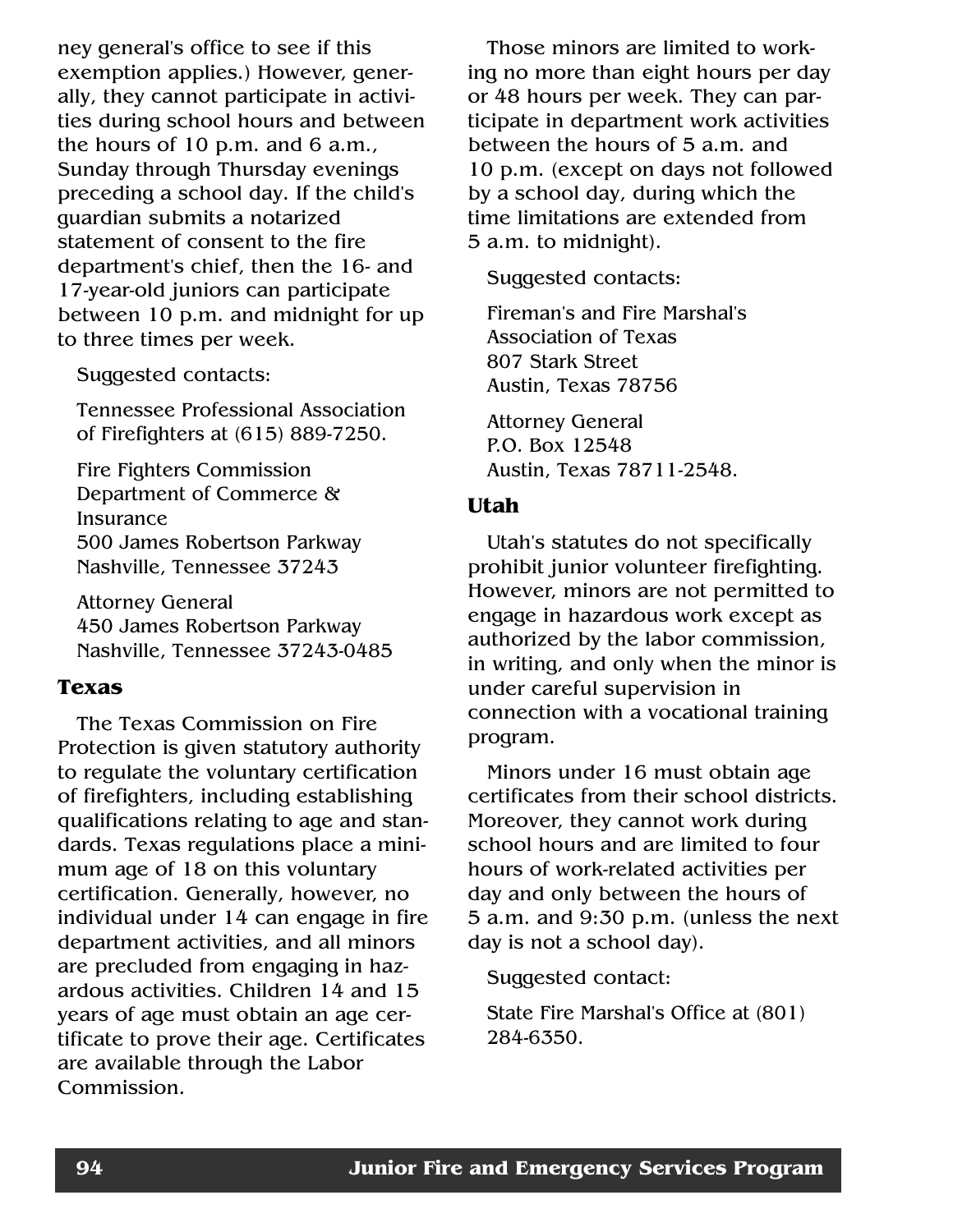ney general's office to see if this exemption applies.) However, generally, they cannot participate in activities during school hours and between the hours of 10 p.m. and 6 a.m., Sunday through Thursday evenings preceding a school day. If the child's guardian submits a notarized statement of consent to the fire department's chief, then the 16- and 17-year-old juniors can participate between 10 p.m. and midnight for up to three times per week.

Suggested contacts:

Tennessee Professional Association of Firefighters at (615) 889-7250.

Fire Fighters Commission
Department of Commerce & Insurance
500 James Robertson Parkway
Nashville, Tennessee 37243

Attorney General
450 James Robertson Parkway
Nashville, Tennessee 37243-0485

## Texas

The Texas Commission on Fire Protection is given statutory authority to regulate the voluntary certification of firefighters, including establishing qualifications relating to age and standards. Texas regulations place a minimum age of 18 on this voluntary certification. Generally, however, no individual under 14 can engage in fire department activities, and all minors are precluded from engaging in hazardous activities. Children 14 and 15 years of age must obtain an age certificate to prove their age. Certificates are available through the Labor Commission.

Those minors are limited to working no more than eight hours per day or 48 hours per week. They can participate in department work activities between the hours of 5 a.m. and 10 p.m. (except on days not followed by a school day, during which the time limitations are extended from 5 a.m. to midnight).

Suggested contacts:

Fireman's and Fire Marshal's Association of Texas
807 Stark Street
Austin, Texas 78756

Attorney General
P.O. Box 12548
Austin, Texas 78711-2548.

## Utah

Utah's statutes do not specifically prohibit junior volunteer firefighting. However, minors are not permitted to engage in hazardous work except as authorized by the labor commission, in writing, and only when the minor is under careful supervision in connection with a vocational training program.

Minors under 16 must obtain age certificates from their school districts. Moreover, they cannot work during school hours and are limited to four hours of work-related activities per day and only between the hours of 5 a.m. and 9:30 p.m. (unless the next day is not a school day).

Suggested contact:

State Fire Marshal's Office at (801) 284-6350.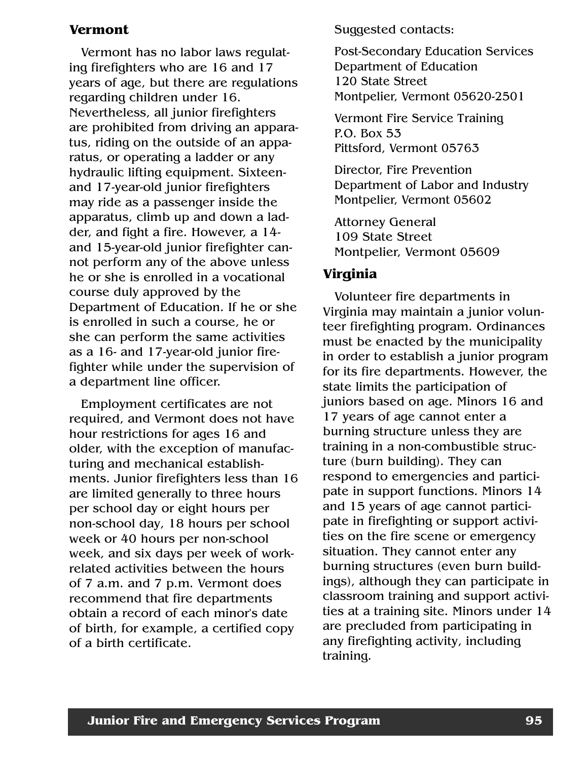## Vermont

Vermont has no labor laws regulating firefighters who are 16 and 17 years of age, but there are regulations regarding children under 16. Nevertheless, all junior firefighters are prohibited from driving an apparatus, riding on the outside of an apparatus, or operating a ladder or any hydraulic lifting equipment. Sixteen- and 17-year-old junior firefighters may ride as a passenger inside the apparatus, climb up and down a ladder, and fight a fire. However, a 14- and 15-year-old junior firefighter cannot perform any of the above unless he or she is enrolled in a vocational course duly approved by the Department of Education. If he or she is enrolled in such a course, he or she can perform the same activities as a 16- and 17-year-old junior firefighter while under the supervision of a department line officer.

Employment certificates are not required, and Vermont does not have hour restrictions for ages 16 and older, with the exception of manufacturing and mechanical establishments. Junior firefighters less than 16 are limited generally to three hours per school day or eight hours per non-school day, 18 hours per school week or 40 hours per non-school week, and six days per week of work-related activities between the hours of 7 a.m. and 7 p.m. Vermont does recommend that fire departments obtain a record of each minor's date of birth, for example, a certified copy of a birth certificate.

Suggested contacts:

Post-Secondary Education Services
Department of Education
120 State Street
Montpelier, Vermont 05620-2501

Vermont Fire Service Training
P.O. Box 53
Pittsford, Vermont 05763

Director, Fire Prevention
Department of Labor and Industry
Montpelier, Vermont 05602

Attorney General
109 State Street
Montpelier, Vermont 05609

## Virginia

Volunteer fire departments in Virginia may maintain a junior volunteer firefighting program. Ordinances must be enacted by the municipality in order to establish a junior program for its fire departments. However, the state limits the participation of juniors based on age. Minors 16 and 17 years of age cannot enter a burning structure unless they are training in a non-combustible structure (burn building). They can respond to emergencies and participate in support functions. Minors 14 and 15 years of age cannot participate in firefighting or support activities on the fire scene or emergency situation. They cannot enter any burning structures (even burn buildings), although they can participate in classroom training and support activities at a training site. Minors under 14 are precluded from participating in any firefighting activity, including training.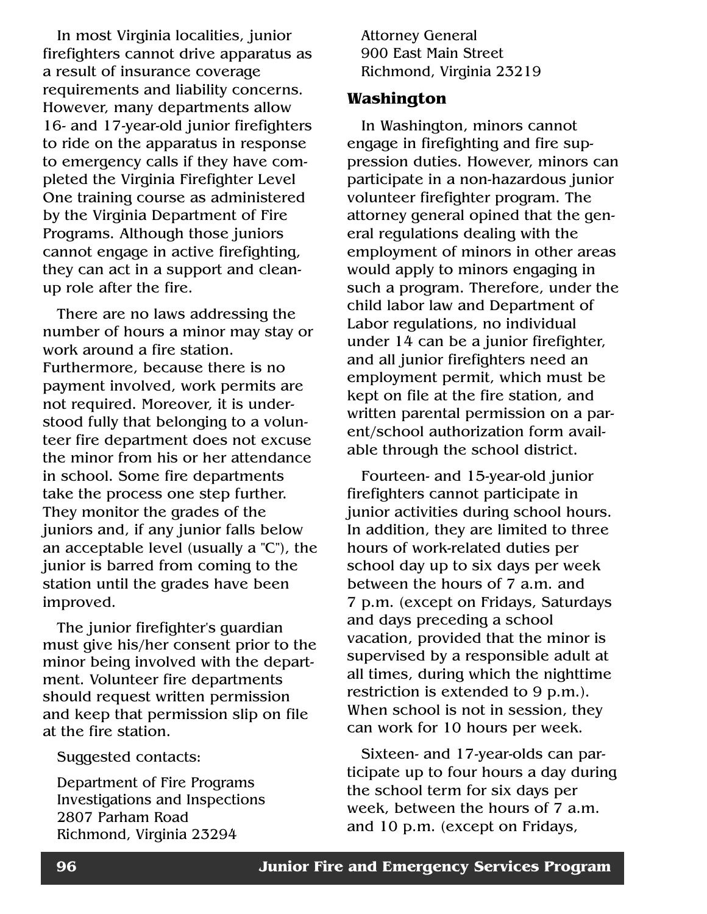In most Virginia localities, junior firefighters cannot drive apparatus as a result of insurance coverage requirements and liability concerns. However, many departments allow 16- and 17-year-old junior firefighters to ride on the apparatus in response to emergency calls if they have completed the Virginia Firefighter Level One training course as administered by the Virginia Department of Fire Programs. Although those juniors cannot engage in active firefighting, they can act in a support and cleanup role after the fire.

There are no laws addressing the number of hours a minor may stay or work around a fire station. Furthermore, because there is no payment involved, work permits are not required. Moreover, it is understood fully that belonging to a volunteer fire department does not excuse the minor from his or her attendance in school. Some fire departments take the process one step further. They monitor the grades of the juniors and, if any junior falls below an acceptable level (usually a "C"), the junior is barred from coming to the station until the grades have been improved.

The junior firefighter's guardian must give his/her consent prior to the minor being involved with the department. Volunteer fire departments should request written permission and keep that permission slip on file at the fire station.

Suggested contacts:

Department of Fire Programs
Investigations and Inspections
2807 Parham Road
Richmond, Virginia 23294

Attorney General
900 East Main Street
Richmond, Virginia 23219

### Washington

In Washington, minors cannot engage in firefighting and fire suppression duties. However, minors can participate in a non-hazardous junior volunteer firefighter program. The attorney general opined that the general regulations dealing with the employment of minors in other areas would apply to minors engaging in such a program. Therefore, under the child labor law and Department of Labor regulations, no individual under 14 can be a junior firefighter, and all junior firefighters need an employment permit, which must be kept on file at the fire station, and written parental permission on a parent/school authorization form available through the school district.

Fourteen- and 15-year-old junior firefighters cannot participate in junior activities during school hours. In addition, they are limited to three hours of work-related duties per school day up to six days per week between the hours of 7 a.m. and 7 p.m. (except on Fridays, Saturdays and days preceding a school vacation, provided that the minor is supervised by a responsible adult at all times, during which the nighttime restriction is extended to 9 p.m.). When school is not in session, they can work for 10 hours per week.

Sixteen- and 17-year-olds can participate up to four hours a day during the school term for six days per week, between the hours of 7 a.m. and 10 p.m. (except on Fridays,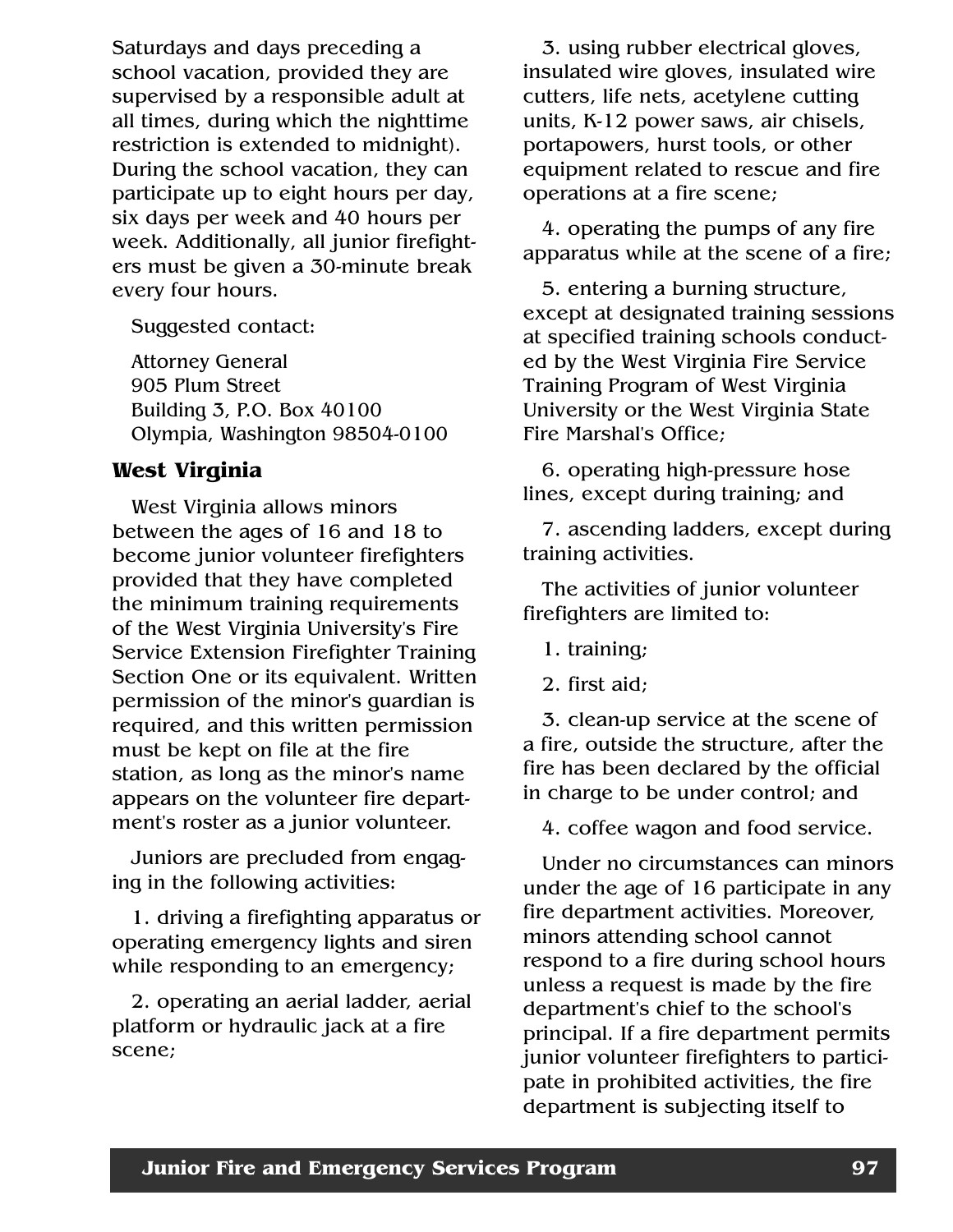Saturdays and days preceding a school vacation, provided they are supervised by a responsible adult at all times, during which the nighttime restriction is extended to midnight). During the school vacation, they can participate up to eight hours per day, six days per week and 40 hours per week. Additionally, all junior firefighters must be given a 30-minute break every four hours.

Suggested contact:

Attorney General
905 Plum Street
Building 3, P.O. Box 40100
Olympia, Washington 98504-0100

### West Virginia

West Virginia allows minors between the ages of 16 and 18 to become junior volunteer firefighters provided that they have completed the minimum training requirements of the West Virginia University's Fire Service Extension Firefighter Training Section One or its equivalent. Written permission of the minor's guardian is required, and this written permission must be kept on file at the fire station, as long as the minor's name appears on the volunteer fire department's roster as a junior volunteer.

Juniors are precluded from engaging in the following activities:

1. driving a firefighting apparatus or operating emergency lights and siren while responding to an emergency;
2. operating an aerial ladder, aerial platform or hydraulic jack at a fire scene;
3. using rubber electrical gloves, insulated wire gloves, insulated wire cutters, life nets, acetylene cutting units, K-12 power saws, air chisels, portapowers, hurst tools, or other equipment related to rescue and fire operations at a fire scene;
4. operating the pumps of any fire apparatus while at the scene of a fire;
5. entering a burning structure, except at designated training sessions at specified training schools conducted by the West Virginia Fire Service Training Program of West Virginia University or the West Virginia State Fire Marshal's Office;
6. operating high-pressure hose lines, except during training; and
7. ascending ladders, except during training activities.

The activities of junior volunteer firefighters are limited to:

1. training;
2. first aid;
3. clean-up service at the scene of a fire, outside the structure, after the fire has been declared by the official in charge to be under control; and
4. coffee wagon and food service.

Under no circumstances can minors under the age of 16 participate in any fire department activities. Moreover, minors attending school cannot respond to a fire during school hours unless a request is made by the fire department's chief to the school's principal. If a fire department permits junior volunteer firefighters to participate in prohibited activities, the fire department is subjecting itself to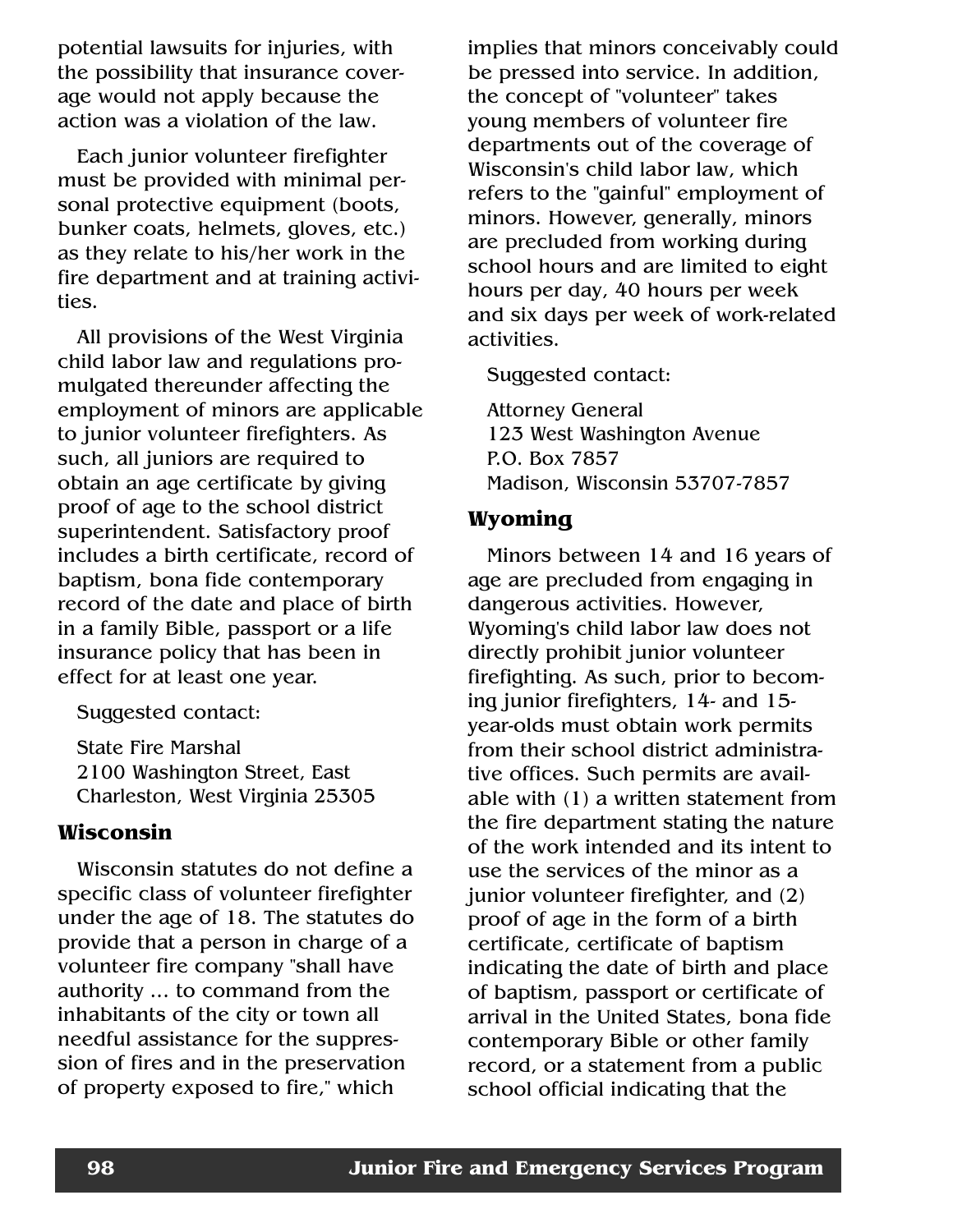potential lawsuits for injuries, with the possibility that insurance coverage would not apply because the action was a violation of the law.

Each junior volunteer firefighter must be provided with minimal personal protective equipment (boots, bunker coats, helmets, gloves, etc.) as they relate to his/her work in the fire department and at training activities.

All provisions of the West Virginia child labor law and regulations promulgated thereunder affecting the employment of minors are applicable to junior volunteer firefighters. As such, all juniors are required to obtain an age certificate by giving proof of age to the school district superintendent. Satisfactory proof includes a birth certificate, record of baptism, bona fide contemporary record of the date and place of birth in a family Bible, passport or a life insurance policy that has been in effect for at least one year.

Suggested contact:

State Fire Marshal
2100 Washington Street, East
Charleston, West Virginia 25305

### Wisconsin

Wisconsin statutes do not define a specific class of volunteer firefighter under the age of 18. The statutes do provide that a person in charge of a volunteer fire company "shall have authority ... to command from the inhabitants of the city or town all needful assistance for the suppression of fires and in the preservation of property exposed to fire," which implies that minors conceivably could be pressed into service. In addition, the concept of "volunteer" takes young members of volunteer fire departments out of the coverage of Wisconsin's child labor law, which refers to the "gainful" employment of minors. However, generally, minors are precluded from working during school hours and are limited to eight hours per day, 40 hours per week and six days per week of work-related activities.

Suggested contact:

Attorney General
123 West Washington Avenue
P.O. Box 7857
Madison, Wisconsin 53707-7857

### Wyoming

Minors between 14 and 16 years of age are precluded from engaging in dangerous activities. However, Wyoming's child labor law does not directly prohibit junior volunteer firefighting. As such, prior to becoming junior firefighters, 14- and 15-year-olds must obtain work permits from their school district administrative offices. Such permits are available with (1) a written statement from the fire department stating the nature of the work intended and its intent to use the services of the minor as a junior volunteer firefighter, and (2) proof of age in the form of a birth certificate, certificate of baptism indicating the date of birth and place of baptism, passport or certificate of arrival in the United States, bona fide contemporary Bible or other family record, or a statement from a public school official indicating that the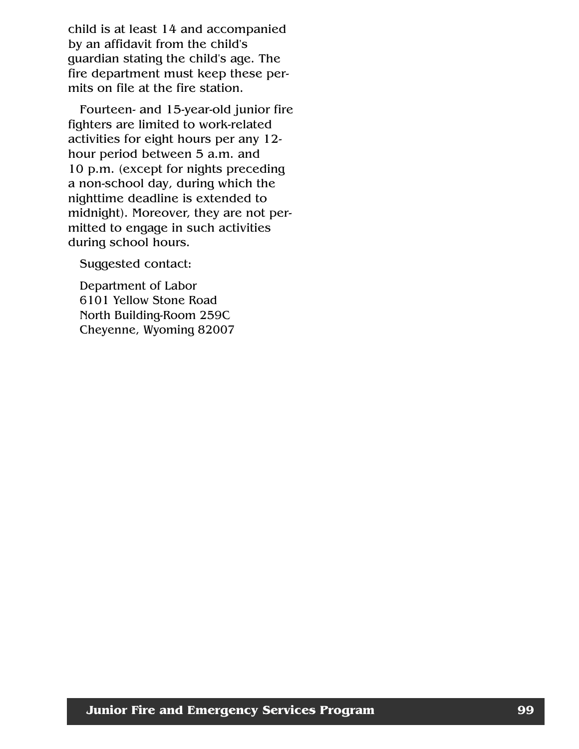child is at least 14 and accompanied by an affidavit from the child's guardian stating the child's age. The fire department must keep these permits on file at the fire station.

Fourteen- and 15-year-old junior fire fighters are limited to work-related activities for eight hours per any 12-hour period between 5 a.m. and 10 p.m. (except for nights preceding a non-school day, during which the nighttime deadline is extended to midnight). Moreover, they are not permitted to engage in such activities during school hours.

Suggested contact:

Department of Labor  
6101 Yellow Stone Road  
North Building-Room 259C  
Cheyenne, Wyoming 82007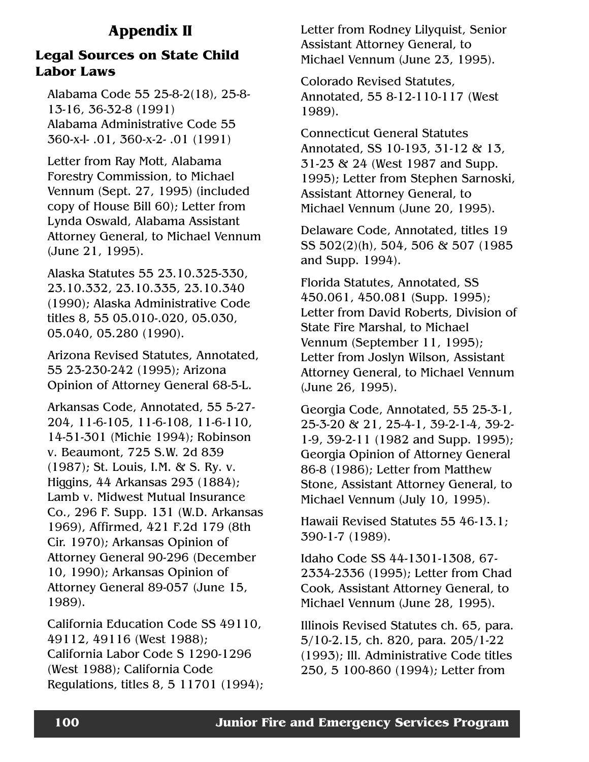# Appendix II

## Legal Sources on State Child Labor Laws

Alabama Code 55 25-8-2(18), 25-8-13-16, 36-32-8 (1991)
Alabama Administrative Code 55 360-x-l- .01, 360-x-2- .01 (1991)

Letter from Ray Mott, Alabama Forestry Commission, to Michael Vennum (Sept. 27, 1995) (included copy of House Bill 60); Letter from Lynda Oswald, Alabama Assistant Attorney General, to Michael Vennum (June 21, 1995).

Alaska Statutes 55 23.10.325-330, 23.10.332, 23.10.335, 23.10.340 (1990); Alaska Administrative Code titles 8, 55 05.010-.020, 05.030, 05.040, 05.280 (1990).

Arizona Revised Statutes, Annotated, 55 23-230-242 (1995); Arizona Opinion of Attorney General 68-5-L.

Arkansas Code, Annotated, 55 5-27-204, 11-6-105, 11-6-108, 11-6-110, 14-51-301 (Michie 1994); Robinson v. Beaumont, 725 S.W. 2d 839 (1987); St. Louis, I.M. & S. Ry. v. Higgins, 44 Arkansas 293 (1884); Lamb v. Midwest Mutual Insurance Co., 296 F. Supp. 131 (W.D. Arkansas 1969), Affirmed, 421 F.2d 179 (8th Cir. 1970); Arkansas Opinion of Attorney General 90-296 (December 10, 1990); Arkansas Opinion of Attorney General 89-057 (June 15, 1989).

California Education Code SS 49110, 49112, 49116 (West 1988); California Labor Code S 1290-1296 (West 1988); California Code Regulations, titles 8, 5 11701 (1994); Letter from Rodney Lilyquist, Senior Assistant Attorney General, to Michael Vennum (June 23, 1995).

Colorado Revised Statutes, Annotated, 55 8-12-110-117 (West 1989).

Connecticut General Statutes Annotated, SS 10-193, 31-12 & 13, 31-23 & 24 (West 1987 and Supp. 1995); Letter from Stephen Sarnoski, Assistant Attorney General, to Michael Vennum (June 20, 1995).

Delaware Code, Annotated, titles 19 SS 502(2)(h), 504, 506 & 507 (1985 and Supp. 1994).

Florida Statutes, Annotated, SS 450.061, 450.081 (Supp. 1995); Letter from David Roberts, Division of State Fire Marshal, to Michael Vennum (September 11, 1995); Letter from Joslyn Wilson, Assistant Attorney General, to Michael Vennum (June 26, 1995).

Georgia Code, Annotated, 55 25-3-1, 25-3-20 & 21, 25-4-1, 39-2-1-4, 39-2-1-9, 39-2-11 (1982 and Supp. 1995); Georgia Opinion of Attorney General 86-8 (1986); Letter from Matthew Stone, Assistant Attorney General, to Michael Vennum (July 10, 1995).

Hawaii Revised Statutes 55 46-13.1; 390-1-7 (1989).

Idaho Code SS 44-1301-1308, 67-2334-2336 (1995); Letter from Chad Cook, Assistant Attorney General, to Michael Vennum (June 28, 1995).

Illinois Revised Statutes ch. 65, para. 5/10-2.15, ch. 820, para. 205/1-22 (1993); Ill. Administrative Code titles 250, 5 100-860 (1994); Letter from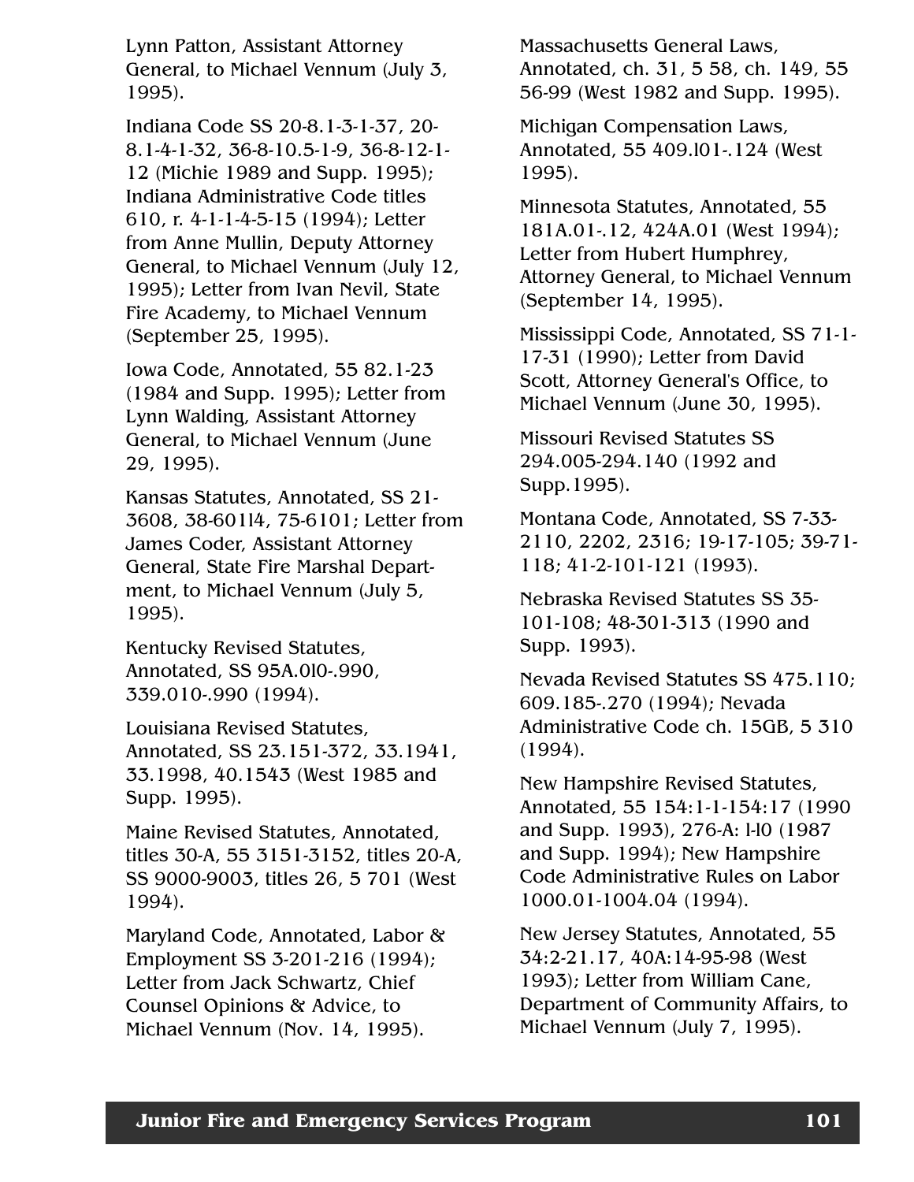Lynn Patton, Assistant Attorney General, to Michael Vennum (July 3, 1995).

Indiana Code SS 20-8.1-3-1-37, 20-8.1-4-1-32, 36-8-10.5-1-9, 36-8-12-1-12 (Michie 1989 and Supp. 1995); Indiana Administrative Code titles 610, r. 4-1-1-4-5-15 (1994); Letter from Anne Mullin, Deputy Attorney General, to Michael Vennum (July 12, 1995); Letter from Ivan Nevil, State Fire Academy, to Michael Vennum (September 25, 1995).

Iowa Code, Annotated, 55 82.1-23 (1984 and Supp. 1995); Letter from Lynn Walding, Assistant Attorney General, to Michael Vennum (June 29, 1995).

Kansas Statutes, Annotated, SS 21-3608, 38-601l4, 75-6101; Letter from James Coder, Assistant Attorney General, State Fire Marshal Department, to Michael Vennum (July 5, 1995).

Kentucky Revised Statutes, Annotated, SS 95A.0l0-.990, 339.010-.990 (1994).

Louisiana Revised Statutes, Annotated, SS 23.151-372, 33.1941, 33.1998, 40.1543 (West 1985 and Supp. 1995).

Maine Revised Statutes, Annotated, titles 30-A, 55 3151-3152, titles 20-A, SS 9000-9003, titles 26, 5 701 (West 1994).

Maryland Code, Annotated, Labor & Employment SS 3-201-216 (1994); Letter from Jack Schwartz, Chief Counsel Opinions & Advice, to Michael Vennum (Nov. 14, 1995).

Massachusetts General Laws, Annotated, ch. 31, 5 58, ch. 149, 55 56-99 (West 1982 and Supp. 1995).

Michigan Compensation Laws, Annotated, 55 409.l01-.124 (West 1995).

Minnesota Statutes, Annotated, 55 181A.01-.12, 424A.01 (West 1994); Letter from Hubert Humphrey, Attorney General, to Michael Vennum (September 14, 1995).

Mississippi Code, Annotated, SS 71-1-17-31 (1990); Letter from David Scott, Attorney General's Office, to Michael Vennum (June 30, 1995).

Missouri Revised Statutes SS 294.005-294.140 (1992 and Supp.1995).

Montana Code, Annotated, SS 7-33-2110, 2202, 2316; 19-17-105; 39-71-118; 41-2-101-121 (1993).

Nebraska Revised Statutes SS 35-101-108; 48-301-313 (1990 and Supp. 1993).

Nevada Revised Statutes SS 475.110; 609.185-.270 (1994); Nevada Administrative Code ch. 15GB, 5 310 (1994).

New Hampshire Revised Statutes, Annotated, 55 154:1-1-154:17 (1990 and Supp. 1993), 276-A: l-l0 (1987 and Supp. 1994); New Hampshire Code Administrative Rules on Labor 1000.01-1004.04 (1994).

New Jersey Statutes, Annotated, 55 34:2-21.17, 40A:14-95-98 (West 1993); Letter from William Cane, Department of Community Affairs, to Michael Vennum (July 7, 1995).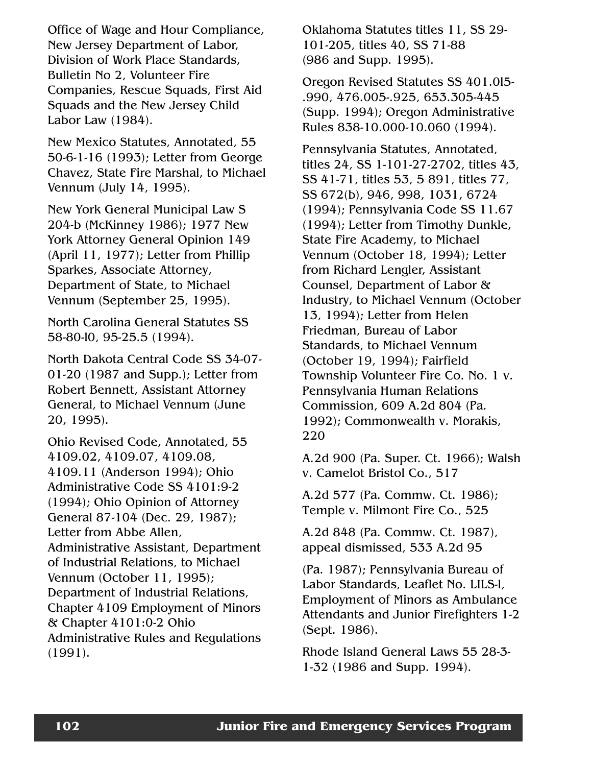Office of Wage and Hour Compliance, New Jersey Department of Labor, Division of Work Place Standards, Bulletin No 2, Volunteer Fire Companies, Rescue Squads, First Aid Squads and the New Jersey Child Labor Law (1984).

New Mexico Statutes, Annotated, 55 50-6-1-16 (1993); Letter from George Chavez, State Fire Marshal, to Michael Vennum (July 14, 1995).

New York General Municipal Law S 204-b (McKinney 1986); 1977 New York Attorney General Opinion 149 (April 11, 1977); Letter from Phillip Sparkes, Associate Attorney, Department of State, to Michael Vennum (September 25, 1995).

North Carolina General Statutes SS 58-80-l0, 95-25.5 (1994).

North Dakota Central Code SS 34-07-01-20 (1987 and Supp.); Letter from Robert Bennett, Assistant Attorney General, to Michael Vennum (June 20, 1995).

Ohio Revised Code, Annotated, 55 4109.02, 4109.07, 4109.08, 4109.11 (Anderson 1994); Ohio Administrative Code SS 4101:9-2 (1994); Ohio Opinion of Attorney General 87-104 (Dec. 29, 1987); Letter from Abbe Allen, Administrative Assistant, Department of Industrial Relations, to Michael Vennum (October 11, 1995); Department of Industrial Relations, Chapter 4109 Employment of Minors & Chapter 4101:0-2 Ohio Administrative Rules and Regulations (1991).

Oklahoma Statutes titles 11, SS 29-101-205, titles 40, SS 71-88 (986 and Supp. 1995).

Oregon Revised Statutes SS 401.0l5-.990, 476.005-.925, 653.305-445 (Supp. 1994); Oregon Administrative Rules 838-10.000-10.060 (1994).

Pennsylvania Statutes, Annotated, titles 24, SS 1-101-27-2702, titles 43, SS 41-71, titles 53, 5 891, titles 77, SS 672(b), 946, 998, 1031, 6724 (1994); Pennsylvania Code SS 11.67 (1994); Letter from Timothy Dunkle, State Fire Academy, to Michael Vennum (October 18, 1994); Letter from Richard Lengler, Assistant Counsel, Department of Labor & Industry, to Michael Vennum (October 13, 1994); Letter from Helen Friedman, Bureau of Labor Standards, to Michael Vennum (October 19, 1994); Fairfield Township Volunteer Fire Co. No. 1 v. Pennsylvania Human Relations Commission, 609 A.2d 804 (Pa. 1992); Commonwealth v. Morakis, 220 A.2d 900 (Pa. Super. Ct. 1966); Walsh v. Camelot Bristol Co., 517 A.2d 577 (Pa. Commw. Ct. 1986); Temple v. Milmont Fire Co., 525 A.2d 848 (Pa. Commw. Ct. 1987), appeal dismissed, 533 A.2d 95 (Pa. 1987); Pennsylvania Bureau of Labor Standards, Leaflet No. LILS-l, Employment of Minors as Ambulance Attendants and Junior Firefighters 1-2 (Sept. 1986).

Rhode Island General Laws 55 28-3-1-32 (1986 and Supp. 1994).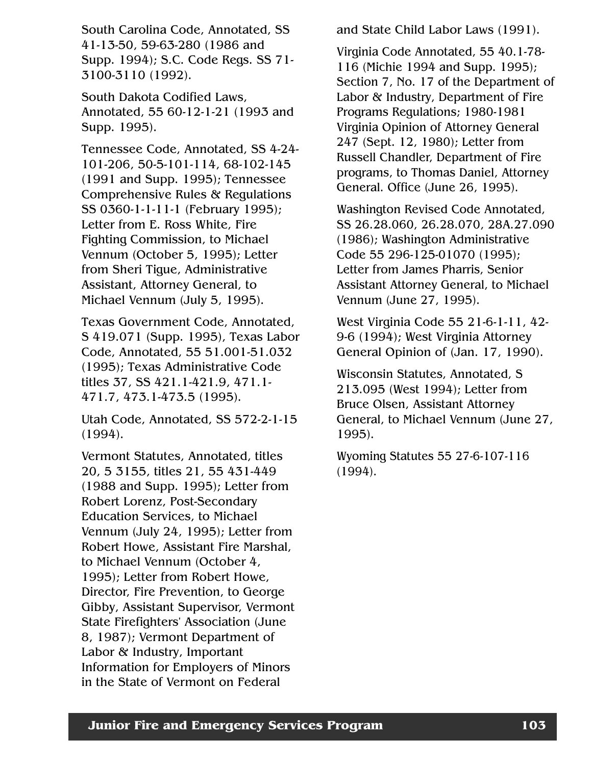South Carolina Code, Annotated, SS 41-13-50, 59-63-280 (1986 and Supp. 1994); S.C. Code Regs. SS 71-3100-3110 (1992).

South Dakota Codified Laws, Annotated, 55 60-12-1-21 (1993 and Supp. 1995).

Tennessee Code, Annotated, SS 4-24-101-206, 50-5-101-114, 68-102-145 (1991 and Supp. 1995); Tennessee Comprehensive Rules & Regulations SS 0360-1-1-11-1 (February 1995); Letter from E. Ross White, Fire Fighting Commission, to Michael Vennum (October 5, 1995); Letter from Sheri Tigue, Administrative Assistant, Attorney General, to Michael Vennum (July 5, 1995).

Texas Government Code, Annotated, S 419.071 (Supp. 1995), Texas Labor Code, Annotated, 55 51.001-51.032 (1995); Texas Administrative Code titles 37, SS 421.1-421.9, 471.1-471.7, 473.1-473.5 (1995).

Utah Code, Annotated, SS 572-2-1-15 (1994).

Vermont Statutes, Annotated, titles 20, 5 3155, titles 21, 55 431-449 (1988 and Supp. 1995); Letter from Robert Lorenz, Post-Secondary Education Services, to Michael Vennum (July 24, 1995); Letter from Robert Howe, Assistant Fire Marshal, to Michael Vennum (October 4, 1995); Letter from Robert Howe, Director, Fire Prevention, to George Gibby, Assistant Supervisor, Vermont State Firefighters' Association (June 8, 1987); Vermont Department of Labor & Industry, Important Information for Employers of Minors in the State of Vermont on Federal and State Child Labor Laws (1991).

Virginia Code Annotated, 55 40.1-78-116 (Michie 1994 and Supp. 1995); Section 7, No. 17 of the Department of Labor & Industry, Department of Fire Programs Regulations; 1980-1981 Virginia Opinion of Attorney General 247 (Sept. 12, 1980); Letter from Russell Chandler, Department of Fire programs, to Thomas Daniel, Attorney General. Office (June 26, 1995).

Washington Revised Code Annotated, SS 26.28.060, 26.28.070, 28A.27.090 (1986); Washington Administrative Code 55 296-125-01070 (1995); Letter from James Pharris, Senior Assistant Attorney General, to Michael Vennum (June 27, 1995).

West Virginia Code 55 21-6-1-11, 42-9-6 (1994); West Virginia Attorney General Opinion of (Jan. 17, 1990).

Wisconsin Statutes, Annotated, S 213.095 (West 1994); Letter from Bruce Olsen, Assistant Attorney General, to Michael Vennum (June 27, 1995).

Wyoming Statutes 55 27-6-107-116 (1994).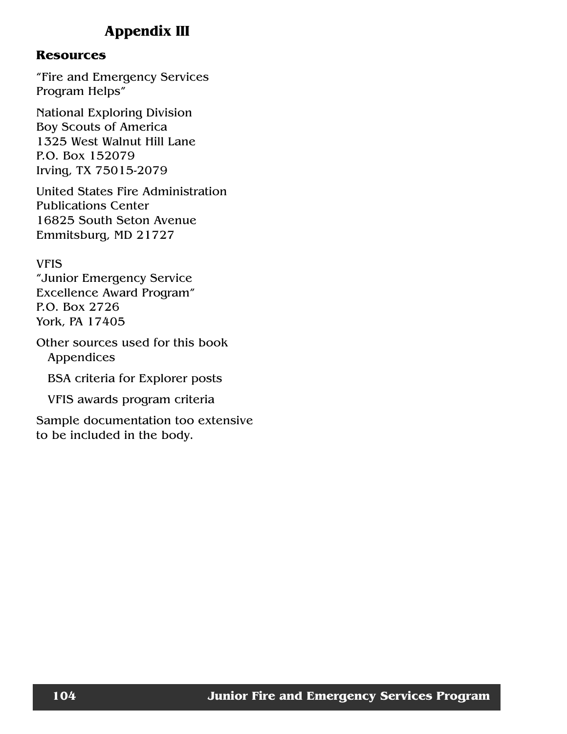# Appendix III

## Resources

"Fire and Emergency Services
Program Helps"

National Exploring Division
Boy Scouts of America
1325 West Walnut Hill Lane
P.O. Box 152079
Irving, TX 75015-2079

United States Fire Administration
Publications Center
16825 South Seton Avenue
Emmitsburg, MD 21727

VFIS
"Junior Emergency Service
Excellence Award Program"
P.O. Box 2726
York, PA 17405

Other sources used for this book
  Appendices

  BSA criteria for Explorer posts

  VFIS awards program criteria

Sample documentation too extensive
to be included in the body.